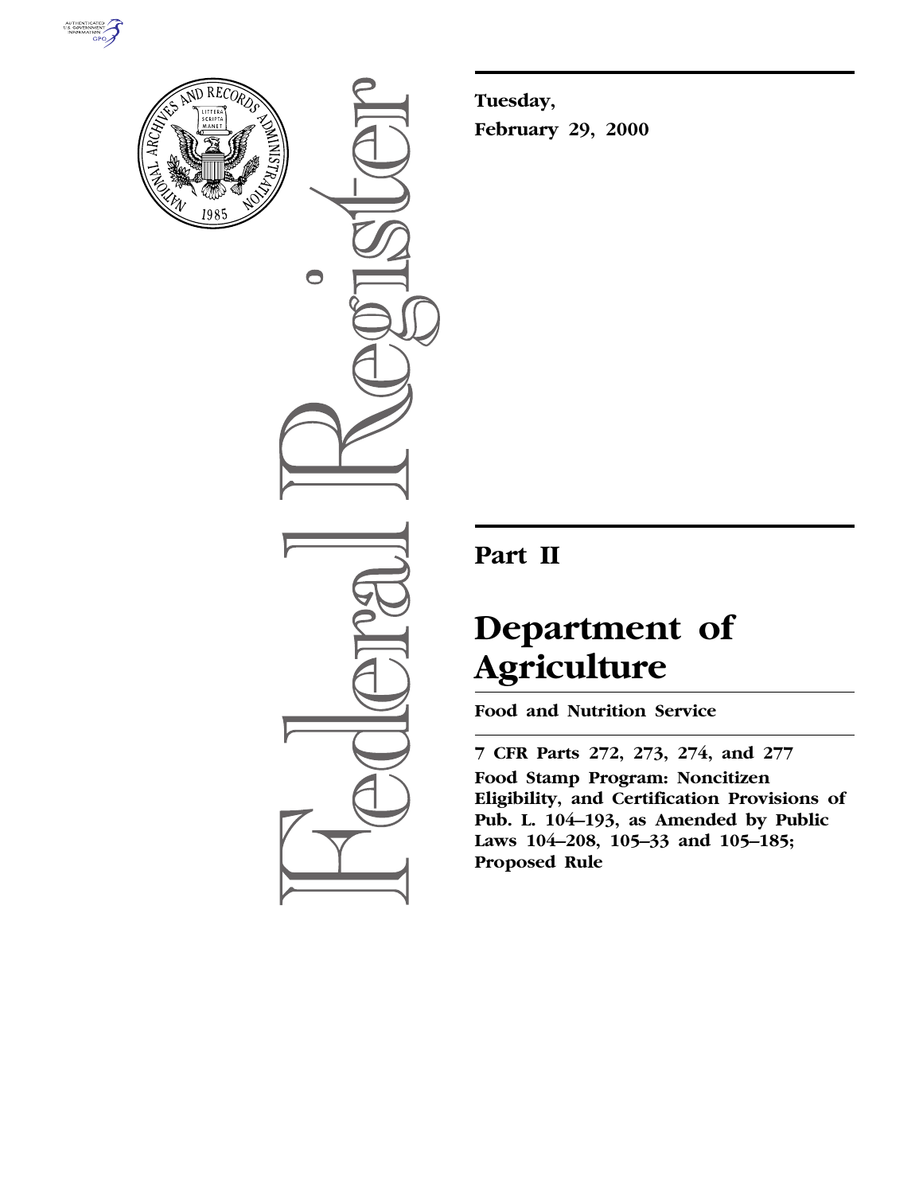Tuesday,

February 29, 2000

# Part II

# Department of Agriculture

**Food and Nutrition Service**

**7 CFR Parts 272, 273, 274, and 277**

**Food Stamp Program: Noncitizen Eligibility, and Certification Provisions of Pub. L. 104–193, as Amended by Public Laws 104–208, 105–33 and 105–185; Proposed Rule**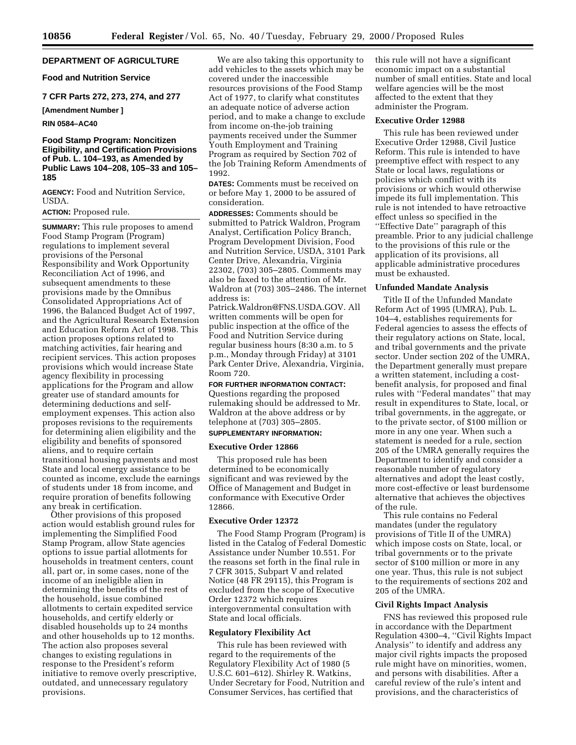## DEPARTMENT OF AGRICULTURE

### Food and Nutrition Service

### 7 CFR Parts 272, 273, 274, and 277

**[Amendment Number ]**

**RIN 0584–AC40**

### Food Stamp Program: Noncitizen Eligibility, and Certification Provisions of Pub. L. 104–193, as Amended by Public Laws 104–208, 105–33 and 105–185

**AGENCY:** Food and Nutrition Service, USDA.

**ACTION:** Proposed rule.

**SUMMARY:** This rule proposes to amend Food Stamp Program (Program) regulations to implement several provisions of the Personal Responsibility and Work Opportunity Reconciliation Act of 1996, and subsequent amendments to these provisions made by the Omnibus Consolidated Appropriations Act of 1996, the Balanced Budget Act of 1997, and the Agricultural Research Extension and Education Reform Act of 1998. This action proposes options related to matching activities, fair hearing and recipient services. This action proposes provisions which would increase State agency flexibility in processing applications for the Program and allow greater use of standard amounts for determining deductions and self-employment expenses. This action also proposes revisions to the requirements for determining alien eligibility and the eligibility and benefits of sponsored aliens, and to require certain transitional housing payments and most State and local energy assistance to be counted as income, exclude the earnings of students under 18 from income, and require proration of benefits following any break in certification.

Other provisions of this proposed action would establish ground rules for implementing the Simplified Food Stamp Program, allow State agencies options to issue partial allotments for households in treatment centers, count all, part or, in some cases, none of the income of an ineligible alien in determining the benefits of the rest of the household, issue combined allotments to certain expedited service households, and certify elderly or disabled households up to 24 months and other households up to 12 months. The action also proposes several changes to existing regulations in response to the President's reform initiative to remove overly prescriptive, outdated, and unnecessary regulatory provisions.

We are also taking this opportunity to add vehicles to the assets which may be covered under the inaccessible resources provisions of the Food Stamp Act of 1977, to clarify what constitutes an adequate notice of adverse action period, and to make a change to exclude from income on-the-job training payments received under the Summer Youth Employment and Training Program as required by Section 702 of the Job Training Reform Amendments of 1992.

**DATES:** Comments must be received on or before May 1, 2000 to be assured of consideration.

**ADDRESSES:** Comments should be submitted to Patrick Waldron, Program Analyst, Certification Policy Branch, Program Development Division, Food and Nutrition Service, USDA, 3101 Park Center Drive, Alexandria, Virginia 22302, (703) 305–2805. Comments may also be faxed to the attention of Mr. Waldron at (703) 305–2486. The internet address is: Patrick.Waldron@FNS.USDA.GOV. All written comments will be open for public inspection at the office of the Food and Nutrition Service during regular business hours (8:30 a.m. to 5 p.m., Monday through Friday) at 3101 Park Center Drive, Alexandria, Virginia, Room 720.

**FOR FURTHER INFORMATION CONTACT:** Questions regarding the proposed rulemaking should be addressed to Mr. Waldron at the above address or by telephone at (703) 305–2805.

**SUPPLEMENTARY INFORMATION:**

#### Executive Order 12866

This proposed rule has been determined to be economically significant and was reviewed by the Office of Management and Budget in conformance with Executive Order 12866.

#### Executive Order 12372

The Food Stamp Program (Program) is listed in the Catalog of Federal Domestic Assistance under Number 10.551. For the reasons set forth in the final rule in 7 CFR 3015, Subpart V and related Notice (48 FR 29115), this Program is excluded from the scope of Executive Order 12372 which requires intergovernmental consultation with State and local officials.

#### Regulatory Flexibility Act

This rule has been reviewed with regard to the requirements of the Regulatory Flexibility Act of 1980 (5 U.S.C. 601–612). Shirley R. Watkins, Under Secretary for Food, Nutrition and Consumer Services, has certified that this rule will not have a significant economic impact on a substantial number of small entities. State and local welfare agencies will be the most affected to the extent that they administer the Program.

#### Executive Order 12988

This rule has been reviewed under Executive Order 12988, Civil Justice Reform. This rule is intended to have preemptive effect with respect to any State or local laws, regulations or policies which conflict with its provisions or which would otherwise impede its full implementation. This rule is not intended to have retroactive effect unless so specified in the ''Effective Date'' paragraph of this preamble. Prior to any judicial challenge to the provisions of this rule or the application of its provisions, all applicable administrative procedures must be exhausted.

#### Unfunded Mandate Analysis

Title II of the Unfunded Mandate Reform Act of 1995 (UMRA), Pub. L. 104–4, establishes requirements for Federal agencies to assess the effects of their regulatory actions on State, local, and tribal governments and the private sector. Under section 202 of the UMRA, the Department generally must prepare a written statement, including a cost-benefit analysis, for proposed and final rules with ''Federal mandates'' that may result in expenditures to State, local, or tribal governments, in the aggregate, or to the private sector, of $100 million or more in any one year. When such a statement is needed for a rule, section 205 of the UMRA generally requires the Department to identify and consider a reasonable number of regulatory alternatives and adopt the least costly, more cost-effective or least burdensome alternative that achieves the objectives of the rule.

This rule contains no Federal mandates (under the regulatory provisions of Title II of the UMRA) which impose costs on State, local, or tribal governments or to the private sector of $100 million or more in any one year. Thus, this rule is not subject to the requirements of sections 202 and 205 of the UMRA.

#### Civil Rights Impact Analysis

FNS has reviewed this proposed rule in accordance with the Department Regulation 4300–4, ''Civil Rights Impact Analysis'' to identify and address any major civil rights impacts the proposed rule might have on minorities, women, and persons with disabilities. After a careful review of the rule's intent and provisions, and the characteristics of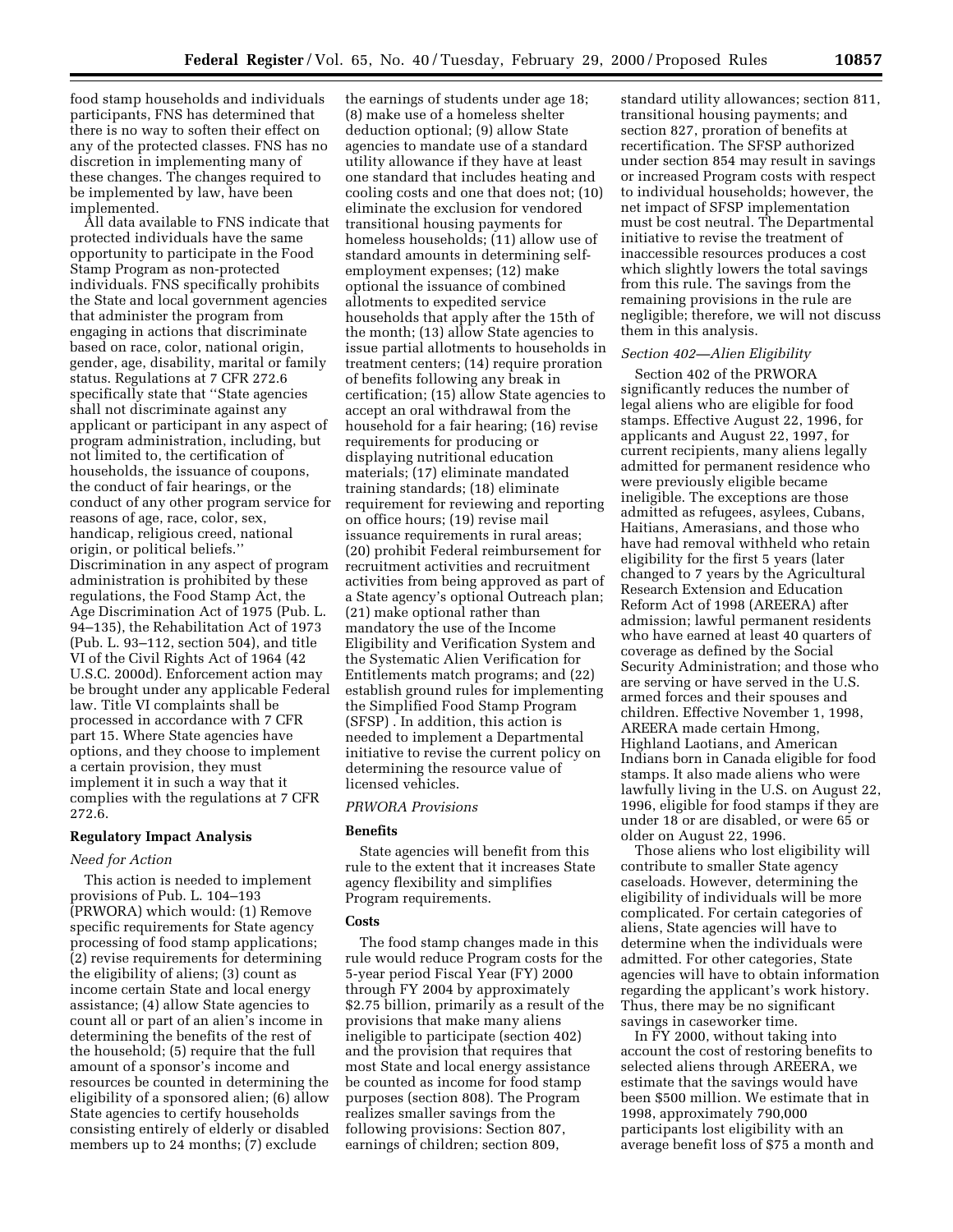food stamp households and individuals participants, FNS has determined that there is no way to soften their effect on any of the protected classes. FNS has no discretion in implementing many of these changes. The changes required to be implemented by law, have been implemented.

All data available to FNS indicate that protected individuals have the same opportunity to participate in the Food Stamp Program as non-protected individuals. FNS specifically prohibits the State and local government agencies that administer the program from engaging in actions that discriminate based on race, color, national origin, gender, age, disability, marital or family status. Regulations at 7 CFR 272.6 specifically state that ''State agencies shall not discriminate against any applicant or participant in any aspect of program administration, including, but not limited to, the certification of households, the issuance of coupons, the conduct of fair hearings, or the conduct of any other program service for reasons of age, race, color, sex, handicap, religious creed, national origin, or political beliefs.'' Discrimination in any aspect of program administration is prohibited by these regulations, the Food Stamp Act, the Age Discrimination Act of 1975 (Pub. L. 94–135), the Rehabilitation Act of 1973 (Pub. L. 93–112, section 504), and title VI of the Civil Rights Act of 1964 (42 U.S.C. 2000d). Enforcement action may be brought under any applicable Federal law. Title VI complaints shall be processed in accordance with 7 CFR part 15. Where State agencies have options, and they choose to implement a certain provision, they must implement it in such a way that it complies with the regulations at 7 CFR 272.6.

**Regulatory Impact Analysis**

*Need for Action*

This action is needed to implement provisions of Pub. L. 104–193 (PRWORA) which would: (1) Remove specific requirements for State agency processing of food stamp applications; (2) revise requirements for determining the eligibility of aliens; (3) count as income certain State and local energy assistance; (4) allow State agencies to count all or part of an alien's income in determining the benefits of the rest of the household; (5) require that the full amount of a sponsor's income and resources be counted in determining the eligibility of a sponsored alien; (6) allow State agencies to certify households consisting entirely of elderly or disabled members up to 24 months; (7) exclude the earnings of students under age 18; (8) make use of a homeless shelter deduction optional; (9) allow State agencies to mandate use of a standard utility allowance if they have at least one standard that includes heating and cooling costs and one that does not; (10) eliminate the exclusion for vendored transitional housing payments for homeless households; (11) allow use of standard amounts in determining self-employment expenses; (12) make optional the issuance of combined allotments to expedited service households that apply after the 15th of the month; (13) allow State agencies to issue partial allotments to households in treatment centers; (14) require proration of benefits following any break in certification; (15) allow State agencies to accept an oral withdrawal from the household for a fair hearing; (16) revise requirements for producing or displaying nutritional education materials; (17) eliminate mandated training standards; (18) eliminate requirement for reviewing and reporting on office hours; (19) revise mail issuance requirements in rural areas; (20) prohibit Federal reimbursement for recruitment activities and recruitment activities from being approved as part of a State agency's optional Outreach plan; (21) make optional rather than mandatory the use of the Income Eligibility and Verification System and the Systematic Alien Verification for Entitlements match programs; and (22) establish ground rules for implementing the Simplified Food Stamp Program (SFSP) . In addition, this action is needed to implement a Departmental initiative to revise the current policy on determining the resource value of licensed vehicles.

*PRWORA Provisions*

**Benefits**

State agencies will benefit from this rule to the extent that it increases State agency flexibility and simplifies Program requirements.

**Costs**

The food stamp changes made in this rule would reduce Program costs for the 5-year period Fiscal Year (FY) 2000 through FY 2004 by approximately $2.75 billion, primarily as a result of the provisions that make many aliens ineligible to participate (section 402) and the provision that requires that most State and local energy assistance be counted as income for food stamp purposes (section 808). The Program realizes smaller savings from the following provisions: Section 807, earnings of children; section 809, standard utility allowances; section 811, transitional housing payments; and section 827, proration of benefits at recertification. The SFSP authorized under section 854 may result in savings or increased Program costs with respect to individual households; however, the net impact of SFSP implementation must be cost neutral. The Departmental initiative to revise the treatment of inaccessible resources produces a cost which slightly lowers the total savings from this rule. The savings from the remaining provisions in the rule are negligible; therefore, we will not discuss them in this analysis.

*Section 402—Alien Eligibility*

Section 402 of the PRWORA significantly reduces the number of legal aliens who are eligible for food stamps. Effective August 22, 1996, for applicants and August 22, 1997, for current recipients, many aliens legally admitted for permanent residence who were previously eligible became ineligible. The exceptions are those admitted as refugees, asylees, Cubans, Haitians, Amerasians, and those who have had removal withheld who retain eligibility for the first 5 years (later changed to 7 years by the Agricultural Research Extension and Education Reform Act of 1998 (AREERA) after admission; lawful permanent residents who have earned at least 40 quarters of coverage as defined by the Social Security Administration; and those who are serving or have served in the U.S. armed forces and their spouses and children. Effective November 1, 1998, AREERA made certain Hmong, Highland Laotians, and American Indians born in Canada eligible for food stamps. It also made aliens who were lawfully living in the U.S. on August 22, 1996, eligible for food stamps if they are under 18 or are disabled, or were 65 or older on August 22, 1996.

Those aliens who lost eligibility will contribute to smaller State agency caseloads. However, determining the eligibility of individuals will be more complicated. For certain categories of aliens, State agencies will have to determine when the individuals were admitted. For other categories, State agencies will have to obtain information regarding the applicant's work history. Thus, there may be no significant savings in caseworker time.

In FY 2000, without taking into account the cost of restoring benefits to selected aliens through AREERA, we estimate that the savings would have been $500 million. We estimate that in 1998, approximately 790,000 participants lost eligibility with an average benefit loss of $75 a month and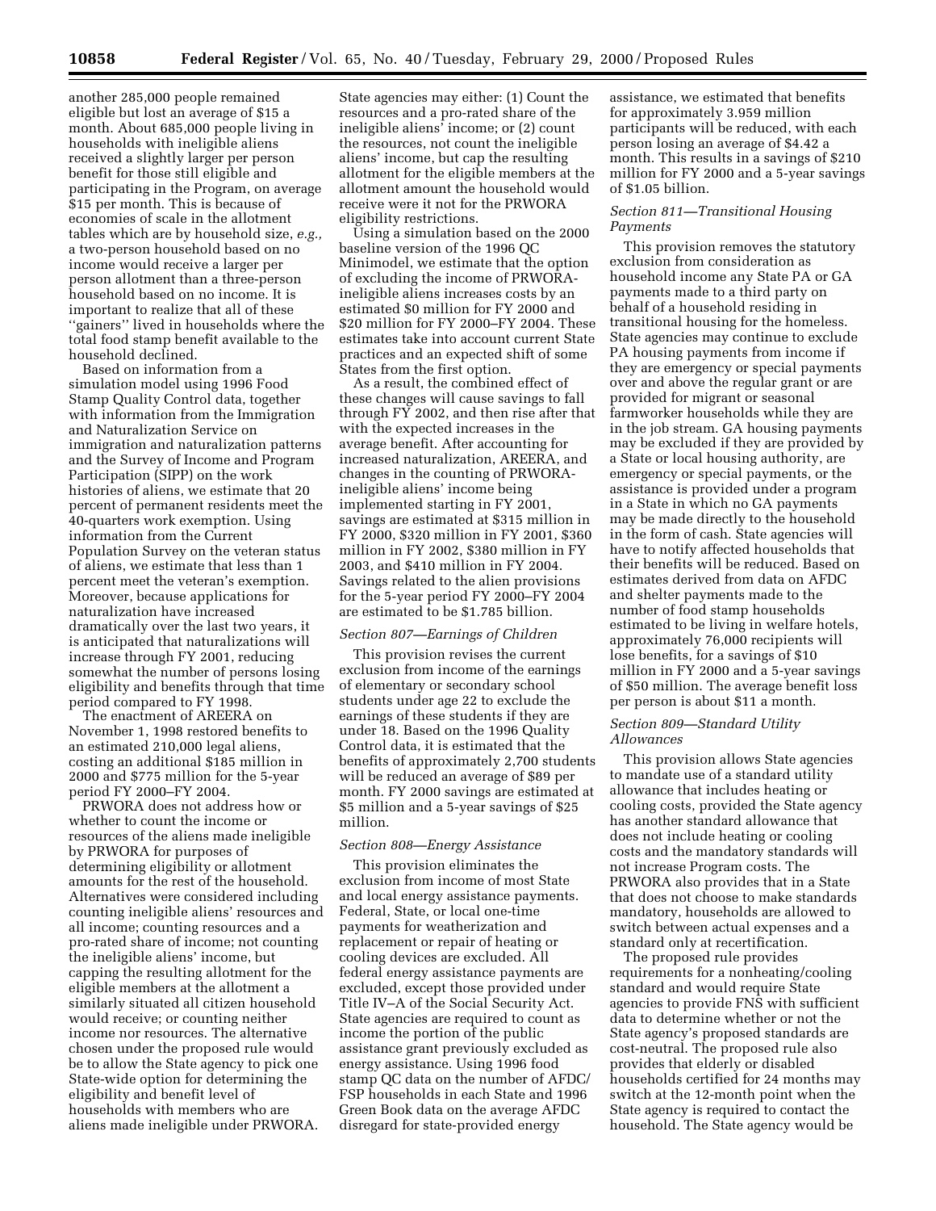another 285,000 people remained eligible but lost an average of $15 a month. About 685,000 people living in households with ineligible aliens received a slightly larger per person benefit for those still eligible and participating in the Program, on average $15 per month. This is because of economies of scale in the allotment tables which are by household size, *e.g.,* a two-person household based on no income would receive a larger per person allotment than a three-person household based on no income. It is important to realize that all of these ''gainers'' lived in households where the total food stamp benefit available to the household declined.

Based on information from a simulation model using 1996 Food Stamp Quality Control data, together with information from the Immigration and Naturalization Service on immigration and naturalization patterns and the Survey of Income and Program Participation (SIPP) on the work histories of aliens, we estimate that 20 percent of permanent residents meet the 40-quarters work exemption. Using information from the Current Population Survey on the veteran status of aliens, we estimate that less than 1 percent meet the veteran's exemption. Moreover, because applications for naturalization have increased dramatically over the last two years, it is anticipated that naturalizations will increase through FY 2001, reducing somewhat the number of persons losing eligibility and benefits through that time period compared to FY 1998.

The enactment of AREERA on November 1, 1998 restored benefits to an estimated 210,000 legal aliens, costing an additional $185 million in 2000 and $775 million for the 5-year period FY 2000–FY 2004.

PRWORA does not address how or whether to count the income or resources of the aliens made ineligible by PRWORA for purposes of determining eligibility or allotment amounts for the rest of the household. Alternatives were considered including counting ineligible aliens' resources and all income; counting resources and a pro-rated share of income; not counting the ineligible aliens' income, but capping the resulting allotment for the eligible members at the allotment a similarly situated all citizen household would receive; or counting neither income nor resources. The alternative chosen under the proposed rule would be to allow the State agency to pick one State-wide option for determining the eligibility and benefit level of households with members who are aliens made ineligible under PRWORA. State agencies may either: (1) Count the resources and a pro-rated share of the ineligible aliens' income; or (2) count the resources, not count the ineligible aliens' income, but cap the resulting allotment for the eligible members at the allotment amount the household would receive were it not for the PRWORA eligibility restrictions.

Using a simulation based on the 2000 baseline version of the 1996 QC Minimodel, we estimate that the option of excluding the income of PRWORA-ineligible aliens increases costs by an estimated $0 million for FY 2000 and $20 million for FY 2000–FY 2004. These estimates take into account current State practices and an expected shift of some States from the first option.

As a result, the combined effect of these changes will cause savings to fall through FY 2002, and then rise after that with the expected increases in the average benefit. After accounting for increased naturalization, AREERA, and changes in the counting of PRWORA-ineligible aliens' income being implemented starting in FY 2001, savings are estimated at $315 million in FY 2000, $320 million in FY 2001, $360 million in FY 2002, $380 million in FY 2003, and $410 million in FY 2004. Savings related to the alien provisions for the 5-year period FY 2000–FY 2004 are estimated to be $1.785 billion.

*Section 807—Earnings of Children*

This provision revises the current exclusion from income of the earnings of elementary or secondary school students under age 22 to exclude the earnings of these students if they are under 18. Based on the 1996 Quality Control data, it is estimated that the benefits of approximately 2,700 students will be reduced an average of $89 per month. FY 2000 savings are estimated at $5 million and a 5-year savings of $25 million.

*Section 808—Energy Assistance*

This provision eliminates the exclusion from income of most State and local energy assistance payments. Federal, State, or local one-time payments for weatherization and replacement or repair of heating or cooling devices are excluded. All federal energy assistance payments are excluded, except those provided under Title IV–A of the Social Security Act. State agencies are required to count as income the portion of the public assistance grant previously excluded as energy assistance. Using 1996 food stamp QC data on the number of AFDC/FSP households in each State and 1996 Green Book data on the average AFDC disregard for state-provided energy assistance, we estimated that benefits for approximately 3.959 million participants will be reduced, with each person losing an average of $4.42 a month. This results in a savings of $210 million for FY 2000 and a 5-year savings of $1.05 billion.

*Section 811—Transitional Housing Payments*

This provision removes the statutory exclusion from consideration as household income any State PA or GA payments made to a third party on behalf of a household residing in transitional housing for the homeless. State agencies may continue to exclude PA housing payments from income if they are emergency or special payments over and above the regular grant or are provided for migrant or seasonal farmworker households while they are in the job stream. GA housing payments may be excluded if they are provided by a State or local housing authority, are emergency or special payments, or the assistance is provided under a program in a State in which no GA payments may be made directly to the household in the form of cash. State agencies will have to notify affected households that their benefits will be reduced. Based on estimates derived from data on AFDC and shelter payments made to the number of food stamp households estimated to be living in welfare hotels, approximately 76,000 recipients will lose benefits, for a savings of $10 million in FY 2000 and a 5-year savings of $50 million. The average benefit loss per person is about $11 a month.

*Section 809—Standard Utility Allowances*

This provision allows State agencies to mandate use of a standard utility allowance that includes heating or cooling costs, provided the State agency has another standard allowance that does not include heating or cooling costs and the mandatory standards will not increase Program costs. The PRWORA also provides that in a State that does not choose to make standards mandatory, households are allowed to switch between actual expenses and a standard only at recertification.

The proposed rule provides requirements for a nonheating/cooling standard and would require State agencies to provide FNS with sufficient data to determine whether or not the State agency's proposed standards are cost-neutral. The proposed rule also provides that elderly or disabled households certified for 24 months may switch at the 12-month point when the State agency is required to contact the household. The State agency would be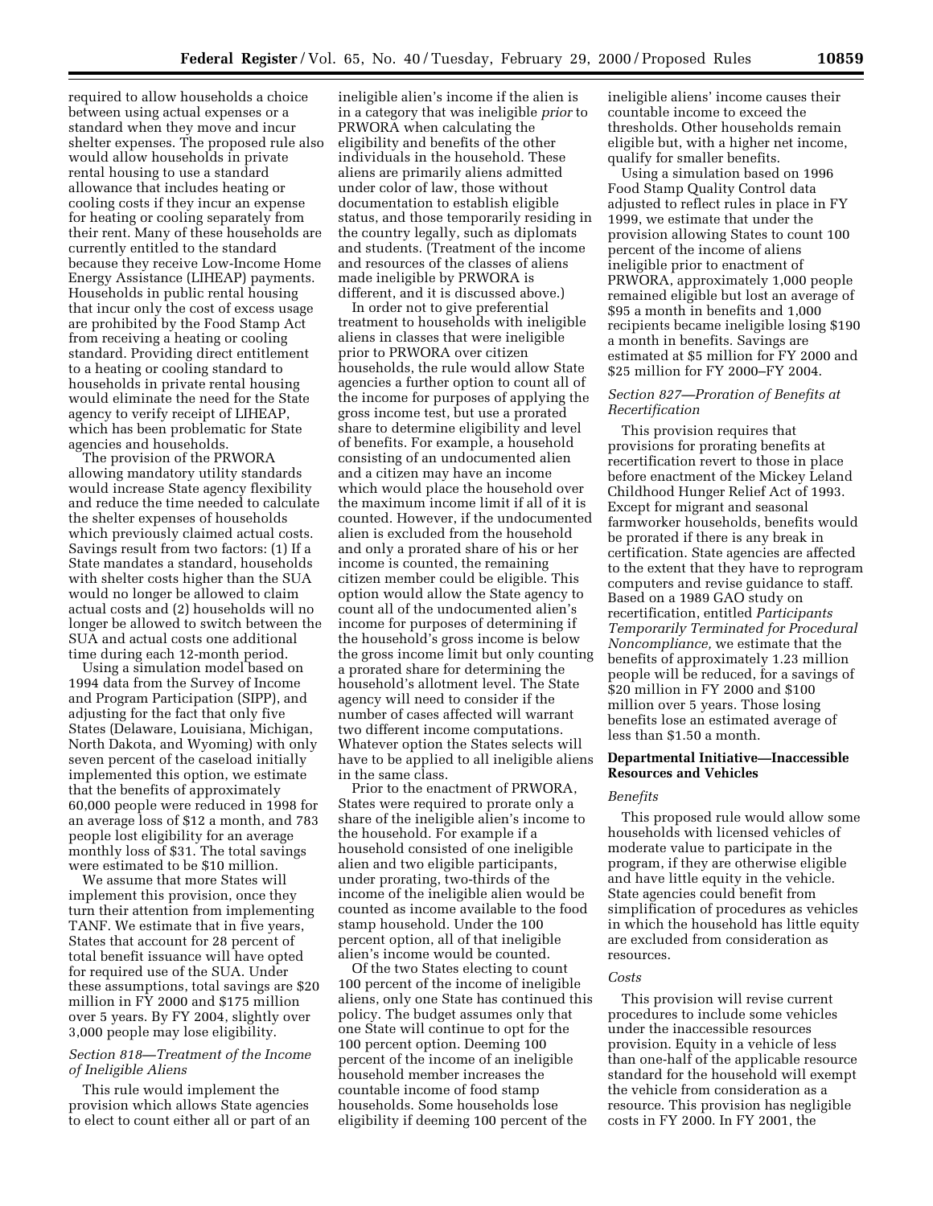required to allow households a choice between using actual expenses or a standard when they move and incur shelter expenses. The proposed rule also would allow households in private rental housing to use a standard allowance that includes heating or cooling costs if they incur an expense for heating or cooling separately from their rent. Many of these households are currently entitled to the standard because they receive Low-Income Home Energy Assistance (LIHEAP) payments. Households in public rental housing that incur only the cost of excess usage are prohibited by the Food Stamp Act from receiving a heating or cooling standard. Providing direct entitlement to a heating or cooling standard to households in private rental housing would eliminate the need for the State agency to verify receipt of LIHEAP, which has been problematic for State agencies and households.

The provision of the PRWORA allowing mandatory utility standards would increase State agency flexibility and reduce the time needed to calculate the shelter expenses of households which previously claimed actual costs. Savings result from two factors: (1) If a State mandates a standard, households with shelter costs higher than the SUA would no longer be allowed to claim actual costs and (2) households will no longer be allowed to switch between the SUA and actual costs one additional time during each 12-month period.

Using a simulation model based on 1994 data from the Survey of Income and Program Participation (SIPP), and adjusting for the fact that only five States (Delaware, Louisiana, Michigan, North Dakota, and Wyoming) with only seven percent of the caseload initially implemented this option, we estimate that the benefits of approximately 60,000 people were reduced in 1998 for an average loss of $12 a month, and 783 people lost eligibility for an average monthly loss of $31. The total savings were estimated to be $10 million.

We assume that more States will implement this provision, once they turn their attention from implementing TANF. We estimate that in five years, States that account for 28 percent of total benefit issuance will have opted for required use of the SUA. Under these assumptions, total savings are $20 million in FY 2000 and $175 million over 5 years. By FY 2004, slightly over 3,000 people may lose eligibility.

*Section 818—Treatment of the Income of Ineligible Aliens*

This rule would implement the provision which allows State agencies to elect to count either all or part of an ineligible alien's income if the alien is in a category that was ineligible *prior* to PRWORA when calculating the eligibility and benefits of the other individuals in the household. These aliens are primarily aliens admitted under color of law, those without documentation to establish eligible status, and those temporarily residing in the country legally, such as diplomats and students. (Treatment of the income and resources of the classes of aliens made ineligible by PRWORA is different, and it is discussed above.)

In order not to give preferential treatment to households with ineligible aliens in classes that were ineligible prior to PRWORA over citizen households, the rule would allow State agencies a further option to count all of the income for purposes of applying the gross income test, but use a prorated share to determine eligibility and level of benefits. For example, a household consisting of an undocumented alien and a citizen may have an income which would place the household over the maximum income limit if all of it is counted. However, if the undocumented alien is excluded from the household and only a prorated share of his or her income is counted, the remaining citizen member could be eligible. This option would allow the State agency to count all of the undocumented alien's income for purposes of determining if the household's gross income is below the gross income limit but only counting a prorated share for determining the household's allotment level. The State agency will need to consider if the number of cases affected will warrant two different income computations. Whatever option the States selects will have to be applied to all ineligible aliens in the same class.

Prior to the enactment of PRWORA, States were required to prorate only a share of the ineligible alien's income to the household. For example if a household consisted of one ineligible alien and two eligible participants, under prorating, two-thirds of the income of the ineligible alien would be counted as income available to the food stamp household. Under the 100 percent option, all of that ineligible alien's income would be counted.

Of the two States electing to count 100 percent of the income of ineligible aliens, only one State has continued this policy. The budget assumes only that one State will continue to opt for the 100 percent option. Deeming 100 percent of the income of an ineligible household member increases the countable income of food stamp households. Some households lose eligibility if deeming 100 percent of the ineligible aliens' income causes their countable income to exceed the thresholds. Other households remain eligible but, with a higher net income, qualify for smaller benefits.

Using a simulation based on 1996 Food Stamp Quality Control data adjusted to reflect rules in place in FY 1999, we estimate that under the provision allowing States to count 100 percent of the income of aliens ineligible prior to enactment of PRWORA, approximately 1,000 people remained eligible but lost an average of $95 a month in benefits and 1,000 recipients became ineligible losing $190 a month in benefits. Savings are estimated at $5 million for FY 2000 and $25 million for FY 2000–FY 2004.

*Section 827—Proration of Benefits at Recertification*

This provision requires that provisions for prorating benefits at recertification revert to those in place before enactment of the Mickey Leland Childhood Hunger Relief Act of 1993. Except for migrant and seasonal farmworker households, benefits would be prorated if there is any break in certification. State agencies are affected to the extent that they have to reprogram computers and revise guidance to staff. Based on a 1989 GAO study on recertification, entitled *Participants Temporarily Terminated for Procedural Noncompliance,* we estimate that the benefits of approximately 1.23 million people will be reduced, for a savings of $20 million in FY 2000 and $100 million over 5 years. Those losing benefits lose an estimated average of less than $1.50 a month.

**Departmental Initiative—Inaccessible Resources and Vehicles**

*Benefits*

This proposed rule would allow some households with licensed vehicles of moderate value to participate in the program, if they are otherwise eligible and have little equity in the vehicle. State agencies could benefit from simplification of procedures as vehicles in which the household has little equity are excluded from consideration as resources.

*Costs*

This provision will revise current procedures to include some vehicles under the inaccessible resources provision. Equity in a vehicle of less than one-half of the applicable resource standard for the household will exempt the vehicle from consideration as a resource. This provision has negligible costs in FY 2000. In FY 2001, the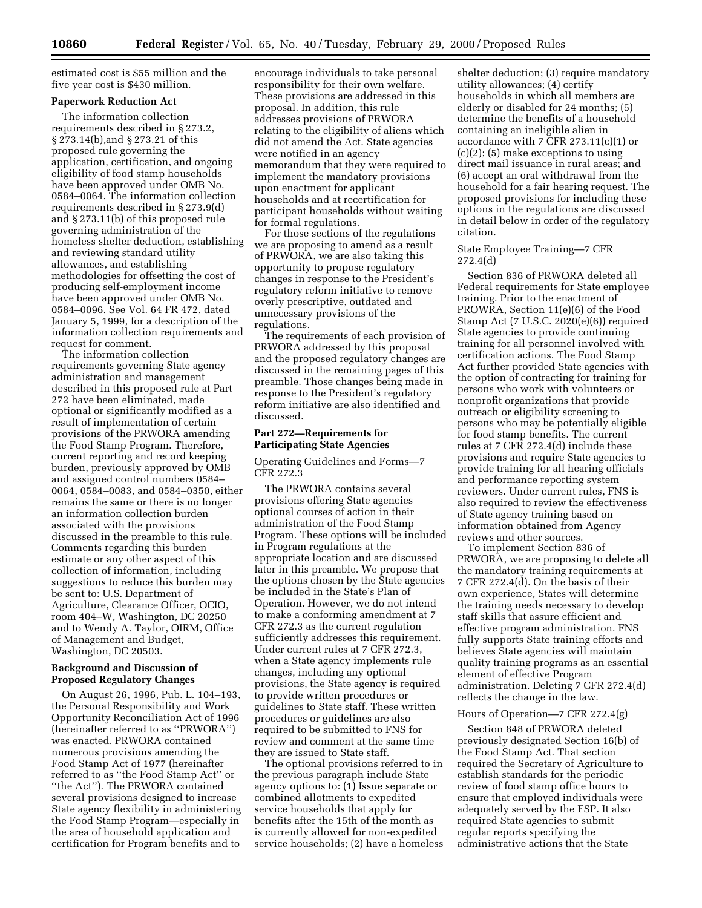estimated cost is $55 million and the five year cost is $430 million.

**Paperwork Reduction Act**

The information collection requirements described in § 273.2, § 273.14(b),and § 273.21 of this proposed rule governing the application, certification, and ongoing eligibility of food stamp households have been approved under OMB No. 0584–0064. The information collection requirements described in § 273.9(d) and § 273.11(b) of this proposed rule governing administration of the homeless shelter deduction, establishing and reviewing standard utility allowances, and establishing methodologies for offsetting the cost of producing self-employment income have been approved under OMB No. 0584–0096. See Vol. 64 FR 472, dated January 5, 1999, for a description of the information collection requirements and request for comment.

The information collection requirements governing State agency administration and management described in this proposed rule at Part 272 have been eliminated, made optional or significantly modified as a result of implementation of certain provisions of the PRWORA amending the Food Stamp Program. Therefore, current reporting and record keeping burden, previously approved by OMB and assigned control numbers 0584–0064, 0584–0083, and 0584–0350, either remains the same or there is no longer an information collection burden associated with the provisions discussed in the preamble to this rule. Comments regarding this burden estimate or any other aspect of this collection of information, including suggestions to reduce this burden may be sent to: U.S. Department of Agriculture, Clearance Officer, OCIO, room 404–W, Washington, DC 20250 and to Wendy A. Taylor, OIRM, Office of Management and Budget, Washington, DC 20503.

**Background and Discussion of Proposed Regulatory Changes**

On August 26, 1996, Pub. L. 104–193, the Personal Responsibility and Work Opportunity Reconciliation Act of 1996 (hereinafter referred to as ''PRWORA'') was enacted. PRWORA contained numerous provisions amending the Food Stamp Act of 1977 (hereinafter referred to as ''the Food Stamp Act'' or ''the Act''). The PRWORA contained several provisions designed to increase State agency flexibility in administering the Food Stamp Program—especially in the area of household application and certification for Program benefits and to encourage individuals to take personal responsibility for their own welfare. These provisions are addressed in this proposal. In addition, this rule addresses provisions of PRWORA relating to the eligibility of aliens which did not amend the Act. State agencies were notified in an agency memorandum that they were required to implement the mandatory provisions upon enactment for applicant households and at recertification for participant households without waiting for formal regulations.

For those sections of the regulations we are proposing to amend as a result of PRWORA, we are also taking this opportunity to propose regulatory changes in response to the President's regulatory reform initiative to remove overly prescriptive, outdated and unnecessary provisions of the regulations.

The requirements of each provision of PRWORA addressed by this proposal and the proposed regulatory changes are discussed in the remaining pages of this preamble. Those changes being made in response to the President's regulatory reform initiative are also identified and discussed.

**Part 272—Requirements for Participating State Agencies**

Operating Guidelines and Forms—7 CFR 272.3

The PRWORA contains several provisions offering State agencies optional courses of action in their administration of the Food Stamp Program. These options will be included in Program regulations at the appropriate location and are discussed later in this preamble. We propose that the options chosen by the State agencies be included in the State's Plan of Operation. However, we do not intend to make a conforming amendment at 7 CFR 272.3 as the current regulation sufficiently addresses this requirement. Under current rules at 7 CFR 272.3, when a State agency implements rule changes, including any optional provisions, the State agency is required to provide written procedures or guidelines to State staff. These written procedures or guidelines are also required to be submitted to FNS for review and comment at the same time they are issued to State staff.

The optional provisions referred to in the previous paragraph include State agency options to: (1) Issue separate or combined allotments to expedited service households that apply for benefits after the 15th of the month as is currently allowed for non-expedited service households; (2) have a homeless shelter deduction; (3) require mandatory utility allowances; (4) certify households in which all members are elderly or disabled for 24 months; (5) determine the benefits of a household containing an ineligible alien in accordance with 7 CFR 273.11(c)(1) or (c)(2); (5) make exceptions to using direct mail issuance in rural areas; and (6) accept an oral withdrawal from the household for a fair hearing request. The proposed provisions for including these options in the regulations are discussed in detail below in order of the regulatory citation.

State Employee Training—7 CFR 272.4(d)

Section 836 of PRWORA deleted all Federal requirements for State employee training. Prior to the enactment of PROWRA, Section 11(e)(6) of the Food Stamp Act (7 U.S.C. 2020(e)(6)) required State agencies to provide continuing training for all personnel involved with certification actions. The Food Stamp Act further provided State agencies with the option of contracting for training for persons who work with volunteers or nonprofit organizations that provide outreach or eligibility screening to persons who may be potentially eligible for food stamp benefits. The current rules at 7 CFR 272.4(d) include these provisions and require State agencies to provide training for all hearing officials and performance reporting system reviewers. Under current rules, FNS is also required to review the effectiveness of State agency training based on information obtained from Agency reviews and other sources.

To implement Section 836 of PRWORA, we are proposing to delete all the mandatory training requirements at 7 CFR 272.4(d). On the basis of their own experience, States will determine the training needs necessary to develop staff skills that assure efficient and effective program administration. FNS fully supports State training efforts and believes State agencies will maintain quality training programs as an essential element of effective Program administration. Deleting 7 CFR 272.4(d) reflects the change in the law.

Hours of Operation—7 CFR 272.4(g)

Section 848 of PRWORA deleted previously designated Section 16(b) of the Food Stamp Act. That section required the Secretary of Agriculture to establish standards for the periodic review of food stamp office hours to ensure that employed individuals were adequately served by the FSP. It also required State agencies to submit regular reports specifying the administrative actions that the State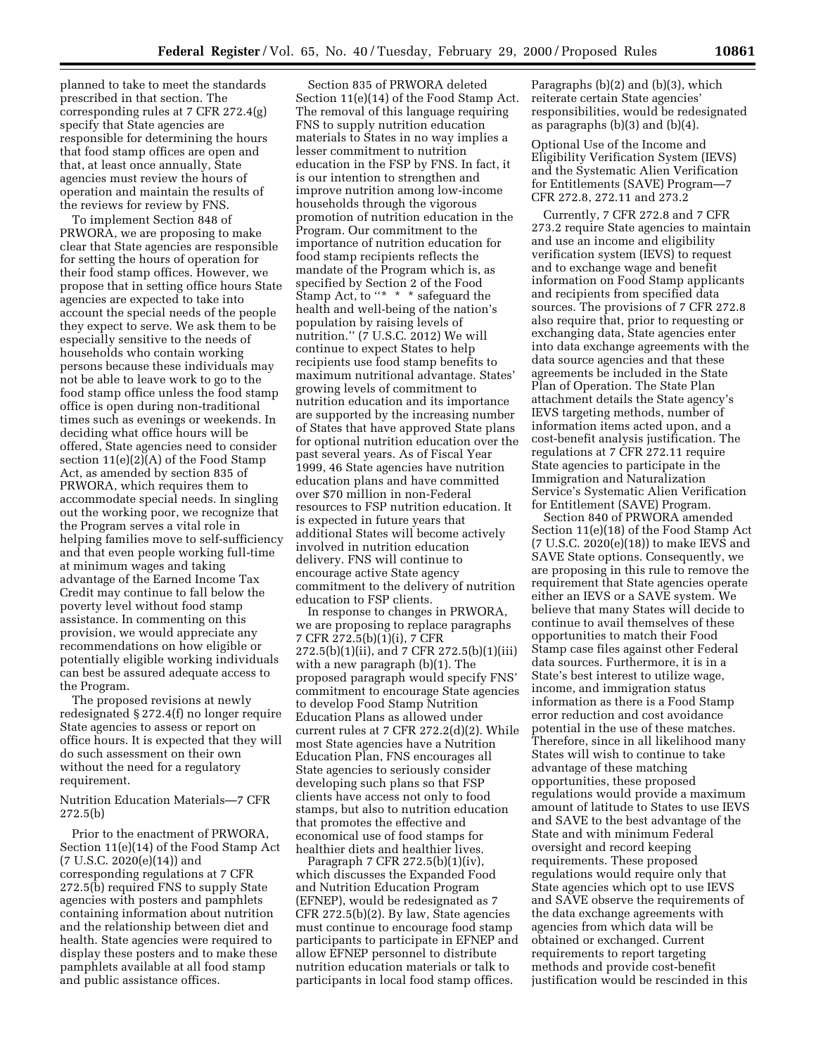planned to take to meet the standards prescribed in that section. The corresponding rules at 7 CFR 272.4(g) specify that State agencies are responsible for determining the hours that food stamp offices are open and that, at least once annually, State agencies must review the hours of operation and maintain the results of the reviews for review by FNS.

To implement Section 848 of PRWORA, we are proposing to make clear that State agencies are responsible for setting the hours of operation for their food stamp offices. However, we propose that in setting office hours State agencies are expected to take into account the special needs of the people they expect to serve. We ask them to be especially sensitive to the needs of households who contain working persons because these individuals may not be able to leave work to go to the food stamp office unless the food stamp office is open during non-traditional times such as evenings or weekends. In deciding what office hours will be offered, State agencies need to consider section 11(e)(2)(A) of the Food Stamp Act, as amended by section 835 of PRWORA, which requires them to accommodate special needs. In singling out the working poor, we recognize that the Program serves a vital role in helping families move to self-sufficiency and that even people working full-time at minimum wages and taking advantage of the Earned Income Tax Credit may continue to fall below the poverty level without food stamp assistance. In commenting on this provision, we would appreciate any recommendations on how eligible or potentially eligible working individuals can best be assured adequate access to the Program.

The proposed revisions at newly redesignated § 272.4(f) no longer require State agencies to assess or report on office hours. It is expected that they will do such assessment on their own without the need for a regulatory requirement.

Nutrition Education Materials—7 CFR 272.5(b)

Prior to the enactment of PRWORA, Section 11(e)(14) of the Food Stamp Act (7 U.S.C. 2020(e)(14)) and corresponding regulations at 7 CFR 272.5(b) required FNS to supply State agencies with posters and pamphlets containing information about nutrition and the relationship between diet and health. State agencies were required to display these posters and to make these pamphlets available at all food stamp and public assistance offices.

Section 835 of PRWORA deleted Section 11(e)(14) of the Food Stamp Act. The removal of this language requiring FNS to supply nutrition education materials to States in no way implies a lesser commitment to nutrition education in the FSP by FNS. In fact, it is our intention to strengthen and improve nutrition among low-income households through the vigorous promotion of nutrition education in the Program. Our commitment to the importance of nutrition education for food stamp recipients reflects the mandate of the Program which is, as specified by Section 2 of the Food Stamp Act, to "* * * safeguard the health and well-being of the nation's population by raising levels of nutrition." (7 U.S.C. 2012) We will continue to expect States to help recipients use food stamp benefits to maximum nutritional advantage. States' growing levels of commitment to nutrition education and its importance are supported by the increasing number of States that have approved State plans for optional nutrition education over the past several years. As of Fiscal Year 1999, 46 State agencies have nutrition education plans and have committed over $70 million in non-Federal resources to FSP nutrition education. It is expected in future years that additional States will become actively involved in nutrition education delivery. FNS will continue to encourage active State agency commitment to the delivery of nutrition education to FSP clients.

In response to changes in PRWORA, we are proposing to replace paragraphs 7 CFR 272.5(b)(1)(i), 7 CFR 272.5(b)(1)(ii), and 7 CFR 272.5(b)(1)(iii) with a new paragraph (b)(1). The proposed paragraph would specify FNS' commitment to encourage State agencies to develop Food Stamp Nutrition Education Plans as allowed under current rules at 7 CFR 272.2(d)(2). While most State agencies have a Nutrition Education Plan, FNS encourages all State agencies to seriously consider developing such plans so that FSP clients have access not only to food stamps, but also to nutrition education that promotes the effective and economical use of food stamps for healthier diets and healthier lives.

Paragraph 7 CFR 272.5(b)(1)(iv), which discusses the Expanded Food and Nutrition Education Program (EFNEP), would be redesignated as 7 CFR 272.5(b)(2). By law, State agencies must continue to encourage food stamp participants to participate in EFNEP and allow EFNEP personnel to distribute nutrition education materials or talk to participants in local food stamp offices. Paragraphs (b)(2) and (b)(3), which reiterate certain State agencies' responsibilities, would be redesignated as paragraphs (b)(3) and (b)(4).

Optional Use of the Income and Eligibility Verification System (IEVS) and the Systematic Alien Verification for Entitlements (SAVE) Program—7 CFR 272.8, 272.11 and 273.2

Currently, 7 CFR 272.8 and 7 CFR 273.2 require State agencies to maintain and use an income and eligibility verification system (IEVS) to request and to exchange wage and benefit information on Food Stamp applicants and recipients from specified data sources. The provisions of 7 CFR 272.8 also require that, prior to requesting or exchanging data, State agencies enter into data exchange agreements with the data source agencies and that these agreements be included in the State Plan of Operation. The State Plan attachment details the State agency's IEVS targeting methods, number of information items acted upon, and a cost-benefit analysis justification. The regulations at 7 CFR 272.11 require State agencies to participate in the Immigration and Naturalization Service's Systematic Alien Verification for Entitlement (SAVE) Program.

Section 840 of PRWORA amended Section 11(e)(18) of the Food Stamp Act (7 U.S.C. 2020(e)(18)) to make IEVS and SAVE State options. Consequently, we are proposing in this rule to remove the requirement that State agencies operate either an IEVS or a SAVE system. We believe that many States will decide to continue to avail themselves of these opportunities to match their Food Stamp case files against other Federal data sources. Furthermore, it is in a State's best interest to utilize wage, income, and immigration status information as there is a Food Stamp error reduction and cost avoidance potential in the use of these matches. Therefore, since in all likelihood many States will wish to continue to take advantage of these matching opportunities, these proposed regulations would provide a maximum amount of latitude to States to use IEVS and SAVE to the best advantage of the State and with minimum Federal oversight and record keeping requirements. These proposed regulations would require only that State agencies which opt to use IEVS and SAVE observe the requirements of the data exchange agreements with agencies from which data will be obtained or exchanged. Current requirements to report targeting methods and provide cost-benefit justification would be rescinded in this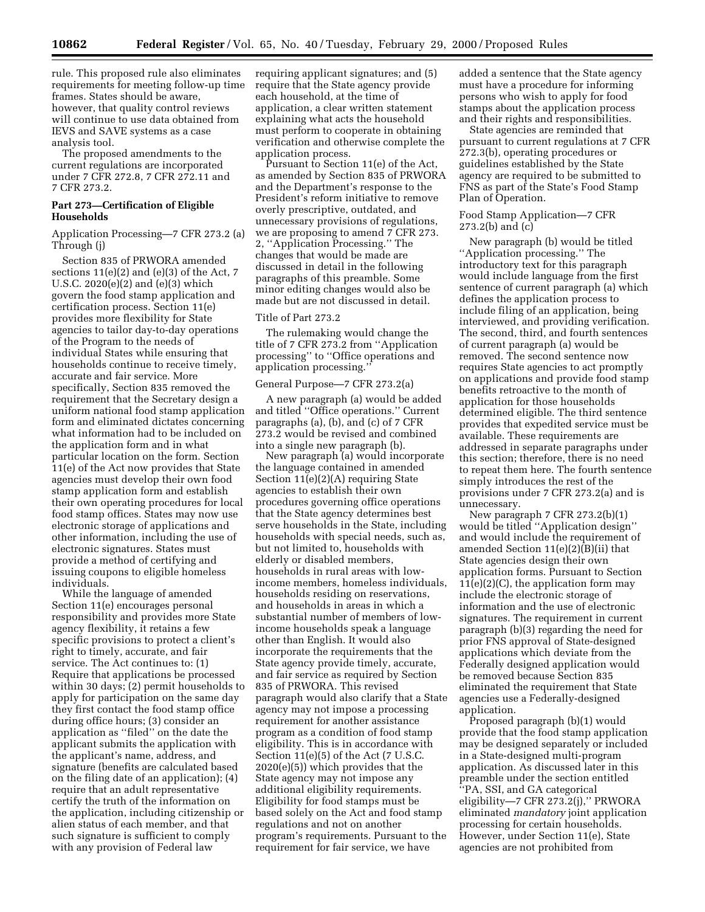rule. This proposed rule also eliminates requirements for meeting follow-up time frames. States should be aware, however, that quality control reviews will continue to use data obtained from IEVS and SAVE systems as a case analysis tool.

The proposed amendments to the current regulations are incorporated under 7 CFR 272.8, 7 CFR 272.11 and 7 CFR 273.2.

**Part 273—Certification of Eligible Households**

Application Processing—7 CFR 273.2 (a) Through (j)

Section 835 of PRWORA amended sections 11(e)(2) and (e)(3) of the Act, 7 U.S.C. 2020(e)(2) and (e)(3) which govern the food stamp application and certification process. Section 11(e) provides more flexibility for State agencies to tailor day-to-day operations of the Program to the needs of individual States while ensuring that households continue to receive timely, accurate and fair service. More specifically, Section 835 removed the requirement that the Secretary design a uniform national food stamp application form and eliminated dictates concerning what information had to be included on the application form and in what particular location on the form. Section 11(e) of the Act now provides that State agencies must develop their own food stamp application form and establish their own operating procedures for local food stamp offices. States may now use electronic storage of applications and other information, including the use of electronic signatures. States must provide a method of certifying and issuing coupons to eligible homeless individuals.

While the language of amended Section 11(e) encourages personal responsibility and provides more State agency flexibility, it retains a few specific provisions to protect a client's right to timely, accurate, and fair service. The Act continues to: (1) Require that applications be processed within 30 days; (2) permit households to apply for participation on the same day they first contact the food stamp office during office hours; (3) consider an application as ''filed'' on the date the applicant submits the application with the applicant's name, address, and signature (benefits are calculated based on the filing date of an application); (4) require that an adult representative certify the truth of the information on the application, including citizenship or alien status of each member, and that such signature is sufficient to comply with any provision of Federal law requiring applicant signatures; and (5) require that the State agency provide each household, at the time of application, a clear written statement explaining what acts the household must perform to cooperate in obtaining verification and otherwise complete the application process.

Pursuant to Section 11(e) of the Act, as amended by Section 835 of PRWORA and the Department's response to the President's reform initiative to remove overly prescriptive, outdated, and unnecessary provisions of regulations, we are proposing to amend 7 CFR 273. 2, ''Application Processing.'' The changes that would be made are discussed in detail in the following paragraphs of this preamble. Some minor editing changes would also be made but are not discussed in detail.

Title of Part 273.2

The rulemaking would change the title of 7 CFR 273.2 from ''Application processing'' to ''Office operations and application processing.''

General Purpose—7 CFR 273.2(a)

A new paragraph (a) would be added and titled ''Office operations.'' Current paragraphs (a), (b), and (c) of 7 CFR 273.2 would be revised and combined into a single new paragraph (b).

New paragraph (a) would incorporate the language contained in amended Section 11(e)(2)(A) requiring State agencies to establish their own procedures governing office operations that the State agency determines best serve households in the State, including households with special needs, such as, but not limited to, households with elderly or disabled members, households in rural areas with low-income members, homeless individuals, households residing on reservations, and households in areas in which a substantial number of members of low-income households speak a language other than English. It would also incorporate the requirements that the State agency provide timely, accurate, and fair service as required by Section 835 of PRWORA. This revised paragraph would also clarify that a State agency may not impose a processing requirement for another assistance program as a condition of food stamp eligibility. This is in accordance with Section 11(e)(5) of the Act (7 U.S.C. 2020(e)(5)) which provides that the State agency may not impose any additional eligibility requirements. Eligibility for food stamps must be based solely on the Act and food stamp regulations and not on another program's requirements. Pursuant to the requirement for fair service, we have added a sentence that the State agency must have a procedure for informing persons who wish to apply for food stamps about the application process and their rights and responsibilities.

State agencies are reminded that pursuant to current regulations at 7 CFR 272.3(b), operating procedures or guidelines established by the State agency are required to be submitted to FNS as part of the State's Food Stamp Plan of Operation.

Food Stamp Application—7 CFR 273.2(b) and (c)

New paragraph (b) would be titled ''Application processing.'' The introductory text for this paragraph would include language from the first sentence of current paragraph (a) which defines the application process to include filing of an application, being interviewed, and providing verification. The second, third, and fourth sentences of current paragraph (a) would be removed. The second sentence now requires State agencies to act promptly on applications and provide food stamp benefits retroactive to the month of application for those households determined eligible. The third sentence provides that expedited service must be available. These requirements are addressed in separate paragraphs under this section; therefore, there is no need to repeat them here. The fourth sentence simply introduces the rest of the provisions under 7 CFR 273.2(a) and is unnecessary.

New paragraph 7 CFR 273.2(b)(1) would be titled ''Application design'' and would include the requirement of amended Section 11(e)(2)(B)(ii) that State agencies design their own application forms. Pursuant to Section 11(e)(2)(C), the application form may include the electronic storage of information and the use of electronic signatures. The requirement in current paragraph (b)(3) regarding the need for prior FNS approval of State-designed applications which deviate from the Federally designed application would be removed because Section 835 eliminated the requirement that State agencies use a Federally-designed application.

Proposed paragraph (b)(1) would provide that the food stamp application may be designed separately or included in a State-designed multi-program application. As discussed later in this preamble under the section entitled ''PA, SSI, and GA categorical eligibility—7 CFR 273.2(j),'' PRWORA eliminated *mandatory* joint application processing for certain households. However, under Section 11(e), State agencies are not prohibited from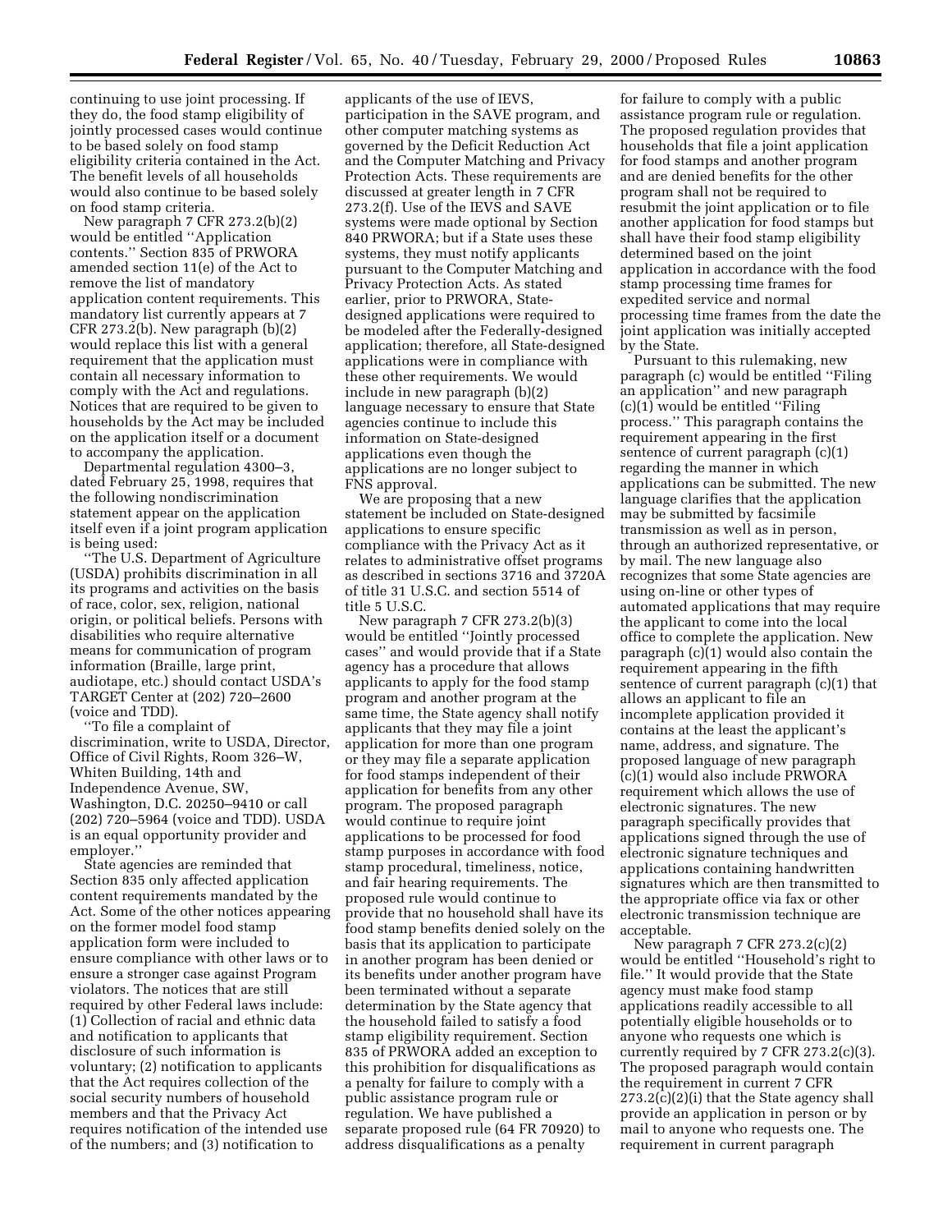continuing to use joint processing. If they do, the food stamp eligibility of jointly processed cases would continue to be based solely on food stamp eligibility criteria contained in the Act. The benefit levels of all households would also continue to be based solely on food stamp criteria.

New paragraph 7 CFR 273.2(b)(2) would be entitled ''Application contents.'' Section 835 of PRWORA amended section 11(e) of the Act to remove the list of mandatory application content requirements. This mandatory list currently appears at 7 CFR 273.2(b). New paragraph (b)(2) would replace this list with a general requirement that the application must contain all necessary information to comply with the Act and regulations. Notices that are required to be given to households by the Act may be included on the application itself or a document to accompany the application.

Departmental regulation 4300–3, dated February 25, 1998, requires that the following nondiscrimination statement appear on the application itself even if a joint program application is being used:

''The U.S. Department of Agriculture (USDA) prohibits discrimination in all its programs and activities on the basis of race, color, sex, religion, national origin, or political beliefs. Persons with disabilities who require alternative means for communication of program information (Braille, large print, audiotape, etc.) should contact USDA's TARGET Center at (202) 720–2600 (voice and TDD).

''To file a complaint of discrimination, write to USDA, Director, Office of Civil Rights, Room 326–W, Whiten Building, 14th and Independence Avenue, SW, Washington, D.C. 20250–9410 or call (202) 720–5964 (voice and TDD). USDA is an equal opportunity provider and employer.''

State agencies are reminded that Section 835 only affected application content requirements mandated by the Act. Some of the other notices appearing on the former model food stamp application form were included to ensure compliance with other laws or to ensure a stronger case against Program violators. The notices that are still required by other Federal laws include: (1) Collection of racial and ethnic data and notification to applicants that disclosure of such information is voluntary; (2) notification to applicants that the Act requires collection of the social security numbers of household members and that the Privacy Act requires notification of the intended use of the numbers; and (3) notification to applicants of the use of IEVS, participation in the SAVE program, and other computer matching systems as governed by the Deficit Reduction Act and the Computer Matching and Privacy Protection Acts. These requirements are discussed at greater length in 7 CFR 273.2(f). Use of the IEVS and SAVE systems were made optional by Section 840 PRWORA; but if a State uses these systems, they must notify applicants pursuant to the Computer Matching and Privacy Protection Acts. As stated earlier, prior to PRWORA, State-designed applications were required to be modeled after the Federally-designed application; therefore, all State-designed applications were in compliance with these other requirements. We would include in new paragraph (b)(2) language necessary to ensure that State agencies continue to include this information on State-designed applications even though the applications are no longer subject to FNS approval.

We are proposing that a new statement be included on State-designed applications to ensure specific compliance with the Privacy Act as it relates to administrative offset programs as described in sections 3716 and 3720A of title 31 U.S.C. and section 5514 of title 5 U.S.C.

New paragraph 7 CFR 273.2(b)(3) would be entitled ''Jointly processed cases'' and would provide that if a State agency has a procedure that allows applicants to apply for the food stamp program and another program at the same time, the State agency shall notify applicants that they may file a joint application for more than one program or they may file a separate application for food stamps independent of their application for benefits from any other program. The proposed paragraph would continue to require joint applications to be processed for food stamp purposes in accordance with food stamp procedural, timeliness, notice, and fair hearing requirements. The proposed rule would continue to provide that no household shall have its food stamp benefits denied solely on the basis that its application to participate in another program has been denied or its benefits under another program have been terminated without a separate determination by the State agency that the household failed to satisfy a food stamp eligibility requirement. Section 835 of PRWORA added an exception to this prohibition for disqualifications as a penalty for failure to comply with a public assistance program rule or regulation. We have published a separate proposed rule (64 FR 70920) to address disqualifications as a penalty for failure to comply with a public assistance program rule or regulation. The proposed regulation provides that households that file a joint application for food stamps and another program and are denied benefits for the other program shall not be required to resubmit the joint application or to file another application for food stamps but shall have their food stamp eligibility determined based on the joint application in accordance with the food stamp processing time frames for expedited service and normal processing time frames from the date the joint application was initially accepted by the State.

Pursuant to this rulemaking, new paragraph (c) would be entitled ''Filing an application'' and new paragraph (c)(1) would be entitled ''Filing process.'' This paragraph contains the requirement appearing in the first sentence of current paragraph (c)(1) regarding the manner in which applications can be submitted. The new language clarifies that the application may be submitted by facsimile transmission as well as in person, through an authorized representative, or by mail. The new language also recognizes that some State agencies are using on-line or other types of automated applications that may require the applicant to come into the local office to complete the application. New paragraph (c)(1) would also contain the requirement appearing in the fifth sentence of current paragraph (c)(1) that allows an applicant to file an incomplete application provided it contains at the least the applicant's name, address, and signature. The proposed language of new paragraph (c)(1) would also include PRWORA requirement which allows the use of electronic signatures. The new paragraph specifically provides that applications signed through the use of electronic signature techniques and applications containing handwritten signatures which are then transmitted to the appropriate office via fax or other electronic transmission technique are acceptable.

New paragraph 7 CFR 273.2(c)(2) would be entitled ''Household's right to file.'' It would provide that the State agency must make food stamp applications readily accessible to all potentially eligible households or to anyone who requests one which is currently required by 7 CFR 273.2(c)(3). The proposed paragraph would contain the requirement in current 7 CFR 273.2(c)(2)(i) that the State agency shall provide an application in person or by mail to anyone who requests one. The requirement in current paragraph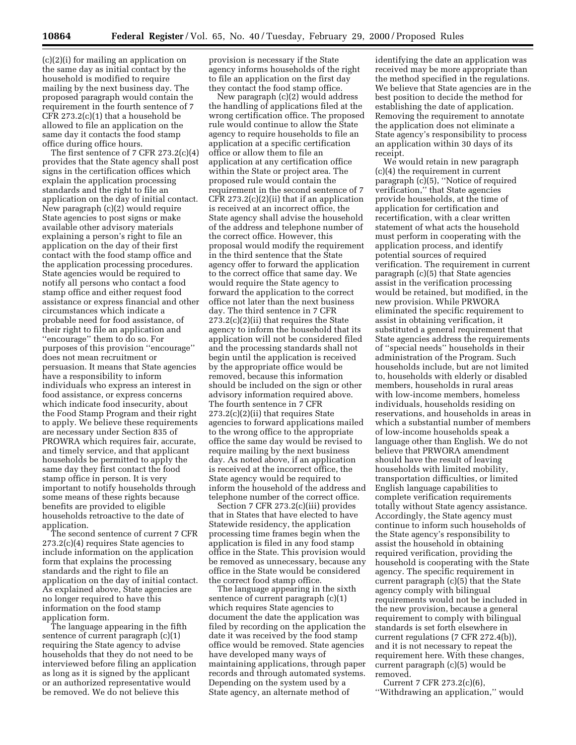(c)(2)(i) for mailing an application on the same day as initial contact by the household is modified to require mailing by the next business day. The proposed paragraph would contain the requirement in the fourth sentence of 7 CFR 273.2(c)(1) that a household be allowed to file an application on the same day it contacts the food stamp office during office hours.

The first sentence of 7 CFR 273.2(c)(4) provides that the State agency shall post signs in the certification offices which explain the application processing standards and the right to file an application on the day of initial contact. New paragraph (c)(2) would require State agencies to post signs or make available other advisory materials explaining a person's right to file an application on the day of their first contact with the food stamp office and the application processing procedures. State agencies would be required to notify all persons who contact a food stamp office and either request food assistance or express financial and other circumstances which indicate a probable need for food assistance, of their right to file an application and "encourage" them to do so. For purposes of this provision "encourage" does not mean recruitment or persuasion. It means that State agencies have a responsibility to inform individuals who express an interest in food assistance, or express concerns which indicate food insecurity, about the Food Stamp Program and their right to apply. We believe these requirements are necessary under Section 835 of PROWRA which requires fair, accurate, and timely service, and that applicant households be permitted to apply the same day they first contact the food stamp office in person. It is very important to notify households through some means of these rights because benefits are provided to eligible households retroactive to the date of application.

The second sentence of current 7 CFR 273.2(c)(4) requires State agencies to include information on the application form that explains the processing standards and the right to file an application on the day of initial contact. As explained above, State agencies are no longer required to have this information on the food stamp application form.

The language appearing in the fifth sentence of current paragraph (c)(1) requiring the State agency to advise households that they do not need to be interviewed before filing an application as long as it is signed by the applicant or an authorized representative would be removed. We do not believe this provision is necessary if the State agency informs households of the right to file an application on the first day they contact the food stamp office.

New paragraph (c)(2) would address the handling of applications filed at the wrong certification office. The proposed rule would continue to allow the State agency to require households to file an application at a specific certification office or allow them to file an application at any certification office within the State or project area. The proposed rule would contain the requirement in the second sentence of 7 CFR 273.2(c)(2)(ii) that if an application is received at an incorrect office, the State agency shall advise the household of the address and telephone number of the correct office. However, this proposal would modify the requirement in the third sentence that the State agency offer to forward the application to the correct office that same day. We would require the State agency to forward the application to the correct office not later than the next business day. The third sentence in 7 CFR 273.2(c)(2)(ii) that requires the State agency to inform the household that its application will not be considered filed and the processing standards shall not begin until the application is received by the appropriate office would be removed, because this information should be included on the sign or other advisory information required above. The fourth sentence in 7 CFR 273.2(c)(2)(ii) that requires State agencies to forward applications mailed to the wrong office to the appropriate office the same day would be revised to require mailing by the next business day. As noted above, if an application is received at the incorrect office, the State agency would be required to inform the household of the address and telephone number of the correct office.

Section 7 CFR 273.2(c)(iii) provides that in States that have elected to have Statewide residency, the application processing time frames begin when the application is filed in any food stamp office in the State. This provision would be removed as unnecessary, because any office in the State would be considered the correct food stamp office.

The language appearing in the sixth sentence of current paragraph (c)(1) which requires State agencies to document the date the application was filed by recording on the application the date it was received by the food stamp office would be removed. State agencies have developed many ways of maintaining applications, through paper records and through automated systems. Depending on the system used by a State agency, an alternate method of identifying the date an application was received may be more appropriate than the method specified in the regulations. We believe that State agencies are in the best position to decide the method for establishing the date of application. Removing the requirement to annotate the application does not eliminate a State agency's responsibility to process an application within 30 days of its receipt.

We would retain in new paragraph (c)(4) the requirement in current paragraph (c)(5), "Notice of required verification," that State agencies provide households, at the time of application for certification and recertification, with a clear written statement of what acts the household must perform in cooperating with the application process, and identify potential sources of required verification. The requirement in current paragraph (c)(5) that State agencies assist in the verification processing would be retained, but modified, in the new provision. While PRWORA eliminated the specific requirement to assist in obtaining verification, it substituted a general requirement that State agencies address the requirements of "special needs" households in their administration of the Program. Such households include, but are not limited to, households with elderly or disabled members, households in rural areas with low-income members, homeless individuals, households residing on reservations, and households in areas in which a substantial number of members of low-income households speak a language other than English. We do not believe that PRWORA amendment should have the result of leaving households with limited mobility, transportation difficulties, or limited English language capabilities to complete verification requirements totally without State agency assistance. Accordingly, the State agency must continue to inform such households of the State agency's responsibility to assist the household in obtaining required verification, providing the household is cooperating with the State agency. The specific requirement in current paragraph (c)(5) that the State agency comply with bilingual requirements would not be included in the new provision, because a general requirement to comply with bilingual standards is set forth elsewhere in current regulations (7 CFR 272.4(b)), and it is not necessary to repeat the requirement here. With these changes, current paragraph (c)(5) would be removed.

Current 7 CFR 273.2(c)(6), "Withdrawing an application," would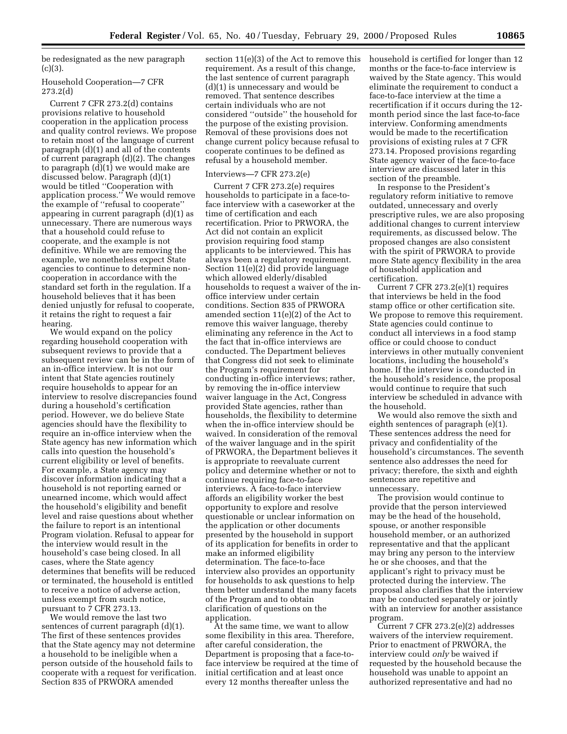be redesignated as the new paragraph (c)(3).

Household Cooperation—7 CFR 273.2(d)

Current 7 CFR 273.2(d) contains provisions relative to household cooperation in the application process and quality control reviews. We propose to retain most of the language of current paragraph (d)(1) and all of the contents of current paragraph (d)(2). The changes to paragraph (d)(1) we would make are discussed below. Paragraph (d)(1) would be titled ''Cooperation with application process.'' We would remove the example of ''refusal to cooperate'' appearing in current paragraph (d)(1) as unnecessary. There are numerous ways that a household could refuse to cooperate, and the example is not definitive. While we are removing the example, we nonetheless expect State agencies to continue to determine non-cooperation in accordance with the standard set forth in the regulation. If a household believes that it has been denied unjustly for refusal to cooperate, it retains the right to request a fair hearing.

We would expand on the policy regarding household cooperation with subsequent reviews to provide that a subsequent review can be in the form of an in-office interview. It is not our intent that State agencies routinely require households to appear for an interview to resolve discrepancies found during a household's certification period. However, we do believe State agencies should have the flexibility to require an in-office interview when the State agency has new information which calls into question the household's current eligibility or level of benefits. For example, a State agency may discover information indicating that a household is not reporting earned or unearned income, which would affect the household's eligibility and benefit level and raise questions about whether the failure to report is an intentional Program violation. Refusal to appear for the interview would result in the household's case being closed. In all cases, where the State agency determines that benefits will be reduced or terminated, the household is entitled to receive a notice of adverse action, unless exempt from such notice, pursuant to 7 CFR 273.13.

We would remove the last two sentences of current paragraph (d)(1). The first of these sentences provides that the State agency may not determine a household to be ineligible when a person outside of the household fails to cooperate with a request for verification. Section 835 of PRWORA amended section 11(e)(3) of the Act to remove this requirement. As a result of this change, the last sentence of current paragraph (d)(1) is unnecessary and would be removed. That sentence describes certain individuals who are not considered ''outside'' the household for the purpose of the existing provision. Removal of these provisions does not change current policy because refusal to cooperate continues to be defined as refusal by a household member.

Interviews—7 CFR 273.2(e)

Current 7 CFR 273.2(e) requires households to participate in a face-to-face interview with a caseworker at the time of certification and each recertification. Prior to PRWORA, the Act did not contain an explicit provision requiring food stamp applicants to be interviewed. This has always been a regulatory requirement. Section 11(e)(2) did provide language which allowed elderly/disabled households to request a waiver of the in-office interview under certain conditions. Section 835 of PRWORA amended section 11(e)(2) of the Act to remove this waiver language, thereby eliminating any reference in the Act to the fact that in-office interviews are conducted. The Department believes that Congress did not seek to eliminate the Program's requirement for conducting in-office interviews; rather, by removing the in-office interview waiver language in the Act, Congress provided State agencies, rather than households, the flexibility to determine when the in-office interview should be waived. In consideration of the removal of the waiver language and in the spirit of PRWORA, the Department believes it is appropriate to reevaluate current policy and determine whether or not to continue requiring face-to-face interviews. A face-to-face interview affords an eligibility worker the best opportunity to explore and resolve questionable or unclear information on the application or other documents presented by the household in support of its application for benefits in order to make an informed eligibility determination. The face-to-face interview also provides an opportunity for households to ask questions to help them better understand the many facets of the Program and to obtain clarification of questions on the application.

At the same time, we want to allow some flexibility in this area. Therefore, after careful consideration, the Department is proposing that a face-to-face interview be required at the time of initial certification and at least once every 12 months thereafter unless the household is certified for longer than 12 months or the face-to-face interview is waived by the State agency. This would eliminate the requirement to conduct a face-to-face interview at the time a recertification if it occurs during the 12-month period since the last face-to-face interview. Conforming amendments would be made to the recertification provisions of existing rules at 7 CFR 273.14. Proposed provisions regarding State agency waiver of the face-to-face interview are discussed later in this section of the preamble.

In response to the President's regulatory reform initiative to remove outdated, unnecessary and overly prescriptive rules, we are also proposing additional changes to current interview requirements, as discussed below. The proposed changes are also consistent with the spirit of PRWORA to provide more State agency flexibility in the area of household application and certification.

Current 7 CFR 273.2(e)(1) requires that interviews be held in the food stamp office or other certification site. We propose to remove this requirement. State agencies could continue to conduct all interviews in a food stamp office or could choose to conduct interviews in other mutually convenient locations, including the household's home. If the interview is conducted in the household's residence, the proposal would continue to require that such interview be scheduled in advance with the household.

We would also remove the sixth and eighth sentences of paragraph (e)(1). These sentences address the need for privacy and confidentiality of the household's circumstances. The seventh sentence also addresses the need for privacy; therefore, the sixth and eighth sentences are repetitive and unnecessary.

The provision would continue to provide that the person interviewed may be the head of the household, spouse, or another responsible household member, or an authorized representative and that the applicant may bring any person to the interview he or she chooses, and that the applicant's right to privacy must be protected during the interview. The proposal also clarifies that the interview may be conducted separately or jointly with an interview for another assistance program.

Current 7 CFR 273.2(e)(2) addresses waivers of the interview requirement. Prior to enactment of PRWORA, the interview could *only* be waived if requested by the household because the household was unable to appoint an authorized representative and had no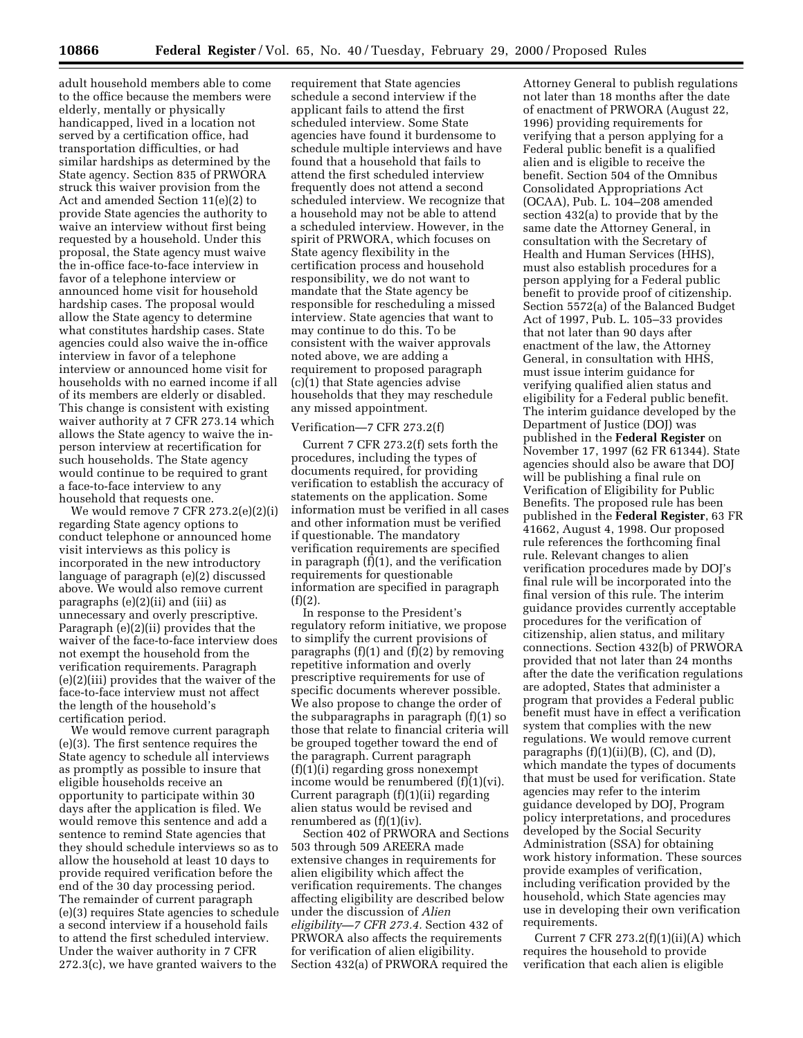adult household members able to come to the office because the members were elderly, mentally or physically handicapped, lived in a location not served by a certification office, had transportation difficulties, or had similar hardships as determined by the State agency. Section 835 of PRWORA struck this waiver provision from the Act and amended Section 11(e)(2) to provide State agencies the authority to waive an interview without first being requested by a household. Under this proposal, the State agency must waive the in-office face-to-face interview in favor of a telephone interview or announced home visit for household hardship cases. The proposal would allow the State agency to determine what constitutes hardship cases. State agencies could also waive the in-office interview in favor of a telephone interview or announced home visit for households with no earned income if all of its members are elderly or disabled. This change is consistent with existing waiver authority at 7 CFR 273.14 which allows the State agency to waive the in-person interview at recertification for such households. The State agency would continue to be required to grant a face-to-face interview to any household that requests one.

We would remove 7 CFR 273.2(e)(2)(i) regarding State agency options to conduct telephone or announced home visit interviews as this policy is incorporated in the new introductory language of paragraph (e)(2) discussed above. We would also remove current paragraphs (e)(2)(ii) and (iii) as unnecessary and overly prescriptive. Paragraph (e)(2)(ii) provides that the waiver of the face-to-face interview does not exempt the household from the verification requirements. Paragraph (e)(2)(iii) provides that the waiver of the face-to-face interview must not affect the length of the household's certification period.

We would remove current paragraph (e)(3). The first sentence requires the State agency to schedule all interviews as promptly as possible to insure that eligible households receive an opportunity to participate within 30 days after the application is filed. We would remove this sentence and add a sentence to remind State agencies that they should schedule interviews so as to allow the household at least 10 days to provide required verification before the end of the 30 day processing period. The remainder of current paragraph (e)(3) requires State agencies to schedule a second interview if a household fails to attend the first scheduled interview. Under the waiver authority in 7 CFR 272.3(c), we have granted waivers to the requirement that State agencies schedule a second interview if the applicant fails to attend the first scheduled interview. Some State agencies have found it burdensome to schedule multiple interviews and have found that a household that fails to attend the first scheduled interview frequently does not attend a second scheduled interview. We recognize that a household may not be able to attend a scheduled interview. However, in the spirit of PRWORA, which focuses on State agency flexibility in the certification process and household responsibility, we do not want to mandate that the State agency be responsible for rescheduling a missed interview. State agencies that want to may continue to do this. To be consistent with the waiver approvals noted above, we are adding a requirement to proposed paragraph (c)(1) that State agencies advise households that they may reschedule any missed appointment.

Verification—7 CFR 273.2(f)

Current 7 CFR 273.2(f) sets forth the procedures, including the types of documents required, for providing verification to establish the accuracy of statements on the application. Some information must be verified in all cases and other information must be verified if questionable. The mandatory verification requirements are specified in paragraph (f)(1), and the verification requirements for questionable information are specified in paragraph (f)(2).

In response to the President's regulatory reform initiative, we propose to simplify the current provisions of paragraphs (f)(1) and (f)(2) by removing repetitive information and overly prescriptive requirements for use of specific documents wherever possible. We also propose to change the order of the subparagraphs in paragraph (f)(1) so those that relate to financial criteria will be grouped together toward the end of the paragraph. Current paragraph (f)(1)(i) regarding gross nonexempt income would be renumbered (f)(1)(vi). Current paragraph (f)(1)(ii) regarding alien status would be revised and renumbered as (f)(1)(iv).

Section 402 of PRWORA and Sections 503 through 509 AREERA made extensive changes in requirements for alien eligibility which affect the verification requirements. The changes affecting eligibility are described below under the discussion of *Alien eligibility—7 CFR 273.4.* Section 432 of PRWORA also affects the requirements for verification of alien eligibility. Section 432(a) of PRWORA required the Attorney General to publish regulations not later than 18 months after the date of enactment of PRWORA (August 22, 1996) providing requirements for verifying that a person applying for a Federal public benefit is a qualified alien and is eligible to receive the benefit. Section 504 of the Omnibus Consolidated Appropriations Act (OCAA), Pub. L. 104–208 amended section 432(a) to provide that by the same date the Attorney General, in consultation with the Secretary of Health and Human Services (HHS), must also establish procedures for a person applying for a Federal public benefit to provide proof of citizenship. Section 5572(a) of the Balanced Budget Act of 1997, Pub. L. 105–33 provides that not later than 90 days after enactment of the law, the Attorney General, in consultation with HHS, must issue interim guidance for verifying qualified alien status and eligibility for a Federal public benefit. The interim guidance developed by the Department of Justice (DOJ) was published in the **Federal Register** on November 17, 1997 (62 FR 61344). State agencies should also be aware that DOJ will be publishing a final rule on Verification of Eligibility for Public Benefits. The proposed rule has been published in the **Federal Register**, 63 FR 41662, August 4, 1998. Our proposed rule references the forthcoming final rule. Relevant changes to alien verification procedures made by DOJ's final rule will be incorporated into the final version of this rule. The interim guidance provides currently acceptable procedures for the verification of citizenship, alien status, and military connections. Section 432(b) of PRWORA provided that not later than 24 months after the date the verification regulations are adopted, States that administer a program that provides a Federal public benefit must have in effect a verification system that complies with the new regulations. We would remove current paragraphs (f)(1)(ii)(B), (C), and (D), which mandate the types of documents that must be used for verification. State agencies may refer to the interim guidance developed by DOJ, Program policy interpretations, and procedures developed by the Social Security Administration (SSA) for obtaining work history information. These sources provide examples of verification, including verification provided by the household, which State agencies may use in developing their own verification requirements.

Current 7 CFR 273.2(f)(1)(ii)(A) which requires the household to provide verification that each alien is eligible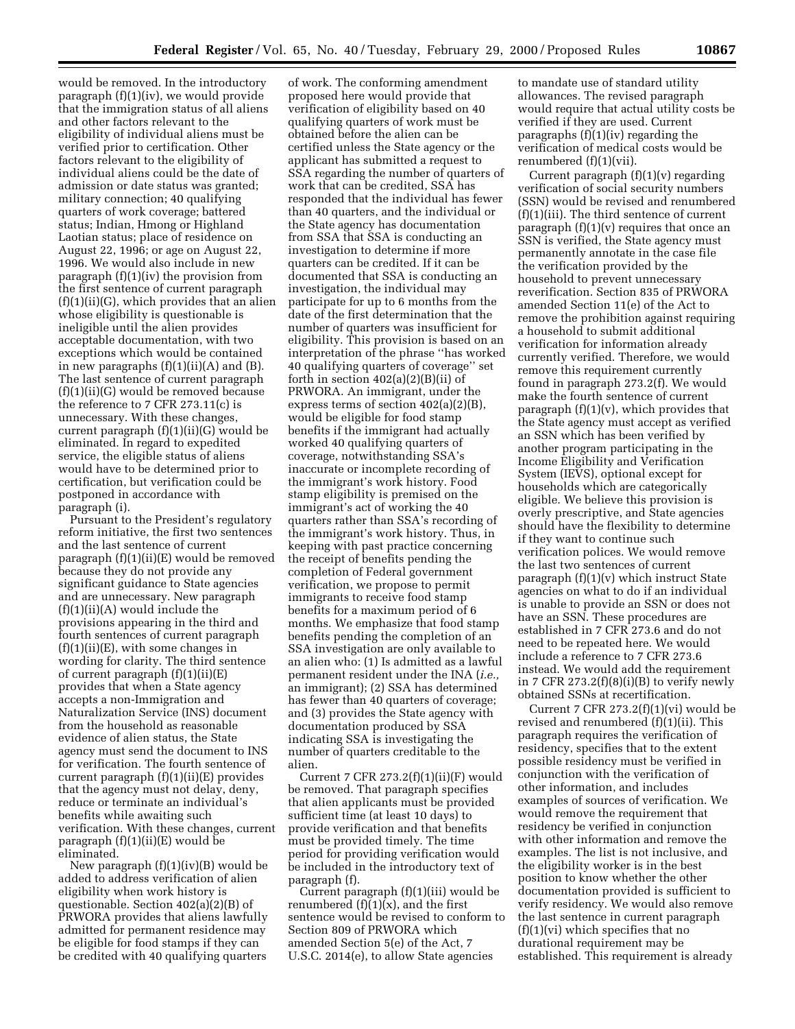would be removed. In the introductory paragraph (f)(1)(iv), we would provide that the immigration status of all aliens and other factors relevant to the eligibility of individual aliens must be verified prior to certification. Other factors relevant to the eligibility of individual aliens could be the date of admission or date status was granted; military connection; 40 qualifying quarters of work coverage; battered status; Indian, Hmong or Highland Laotian status; place of residence on August 22, 1996; or age on August 22, 1996. We would also include in new paragraph (f)(1)(iv) the provision from the first sentence of current paragraph (f)(1)(ii)(G), which provides that an alien whose eligibility is questionable is ineligible until the alien provides acceptable documentation, with two exceptions which would be contained in new paragraphs (f)(1)(ii)(A) and (B). The last sentence of current paragraph (f)(1)(ii)(G) would be removed because the reference to 7 CFR 273.11(c) is unnecessary. With these changes, current paragraph (f)(1)(ii)(G) would be eliminated. In regard to expedited service, the eligible status of aliens would have to be determined prior to certification, but verification could be postponed in accordance with paragraph (i).

Pursuant to the President's regulatory reform initiative, the first two sentences and the last sentence of current paragraph (f)(1)(ii)(E) would be removed because they do not provide any significant guidance to State agencies and are unnecessary. New paragraph (f)(1)(ii)(A) would include the provisions appearing in the third and fourth sentences of current paragraph (f)(1)(ii)(E), with some changes in wording for clarity. The third sentence of current paragraph (f)(1)(ii)(E) provides that when a State agency accepts a non-Immigration and Naturalization Service (INS) document from the household as reasonable evidence of alien status, the State agency must send the document to INS for verification. The fourth sentence of current paragraph (f)(1)(ii)(E) provides that the agency must not delay, deny, reduce or terminate an individual's benefits while awaiting such verification. With these changes, current paragraph (f)(1)(ii)(E) would be eliminated.

New paragraph (f)(1)(iv)(B) would be added to address verification of alien eligibility when work history is questionable. Section 402(a)(2)(B) of PRWORA provides that aliens lawfully admitted for permanent residence may be eligible for food stamps if they can be credited with 40 qualifying quarters of work. The conforming amendment proposed here would provide that verification of eligibility based on 40 qualifying quarters of work must be obtained before the alien can be certified unless the State agency or the applicant has submitted a request to SSA regarding the number of quarters of work that can be credited, SSA has responded that the individual has fewer than 40 quarters, and the individual or the State agency has documentation from SSA that SSA is conducting an investigation to determine if more quarters can be credited. If it can be documented that SSA is conducting an investigation, the individual may participate for up to 6 months from the date of the first determination that the number of quarters was insufficient for eligibility. This provision is based on an interpretation of the phrase "has worked 40 qualifying quarters of coverage" set forth in section 402(a)(2)(B)(ii) of PRWORA. An immigrant, under the express terms of section 402(a)(2)(B), would be eligible for food stamp benefits if the immigrant had actually worked 40 qualifying quarters of coverage, notwithstanding SSA's inaccurate or incomplete recording of the immigrant's work history. Food stamp eligibility is premised on the immigrant's act of working the 40 quarters rather than SSA's recording of the immigrant's work history. Thus, in keeping with past practice concerning the receipt of benefits pending the completion of Federal government verification, we propose to permit immigrants to receive food stamp benefits for a maximum period of 6 months. We emphasize that food stamp benefits pending the completion of an SSA investigation are only available to an alien who: (1) Is admitted as a lawful permanent resident under the INA (*i.e.,* an immigrant); (2) SSA has determined has fewer than 40 quarters of coverage; and (3) provides the State agency with documentation produced by SSA indicating SSA is investigating the number of quarters creditable to the alien.

Current 7 CFR 273.2(f)(1)(ii)(F) would be removed. That paragraph specifies that alien applicants must be provided sufficient time (at least 10 days) to provide verification and that benefits must be provided timely. The time period for providing verification would be included in the introductory text of paragraph (f).

Current paragraph (f)(1)(iii) would be renumbered (f)(1)(x), and the first sentence would be revised to conform to Section 809 of PRWORA which amended Section 5(e) of the Act, 7 U.S.C. 2014(e), to allow State agencies to mandate use of standard utility allowances. The revised paragraph would require that actual utility costs be verified if they are used. Current paragraphs (f)(1)(iv) regarding the verification of medical costs would be renumbered (f)(1)(vii).

Current paragraph (f)(1)(v) regarding verification of social security numbers (SSN) would be revised and renumbered (f)(1)(iii). The third sentence of current paragraph (f)(1)(v) requires that once an SSN is verified, the State agency must permanently annotate in the case file the verification provided by the household to prevent unnecessary reverification. Section 835 of PRWORA amended Section 11(e) of the Act to remove the prohibition against requiring a household to submit additional verification for information already currently verified. Therefore, we would remove this requirement currently found in paragraph 273.2(f). We would make the fourth sentence of current paragraph (f)(1)(v), which provides that the State agency must accept as verified an SSN which has been verified by another program participating in the Income Eligibility and Verification System (IEVS), optional except for households which are categorically eligible. We believe this provision is overly prescriptive, and State agencies should have the flexibility to determine if they want to continue such verification polices. We would remove the last two sentences of current paragraph (f)(1)(v) which instruct State agencies on what to do if an individual is unable to provide an SSN or does not have an SSN. These procedures are established in 7 CFR 273.6 and do not need to be repeated here. We would include a reference to 7 CFR 273.6 instead. We would add the requirement in 7 CFR 273.2(f)(8)(i)(B) to verify newly obtained SSNs at recertification.

Current 7 CFR 273.2(f)(1)(vi) would be revised and renumbered (f)(1)(ii). This paragraph requires the verification of residency, specifies that to the extent possible residency must be verified in conjunction with the verification of other information, and includes examples of sources of verification. We would remove the requirement that residency be verified in conjunction with other information and remove the examples. The list is not inclusive, and the eligibility worker is in the best position to know whether the other documentation provided is sufficient to verify residency. We would also remove the last sentence in current paragraph (f)(1)(vi) which specifies that no durational requirement may be established. This requirement is already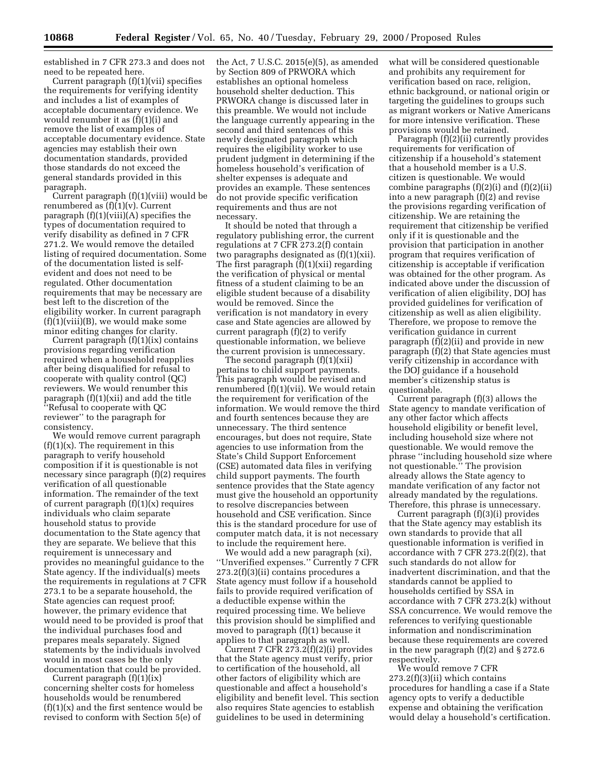established in 7 CFR 273.3 and does not need to be repeated here.

Current paragraph (f)(1)(vii) specifies the requirements for verifying identity and includes a list of examples of acceptable documentary evidence. We would renumber it as (f)(1)(i) and remove the list of examples of acceptable documentary evidence. State agencies may establish their own documentation standards, provided those standards do not exceed the general standards provided in this paragraph.

Current paragraph (f)(1)(viii) would be renumbered as (f)(1)(v). Current paragraph (f)(1)(viii)(A) specifies the types of documentation required to verify disability as defined in 7 CFR 271.2. We would remove the detailed listing of required documentation. Some of the documentation listed is self-evident and does not need to be regulated. Other documentation requirements that may be necessary are best left to the discretion of the eligibility worker. In current paragraph (f)(1)(viii)(B), we would make some minor editing changes for clarity.

Current paragraph (f)(1)(ix) contains provisions regarding verification required when a household reapplies after being disqualified for refusal to cooperate with quality control (QC) reviewers. We would renumber this paragraph (f)(1)(xii) and add the title "Refusal to cooperate with QC reviewer" to the paragraph for consistency.

We would remove current paragraph (f)(1)(x). The requirement in this paragraph to verify household composition if it is questionable is not necessary since paragraph (f)(2) requires verification of all questionable information. The remainder of the text of current paragraph (f)(1)(x) requires individuals who claim separate household status to provide documentation to the State agency that they are separate. We believe that this requirement is unnecessary and provides no meaningful guidance to the State agency. If the individual(s) meets the requirements in regulations at 7 CFR 273.1 to be a separate household, the State agencies can request proof; however, the primary evidence that would need to be provided is proof that the individual purchases food and prepares meals separately. Signed statements by the individuals involved would in most cases be the only documentation that could be provided.

Current paragraph (f)(1)(ix) concerning shelter costs for homeless households would be renumbered (f)(1)(x) and the first sentence would be revised to conform with Section 5(e) of the Act, 7 U.S.C. 2015(e)(5), as amended by Section 809 of PRWORA which establishes an optional homeless household shelter deduction. This PRWORA change is discussed later in this preamble. We would not include the language currently appearing in the second and third sentences of this newly designated paragraph which requires the eligibility worker to use prudent judgment in determining if the homeless household's verification of shelter expenses is adequate and provides an example. These sentences do not provide specific verification requirements and thus are not necessary.

It should be noted that through a regulatory publishing error, the current regulations at 7 CFR 273.2(f) contain two paragraphs designated as (f)(1)(xii). The first paragraph (f)(1)(xii) regarding the verification of physical or mental fitness of a student claiming to be an eligible student because of a disability would be removed. Since the verification is not mandatory in every case and State agencies are allowed by current paragraph (f)(2) to verify questionable information, we believe the current provision is unnecessary.

The second paragraph (f)(1)(xii) pertains to child support payments. This paragraph would be revised and renumbered (f)(1)(vii). We would retain the requirement for verification of the information. We would remove the third and fourth sentences because they are unnecessary. The third sentence encourages, but does not require, State agencies to use information from the State's Child Support Enforcement (CSE) automated data files in verifying child support payments. The fourth sentence provides that the State agency must give the household an opportunity to resolve discrepancies between household and CSE verification. Since this is the standard procedure for use of computer match data, it is not necessary to include the requirement here.

We would add a new paragraph (xi), "Unverified expenses." Currently 7 CFR 273.2(f)(3)(ii) contains procedures a State agency must follow if a household fails to provide required verification of a deductible expense within the required processing time. We believe this provision should be simplified and moved to paragraph (f)(1) because it applies to that paragraph as well.

Current 7 CFR 273.2(f)(2)(i) provides that the State agency must verify, prior to certification of the household, all other factors of eligibility which are questionable and affect a household's eligibility and benefit level. This section also requires State agencies to establish guidelines to be used in determining what will be considered questionable and prohibits any requirement for verification based on race, religion, ethnic background, or national origin or targeting the guidelines to groups such as migrant workers or Native Americans for more intensive verification. These provisions would be retained.

Paragraph (f)(2)(ii) currently provides requirements for verification of citizenship if a household's statement that a household member is a U.S. citizen is questionable. We would combine paragraphs (f)(2)(i) and (f)(2)(ii) into a new paragraph (f)(2) and revise the provisions regarding verification of citizenship. We are retaining the requirement that citizenship be verified only if it is questionable and the provision that participation in another program that requires verification of citizenship is acceptable if verification was obtained for the other program. As indicated above under the discussion of verification of alien eligibility, DOJ has provided guidelines for verification of citizenship as well as alien eligibility. Therefore, we propose to remove the verification guidance in current paragraph (f)(2)(ii) and provide in new paragraph (f)(2) that State agencies must verify citizenship in accordance with the DOJ guidance if a household member's citizenship status is questionable.

Current paragraph (f)(3) allows the State agency to mandate verification of any other factor which affects household eligibility or benefit level, including household size where not questionable. We would remove the phrase "including household size where not questionable." The provision already allows the State agency to mandate verification of any factor not already mandated by the regulations. Therefore, this phrase is unnecessary.

Current paragraph (f)(3)(i) provides that the State agency may establish its own standards to provide that all questionable information is verified in accordance with 7 CFR 273.2(f)(2), that such standards do not allow for inadvertent discrimination, and that the standards cannot be applied to households certified by SSA in accordance with 7 CFR 273.2(k) without SSA concurrence. We would remove the references to verifying questionable information and nondiscrimination because these requirements are covered in the new paragraph (f)(2) and § 272.6 respectively.

We would remove 7 CFR 273.2(f)(3)(ii) which contains procedures for handling a case if a State agency opts to verify a deductible expense and obtaining the verification would delay a household's certification.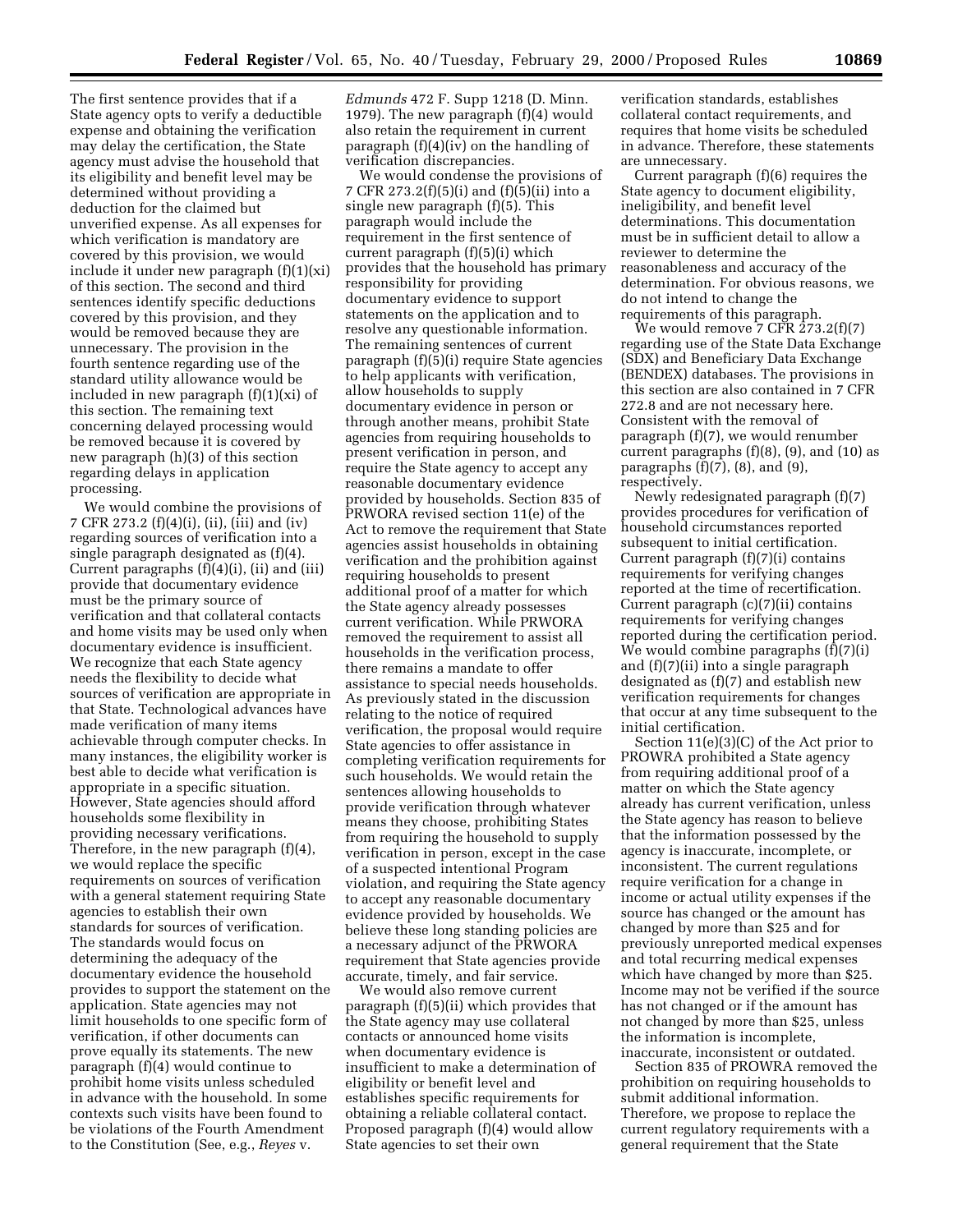The first sentence provides that if a State agency opts to verify a deductible expense and obtaining the verification may delay the certification, the State agency must advise the household that its eligibility and benefit level may be determined without providing a deduction for the claimed but unverified expense. As all expenses for which verification is mandatory are covered by this provision, we would include it under new paragraph (f)(1)(xi) of this section. The second and third sentences identify specific deductions covered by this provision, and they would be removed because they are unnecessary. The provision in the fourth sentence regarding use of the standard utility allowance would be included in new paragraph (f)(1)(xi) of this section. The remaining text concerning delayed processing would be removed because it is covered by new paragraph (h)(3) of this section regarding delays in application processing.

We would combine the provisions of 7 CFR 273.2 (f)(4)(i), (ii), (iii) and (iv) regarding sources of verification into a single paragraph designated as (f)(4). Current paragraphs (f)(4)(i), (ii) and (iii) provide that documentary evidence must be the primary source of verification and that collateral contacts and home visits may be used only when documentary evidence is insufficient. We recognize that each State agency needs the flexibility to decide what sources of verification are appropriate in that State. Technological advances have made verification of many items achievable through computer checks. In many instances, the eligibility worker is best able to decide what verification is appropriate in a specific situation. However, State agencies should afford households some flexibility in providing necessary verifications. Therefore, in the new paragraph (f)(4), we would replace the specific requirements on sources of verification with a general statement requiring State agencies to establish their own standards for sources of verification. The standards would focus on determining the adequacy of the documentary evidence the household provides to support the statement on the application. State agencies may not limit households to one specific form of verification, if other documents can prove equally its statements. The new paragraph (f)(4) would continue to prohibit home visits unless scheduled in advance with the household. In some contexts such visits have been found to be violations of the Fourth Amendment to the Constitution (See, e.g., *Reyes* v. *Edmunds* 472 F. Supp 1218 (D. Minn. 1979). The new paragraph (f)(4) would also retain the requirement in current paragraph (f)(4)(iv) on the handling of verification discrepancies.

We would condense the provisions of 7 CFR 273.2(f)(5)(i) and (f)(5)(ii) into a single new paragraph (f)(5). This paragraph would include the requirement in the first sentence of current paragraph (f)(5)(i) which provides that the household has primary responsibility for providing documentary evidence to support statements on the application and to resolve any questionable information. The remaining sentences of current paragraph (f)(5)(i) require State agencies to help applicants with verification, allow households to supply documentary evidence in person or through another means, prohibit State agencies from requiring households to present verification in person, and require the State agency to accept any reasonable documentary evidence provided by households. Section 835 of PRWORA revised section 11(e) of the Act to remove the requirement that State agencies assist households in obtaining verification and the prohibition against requiring households to present additional proof of a matter for which the State agency already possesses current verification. While PRWORA removed the requirement to assist all households in the verification process, there remains a mandate to offer assistance to special needs households. As previously stated in the discussion relating to the notice of required verification, the proposal would require State agencies to offer assistance in completing verification requirements for such households. We would retain the sentences allowing households to provide verification through whatever means they choose, prohibiting States from requiring the household to supply verification in person, except in the case of a suspected intentional Program violation, and requiring the State agency to accept any reasonable documentary evidence provided by households. We believe these long standing policies are a necessary adjunct of the PRWORA requirement that State agencies provide accurate, timely, and fair service.

We would also remove current paragraph (f)(5)(ii) which provides that the State agency may use collateral contacts or announced home visits when documentary evidence is insufficient to make a determination of eligibility or benefit level and establishes specific requirements for obtaining a reliable collateral contact. Proposed paragraph (f)(4) would allow State agencies to set their own verification standards, establishes collateral contact requirements, and requires that home visits be scheduled in advance. Therefore, these statements are unnecessary.

Current paragraph (f)(6) requires the State agency to document eligibility, ineligibility, and benefit level determinations. This documentation must be in sufficient detail to allow a reviewer to determine the reasonableness and accuracy of the determination. For obvious reasons, we do not intend to change the requirements of this paragraph.

We would remove 7 CFR 273.2(f)(7) regarding use of the State Data Exchange (SDX) and Beneficiary Data Exchange (BENDEX) databases. The provisions in this section are also contained in 7 CFR 272.8 and are not necessary here. Consistent with the removal of paragraph (f)(7), we would renumber current paragraphs (f)(8), (9), and (10) as paragraphs (f)(7), (8), and (9), respectively.

Newly redesignated paragraph (f)(7) provides procedures for verification of household circumstances reported subsequent to initial certification. Current paragraph (f)(7)(i) contains requirements for verifying changes reported at the time of recertification. Current paragraph (c)(7)(ii) contains requirements for verifying changes reported during the certification period. We would combine paragraphs (f)(7)(i) and (f)(7)(ii) into a single paragraph designated as (f)(7) and establish new verification requirements for changes that occur at any time subsequent to the initial certification.

Section 11(e)(3)(C) of the Act prior to PROWRA prohibited a State agency from requiring additional proof of a matter on which the State agency already has current verification, unless the State agency has reason to believe that the information possessed by the agency is inaccurate, incomplete, or inconsistent. The current regulations require verification for a change in income or actual utility expenses if the source has changed or the amount has changed by more than $25 and for previously unreported medical expenses and total recurring medical expenses which have changed by more than $25. Income may not be verified if the source has not changed or if the amount has not changed by more than $25, unless the information is incomplete, inaccurate, inconsistent or outdated.

Section 835 of PROWRA removed the prohibition on requiring households to submit additional information. Therefore, we propose to replace the current regulatory requirements with a general requirement that the State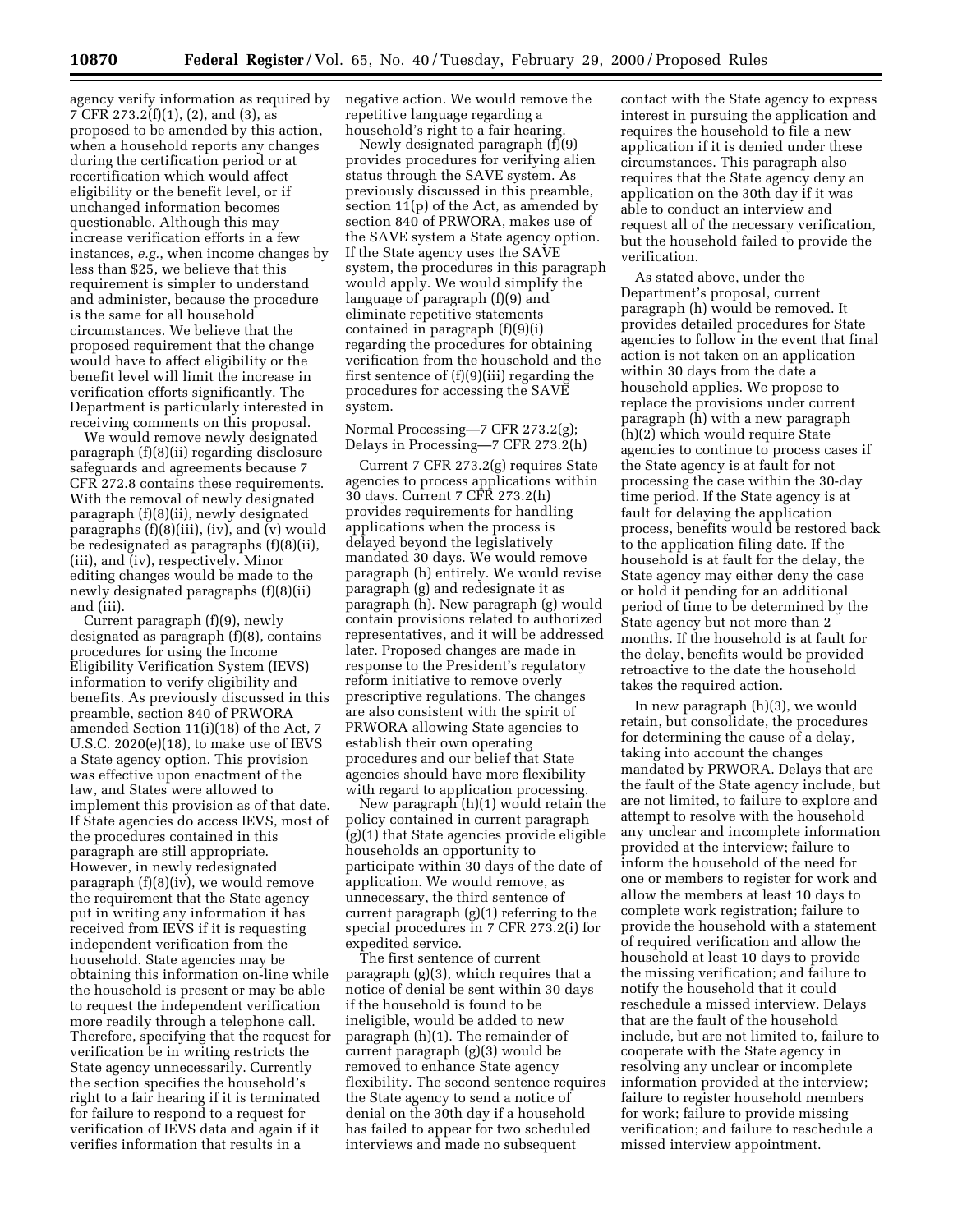agency verify information as required by 7 CFR 273.2(f)(1), (2), and (3), as proposed to be amended by this action, when a household reports any changes during the certification period or at recertification which would affect eligibility or the benefit level, or if unchanged information becomes questionable. Although this may increase verification efforts in a few instances, *e.g.*, when income changes by less than $25, we believe that this requirement is simpler to understand and administer, because the procedure is the same for all household circumstances. We believe that the proposed requirement that the change would have to affect eligibility or the benefit level will limit the increase in verification efforts significantly. The Department is particularly interested in receiving comments on this proposal.

We would remove newly designated paragraph (f)(8)(ii) regarding disclosure safeguards and agreements because 7 CFR 272.8 contains these requirements. With the removal of newly designated paragraph (f)(8)(ii), newly designated paragraphs (f)(8)(iii), (iv), and (v) would be redesignated as paragraphs (f)(8)(ii), (iii), and (iv), respectively. Minor editing changes would be made to the newly designated paragraphs (f)(8)(ii) and (iii).

Current paragraph (f)(9), newly designated as paragraph (f)(8), contains procedures for using the Income Eligibility Verification System (IEVS) information to verify eligibility and benefits. As previously discussed in this preamble, section 840 of PRWORA amended Section 11(i)(18) of the Act, 7 U.S.C. 2020(e)(18), to make use of IEVS a State agency option. This provision was effective upon enactment of the law, and States were allowed to implement this provision as of that date. If State agencies do access IEVS, most of the procedures contained in this paragraph are still appropriate. However, in newly redesignated paragraph (f)(8)(iv), we would remove the requirement that the State agency put in writing any information it has received from IEVS if it is requesting independent verification from the household. State agencies may be obtaining this information on-line while the household is present or may be able to request the independent verification more readily through a telephone call. Therefore, specifying that the request for verification be in writing restricts the State agency unnecessarily. Currently the section specifies the household's right to a fair hearing if it is terminated for failure to respond to a request for verification of IEVS data and again if it verifies information that results in a negative action. We would remove the repetitive language regarding a household's right to a fair hearing.

Newly designated paragraph (f)(9) provides procedures for verifying alien status through the SAVE system. As previously discussed in this preamble, section 11(p) of the Act, as amended by section 840 of PRWORA, makes use of the SAVE system a State agency option. If the State agency uses the SAVE system, the procedures in this paragraph would apply. We would simplify the language of paragraph (f)(9) and eliminate repetitive statements contained in paragraph (f)(9)(i) regarding the procedures for obtaining verification from the household and the first sentence of (f)(9)(iii) regarding the procedures for accessing the SAVE system.

Normal Processing—7 CFR 273.2(g); Delays in Processing—7 CFR 273.2(h)

Current 7 CFR 273.2(g) requires State agencies to process applications within 30 days. Current 7 CFR 273.2(h) provides requirements for handling applications when the process is delayed beyond the legislatively mandated 30 days. We would remove paragraph (h) entirely. We would revise paragraph (g) and redesignate it as paragraph (h). New paragraph (g) would contain provisions related to authorized representatives, and it will be addressed later. Proposed changes are made in response to the President's regulatory reform initiative to remove overly prescriptive regulations. The changes are also consistent with the spirit of PRWORA allowing State agencies to establish their own operating procedures and our belief that State agencies should have more flexibility with regard to application processing.

New paragraph (h)(1) would retain the policy contained in current paragraph (g)(1) that State agencies provide eligible households an opportunity to participate within 30 days of the date of application. We would remove, as unnecessary, the third sentence of current paragraph (g)(1) referring to the special procedures in 7 CFR 273.2(i) for expedited service.

The first sentence of current paragraph (g)(3), which requires that a notice of denial be sent within 30 days if the household is found to be ineligible, would be added to new paragraph (h)(1). The remainder of current paragraph (g)(3) would be removed to enhance State agency flexibility. The second sentence requires the State agency to send a notice of denial on the 30th day if a household has failed to appear for two scheduled interviews and made no subsequent contact with the State agency to express interest in pursuing the application and requires the household to file a new application if it is denied under these circumstances. This paragraph also requires that the State agency deny an application on the 30th day if it was able to conduct an interview and request all of the necessary verification, but the household failed to provide the verification.

As stated above, under the Department's proposal, current paragraph (h) would be removed. It provides detailed procedures for State agencies to follow in the event that final action is not taken on an application within 30 days from the date a household applies. We propose to replace the provisions under current paragraph (h) with a new paragraph (h)(2) which would require State agencies to continue to process cases if the State agency is at fault for not processing the case within the 30-day time period. If the State agency is at fault for delaying the application process, benefits would be restored back to the application filing date. If the household is at fault for the delay, the State agency may either deny the case or hold it pending for an additional period of time to be determined by the State agency but not more than 2 months. If the household is at fault for the delay, benefits would be provided retroactive to the date the household takes the required action.

In new paragraph (h)(3), we would retain, but consolidate, the procedures for determining the cause of a delay, taking into account the changes mandated by PRWORA. Delays that are the fault of the State agency include, but are not limited, to failure to explore and attempt to resolve with the household any unclear and incomplete information provided at the interview; failure to inform the household of the need for one or members to register for work and allow the members at least 10 days to complete work registration; failure to provide the household with a statement of required verification and allow the household at least 10 days to provide the missing verification; and failure to notify the household that it could reschedule a missed interview. Delays that are the fault of the household include, but are not limited to, failure to cooperate with the State agency in resolving any unclear or incomplete information provided at the interview; failure to register household members for work; failure to provide missing verification; and failure to reschedule a missed interview appointment.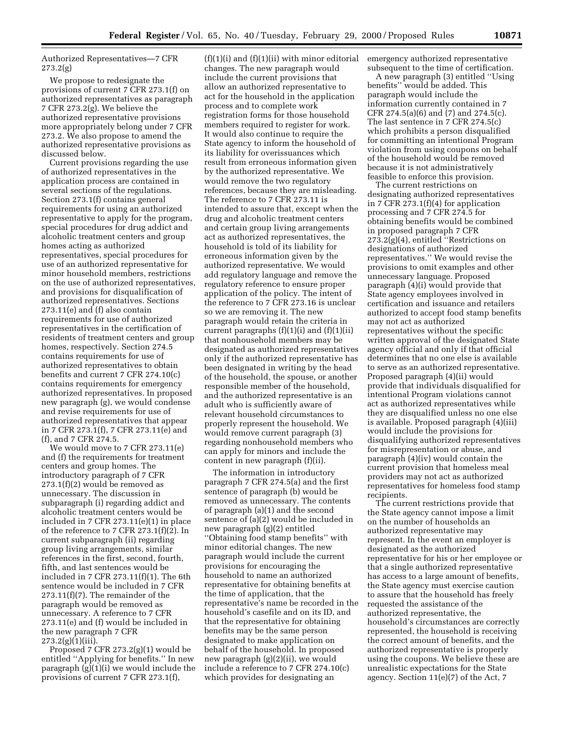Authorized Representatives—7 CFR 273.2(g)

We propose to redesignate the provisions of current 7 CFR 273.1(f) on authorized representatives as paragraph 7 CFR 273.2(g). We believe the authorized representative provisions more appropriately belong under 7 CFR 273.2. We also propose to amend the authorized representative provisions as discussed below.

Current provisions regarding the use of authorized representatives in the application process are contained in several sections of the regulations. Section 273.1(f) contains general requirements for using an authorized representative to apply for the program, special procedures for drug addict and alcoholic treatment centers and group homes acting as authorized representatives, special procedures for use of an authorized representative for minor household members, restrictions on the use of authorized representatives, and provisions for disqualification of authorized representatives. Sections 273.11(e) and (f) also contain requirements for use of authorized representatives in the certification of residents of treatment centers and group homes, respectively. Section 274.5 contains requirements for use of authorized representatives to obtain benefits and current 7 CFR 274.10(c) contains requirements for emergency authorized representatives. In proposed new paragraph (g), we would condense and revise requirements for use of authorized representatives that appear in 7 CFR 273.1(f), 7 CFR 273.11(e) and (f), and 7 CFR 274.5.

We would move to 7 CFR 273.11(e) and (f) the requirements for treatment centers and group homes. The introductory paragraph of 7 CFR 273.1(f)(2) would be removed as unnecessary. The discussion in subparagraph (i) regarding addict and alcoholic treatment centers would be included in 7 CFR 273.11(e)(1) in place of the reference to 7 CFR 273.1(f)(2). In current subparagraph (ii) regarding group living arrangements, similar references in the first, second, fourth, fifth, and last sentences would be included in 7 CFR 273.11(f)(1). The 6th sentence would be included in 7 CFR 273.11(f)(7). The remainder of the paragraph would be removed as unnecessary. A reference to 7 CFR 273.11(e) and (f) would be included in the new paragraph 7 CFR 273.2(g)(1)(iii).

Proposed 7 CFR 273.2(g)(1) would be entitled ''Applying for benefits.'' In new paragraph (g)(1)(i) we would include the provisions of current 7 CFR 273.1(f), (f)(1)(i) and (f)(1)(ii) with minor editorial changes. The new paragraph would include the current provisions that allow an authorized representative to act for the household in the application process and to complete work registration forms for those household members required to register for work. It would also continue to require the State agency to inform the household of its liability for overissuances which result from erroneous information given by the authorized representative. We would remove the two regulatory references, because they are misleading. The reference to 7 CFR 273.11 is intended to assure that, except when the drug and alcoholic treatment centers and certain group living arrangements act as authorized representatives, the household is told of its liability for erroneous information given by the authorized representative. We would add regulatory language and remove the regulatory reference to ensure proper application of the policy. The intent of the reference to 7 CFR 273.16 is unclear so we are removing it. The new paragraph would retain the criteria in current paragraphs (f)(1)(i) and (f)(1)(ii) that nonhousehold members may be designated as authorized representatives only if the authorized representative has been designated in writing by the head of the household, the spouse, or another responsible member of the household, and the authorized representative is an adult who is sufficiently aware of relevant household circumstances to properly represent the household. We would remove current paragraph (3) regarding nonhousehold members who can apply for minors and include the content in new paragraph (f)(ii).

The information in introductory paragraph 7 CFR 274.5(a) and the first sentence of paragraph (b) would be removed as unnecessary. The contents of paragraph (a)(1) and the second sentence of (a)(2) would be included in new paragraph (g)(2) entitled ''Obtaining food stamp benefits'' with minor editorial changes. The new paragraph would include the current provisions for encouraging the household to name an authorized representative for obtaining benefits at the time of application, that the representative's name be recorded in the household's casefile and on its ID, and that the representative for obtaining benefits may be the same person designated to make application on behalf of the household. In proposed new paragraph (g)(2)(ii), we would include a reference to 7 CFR 274.10(c) which provides for designating an emergency authorized representative subsequent to the time of certification.

A new paragraph (3) entitled ''Using benefits'' would be added. This paragraph would include the information currently contained in 7 CFR 274.5(a)(6) and (7) and 274.5(c). The last sentence in 7 CFR 274.5(c) which prohibits a person disqualified for committing an intentional Program violation from using coupons on behalf of the household would be removed because it is not administratively feasible to enforce this provision.

The current restrictions on designating authorized representatives in 7 CFR 273.1(f)(4) for application processing and 7 CFR 274.5 for obtaining benefits would be combined in proposed paragraph 7 CFR 273.2(g)(4), entitled ''Restrictions on designations of authorized representatives.'' We would revise the provisions to omit examples and other unnecessary language. Proposed paragraph (4)(i) would provide that State agency employees involved in certification and issuance and retailers authorized to accept food stamp benefits may not act as authorized representatives without the specific written approval of the designated State agency official and only if that official determines that no one else is available to serve as an authorized representative. Proposed paragraph (4)(ii) would provide that individuals disqualified for intentional Program violations cannot act as authorized representatives while they are disqualified unless no one else is available. Proposed paragraph (4)(iii) would include the provisions for disqualifying authorized representatives for misrepresentation or abuse, and paragraph (4)(iv) would contain the current provision that homeless meal providers may not act as authorized representatives for homeless food stamp recipients.

The current restrictions provide that the State agency cannot impose a limit on the number of households an authorized representative may represent. In the event an employer is designated as the authorized representative for his or her employee or that a single authorized representative has access to a large amount of benefits, the State agency must exercise caution to assure that the household has freely requested the assistance of the authorized representative, the household's circumstances are correctly represented, the household is receiving the correct amount of benefits, and the authorized representative is properly using the coupons. We believe these are unrealistic expectations for the State agency. Section 11(e)(7) of the Act, 7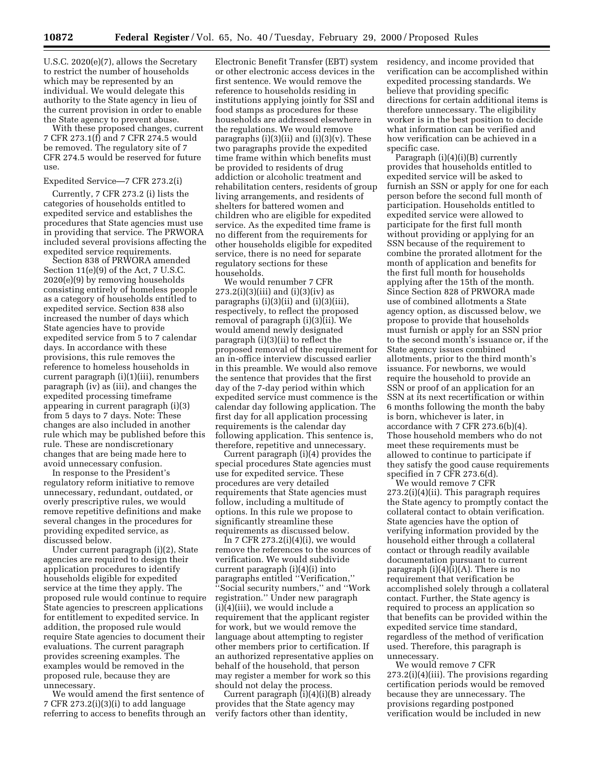U.S.C. 2020(e)(7), allows the Secretary to restrict the number of households which may be represented by an individual. We would delegate this authority to the State agency in lieu of the current provision in order to enable the State agency to prevent abuse.

With these proposed changes, current 7 CFR 273.1(f) and 7 CFR 274.5 would be removed. The regulatory site of 7 CFR 274.5 would be reserved for future use.

Expedited Service—7 CFR 273.2(i)

Currently, 7 CFR 273.2 (i) lists the categories of households entitled to expedited service and establishes the procedures that State agencies must use in providing that service. The PRWORA included several provisions affecting the expedited service requirements.

Section 838 of PRWORA amended Section 11(e)(9) of the Act, 7 U.S.C. 2020(e)(9) by removing households consisting entirely of homeless people as a category of households entitled to expedited service. Section 838 also increased the number of days which State agencies have to provide expedited service from 5 to 7 calendar days. In accordance with these provisions, this rule removes the reference to homeless households in current paragraph (i)(1)(iii), renumbers paragraph (iv) as (iii), and changes the expedited processing timeframe appearing in current paragraph (i)(3) from 5 days to 7 days. Note: These changes are also included in another rule which may be published before this rule. These are nondiscretionary changes that are being made here to avoid unnecessary confusion.

In response to the President's regulatory reform initiative to remove unnecessary, redundant, outdated, or overly prescriptive rules, we would remove repetitive definitions and make several changes in the procedures for providing expedited service, as discussed below.

Under current paragraph (i)(2), State agencies are required to design their application procedures to identify households eligible for expedited service at the time they apply. The proposed rule would continue to require State agencies to prescreen applications for entitlement to expedited service. In addition, the proposed rule would require State agencies to document their evaluations. The current paragraph provides screening examples. The examples would be removed in the proposed rule, because they are unnecessary.

We would amend the first sentence of 7 CFR 273.2(i)(3)(i) to add language referring to access to benefits through an Electronic Benefit Transfer (EBT) system or other electronic access devices in the first sentence. We would remove the reference to households residing in institutions applying jointly for SSI and food stamps as procedures for these households are addressed elsewhere in the regulations. We would remove paragraphs (i)(3)(ii) and (i)(3)(v). These two paragraphs provide the expedited time frame within which benefits must be provided to residents of drug addiction or alcoholic treatment and rehabilitation centers, residents of group living arrangements, and residents of shelters for battered women and children who are eligible for expedited service. As the expedited time frame is no different from the requirements for other households eligible for expedited service, there is no need for separate regulatory sections for these households.

We would renumber 7 CFR 273.2(i)(3)(iii) and (i)(3)(iv) as paragraphs (i)(3)(ii) and (i)(3)(iii), respectively, to reflect the proposed removal of paragraph (i)(3)(ii). We would amend newly designated paragraph (i)(3)(ii) to reflect the proposed removal of the requirement for an in-office interview discussed earlier in this preamble. We would also remove the sentence that provides that the first day of the 7-day period within which expedited service must commence is the calendar day following application. The first day for all application processing requirements is the calendar day following application. This sentence is, therefore, repetitive and unnecessary.

Current paragraph (i)(4) provides the special procedures State agencies must use for expedited service. These procedures are very detailed requirements that State agencies must follow, including a multitude of options. In this rule we propose to significantly streamline these requirements as discussed below.

In 7 CFR 273.2(i)(4)(i), we would remove the references to the sources of verification. We would subdivide current paragraph (i)(4)(i) into paragraphs entitled "Verification," "Social security numbers," and "Work registration." Under new paragraph (i)(4)(iii), we would include a requirement that the applicant register for work, but we would remove the language about attempting to register other members prior to certification. If an authorized representative applies on behalf of the household, that person may register a member for work so this should not delay the process.

Current paragraph (i)(4)(i)(B) already provides that the State agency may verify factors other than identity, residency, and income provided that verification can be accomplished within expedited processing standards. We believe that providing specific directions for certain additional items is therefore unnecessary. The eligibility worker is in the best position to decide what information can be verified and how verification can be achieved in a specific case.

Paragraph (i)(4)(i)(B) currently provides that households entitled to expedited service will be asked to furnish an SSN or apply for one for each person before the second full month of participation. Households entitled to expedited service were allowed to participate for the first full month without providing or applying for an SSN because of the requirement to combine the prorated allotment for the month of application and benefits for the first full month for households applying after the 15th of the month. Since Section 828 of PRWORA made use of combined allotments a State agency option, as discussed below, we propose to provide that households must furnish or apply for an SSN prior to the second month's issuance or, if the State agency issues combined allotments, prior to the third month's issuance. For newborns, we would require the household to provide an SSN or proof of an application for an SSN at its next recertification or within 6 months following the month the baby is born, whichever is later, in accordance with 7 CFR 273.6(b)(4). Those household members who do not meet these requirements must be allowed to continue to participate if they satisfy the good cause requirements specified in 7 CFR 273.6(d).

We would remove 7 CFR 273.2(i)(4)(ii). This paragraph requires the State agency to promptly contact the collateral contact to obtain verification. State agencies have the option of verifying information provided by the household either through a collateral contact or through readily available documentation pursuant to current paragraph (i)(4)(i)(A). There is no requirement that verification be accomplished solely through a collateral contact. Further, the State agency is required to process an application so that benefits can be provided within the expedited service time standard, regardless of the method of verification used. Therefore, this paragraph is unnecessary.

We would remove 7 CFR 273.2(i)(4)(iii). The provisions regarding certification periods would be removed because they are unnecessary. The provisions regarding postponed verification would be included in new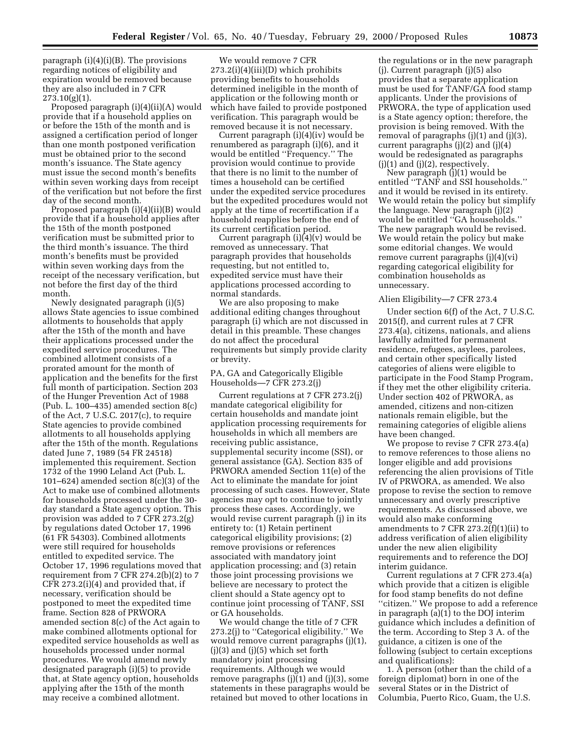paragraph (i)(4)(i)(B). The provisions regarding notices of eligibility and expiration would be removed because they are also included in 7 CFR 273.10(g)(1).

Proposed paragraph (i)(4)(ii)(A) would provide that if a household applies on or before the 15th of the month and is assigned a certification period of longer than one month postponed verification must be obtained prior to the second month's issuance. The State agency must issue the second month's benefits within seven working days from receipt of the verification but not before the first day of the second month.

Proposed paragraph (i)(4)(ii)(B) would provide that if a household applies after the 15th of the month postponed verification must be submitted prior to the third month's issuance. The third month's benefits must be provided within seven working days from the receipt of the necessary verification, but not before the first day of the third month.

Newly designated paragraph (i)(5) allows State agencies to issue combined allotments to households that apply after the 15th of the month and have their applications processed under the expedited service procedures. The combined allotment consists of a prorated amount for the month of application and the benefits for the first full month of participation. Section 203 of the Hunger Prevention Act of 1988 (Pub. L. 100–435) amended section 8(c) of the Act, 7 U.S.C. 2017(c), to require State agencies to provide combined allotments to all households applying after the 15th of the month. Regulations dated June 7, 1989 (54 FR 24518) implemented this requirement. Section 1732 of the 1990 Leland Act (Pub. L. 101–624) amended section 8(c)(3) of the Act to make use of combined allotments for households processed under the 30-day standard a State agency option. This provision was added to 7 CFR 273.2(g) by regulations dated October 17, 1996 (61 FR 54303). Combined allotments were still required for households entitled to expedited service. The October 17, 1996 regulations moved that requirement from 7 CFR 274.2(b)(2) to 7 CFR 273.2(i)(4) and provided that, if necessary, verification should be postponed to meet the expedited time frame. Section 828 of PRWORA amended section 8(c) of the Act again to make combined allotments optional for expedited service households as well as households processed under normal procedures. We would amend newly designated paragraph (i)(5) to provide that, at State agency option, households applying after the 15th of the month may receive a combined allotment.

We would remove 7 CFR 273.2(i)(4)(iii)(D) which prohibits providing benefits to households determined ineligible in the month of application or the following month or which have failed to provide postponed verification. This paragraph would be removed because it is not necessary.

Current paragraph (i)(4)(iv) would be renumbered as paragraph (i)(6), and it would be entitled "Frequency." The provision would continue to provide that there is no limit to the number of times a household can be certified under the expedited service procedures but the expedited procedures would not apply at the time of recertification if a household reapplies before the end of its current certification period.

Current paragraph (i)(4)(v) would be removed as unnecessary. That paragraph provides that households requesting, but not entitled to, expedited service must have their applications processed according to normal standards.

We are also proposing to make additional editing changes throughout paragraph (i) which are not discussed in detail in this preamble. These changes do not affect the procedural requirements but simply provide clarity or brevity.

### PA, GA and Categorically Eligible Households—7 CFR 273.2(j)

Current regulations at 7 CFR 273.2(j) mandate categorical eligibility for certain households and mandate joint application processing requirements for households in which all members are receiving public assistance, supplemental security income (SSI), or general assistance (GA). Section 835 of PRWORA amended Section 11(e) of the Act to eliminate the mandate for joint processing of such cases. However, State agencies may opt to continue to jointly process these cases. Accordingly, we would revise current paragraph (j) in its entirety to: (1) Retain pertinent categorical eligibility provisions; (2) remove provisions or references associated with mandatory joint application processing; and (3) retain those joint processing provisions we believe are necessary to protect the client should a State agency opt to continue joint processing of TANF, SSI or GA households.

We would change the title of 7 CFR 273.2(j) to "Categorical eligibility." We would remove current paragraphs (j)(1), (j)(3) and (j)(5) which set forth mandatory joint processing requirements. Although we would remove paragraphs (j)(1) and (j)(3), some statements in these paragraphs would be retained but moved to other locations in the regulations or in the new paragraph (j). Current paragraph (j)(5) also provides that a separate application must be used for TANF/GA food stamp applicants. Under the provisions of PRWORA, the type of application used is a State agency option; therefore, the provision is being removed. With the removal of paragraphs (j)(1) and (j)(3), current paragraphs (j)(2) and (j)(4) would be redesignated as paragraphs (j)(1) and (j)(2), respectively.

New paragraph (j)(1) would be entitled "TANF and SSI households." and it would be revised in its entirety. We would retain the policy but simplify the language. New paragraph (j)(2) would be entitled "GA households." The new paragraph would be revised. We would retain the policy but make some editorial changes. We would remove current paragraphs (j)(4)(vi) regarding categorical eligibility for combination households as unnecessary.

### Alien Eligibility—7 CFR 273.4

Under section 6(f) of the Act, 7 U.S.C. 2015(f), and current rules at 7 CFR 273.4(a), citizens, nationals, and aliens lawfully admitted for permanent residence, refugees, asylees, parolees, and certain other specifically listed categories of aliens were eligible to participate in the Food Stamp Program, if they met the other eligibility criteria. Under section 402 of PRWORA, as amended, citizens and non-citizen nationals remain eligible, but the remaining categories of eligible aliens have been changed.

We propose to revise 7 CFR 273.4(a) to remove references to those aliens no longer eligible and add provisions referencing the alien provisions of Title IV of PRWORA, as amended. We also propose to revise the section to remove unnecessary and overly prescriptive requirements. As discussed above, we would also make conforming amendments to 7 CFR 273.2(f)(1)(ii) to address verification of alien eligibility under the new alien eligibility requirements and to reference the DOJ interim guidance.

Current regulations at 7 CFR 273.4(a) which provide that a citizen is eligible for food stamp benefits do not define "citizen." We propose to add a reference in paragraph (a)(1) to the DOJ interim guidance which includes a definition of the term. According to Step 3 A. of the guidance, a citizen is one of the following (subject to certain exceptions and qualifications):

1. A person (other than the child of a foreign diplomat) born in one of the several States or in the District of Columbia, Puerto Rico, Guam, the U.S.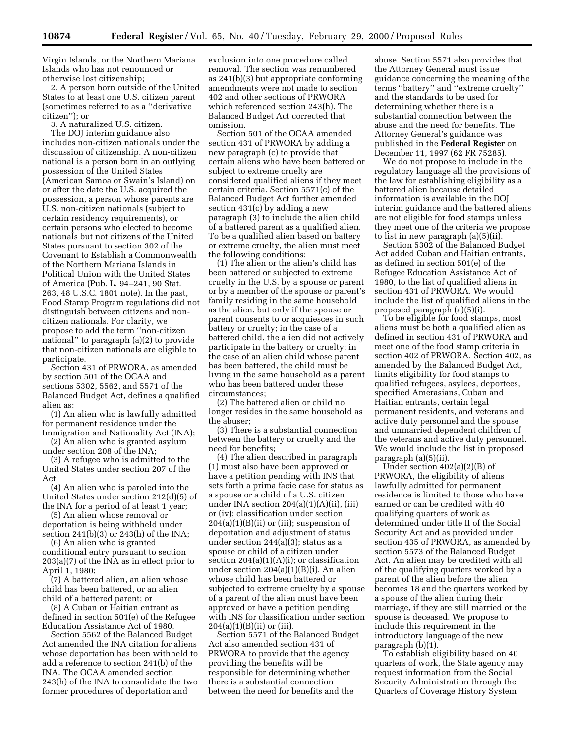Virgin Islands, or the Northern Mariana Islands who has not renounced or otherwise lost citizenship;

2. A person born outside of the United States to at least one U.S. citizen parent (sometimes referred to as a ''derivative citizen''); or

3. A naturalized U.S. citizen.

The DOJ interim guidance also includes non-citizen nationals under the discussion of citizenship. A non-citizen national is a person born in an outlying possession of the United States (American Samoa or Swain's Island) on or after the date the U.S. acquired the possession, a person whose parents are U.S. non-citizen nationals (subject to certain residency requirements), or certain persons who elected to become nationals but not citizens of the United States pursuant to section 302 of the Covenant to Establish a Commonwealth of the Northern Mariana Islands in Political Union with the United States of America (Pub. L. 94–241, 90 Stat. 263, 48 U.S.C. 1801 note). In the past, Food Stamp Program regulations did not distinguish between citizens and non-citizen nationals. For clarity, we propose to add the term ''non-citizen national'' to paragraph (a)(2) to provide that non-citizen nationals are eligible to participate.

Section 431 of PRWORA, as amended by section 501 of the OCAA and sections 5302, 5562, and 5571 of the Balanced Budget Act, defines a qualified alien as:

(1) An alien who is lawfully admitted for permanent residence under the Immigration and Nationality Act (INA);

(2) An alien who is granted asylum under section 208 of the INA;

(3) A refugee who is admitted to the United States under section 207 of the Act;

(4) An alien who is paroled into the United States under section 212(d)(5) of the INA for a period of at least 1 year;

(5) An alien whose removal or deportation is being withheld under section 241(b)(3) or 243(h) of the INA;

(6) An alien who is granted conditional entry pursuant to section 203(a)(7) of the INA as in effect prior to April 1, 1980;

(7) A battered alien, an alien whose child has been battered, or an alien child of a battered parent; or

(8) A Cuban or Haitian entrant as defined in section 501(e) of the Refugee Education Assistance Act of 1980.

Section 5562 of the Balanced Budget Act amended the INA citation for aliens whose deportation has been withheld to add a reference to section 241(b) of the INA. The OCAA amended section 243(h) of the INA to consolidate the two former procedures of deportation and exclusion into one procedure called removal. The section was renumbered as 241(b)(3) but appropriate conforming amendments were not made to section 402 and other sections of PRWORA which referenced section 243(h). The Balanced Budget Act corrected that omission.

Section 501 of the OCAA amended section 431 of PRWORA by adding a new paragraph (c) to provide that certain aliens who have been battered or subject to extreme cruelty are considered qualified aliens if they meet certain criteria. Section 5571(c) of the Balanced Budget Act further amended section 431(c) by adding a new paragraph (3) to include the alien child of a battered parent as a qualified alien. To be a qualified alien based on battery or extreme cruelty, the alien must meet the following conditions:

(1) The alien or the alien's child has been battered or subjected to extreme cruelty in the U.S. by a spouse or parent or by a member of the spouse or parent's family residing in the same household as the alien, but only if the spouse or parent consents to or acquiesces in such battery or cruelty; in the case of a battered child, the alien did not actively participate in the battery or cruelty; in the case of an alien child whose parent has been battered, the child must be living in the same household as a parent who has been battered under these circumstances;

(2) The battered alien or child no longer resides in the same household as the abuser;

(3) There is a substantial connection between the battery or cruelty and the need for benefits;

(4) The alien described in paragraph (1) must also have been approved or have a petition pending with INS that sets forth a prima facie case for status as a spouse or a child of a U.S. citizen under INA section 204(a)(1)(A)(ii), (iii) or (iv); classification under section 204(a)(1)(B)(ii) or (iii); suspension of deportation and adjustment of status under section 244(a)(3); status as a spouse or child of a citizen under section 204(a)(1)(A)(i); or classification under section 204(a)(1)(B)(i). An alien whose child has been battered or subjected to extreme cruelty by a spouse of a parent of the alien must have been approved or have a petition pending with INS for classification under section 204(a)(1)(B)(ii) or (iii).

Section 5571 of the Balanced Budget Act also amended section 431 of PRWORA to provide that the agency providing the benefits will be responsible for determining whether there is a substantial connection between the need for benefits and the abuse. Section 5571 also provides that the Attorney General must issue guidance concerning the meaning of the terms ''battery'' and ''extreme cruelty'' and the standards to be used for determining whether there is a substantial connection between the abuse and the need for benefits. The Attorney General's guidance was published in the **Federal Register** on December 11, 1997 (62 FR 75285).

We do not propose to include in the regulatory language all the provisions of the law for establishing eligibility as a battered alien because detailed information is available in the DOJ interim guidance and the battered aliens are not eligible for food stamps unless they meet one of the criteria we propose to list in new paragraph (a)(5)(ii).

Section 5302 of the Balanced Budget Act added Cuban and Haitian entrants, as defined in section 501(e) of the Refugee Education Assistance Act of 1980, to the list of qualified aliens in section 431 of PRWORA. We would include the list of qualified aliens in the proposed paragraph (a)(5)(i).

To be eligible for food stamps, most aliens must be both a qualified alien as defined in section 431 of PRWORA and meet one of the food stamp criteria in section 402 of PRWORA. Section 402, as amended by the Balanced Budget Act, limits eligibility for food stamps to qualified refugees, asylees, deportees, specified Amerasians, Cuban and Haitian entrants, certain legal permanent residents, and veterans and active duty personnel and the spouse and unmarried dependent children of the veterans and active duty personnel. We would include the list in proposed paragraph (a)(5)(ii).

Under section 402(a)(2)(B) of PRWORA, the eligibility of aliens lawfully admitted for permanent residence is limited to those who have earned or can be credited with 40 qualifying quarters of work as determined under title II of the Social Security Act and as provided under section 435 of PRWORA, as amended by section 5573 of the Balanced Budget Act. An alien may be credited with all of the qualifying quarters worked by a parent of the alien before the alien becomes 18 and the quarters worked by a spouse of the alien during their marriage, if they are still married or the spouse is deceased. We propose to include this requirement in the introductory language of the new paragraph (b)(1).

To establish eligibility based on 40 quarters of work, the State agency may request information from the Social Security Administration through the Quarters of Coverage History System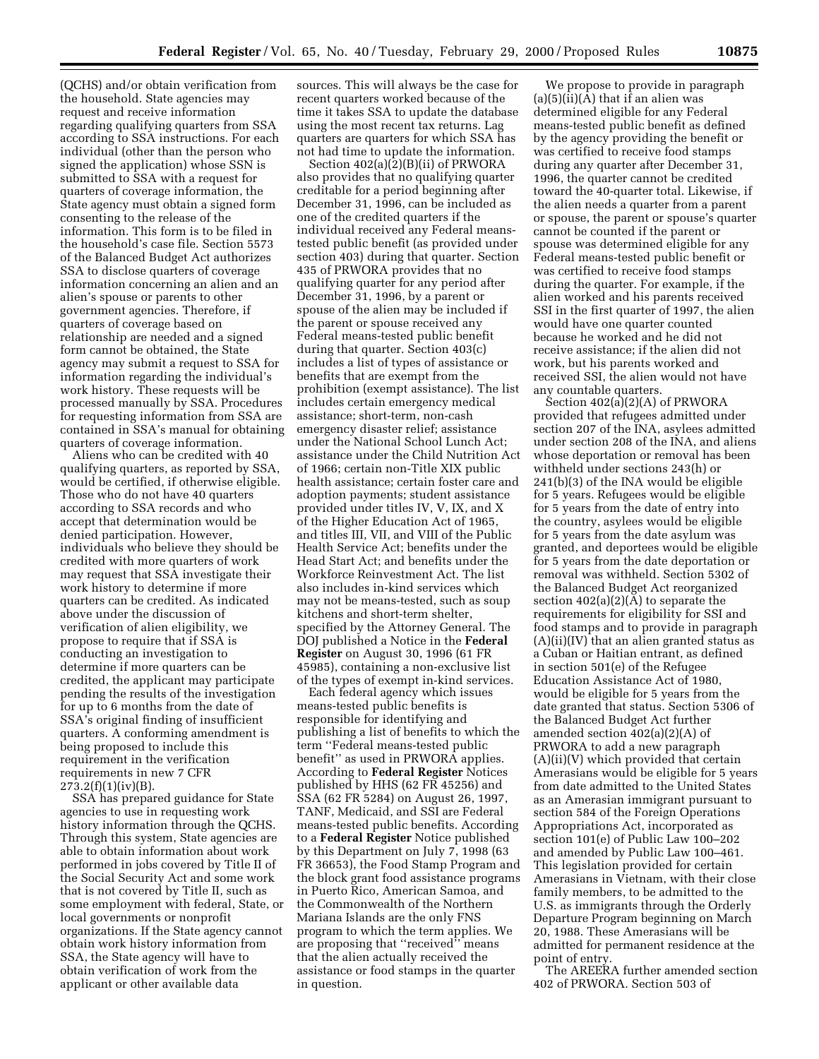(QCHS) and/or obtain verification from the household. State agencies may request and receive information regarding qualifying quarters from SSA according to SSA instructions. For each individual (other than the person who signed the application) whose SSN is submitted to SSA with a request for quarters of coverage information, the State agency must obtain a signed form consenting to the release of the information. This form is to be filed in the household's case file. Section 5573 of the Balanced Budget Act authorizes SSA to disclose quarters of coverage information concerning an alien and an alien's spouse or parents to other government agencies. Therefore, if quarters of coverage based on relationship are needed and a signed form cannot be obtained, the State agency may submit a request to SSA for information regarding the individual's work history. These requests will be processed manually by SSA. Procedures for requesting information from SSA are contained in SSA's manual for obtaining quarters of coverage information.

Aliens who can be credited with 40 qualifying quarters, as reported by SSA, would be certified, if otherwise eligible. Those who do not have 40 quarters according to SSA records and who accept that determination would be denied participation. However, individuals who believe they should be credited with more quarters of work may request that SSA investigate their work history to determine if more quarters can be credited. As indicated above under the discussion of verification of alien eligibility, we propose to require that if SSA is conducting an investigation to determine if more quarters can be credited, the applicant may participate pending the results of the investigation for up to 6 months from the date of SSA's original finding of insufficient quarters. A conforming amendment is being proposed to include this requirement in the verification requirements in new 7 CFR 273.2(f)(1)(iv)(B).

SSA has prepared guidance for State agencies to use in requesting work history information through the QCHS. Through this system, State agencies are able to obtain information about work performed in jobs covered by Title II of the Social Security Act and some work that is not covered by Title II, such as some employment with federal, State, or local governments or nonprofit organizations. If the State agency cannot obtain work history information from SSA, the State agency will have to obtain verification of work from the applicant or other available data sources. This will always be the case for recent quarters worked because of the time it takes SSA to update the database using the most recent tax returns. Lag quarters are quarters for which SSA has not had time to update the information.

Section 402(a)(2)(B)(ii) of PRWORA also provides that no qualifying quarter creditable for a period beginning after December 31, 1996, can be included as one of the credited quarters if the individual received any Federal means-tested public benefit (as provided under section 403) during that quarter. Section 435 of PRWORA provides that no qualifying quarter for any period after December 31, 1996, by a parent or spouse of the alien may be included if the parent or spouse received any Federal means-tested public benefit during that quarter. Section 403(c) includes a list of types of assistance or benefits that are exempt from the prohibition (exempt assistance). The list includes certain emergency medical assistance; short-term, non-cash emergency disaster relief; assistance under the National School Lunch Act; assistance under the Child Nutrition Act of 1966; certain non-Title XIX public health assistance; certain foster care and adoption payments; student assistance provided under titles IV, V, IX, and X of the Higher Education Act of 1965, and titles III, VII, and VIII of the Public Health Service Act; benefits under the Head Start Act; and benefits under the Workforce Reinvestment Act. The list also includes in-kind services which may not be means-tested, such as soup kitchens and short-term shelter, specified by the Attorney General. The DOJ published a Notice in the **Federal Register** on August 30, 1996 (61 FR 45985), containing a non-exclusive list of the types of exempt in-kind services.

Each federal agency which issues means-tested public benefits is responsible for identifying and publishing a list of benefits to which the term ''Federal means-tested public benefit'' as used in PRWORA applies. According to **Federal Register** Notices published by HHS (62 FR 45256) and SSA (62 FR 5284) on August 26, 1997, TANF, Medicaid, and SSI are Federal means-tested public benefits. According to a **Federal Register** Notice published by this Department on July 7, 1998 (63 FR 36653), the Food Stamp Program and the block grant food assistance programs in Puerto Rico, American Samoa, and the Commonwealth of the Northern Mariana Islands are the only FNS program to which the term applies. We are proposing that ''received'' means that the alien actually received the assistance or food stamps in the quarter in question.

We propose to provide in paragraph (a)(5)(ii)(A) that if an alien was determined eligible for any Federal means-tested public benefit as defined by the agency providing the benefit or was certified to receive food stamps during any quarter after December 31, 1996, the quarter cannot be credited toward the 40-quarter total. Likewise, if the alien needs a quarter from a parent or spouse, the parent or spouse's quarter cannot be counted if the parent or spouse was determined eligible for any Federal means-tested public benefit or was certified to receive food stamps during the quarter. For example, if the alien worked and his parents received SSI in the first quarter of 1997, the alien would have one quarter counted because he worked and he did not receive assistance; if the alien did not work, but his parents worked and received SSI, the alien would not have any countable quarters.

Section 402(a)(2)(A) of PRWORA provided that refugees admitted under section 207 of the INA, asylees admitted under section 208 of the INA, and aliens whose deportation or removal has been withheld under sections 243(h) or 241(b)(3) of the INA would be eligible for 5 years. Refugees would be eligible for 5 years from the date of entry into the country, asylees would be eligible for 5 years from the date asylum was granted, and deportees would be eligible for 5 years from the date deportation or removal was withheld. Section 5302 of the Balanced Budget Act reorganized section 402(a)(2)(A) to separate the requirements for eligibility for SSI and food stamps and to provide in paragraph (A)(ii)(IV) that an alien granted status as a Cuban or Haitian entrant, as defined in section 501(e) of the Refugee Education Assistance Act of 1980, would be eligible for 5 years from the date granted that status. Section 5306 of the Balanced Budget Act further amended section 402(a)(2)(A) of PRWORA to add a new paragraph (A)(ii)(V) which provided that certain Amerasians would be eligible for 5 years from date admitted to the United States as an Amerasian immigrant pursuant to section 584 of the Foreign Operations Appropriations Act, incorporated as section 101(e) of Public Law 100–202 and amended by Public Law 100–461. This legislation provided for certain Amerasians in Vietnam, with their close family members, to be admitted to the U.S. as immigrants through the Orderly Departure Program beginning on March 20, 1988. These Amerasians will be admitted for permanent residence at the point of entry.

The AREERA further amended section 402 of PRWORA. Section 503 of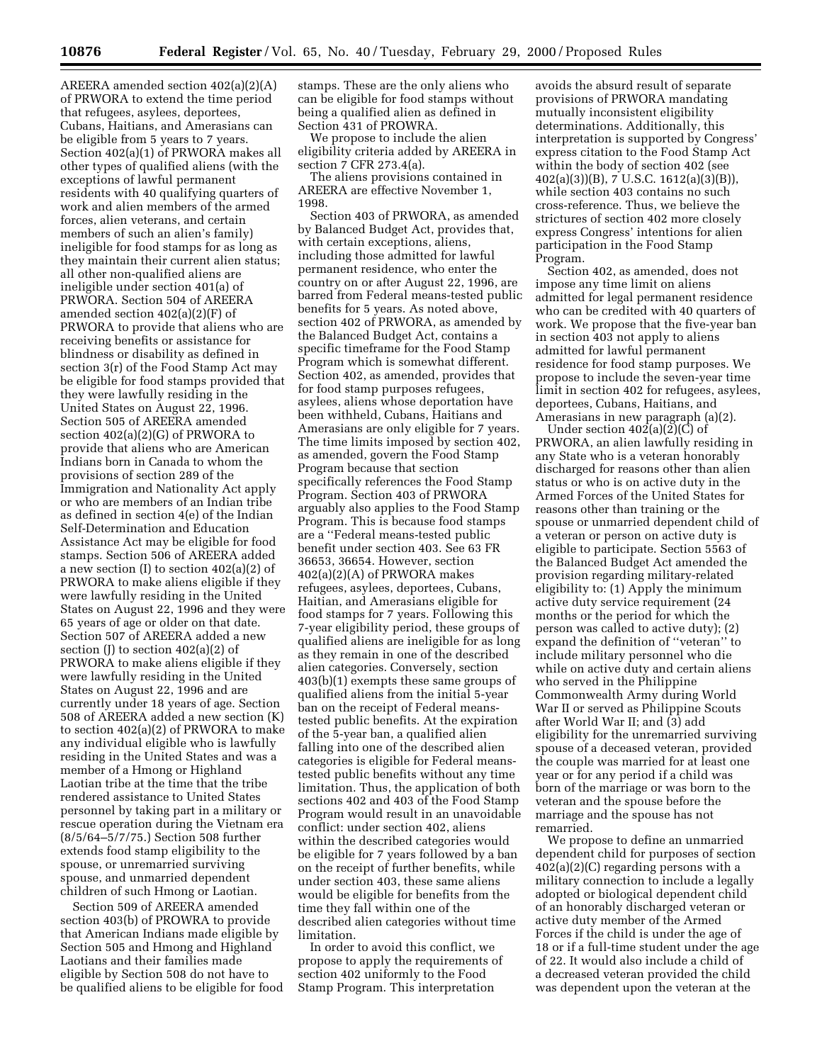AREERA amended section 402(a)(2)(A) of PRWORA to extend the time period that refugees, asylees, deportees, Cubans, Haitians, and Amerasians can be eligible from 5 years to 7 years. Section 402(a)(1) of PRWORA makes all other types of qualified aliens (with the exceptions of lawful permanent residents with 40 qualifying quarters of work and alien members of the armed forces, alien veterans, and certain members of such an alien's family) ineligible for food stamps for as long as they maintain their current alien status; all other non-qualified aliens are ineligible under section 401(a) of PRWORA. Section 504 of AREERA amended section 402(a)(2)(F) of PRWORA to provide that aliens who are receiving benefits or assistance for blindness or disability as defined in section 3(r) of the Food Stamp Act may be eligible for food stamps provided that they were lawfully residing in the United States on August 22, 1996. Section 505 of AREERA amended section 402(a)(2)(G) of PRWORA to provide that aliens who are American Indians born in Canada to whom the provisions of section 289 of the Immigration and Nationality Act apply or who are members of an Indian tribe as defined in section 4(e) of the Indian Self-Determination and Education Assistance Act may be eligible for food stamps. Section 506 of AREERA added a new section (I) to section 402(a)(2) of PRWORA to make aliens eligible if they were lawfully residing in the United States on August 22, 1996 and they were 65 years of age or older on that date. Section 507 of AREERA added a new section (J) to section 402(a)(2) of PRWORA to make aliens eligible if they were lawfully residing in the United States on August 22, 1996 and are currently under 18 years of age. Section 508 of AREERA added a new section (K) to section 402(a)(2) of PRWORA to make any individual eligible who is lawfully residing in the United States and was a member of a Hmong or Highland Laotian tribe at the time that the tribe rendered assistance to United States personnel by taking part in a military or rescue operation during the Vietnam era (8/5/64–5/7/75.) Section 508 further extends food stamp eligibility to the spouse, or unremarried surviving spouse, and unmarried dependent children of such Hmong or Laotian.

Section 509 of AREERA amended section 403(b) of PROWRA to provide that American Indians made eligible by Section 505 and Hmong and Highland Laotians and their families made eligible by Section 508 do not have to be qualified aliens to be eligible for food stamps. These are the only aliens who can be eligible for food stamps without being a qualified alien as defined in Section 431 of PROWRA.

We propose to include the alien eligibility criteria added by AREERA in section 7 CFR 273.4(a).

The aliens provisions contained in AREERA are effective November 1, 1998.

Section 403 of PRWORA, as amended by Balanced Budget Act, provides that, with certain exceptions, aliens, including those admitted for lawful permanent residence, who enter the country on or after August 22, 1996, are barred from Federal means-tested public benefits for 5 years. As noted above, section 402 of PRWORA, as amended by the Balanced Budget Act, contains a specific timeframe for the Food Stamp Program which is somewhat different. Section 402, as amended, provides that for food stamp purposes refugees, asylees, aliens whose deportation have been withheld, Cubans, Haitians and Amerasians are only eligible for 7 years. The time limits imposed by section 402, as amended, govern the Food Stamp Program because that section specifically references the Food Stamp Program. Section 403 of PRWORA arguably also applies to the Food Stamp Program. This is because food stamps are a ''Federal means-tested public benefit under section 403. See 63 FR 36653, 36654. However, section 402(a)(2)(A) of PRWORA makes refugees, asylees, deportees, Cubans, Haitian, and Amerasians eligible for food stamps for 7 years. Following this 7-year eligibility period, these groups of qualified aliens are ineligible for as long as they remain in one of the described alien categories. Conversely, section 403(b)(1) exempts these same groups of qualified aliens from the initial 5-year ban on the receipt of Federal means-tested public benefits. At the expiration of the 5-year ban, a qualified alien falling into one of the described alien categories is eligible for Federal means-tested public benefits without any time limitation. Thus, the application of both sections 402 and 403 of the Food Stamp Program would result in an unavoidable conflict: under section 402, aliens within the described categories would be eligible for 7 years followed by a ban on the receipt of further benefits, while under section 403, these same aliens would be eligible for benefits from the time they fall within one of the described alien categories without time limitation.

In order to avoid this conflict, we propose to apply the requirements of section 402 uniformly to the Food Stamp Program. This interpretation avoids the absurd result of separate provisions of PRWORA mandating mutually inconsistent eligibility determinations. Additionally, this interpretation is supported by Congress' express citation to the Food Stamp Act within the body of section 402 (see 402(a)(3))(B), 7 U.S.C. 1612(a)(3)(B)), while section 403 contains no such cross-reference. Thus, we believe the strictures of section 402 more closely express Congress' intentions for alien participation in the Food Stamp Program.

Section 402, as amended, does not impose any time limit on aliens admitted for legal permanent residence who can be credited with 40 quarters of work. We propose that the five-year ban in section 403 not apply to aliens admitted for lawful permanent residence for food stamp purposes. We propose to include the seven-year time limit in section 402 for refugees, asylees, deportees, Cubans, Haitians, and Amerasians in new paragraph (a)(2).

Under section 402(a)(2)(C) of PRWORA, an alien lawfully residing in any State who is a veteran honorably discharged for reasons other than alien status or who is on active duty in the Armed Forces of the United States for reasons other than training or the spouse or unmarried dependent child of a veteran or person on active duty is eligible to participate. Section 5563 of the Balanced Budget Act amended the provision regarding military-related eligibility to: (1) Apply the minimum active duty service requirement (24 months or the period for which the person was called to active duty); (2) expand the definition of ''veteran'' to include military personnel who die while on active duty and certain aliens who served in the Philippine Commonwealth Army during World War II or served as Philippine Scouts after World War II; and (3) add eligibility for the unremarried surviving spouse of a deceased veteran, provided the couple was married for at least one year or for any period if a child was born of the marriage or was born to the veteran and the spouse before the marriage and the spouse has not remarried.

We propose to define an unmarried dependent child for purposes of section 402(a)(2)(C) regarding persons with a military connection to include a legally adopted or biological dependent child of an honorably discharged veteran or active duty member of the Armed Forces if the child is under the age of 18 or if a full-time student under the age of 22. It would also include a child of a decreased veteran provided the child was dependent upon the veteran at the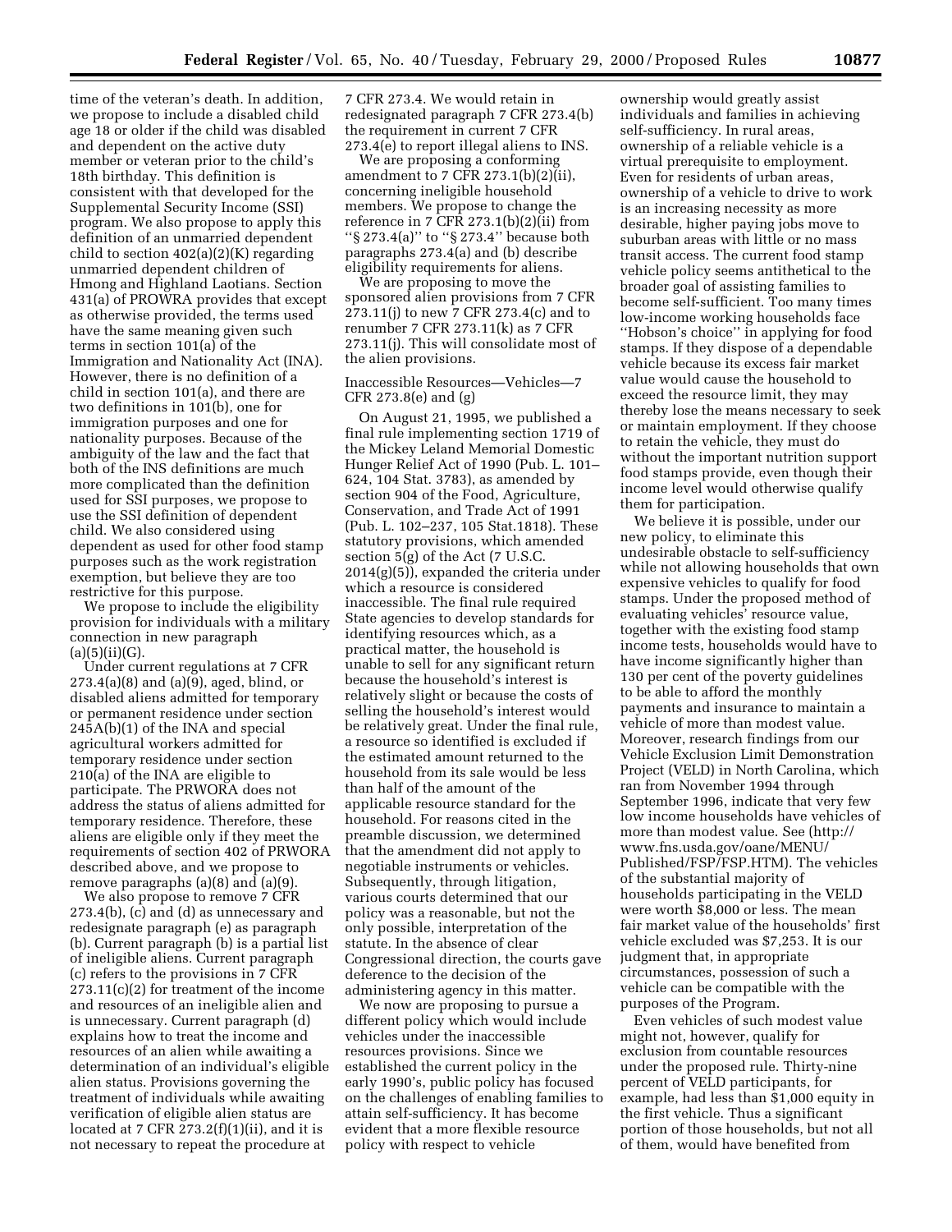time of the veteran's death. In addition, we propose to include a disabled child age 18 or older if the child was disabled and dependent on the active duty member or veteran prior to the child's 18th birthday. This definition is consistent with that developed for the Supplemental Security Income (SSI) program. We also propose to apply this definition of an unmarried dependent child to section 402(a)(2)(K) regarding unmarried dependent children of Hmong and Highland Laotians. Section 431(a) of PROWRA provides that except as otherwise provided, the terms used have the same meaning given such terms in section 101(a) of the Immigration and Nationality Act (INA). However, there is no definition of a child in section 101(a), and there are two definitions in 101(b), one for immigration purposes and one for nationality purposes. Because of the ambiguity of the law and the fact that both of the INS definitions are much more complicated than the definition used for SSI purposes, we propose to use the SSI definition of dependent child. We also considered using dependent as used for other food stamp purposes such as the work registration exemption, but believe they are too restrictive for this purpose.

We propose to include the eligibility provision for individuals with a military connection in new paragraph (a)(5)(ii)(G).

Under current regulations at 7 CFR 273.4(a)(8) and (a)(9), aged, blind, or disabled aliens admitted for temporary or permanent residence under section 245A(b)(1) of the INA and special agricultural workers admitted for temporary residence under section 210(a) of the INA are eligible to participate. The PRWORA does not address the status of aliens admitted for temporary residence. Therefore, these aliens are eligible only if they meet the requirements of section 402 of PRWORA described above, and we propose to remove paragraphs (a)(8) and (a)(9).

We also propose to remove 7 CFR 273.4(b), (c) and (d) as unnecessary and redesignate paragraph (e) as paragraph (b). Current paragraph (b) is a partial list of ineligible aliens. Current paragraph (c) refers to the provisions in 7 CFR 273.11(c)(2) for treatment of the income and resources of an ineligible alien and is unnecessary. Current paragraph (d) explains how to treat the income and resources of an alien while awaiting a determination of an individual's eligible alien status. Provisions governing the treatment of individuals while awaiting verification of eligible alien status are located at 7 CFR 273.2(f)(1)(ii), and it is not necessary to repeat the procedure at 7 CFR 273.4. We would retain in redesignated paragraph 7 CFR 273.4(b) the requirement in current 7 CFR 273.4(e) to report illegal aliens to INS.

We are proposing a conforming amendment to 7 CFR 273.1(b)(2)(ii), concerning ineligible household members. We propose to change the reference in 7 CFR 273.1(b)(2)(ii) from "§ 273.4(a)" to "§ 273.4" because both paragraphs 273.4(a) and (b) describe eligibility requirements for aliens.

We are proposing to move the sponsored alien provisions from 7 CFR 273.11(j) to new 7 CFR 273.4(c) and to renumber 7 CFR 273.11(k) as 7 CFR 273.11(j). This will consolidate most of the alien provisions.

Inaccessible Resources—Vehicles—7 CFR 273.8(e) and (g)

On August 21, 1995, we published a final rule implementing section 1719 of the Mickey Leland Memorial Domestic Hunger Relief Act of 1990 (Pub. L. 101–624, 104 Stat. 3783), as amended by section 904 of the Food, Agriculture, Conservation, and Trade Act of 1991 (Pub. L. 102–237, 105 Stat.1818). These statutory provisions, which amended section 5(g) of the Act (7 U.S.C. 2014(g)(5)), expanded the criteria under which a resource is considered inaccessible. The final rule required State agencies to develop standards for identifying resources which, as a practical matter, the household is unable to sell for any significant return because the household's interest is relatively slight or because the costs of selling the household's interest would be relatively great. Under the final rule, a resource so identified is excluded if the estimated amount returned to the household from its sale would be less than half of the amount of the applicable resource standard for the household. For reasons cited in the preamble discussion, we determined that the amendment did not apply to negotiable instruments or vehicles. Subsequently, through litigation, various courts determined that our policy was a reasonable, but not the only possible, interpretation of the statute. In the absence of clear Congressional direction, the courts gave deference to the decision of the administering agency in this matter.

We now are proposing to pursue a different policy which would include vehicles under the inaccessible resources provisions. Since we established the current policy in the early 1990's, public policy has focused on the challenges of enabling families to attain self-sufficiency. It has become evident that a more flexible resource policy with respect to vehicle ownership would greatly assist individuals and families in achieving self-sufficiency. In rural areas, ownership of a reliable vehicle is a virtual prerequisite to employment. Even for residents of urban areas, ownership of a vehicle to drive to work is an increasing necessity as more desirable, higher paying jobs move to suburban areas with little or no mass transit access. The current food stamp vehicle policy seems antithetical to the broader goal of assisting families to become self-sufficient. Too many times low-income working households face "Hobson's choice" in applying for food stamps. If they dispose of a dependable vehicle because its excess fair market value would cause the household to exceed the resource limit, they may thereby lose the means necessary to seek or maintain employment. If they choose to retain the vehicle, they must do without the important nutrition support food stamps provide, even though their income level would otherwise qualify them for participation.

We believe it is possible, under our new policy, to eliminate this undesirable obstacle to self-sufficiency while not allowing households that own expensive vehicles to qualify for food stamps. Under the proposed method of evaluating vehicles' resource value, together with the existing food stamp income tests, households would have to have income significantly higher than 130 per cent of the poverty guidelines to be able to afford the monthly payments and insurance to maintain a vehicle of more than modest value. Moreover, research findings from our Vehicle Exclusion Limit Demonstration Project (VELD) in North Carolina, which ran from November 1994 through September 1996, indicate that very few low income households have vehicles of more than modest value. See (http://www.fns.usda.gov/oane/MENU/Published/FSP/FSP.HTM). The vehicles of the substantial majority of households participating in the VELD were worth $8,000 or less. The mean fair market value of the households' first vehicle excluded was $7,253. It is our judgment that, in appropriate circumstances, possession of such a vehicle can be compatible with the purposes of the Program.

Even vehicles of such modest value might not, however, qualify for exclusion from countable resources under the proposed rule. Thirty-nine percent of VELD participants, for example, had less than $1,000 equity in the first vehicle. Thus a significant portion of those households, but not all of them, would have benefited from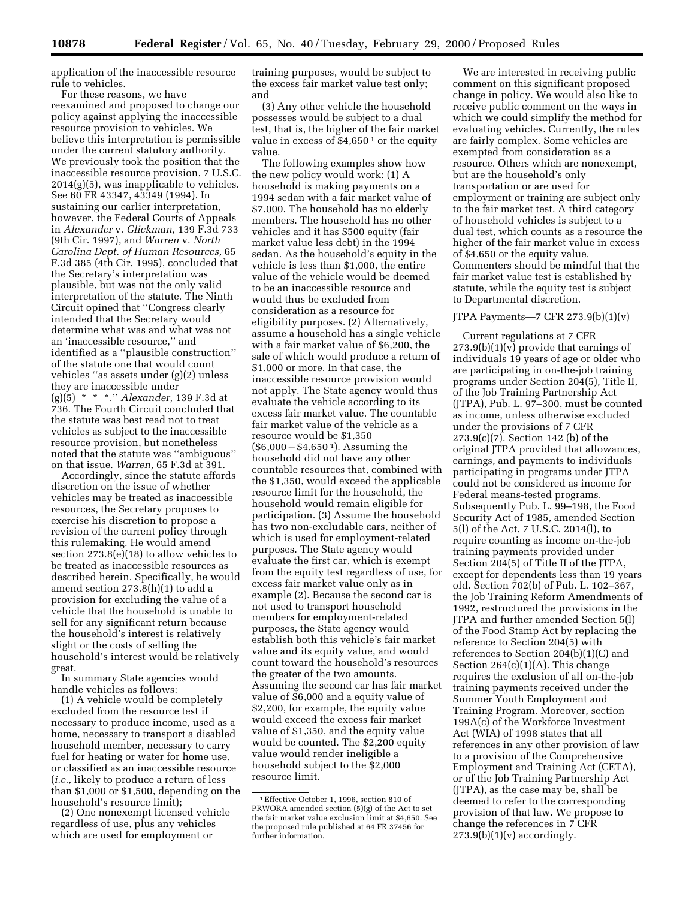application of the inaccessible resource rule to vehicles.

For these reasons, we have reexamined and proposed to change our policy against applying the inaccessible resource provision to vehicles. We believe this interpretation is permissible under the current statutory authority. We previously took the position that the inaccessible resource provision, 7 U.S.C. 2014(g)(5), was inapplicable to vehicles. See 60 FR 43347, 43349 (1994). In sustaining our earlier interpretation, however, the Federal Courts of Appeals in *Alexander* v. *Glickman,* 139 F.3d 733 (9th Cir. 1997), and *Warren* v. *North Carolina Dept. of Human Resources,* 65 F.3d 385 (4th Cir. 1995), concluded that the Secretary's interpretation was plausible, but was not the only valid interpretation of the statute. The Ninth Circuit opined that "Congress clearly intended that the Secretary would determine what was and what was not an 'inaccessible resource,'" and identified as a "plausible construction" of the statute one that would count vehicles "as assets under (g)(2) unless they are inaccessible under (g)(5) * * *." *Alexander,* 139 F.3d at 736. The Fourth Circuit concluded that the statute was best read not to treat vehicles as subject to the inaccessible resource provision, but nonetheless noted that the statute was "ambiguous" on that issue. *Warren,* 65 F.3d at 391.

Accordingly, since the statute affords discretion on the issue of whether vehicles may be treated as inaccessible resources, the Secretary proposes to exercise his discretion to propose a revision of the current policy through this rulemaking. He would amend section 273.8(e)(18) to allow vehicles to be treated as inaccessible resources as described herein. Specifically, he would amend section 273.8(h)(1) to add a provision for excluding the value of a vehicle that the household is unable to sell for any significant return because the household's interest is relatively slight or the costs of selling the household's interest would be relatively great.

In summary State agencies would handle vehicles as follows:

(1) A vehicle would be completely excluded from the resource test if necessary to produce income, used as a home, necessary to transport a disabled household member, necessary to carry fuel for heating or water for home use, or classified as an inaccessible resource (*i.e.,* likely to produce a return of less than $1,000 or $1,500, depending on the household's resource limit);

(2) One nonexempt licensed vehicle regardless of use, plus any vehicles which are used for employment or training purposes, would be subject to the excess fair market value test only; and

(3) Any other vehicle the household possesses would be subject to a dual test, that is, the higher of the fair market value in excess of $4,650 [1] or the equity value.

The following examples show how the new policy would work: (1) A household is making payments on a 1994 sedan with a fair market value of $7,000. The household has no elderly members. The household has no other vehicles and it has $500 equity (fair market value less debt) in the 1994 sedan. As the household's equity in the vehicle is less than $1,000, the entire value of the vehicle would be deemed to be an inaccessible resource and would thus be excluded from consideration as a resource for eligibility purposes. (2) Alternatively, assume a household has a single vehicle with a fair market value of $6,200, the sale of which would produce a return of $1,000 or more. In that case, the inaccessible resource provision would not apply. The State agency would thus evaluate the vehicle according to its excess fair market value. The countable fair market value of the vehicle as a resource would be $1,350 ($6,000 − $4,650 [1]). Assuming the household did not have any other countable resources that, combined with the $1,350, would exceed the applicable resource limit for the household, the household would remain eligible for participation. (3) Assume the household has two non-excludable cars, neither of which is used for employment-related purposes. The State agency would evaluate the first car, which is exempt from the equity test regardless of use, for excess fair market value only as in example (2). Because the second car is not used to transport household members for employment-related purposes, the State agency would establish both this vehicle's fair market value and its equity value, and would count toward the household's resources the greater of the two amounts. Assuming the second car has fair market value of $6,000 and a equity value of $2,200, for example, the equity value would exceed the excess fair market value of $1,350, and the equity value would be counted. The $2,200 equity value would render ineligible a household subject to the $2,000 resource limit.

[1] Effective October 1, 1996, section 810 of PRWORA amended section (5)(g) of the Act to set the fair market value exclusion limit at $4,650. See the proposed rule published at 64 FR 37456 for further information.

We are interested in receiving public comment on this significant proposed change in policy. We would also like to receive public comment on the ways in which we could simplify the method for evaluating vehicles. Currently, the rules are fairly complex. Some vehicles are exempted from consideration as a resource. Others which are nonexempt, but are the household's only transportation or are used for employment or training are subject only to the fair market test. A third category of household vehicles is subject to a dual test, which counts as a resource the higher of the fair market value in excess of $4,650 or the equity value. Commenters should be mindful that the fair market value test is established by statute, while the equity test is subject to Departmental discretion.

JTPA Payments—7 CFR 273.9(b)(1)(v)

Current regulations at 7 CFR 273.9(b)(1)(v) provide that earnings of individuals 19 years of age or older who are participating in on-the-job training programs under Section 204(5), Title II, of the Job Training Partnership Act (JTPA), Pub. L. 97–300, must be counted as income, unless otherwise excluded under the provisions of 7 CFR 273.9(c)(7). Section 142 (b) of the original JTPA provided that allowances, earnings, and payments to individuals participating in programs under JTPA could not be considered as income for Federal means-tested programs. Subsequently Pub. L. 99–198, the Food Security Act of 1985, amended Section 5(l) of the Act, 7 U.S.C. 2014(l), to require counting as income on-the-job training payments provided under Section 204(5) of Title II of the JTPA, except for dependents less than 19 years old. Section 702(b) of Pub. L. 102–367, the Job Training Reform Amendments of 1992, restructured the provisions in the JTPA and further amended Section 5(l) of the Food Stamp Act by replacing the reference to Section 204(5) with references to Section 204(b)(1)(C) and Section 264(c)(1)(A). This change requires the exclusion of all on-the-job training payments received under the Summer Youth Employment and Training Program. Moreover, section 199A(c) of the Workforce Investment Act (WIA) of 1998 states that all references in any other provision of law to a provision of the Comprehensive Employment and Training Act (CETA), or of the Job Training Partnership Act (JTPA), as the case may be, shall be deemed to refer to the corresponding provision of that law. We propose to change the references in 7 CFR 273.9(b)(1)(v) accordingly.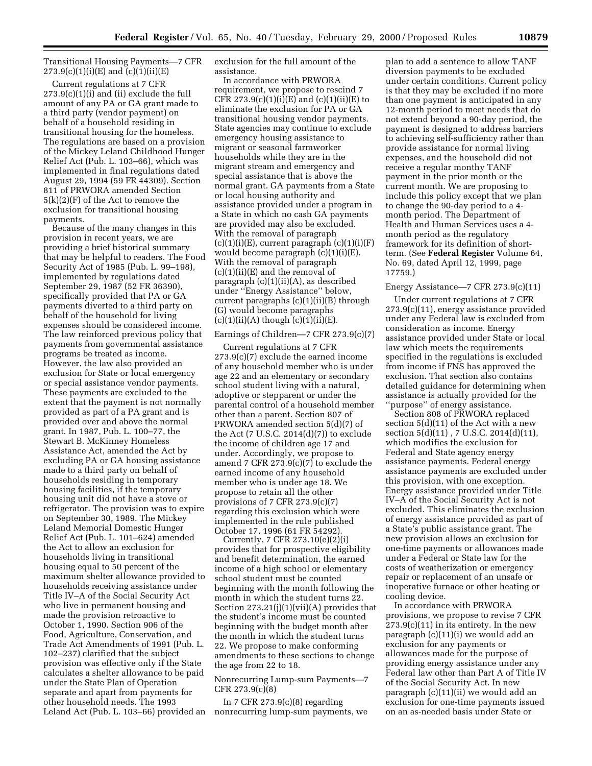Transitional Housing Payments—7 CFR 273.9(c)(1)(i)(E) and (c)(1)(ii)(E)

Current regulations at 7 CFR 273.9(c)(1)(i) and (ii) exclude the full amount of any PA or GA grant made to a third party (vendor payment) on behalf of a household residing in transitional housing for the homeless. The regulations are based on a provision of the Mickey Leland Childhood Hunger Relief Act (Pub. L. 103–66), which was implemented in final regulations dated August 29, 1994 (59 FR 44309). Section 811 of PRWORA amended Section 5(k)(2)(F) of the Act to remove the exclusion for transitional housing payments.

Because of the many changes in this provision in recent years, we are providing a brief historical summary that may be helpful to readers. The Food Security Act of 1985 (Pub. L. 99–198), implemented by regulations dated September 29, 1987 (52 FR 36390), specifically provided that PA or GA payments diverted to a third party on behalf of the household for living expenses should be considered income. The law reinforced previous policy that payments from governmental assistance programs be treated as income. However, the law also provided an exclusion for State or local emergency or special assistance vendor payments. These payments are excluded to the extent that the payment is not normally provided as part of a PA grant and is provided over and above the normal grant. In 1987, Pub. L. 100–77, the Stewart B. McKinney Homeless Assistance Act, amended the Act by excluding PA or GA housing assistance made to a third party on behalf of households residing in temporary housing facilities, if the temporary housing unit did not have a stove or refrigerator. The provision was to expire on September 30, 1989. The Mickey Leland Memorial Domestic Hunger Relief Act (Pub. L. 101–624) amended the Act to allow an exclusion for households living in transitional housing equal to 50 percent of the maximum shelter allowance provided to households receiving assistance under Title IV–A of the Social Security Act who live in permanent housing and made the provision retroactive to October 1, 1990. Section 906 of the Food, Agriculture, Conservation, and Trade Act Amendments of 1991 (Pub. L. 102–237) clarified that the subject provision was effective only if the State calculates a shelter allowance to be paid under the State Plan of Operation separate and apart from payments for other household needs. The 1993 Leland Act (Pub. L. 103–66) provided an exclusion for the full amount of the assistance.

In accordance with PRWORA requirement, we propose to rescind 7 CFR 273.9(c)(1)(i)(E) and (c)(1)(ii)(E) to eliminate the exclusion for PA or GA transitional housing vendor payments. State agencies may continue to exclude emergency housing assistance to migrant or seasonal farmworker households while they are in the migrant stream and emergency and special assistance that is above the normal grant. GA payments from a State or local housing authority and assistance provided under a program in a State in which no cash GA payments are provided may also be excluded. With the removal of paragraph (c)(1)(i)(E), current paragraph (c)(1)(i)(F) would become paragraph (c)(1)(i)(E). With the removal of paragraph (c)(1)(ii)(E) and the removal of paragraph (c)(1)(ii)(A), as described under ''Energy Assistance'' below, current paragraphs (c)(1)(ii)(B) through (G) would become paragraphs (c)(1)(ii)(A) though (c)(1)(ii)(E).

Earnings of Children—7 CFR 273.9(c)(7)

Current regulations at 7 CFR 273.9(c)(7) exclude the earned income of any household member who is under age 22 and an elementary or secondary school student living with a natural, adoptive or stepparent or under the parental control of a household member other than a parent. Section 807 of PRWORA amended section 5(d)(7) of the Act (7 U.S.C. 2014(d)(7)) to exclude the income of children age 17 and under. Accordingly, we propose to amend 7 CFR 273.9(c)(7) to exclude the earned income of any household member who is under age 18. We propose to retain all the other provisions of 7 CFR 273.9(c)(7) regarding this exclusion which were implemented in the rule published October 17, 1996 (61 FR 54292).

Currently, 7 CFR 273.10(e)(2)(i) provides that for prospective eligibility and benefit determination, the earned income of a high school or elementary school student must be counted beginning with the month following the month in which the student turns 22. Section 273.21(j)(1)(vii)(A) provides that the student's income must be counted beginning with the budget month after the month in which the student turns 22. We propose to make conforming amendments to these sections to change the age from 22 to 18.

Nonrecurring Lump-sum Payments—7 CFR 273.9(c)(8)

In 7 CFR 273.9(c)(8) regarding nonrecurring lump-sum payments, we plan to add a sentence to allow TANF diversion payments to be excluded under certain conditions. Current policy is that they may be excluded if no more than one payment is anticipated in any 12-month period to meet needs that do not extend beyond a 90-day period, the payment is designed to address barriers to achieving self-sufficiency rather than provide assistance for normal living expenses, and the household did not receive a regular monthy TANF payment in the prior month or the current month. We are proposing to include this policy except that we plan to change the 90-day period to a 4-month period. The Department of Health and Human Services uses a 4-month period as the regulatory framework for its definition of short-term. (See **Federal Register** Volume 64, No. 69, dated April 12, 1999, page 17759.)

Energy Assistance—7 CFR 273.9(c)(11)

Under current regulations at 7 CFR 273.9(c)(11), energy assistance provided under any Federal law is excluded from consideration as income. Energy assistance provided under State or local law which meets the requirements specified in the regulations is excluded from income if FNS has approved the exclusion. That section also contains detailed guidance for determining when assistance is actually provided for the ''purpose'' of energy assistance.

Section 808 of PRWORA replaced section 5(d)(11) of the Act with a new section 5(d)(11) , 7 U.S.C. 2014(d)(11), which modifies the exclusion for Federal and State agency energy assistance payments. Federal energy assistance payments are excluded under this provision, with one exception. Energy assistance provided under Title IV–A of the Social Security Act is not excluded. This eliminates the exclusion of energy assistance provided as part of a State's public assistance grant. The new provision allows an exclusion for one-time payments or allowances made under a Federal or State law for the costs of weatherization or emergency repair or replacement of an unsafe or inoperative furnace or other heating or cooling device.

In accordance with PRWORA provisions, we propose to revise 7 CFR 273.9(c)(11) in its entirety. In the new paragraph (c)(11)(i) we would add an exclusion for any payments or allowances made for the purpose of providing energy assistance under any Federal law other than Part A of Title IV of the Social Security Act. In new paragraph (c)(11)(ii) we would add an exclusion for one-time payments issued on an as-needed basis under State or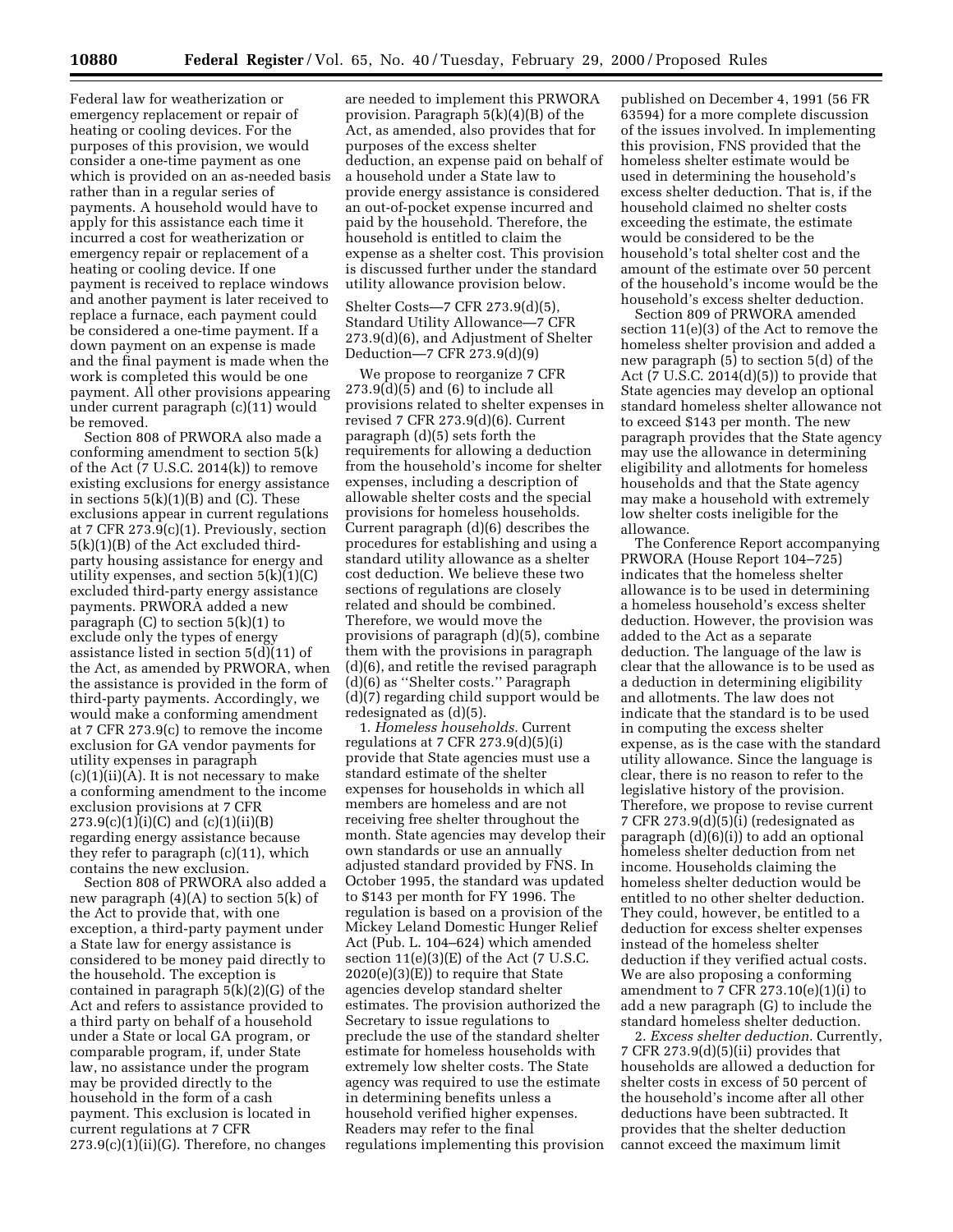Federal law for weatherization or emergency replacement or repair of heating or cooling devices. For the purposes of this provision, we would consider a one-time payment as one which is provided on an as-needed basis rather than in a regular series of payments. A household would have to apply for this assistance each time it incurred a cost for weatherization or emergency repair or replacement of a heating or cooling device. If one payment is received to replace windows and another payment is later received to replace a furnace, each payment could be considered a one-time payment. If a down payment on an expense is made and the final payment is made when the work is completed this would be one payment. All other provisions appearing under current paragraph (c)(11) would be removed.

Section 808 of PRWORA also made a conforming amendment to section 5(k) of the Act (7 U.S.C. 2014(k)) to remove existing exclusions for energy assistance in sections 5(k)(1)(B) and (C). These exclusions appear in current regulations at 7 CFR 273.9(c)(1). Previously, section 5(k)(1)(B) of the Act excluded third-party housing assistance for energy and utility expenses, and section 5(k)(1)(C) excluded third-party energy assistance payments. PRWORA added a new paragraph (C) to section 5(k)(1) to exclude only the types of energy assistance listed in section 5(d)(11) of the Act, as amended by PRWORA, when the assistance is provided in the form of third-party payments. Accordingly, we would make a conforming amendment at 7 CFR 273.9(c) to remove the income exclusion for GA vendor payments for utility expenses in paragraph (c)(1)(ii)(A). It is not necessary to make a conforming amendment to the income exclusion provisions at 7 CFR 273.9(c)(1)(i)(C) and (c)(1)(ii)(B) regarding energy assistance because they refer to paragraph (c)(11), which contains the new exclusion.

Section 808 of PRWORA also added a new paragraph (4)(A) to section 5(k) of the Act to provide that, with one exception, a third-party payment under a State law for energy assistance is considered to be money paid directly to the household. The exception is contained in paragraph 5(k)(2)(G) of the Act and refers to assistance provided to a third party on behalf of a household under a State or local GA program, or comparable program, if, under State law, no assistance under the program may be provided directly to the household in the form of a cash payment. This exclusion is located in current regulations at 7 CFR 273.9(c)(1)(ii)(G). Therefore, no changes are needed to implement this PRWORA provision. Paragraph 5(k)(4)(B) of the Act, as amended, also provides that for purposes of the excess shelter deduction, an expense paid on behalf of a household under a State law to provide energy assistance is considered an out-of-pocket expense incurred and paid by the household. Therefore, the household is entitled to claim the expense as a shelter cost. This provision is discussed further under the standard utility allowance provision below.

Shelter Costs—7 CFR 273.9(d)(5), Standard Utility Allowance—7 CFR 273.9(d)(6), and Adjustment of Shelter Deduction—7 CFR 273.9(d)(9)

We propose to reorganize 7 CFR 273.9(d)(5) and (6) to include all provisions related to shelter expenses in revised 7 CFR 273.9(d)(6). Current paragraph (d)(5) sets forth the requirements for allowing a deduction from the household's income for shelter expenses, including a description of allowable shelter costs and the special provisions for homeless households. Current paragraph (d)(6) describes the procedures for establishing and using a standard utility allowance as a shelter cost deduction. We believe these two sections of regulations are closely related and should be combined. Therefore, we would move the provisions of paragraph (d)(5), combine them with the provisions in paragraph (d)(6), and retitle the revised paragraph (d)(6) as "Shelter costs." Paragraph (d)(7) regarding child support would be redesignated as (d)(5).

1. *Homeless households.* Current regulations at 7 CFR 273.9(d)(5)(i) provide that State agencies must use a standard estimate of the shelter expenses for households in which all members are homeless and are not receiving free shelter throughout the month. State agencies may develop their own standards or use an annually adjusted standard provided by FNS. In October 1995, the standard was updated to $143 per month for FY 1996. The regulation is based on a provision of the Mickey Leland Domestic Hunger Relief Act (Pub. L. 104–624) which amended section 11(e)(3)(E) of the Act (7 U.S.C. 2020(e)(3)(E)) to require that State agencies develop standard shelter estimates. The provision authorized the Secretary to issue regulations to preclude the use of the standard shelter estimate for homeless households with extremely low shelter costs. The State agency was required to use the estimate in determining benefits unless a household verified higher expenses. Readers may refer to the final regulations implementing this provision published on December 4, 1991 (56 FR 63594) for a more complete discussion of the issues involved. In implementing this provision, FNS provided that the homeless shelter estimate would be used in determining the household's excess shelter deduction. That is, if the household claimed no shelter costs exceeding the estimate, the estimate would be considered to be the household's total shelter cost and the amount of the estimate over 50 percent of the household's income would be the household's excess shelter deduction.

Section 809 of PRWORA amended section 11(e)(3) of the Act to remove the homeless shelter provision and added a new paragraph (5) to section 5(d) of the Act (7 U.S.C. 2014(d)(5)) to provide that State agencies may develop an optional standard homeless shelter allowance not to exceed $143 per month. The new paragraph provides that the State agency may use the allowance in determining eligibility and allotments for homeless households and that the State agency may make a household with extremely low shelter costs ineligible for the allowance.

The Conference Report accompanying PRWORA (House Report 104–725) indicates that the homeless shelter allowance is to be used in determining a homeless household's excess shelter deduction. However, the provision was added to the Act as a separate deduction. The language of the law is clear that the allowance is to be used as a deduction in determining eligibility and allotments. The law does not indicate that the standard is to be used in computing the excess shelter expense, as is the case with the standard utility allowance. Since the language is clear, there is no reason to refer to the legislative history of the provision. Therefore, we propose to revise current 7 CFR 273.9(d)(5)(i) (redesignated as paragraph (d)(6)(i)) to add an optional homeless shelter deduction from net income. Households claiming the homeless shelter deduction would be entitled to no other shelter deduction. They could, however, be entitled to a deduction for excess shelter expenses instead of the homeless shelter deduction if they verified actual costs. We are also proposing a conforming amendment to 7 CFR 273.10(e)(1)(i) to add a new paragraph (G) to include the standard homeless shelter deduction.

2. *Excess shelter deduction.* Currently, 7 CFR 273.9(d)(5)(ii) provides that households are allowed a deduction for shelter costs in excess of 50 percent of the household's income after all other deductions have been subtracted. It provides that the shelter deduction cannot exceed the maximum limit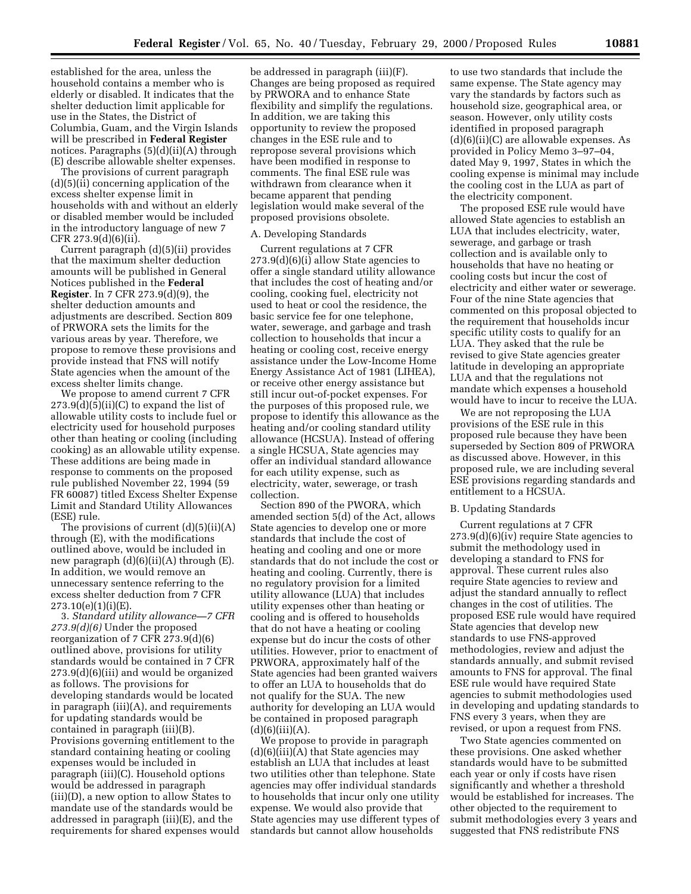established for the area, unless the household contains a member who is elderly or disabled. It indicates that the shelter deduction limit applicable for use in the States, the District of Columbia, Guam, and the Virgin Islands will be prescribed in **Federal Register** notices. Paragraphs (5)(d)(ii)(A) through (E) describe allowable shelter expenses.

The provisions of current paragraph (d)(5)(ii) concerning application of the excess shelter expense limit in households with and without an elderly or disabled member would be included in the introductory language of new 7 CFR 273.9(d)(6)(ii).

Current paragraph (d)(5)(ii) provides that the maximum shelter deduction amounts will be published in General Notices published in the **Federal Register**. In 7 CFR 273.9(d)(9), the shelter deduction amounts and adjustments are described. Section 809 of PRWORA sets the limits for the various areas by year. Therefore, we propose to remove these provisions and provide instead that FNS will notify State agencies when the amount of the excess shelter limits change.

We propose to amend current 7 CFR 273.9(d)(5)(ii)(C) to expand the list of allowable utility costs to include fuel or electricity used for household purposes other than heating or cooling (including cooking) as an allowable utility expense. These additions are being made in response to comments on the proposed rule published November 22, 1994 (59 FR 60087) titled Excess Shelter Expense Limit and Standard Utility Allowances (ESE) rule.

The provisions of current (d)(5)(ii)(A) through (E), with the modifications outlined above, would be included in new paragraph (d)(6)(ii)(A) through (E). In addition, we would remove an unnecessary sentence referring to the excess shelter deduction from 7 CFR 273.10(e)(1)(i)(E).

3. *Standard utility allowance—7 CFR 273.9(d)(6)* Under the proposed reorganization of 7 CFR 273.9(d)(6) outlined above, provisions for utility standards would be contained in 7 CFR 273.9(d)(6)(iii) and would be organized as follows. The provisions for developing standards would be located in paragraph (iii)(A), and requirements for updating standards would be contained in paragraph (iii)(B). Provisions governing entitlement to the standard containing heating or cooling expenses would be included in paragraph (iii)(C). Household options would be addressed in paragraph (iii)(D), a new option to allow States to mandate use of the standards would be addressed in paragraph (iii)(E), and the requirements for shared expenses would be addressed in paragraph (iii)(F). Changes are being proposed as required by PRWORA and to enhance State flexibility and simplify the regulations. In addition, we are taking this opportunity to review the proposed changes in the ESE rule and to repropose several provisions which have been modified in response to comments. The final ESE rule was withdrawn from clearance when it became apparent that pending legislation would make several of the proposed provisions obsolete.

A. Developing Standards

Current regulations at 7 CFR 273.9(d)(6)(i) allow State agencies to offer a single standard utility allowance that includes the cost of heating and/or cooling, cooking fuel, electricity not used to heat or cool the residence, the basic service fee for one telephone, water, sewerage, and garbage and trash collection to households that incur a heating or cooling cost, receive energy assistance under the Low-Income Home Energy Assistance Act of 1981 (LIHEA), or receive other energy assistance but still incur out-of-pocket expenses. For the purposes of this proposed rule, we propose to identify this allowance as the heating and/or cooling standard utility allowance (HCSUA). Instead of offering a single HCSUA, State agencies may offer an individual standard allowance for each utility expense, such as electricity, water, sewerage, or trash collection.

Section 890 of the PWORA, which amended section 5(d) of the Act, allows State agencies to develop one or more standards that include the cost of heating and cooling and one or more standards that do not include the cost or heating and cooling. Currently, there is no regulatory provision for a limited utility allowance (LUA) that includes utility expenses other than heating or cooling and is offered to households that do not have a heating or cooling expense but do incur the costs of other utilities. However, prior to enactment of PRWORA, approximately half of the State agencies had been granted waivers to offer an LUA to households that do not qualify for the SUA. The new authority for developing an LUA would be contained in proposed paragraph (d)(6)(iii)(A).

We propose to provide in paragraph (d)(6)(iii)(A) that State agencies may establish an LUA that includes at least two utilities other than telephone. State agencies may offer individual standards to households that incur only one utility expense. We would also provide that State agencies may use different types of standards but cannot allow households to use two standards that include the same expense. The State agency may vary the standards by factors such as household size, geographical area, or season. However, only utility costs identified in proposed paragraph (d)(6)(ii)(C) are allowable expenses. As provided in Policy Memo 3–97–04, dated May 9, 1997, States in which the cooling expense is minimal may include the cooling cost in the LUA as part of the electricity component.

The proposed ESE rule would have allowed State agencies to establish an LUA that includes electricity, water, sewerage, and garbage or trash collection and is available only to households that have no heating or cooling costs but incur the cost of electricity and either water or sewerage. Four of the nine State agencies that commented on this proposal objected to the requirement that households incur specific utility costs to qualify for an LUA. They asked that the rule be revised to give State agencies greater latitude in developing an appropriate LUA and that the regulations not mandate which expenses a household would have to incur to receive the LUA.

We are not reproposing the LUA provisions of the ESE rule in this proposed rule because they have been superseded by Section 809 of PRWORA as discussed above. However, in this proposed rule, we are including several ESE provisions regarding standards and entitlement to a HCSUA.

B. Updating Standards

Current regulations at 7 CFR 273.9(d)(6)(iv) require State agencies to submit the methodology used in developing a standard to FNS for approval. These current rules also require State agencies to review and adjust the standard annually to reflect changes in the cost of utilities. The proposed ESE rule would have required State agencies that develop new standards to use FNS-approved methodologies, review and adjust the standards annually, and submit revised amounts to FNS for approval. The final ESE rule would have required State agencies to submit methodologies used in developing and updating standards to FNS every 3 years, when they are revised, or upon a request from FNS.

Two State agencies commented on these provisions. One asked whether standards would have to be submitted each year or only if costs have risen significantly and whether a threshold would be established for increases. The other objected to the requirement to submit methodologies every 3 years and suggested that FNS redistribute FNS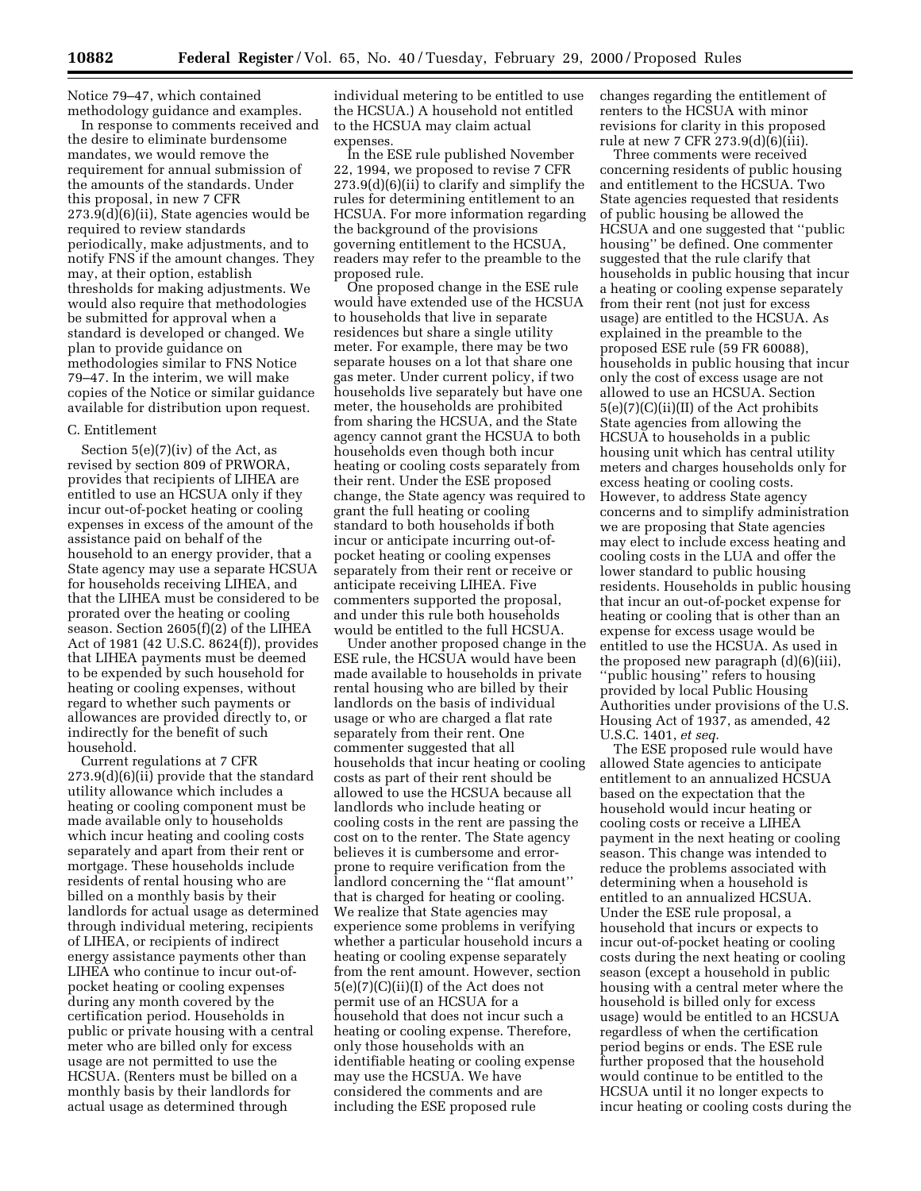Notice 79–47, which contained methodology guidance and examples.

In response to comments received and the desire to eliminate burdensome mandates, we would remove the requirement for annual submission of the amounts of the standards. Under this proposal, in new 7 CFR 273.9(d)(6)(ii), State agencies would be required to review standards periodically, make adjustments, and to notify FNS if the amount changes. They may, at their option, establish thresholds for making adjustments. We would also require that methodologies be submitted for approval when a standard is developed or changed. We plan to provide guidance on methodologies similar to FNS Notice 79–47. In the interim, we will make copies of the Notice or similar guidance available for distribution upon request.

C. Entitlement

Section 5(e)(7)(iv) of the Act, as revised by section 809 of PRWORA, provides that recipients of LIHEA are entitled to use an HCSUA only if they incur out-of-pocket heating or cooling expenses in excess of the amount of the assistance paid on behalf of the household to an energy provider, that a State agency may use a separate HCSUA for households receiving LIHEA, and that the LIHEA must be considered to be prorated over the heating or cooling season. Section 2605(f)(2) of the LIHEA Act of 1981 (42 U.S.C. 8624(f)), provides that LIHEA payments must be deemed to be expended by such household for heating or cooling expenses, without regard to whether such payments or allowances are provided directly to, or indirectly for the benefit of such household.

Current regulations at 7 CFR 273.9(d)(6)(ii) provide that the standard utility allowance which includes a heating or cooling component must be made available only to households which incur heating and cooling costs separately and apart from their rent or mortgage. These households include residents of rental housing who are billed on a monthly basis by their landlords for actual usage as determined through individual metering, recipients of LIHEA, or recipients of indirect energy assistance payments other than LIHEA who continue to incur out-of-pocket heating or cooling expenses during any month covered by the certification period. Households in public or private housing with a central meter who are billed only for excess usage are not permitted to use the HCSUA. (Renters must be billed on a monthly basis by their landlords for actual usage as determined through individual metering to be entitled to use the HCSUA.) A household not entitled to the HCSUA may claim actual expenses.

In the ESE rule published November 22, 1994, we proposed to revise 7 CFR 273.9(d)(6)(ii) to clarify and simplify the rules for determining entitlement to an HCSUA. For more information regarding the background of the provisions governing entitlement to the HCSUA, readers may refer to the preamble to the proposed rule.

One proposed change in the ESE rule would have extended use of the HCSUA to households that live in separate residences but share a single utility meter. For example, there may be two separate houses on a lot that share one gas meter. Under current policy, if two households live separately but have one meter, the households are prohibited from sharing the HCSUA, and the State agency cannot grant the HCSUA to both households even though both incur heating or cooling costs separately from their rent. Under the ESE proposed change, the State agency was required to grant the full heating or cooling standard to both households if both incur or anticipate incurring out-of-pocket heating or cooling expenses separately from their rent or receive or anticipate receiving LIHEA. Five commenters supported the proposal, and under this rule both households would be entitled to the full HCSUA.

Under another proposed change in the ESE rule, the HCSUA would have been made available to households in private rental housing who are billed by their landlords on the basis of individual usage or who are charged a flat rate separately from their rent. One commenter suggested that all households that incur heating or cooling costs as part of their rent should be allowed to use the HCSUA because all landlords who include heating or cooling costs in the rent are passing the cost on to the renter. The State agency believes it is cumbersome and error-prone to require verification from the landlord concerning the "flat amount" that is charged for heating or cooling. We realize that State agencies may experience some problems in verifying whether a particular household incurs a heating or cooling expense separately from the rent amount. However, section 5(e)(7)(C)(ii)(I) of the Act does not permit use of an HCSUA for a household that does not incur such a heating or cooling expense. Therefore, only those households with an identifiable heating or cooling expense may use the HCSUA. We have considered the comments and are including the ESE proposed rule changes regarding the entitlement of renters to the HCSUA with minor revisions for clarity in this proposed rule at new 7 CFR 273.9(d)(6)(iii).

Three comments were received concerning residents of public housing and entitlement to the HCSUA. Two State agencies requested that residents of public housing be allowed the HCSUA and one suggested that "public housing" be defined. One commenter suggested that the rule clarify that households in public housing that incur a heating or cooling expense separately from their rent (not just for excess usage) are entitled to the HCSUA. As explained in the preamble to the proposed ESE rule (59 FR 60088), households in public housing that incur only the cost of excess usage are not allowed to use an HCSUA. Section 5(e)(7)(C)(ii)(II) of the Act prohibits State agencies from allowing the HCSUA to households in a public housing unit which has central utility meters and charges households only for excess heating or cooling costs. However, to address State agency concerns and to simplify administration we are proposing that State agencies may elect to include excess heating and cooling costs in the LUA and offer the lower standard to public housing residents. Households in public housing that incur an out-of-pocket expense for heating or cooling that is other than an expense for excess usage would be entitled to use the HCSUA. As used in the proposed new paragraph (d)(6)(iii), "public housing" refers to housing provided by local Public Housing Authorities under provisions of the U.S. Housing Act of 1937, as amended, 42 U.S.C. 1401, *et seq.*

The ESE proposed rule would have allowed State agencies to anticipate entitlement to an annualized HCSUA based on the expectation that the household would incur heating or cooling costs or receive a LIHEA payment in the next heating or cooling season. This change was intended to reduce the problems associated with determining when a household is entitled to an annualized HCSUA. Under the ESE rule proposal, a household that incurs or expects to incur out-of-pocket heating or cooling costs during the next heating or cooling season (except a household in public housing with a central meter where the household is billed only for excess usage) would be entitled to an HCSUA regardless of when the certification period begins or ends. The ESE rule further proposed that the household would continue to be entitled to the HCSUA until it no longer expects to incur heating or cooling costs during the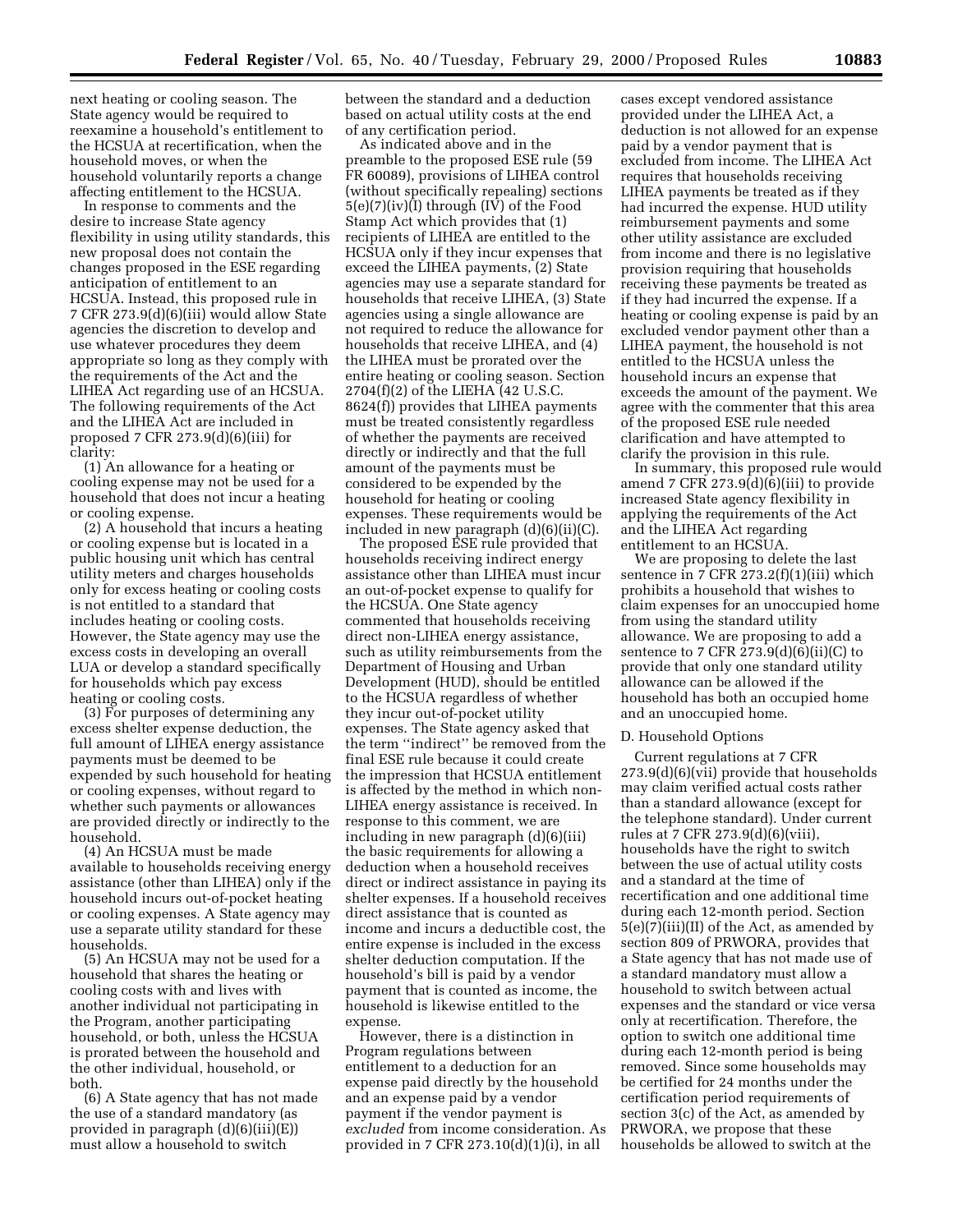next heating or cooling season. The State agency would be required to reexamine a household's entitlement to the HCSUA at recertification, when the household moves, or when the household voluntarily reports a change affecting entitlement to the HCSUA.

In response to comments and the desire to increase State agency flexibility in using utility standards, this new proposal does not contain the changes proposed in the ESE regarding anticipation of entitlement to an HCSUA. Instead, this proposed rule in 7 CFR 273.9(d)(6)(iii) would allow State agencies the discretion to develop and use whatever procedures they deem appropriate so long as they comply with the requirements of the Act and the LIHEA Act regarding use of an HCSUA. The following requirements of the Act and the LIHEA Act are included in proposed 7 CFR 273.9(d)(6)(iii) for clarity:

(1) An allowance for a heating or cooling expense may not be used for a household that does not incur a heating or cooling expense.

(2) A household that incurs a heating or cooling expense but is located in a public housing unit which has central utility meters and charges households only for excess heating or cooling costs is not entitled to a standard that includes heating or cooling costs. However, the State agency may use the excess costs in developing an overall LUA or develop a standard specifically for households which pay excess heating or cooling costs.

(3) For purposes of determining any excess shelter expense deduction, the full amount of LIHEA energy assistance payments must be deemed to be expended by such household for heating or cooling expenses, without regard to whether such payments or allowances are provided directly or indirectly to the household.

(4) An HCSUA must be made available to households receiving energy assistance (other than LIHEA) only if the household incurs out-of-pocket heating or cooling expenses. A State agency may use a separate utility standard for these households.

(5) An HCSUA may not be used for a household that shares the heating or cooling costs with and lives with another individual not participating in the Program, another participating household, or both, unless the HCSUA is prorated between the household and the other individual, household, or both.

(6) A State agency that has not made the use of a standard mandatory (as provided in paragraph (d)(6)(iii)(E)) must allow a household to switch between the standard and a deduction based on actual utility costs at the end of any certification period.

As indicated above and in the preamble to the proposed ESE rule (59 FR 60089), provisions of LIHEA control (without specifically repealing) sections 5(e)(7)(iv)(I) through (IV) of the Food Stamp Act which provides that (1) recipients of LIHEA are entitled to the HCSUA only if they incur expenses that exceed the LIHEA payments, (2) State agencies may use a separate standard for households that receive LIHEA, (3) State agencies using a single allowance are not required to reduce the allowance for households that receive LIHEA, and (4) the LIHEA must be prorated over the entire heating or cooling season. Section 2704(f)(2) of the LIEHA (42 U.S.C. 8624(f)) provides that LIHEA payments must be treated consistently regardless of whether the payments are received directly or indirectly and that the full amount of the payments must be considered to be expended by the household for heating or cooling expenses. These requirements would be included in new paragraph (d)(6)(ii)(C).

The proposed ESE rule provided that households receiving indirect energy assistance other than LIHEA must incur an out-of-pocket expense to qualify for the HCSUA. One State agency commented that households receiving direct non-LIHEA energy assistance, such as utility reimbursements from the Department of Housing and Urban Development (HUD), should be entitled to the HCSUA regardless of whether they incur out-of-pocket utility expenses. The State agency asked that the term ''indirect'' be removed from the final ESE rule because it could create the impression that HCSUA entitlement is affected by the method in which non-LIHEA energy assistance is received. In response to this comment, we are including in new paragraph (d)(6)(iii) the basic requirements for allowing a deduction when a household receives direct or indirect assistance in paying its shelter expenses. If a household receives direct assistance that is counted as income and incurs a deductible cost, the entire expense is included in the excess shelter deduction computation. If the household's bill is paid by a vendor payment that is counted as income, the household is likewise entitled to the expense.

However, there is a distinction in Program regulations between entitlement to a deduction for an expense paid directly by the household and an expense paid by a vendor payment if the vendor payment is *excluded* from income consideration. As provided in 7 CFR 273.10(d)(1)(i), in all cases except vendored assistance provided under the LIHEA Act, a deduction is not allowed for an expense paid by a vendor payment that is excluded from income. The LIHEA Act requires that households receiving LIHEA payments be treated as if they had incurred the expense. HUD utility reimbursement payments and some other utility assistance are excluded from income and there is no legislative provision requiring that households receiving these payments be treated as if they had incurred the expense. If a heating or cooling expense is paid by an excluded vendor payment other than a LIHEA payment, the household is not entitled to the HCSUA unless the household incurs an expense that exceeds the amount of the payment. We agree with the commenter that this area of the proposed ESE rule needed clarification and have attempted to clarify the provision in this rule.

In summary, this proposed rule would amend 7 CFR 273.9(d)(6)(iii) to provide increased State agency flexibility in applying the requirements of the Act and the LIHEA Act regarding entitlement to an HCSUA.

We are proposing to delete the last sentence in 7 CFR 273.2(f)(1)(iii) which prohibits a household that wishes to claim expenses for an unoccupied home from using the standard utility allowance. We are proposing to add a sentence to 7 CFR 273.9(d)(6)(ii)(C) to provide that only one standard utility allowance can be allowed if the household has both an occupied home and an unoccupied home.

### D. Household Options

Current regulations at 7 CFR 273.9(d)(6)(vii) provide that households may claim verified actual costs rather than a standard allowance (except for the telephone standard). Under current rules at 7 CFR 273.9(d)(6)(viii), households have the right to switch between the use of actual utility costs and a standard at the time of recertification and one additional time during each 12-month period. Section 5(e)(7)(iii)(II) of the Act, as amended by section 809 of PRWORA, provides that a State agency that has not made use of a standard mandatory must allow a household to switch between actual expenses and the standard or vice versa only at recertification. Therefore, the option to switch one additional time during each 12-month period is being removed. Since some households may be certified for 24 months under the certification period requirements of section 3(c) of the Act, as amended by PRWORA, we propose that these households be allowed to switch at the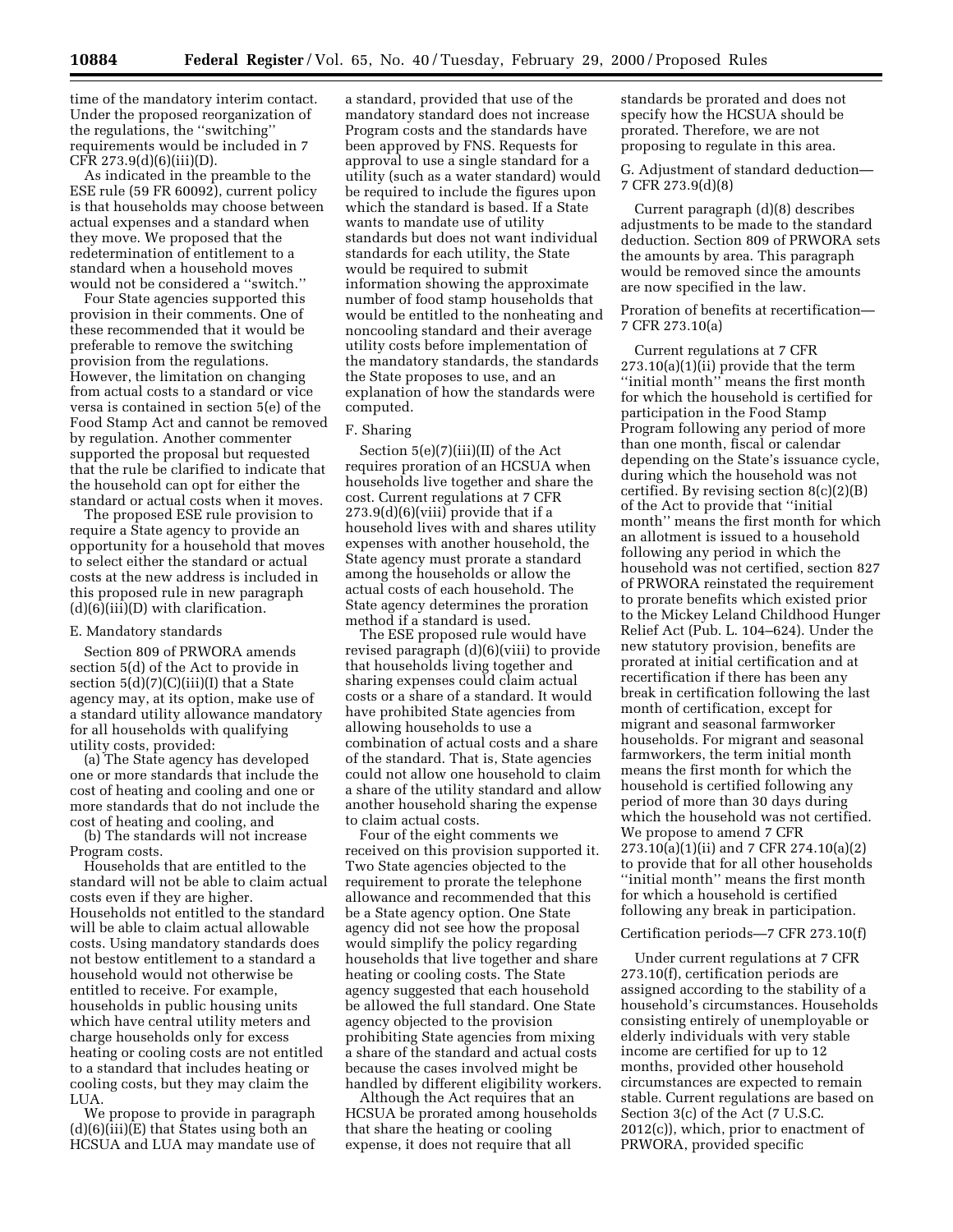time of the mandatory interim contact. Under the proposed reorganization of the regulations, the ''switching'' requirements would be included in 7 CFR 273.9(d)(6)(iii)(D).

As indicated in the preamble to the ESE rule (59 FR 60092), current policy is that households may choose between actual expenses and a standard when they move. We proposed that the redetermination of entitlement to a standard when a household moves would not be considered a ''switch.''

Four State agencies supported this provision in their comments. One of these recommended that it would be preferable to remove the switching provision from the regulations. However, the limitation on changing from actual costs to a standard or vice versa is contained in section 5(e) of the Food Stamp Act and cannot be removed by regulation. Another commenter supported the proposal but requested that the rule be clarified to indicate that the household can opt for either the standard or actual costs when it moves.

The proposed ESE rule provision to require a State agency to provide an opportunity for a household that moves to select either the standard or actual costs at the new address is included in this proposed rule in new paragraph (d)(6)(iii)(D) with clarification.

E. Mandatory standards

Section 809 of PRWORA amends section 5(d) of the Act to provide in section 5(d)(7)(C)(iii)(I) that a State agency may, at its option, make use of a standard utility allowance mandatory for all households with qualifying utility costs, provided:

(a) The State agency has developed one or more standards that include the cost of heating and cooling and one or more standards that do not include the cost of heating and cooling, and

(b) The standards will not increase Program costs.

Households that are entitled to the standard will not be able to claim actual costs even if they are higher. Households not entitled to the standard will be able to claim actual allowable costs. Using mandatory standards does not bestow entitlement to a standard a household would not otherwise be entitled to receive. For example, households in public housing units which have central utility meters and charge households only for excess heating or cooling costs are not entitled to a standard that includes heating or cooling costs, but they may claim the LUA.

We propose to provide in paragraph (d)(6)(iii)(E) that States using both an HCSUA and LUA may mandate use of a standard, provided that use of the mandatory standard does not increase Program costs and the standards have been approved by FNS. Requests for approval to use a single standard for a utility (such as a water standard) would be required to include the figures upon which the standard is based. If a State wants to mandate use of utility standards but does not want individual standards for each utility, the State would be required to submit information showing the approximate number of food stamp households that would be entitled to the nonheating and noncooling standard and their average utility costs before implementation of the mandatory standards, the standards the State proposes to use, and an explanation of how the standards were computed.

F. Sharing

Section 5(e)(7)(iii)(II) of the Act requires proration of an HCSUA when households live together and share the cost. Current regulations at 7 CFR 273.9(d)(6)(viii) provide that if a household lives with and shares utility expenses with another household, the State agency must prorate a standard among the households or allow the actual costs of each household. The State agency determines the proration method if a standard is used.

The ESE proposed rule would have revised paragraph (d)(6)(viii) to provide that households living together and sharing expenses could claim actual costs or a share of a standard. It would have prohibited State agencies from allowing households to use a combination of actual costs and a share of the standard. That is, State agencies could not allow one household to claim a share of the utility standard and allow another household sharing the expense to claim actual costs.

Four of the eight comments we received on this provision supported it. Two State agencies objected to the requirement to prorate the telephone allowance and recommended that this be a State agency option. One State agency did not see how the proposal would simplify the policy regarding households that live together and share heating or cooling costs. The State agency suggested that each household be allowed the full standard. One State agency objected to the provision prohibiting State agencies from mixing a share of the standard and actual costs because the cases involved might be handled by different eligibility workers.

Although the Act requires that an HCSUA be prorated among households that share the heating or cooling expense, it does not require that all standards be prorated and does not specify how the HCSUA should be prorated. Therefore, we are not proposing to regulate in this area.

G. Adjustment of standard deduction—7 CFR 273.9(d)(8)

Current paragraph (d)(8) describes adjustments to be made to the standard deduction. Section 809 of PRWORA sets the amounts by area. This paragraph would be removed since the amounts are now specified in the law.

Proration of benefits at recertification—7 CFR 273.10(a)

Current regulations at 7 CFR 273.10(a)(1)(ii) provide that the term ''initial month'' means the first month for which the household is certified for participation in the Food Stamp Program following any period of more than one month, fiscal or calendar depending on the State's issuance cycle, during which the household was not certified. By revising section 8(c)(2)(B) of the Act to provide that ''initial month'' means the first month for which an allotment is issued to a household following any period in which the household was not certified, section 827 of PRWORA reinstated the requirement to prorate benefits which existed prior to the Mickey Leland Childhood Hunger Relief Act (Pub. L. 104–624). Under the new statutory provision, benefits are prorated at initial certification and at recertification if there has been any break in certification following the last month of certification, except for migrant and seasonal farmworker households. For migrant and seasonal farmworkers, the term initial month means the first month for which the household is certified following any period of more than 30 days during which the household was not certified. We propose to amend 7 CFR 273.10(a)(1)(ii) and 7 CFR 274.10(a)(2) to provide that for all other households ''initial month'' means the first month for which a household is certified following any break in participation.

Certification periods—7 CFR 273.10(f)

Under current regulations at 7 CFR 273.10(f), certification periods are assigned according to the stability of a household's circumstances. Households consisting entirely of unemployable or elderly individuals with very stable income are certified for up to 12 months, provided other household circumstances are expected to remain stable. Current regulations are based on Section 3(c) of the Act (7 U.S.C. 2012(c)), which, prior to enactment of PRWORA, provided specific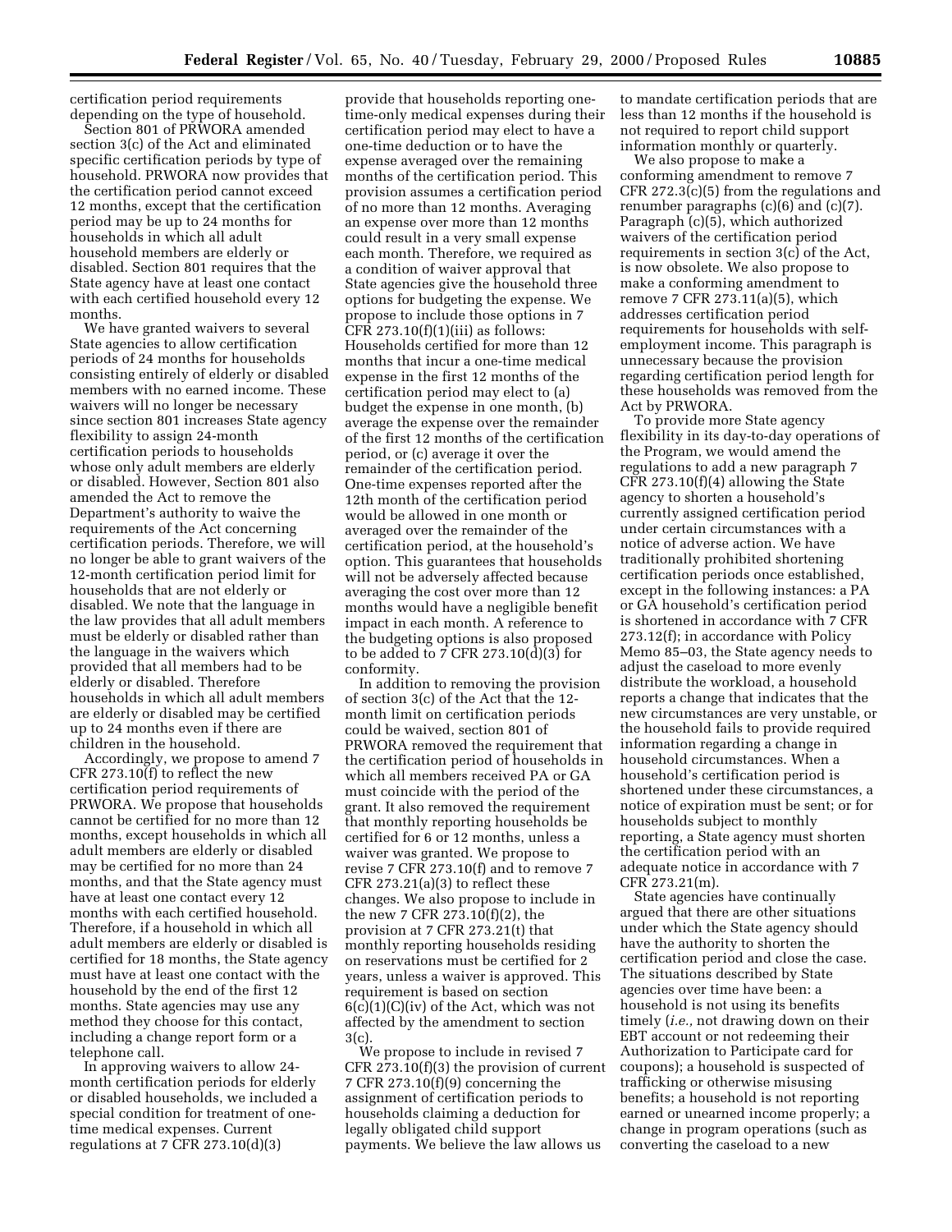certification period requirements depending on the type of household.

Section 801 of PRWORA amended section 3(c) of the Act and eliminated specific certification periods by type of household. PRWORA now provides that the certification period cannot exceed 12 months, except that the certification period may be up to 24 months for households in which all adult household members are elderly or disabled. Section 801 requires that the State agency have at least one contact with each certified household every 12 months.

We have granted waivers to several State agencies to allow certification periods of 24 months for households consisting entirely of elderly or disabled members with no earned income. These waivers will no longer be necessary since section 801 increases State agency flexibility to assign 24-month certification periods to households whose only adult members are elderly or disabled. However, Section 801 also amended the Act to remove the Department's authority to waive the requirements of the Act concerning certification periods. Therefore, we will no longer be able to grant waivers of the 12-month certification period limit for households that are not elderly or disabled. We note that the language in the law provides that all adult members must be elderly or disabled rather than the language in the waivers which provided that all members had to be elderly or disabled. Therefore households in which all adult members are elderly or disabled may be certified up to 24 months even if there are children in the household.

Accordingly, we propose to amend 7 CFR 273.10(f) to reflect the new certification period requirements of PRWORA. We propose that households cannot be certified for no more than 12 months, except households in which all adult members are elderly or disabled may be certified for no more than 24 months, and that the State agency must have at least one contact every 12 months with each certified household. Therefore, if a household in which all adult members are elderly or disabled is certified for 18 months, the State agency must have at least one contact with the household by the end of the first 12 months. State agencies may use any method they choose for this contact, including a change report form or a telephone call.

In approving waivers to allow 24-month certification periods for elderly or disabled households, we included a special condition for treatment of one-time medical expenses. Current regulations at 7 CFR 273.10(d)(3) provide that households reporting one-time-only medical expenses during their certification period may elect to have a one-time deduction or to have the expense averaged over the remaining months of the certification period. This provision assumes a certification period of no more than 12 months. Averaging an expense over more than 12 months could result in a very small expense each month. Therefore, we required as a condition of waiver approval that State agencies give the household three options for budgeting the expense. We propose to include those options in 7 CFR 273.10(f)(1)(iii) as follows: Households certified for more than 12 months that incur a one-time medical expense in the first 12 months of the certification period may elect to (a) budget the expense in one month, (b) average the expense over the remainder of the first 12 months of the certification period, or (c) average it over the remainder of the certification period. One-time expenses reported after the 12th month of the certification period would be allowed in one month or averaged over the remainder of the certification period, at the household's option. This guarantees that households will not be adversely affected because averaging the cost over more than 12 months would have a negligible benefit impact in each month. A reference to the budgeting options is also proposed to be added to 7 CFR 273.10(d)(3) for conformity.

In addition to removing the provision of section 3(c) of the Act that the 12-month limit on certification periods could be waived, section 801 of PRWORA removed the requirement that the certification period of households in which all members received PA or GA must coincide with the period of the grant. It also removed the requirement that monthly reporting households be certified for 6 or 12 months, unless a waiver was granted. We propose to revise 7 CFR 273.10(f) and to remove 7 CFR 273.21(a)(3) to reflect these changes. We also propose to include in the new 7 CFR 273.10(f)(2), the provision at 7 CFR 273.21(t) that monthly reporting households residing on reservations must be certified for 2 years, unless a waiver is approved. This requirement is based on section 6(c)(1)(C)(iv) of the Act, which was not affected by the amendment to section 3(c).

We propose to include in revised 7 CFR 273.10(f)(3) the provision of current 7 CFR 273.10(f)(9) concerning the assignment of certification periods to households claiming a deduction for legally obligated child support payments. We believe the law allows us to mandate certification periods that are less than 12 months if the household is not required to report child support information monthly or quarterly.

We also propose to make a conforming amendment to remove 7 CFR 272.3(c)(5) from the regulations and renumber paragraphs (c)(6) and (c)(7). Paragraph (c)(5), which authorized waivers of the certification period requirements in section 3(c) of the Act, is now obsolete. We also propose to make a conforming amendment to remove 7 CFR 273.11(a)(5), which addresses certification period requirements for households with self-employment income. This paragraph is unnecessary because the provision regarding certification period length for these households was removed from the Act by PRWORA.

To provide more State agency flexibility in its day-to-day operations of the Program, we would amend the regulations to add a new paragraph 7 CFR 273.10(f)(4) allowing the State agency to shorten a household's currently assigned certification period under certain circumstances with a notice of adverse action. We have traditionally prohibited shortening certification periods once established, except in the following instances: a PA or GA household's certification period is shortened in accordance with 7 CFR 273.12(f); in accordance with Policy Memo 85–03, the State agency needs to adjust the caseload to more evenly distribute the workload, a household reports a change that indicates that the new circumstances are very unstable, or the household fails to provide required information regarding a change in household circumstances. When a household's certification period is shortened under these circumstances, a notice of expiration must be sent; or for households subject to monthly reporting, a State agency must shorten the certification period with an adequate notice in accordance with 7 CFR 273.21(m).

State agencies have continually argued that there are other situations under which the State agency should have the authority to shorten the certification period and close the case. The situations described by State agencies over time have been: a household is not using its benefits timely (*i.e.,* not drawing down on their EBT account or not redeeming their Authorization to Participate card for coupons); a household is suspected of trafficking or otherwise misusing benefits; a household is not reporting earned or unearned income properly; a change in program operations (such as converting the caseload to a new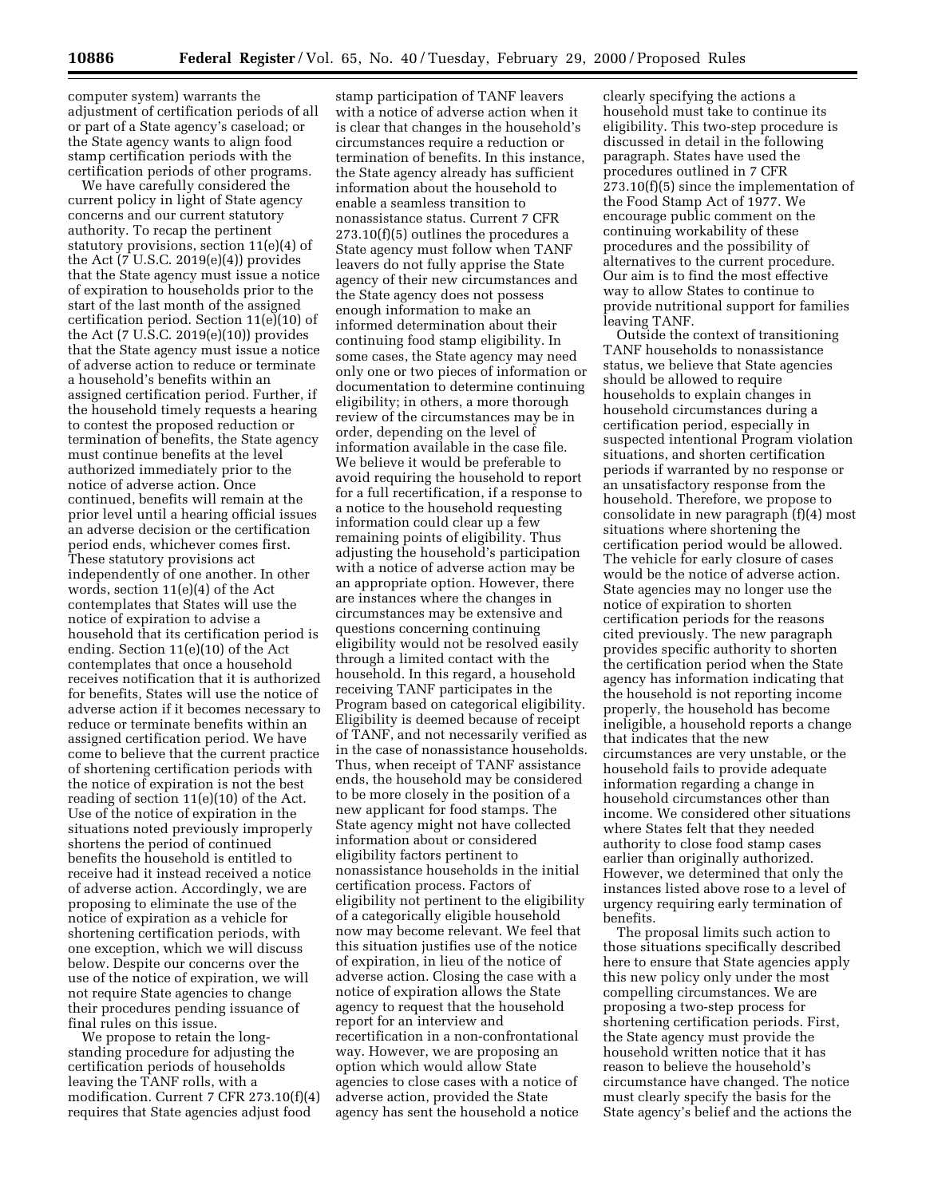computer system) warrants the adjustment of certification periods of all or part of a State agency's caseload; or the State agency wants to align food stamp certification periods with the certification periods of other programs.

We have carefully considered the current policy in light of State agency concerns and our current statutory authority. To recap the pertinent statutory provisions, section 11(e)(4) of the Act (7 U.S.C. 2019(e)(4)) provides that the State agency must issue a notice of expiration to households prior to the start of the last month of the assigned certification period. Section 11(e)(10) of the Act (7 U.S.C. 2019(e)(10)) provides that the State agency must issue a notice of adverse action to reduce or terminate a household's benefits within an assigned certification period. Further, if the household timely requests a hearing to contest the proposed reduction or termination of benefits, the State agency must continue benefits at the level authorized immediately prior to the notice of adverse action. Once continued, benefits will remain at the prior level until a hearing official issues an adverse decision or the certification period ends, whichever comes first. These statutory provisions act independently of one another. In other words, section 11(e)(4) of the Act contemplates that States will use the notice of expiration to advise a household that its certification period is ending. Section 11(e)(10) of the Act contemplates that once a household receives notification that it is authorized for benefits, States will use the notice of adverse action if it becomes necessary to reduce or terminate benefits within an assigned certification period. We have come to believe that the current practice of shortening certification periods with the notice of expiration is not the best reading of section 11(e)(10) of the Act. Use of the notice of expiration in the situations noted previously improperly shortens the period of continued benefits the household is entitled to receive had it instead received a notice of adverse action. Accordingly, we are proposing to eliminate the use of the notice of expiration as a vehicle for shortening certification periods, with one exception, which we will discuss below. Despite our concerns over the use of the notice of expiration, we will not require State agencies to change their procedures pending issuance of final rules on this issue.

We propose to retain the long-standing procedure for adjusting the certification periods of households leaving the TANF rolls, with a modification. Current 7 CFR 273.10(f)(4) requires that State agencies adjust food stamp participation of TANF leavers with a notice of adverse action when it is clear that changes in the household's circumstances require a reduction or termination of benefits. In this instance, the State agency already has sufficient information about the household to enable a seamless transition to nonassistance status. Current 7 CFR 273.10(f)(5) outlines the procedures a State agency must follow when TANF leavers do not fully apprise the State agency of their new circumstances and the State agency does not possess enough information to make an informed determination about their continuing food stamp eligibility. In some cases, the State agency may need only one or two pieces of information or documentation to determine continuing eligibility; in others, a more thorough review of the circumstances may be in order, depending on the level of information available in the case file. We believe it would be preferable to avoid requiring the household to report for a full recertification, if a response to a notice to the household requesting information could clear up a few remaining points of eligibility. Thus adjusting the household's participation with a notice of adverse action may be an appropriate option. However, there are instances where the changes in circumstances may be extensive and questions concerning continuing eligibility would not be resolved easily through a limited contact with the household. In this regard, a household receiving TANF participates in the Program based on categorical eligibility. Eligibility is deemed because of receipt of TANF, and not necessarily verified as in the case of nonassistance households. Thus, when receipt of TANF assistance ends, the household may be considered to be more closely in the position of a new applicant for food stamps. The State agency might not have collected information about or considered eligibility factors pertinent to nonassistance households in the initial certification process. Factors of eligibility not pertinent to the eligibility of a categorically eligible household now may become relevant. We feel that this situation justifies use of the notice of expiration, in lieu of the notice of adverse action. Closing the case with a notice of expiration allows the State agency to request that the household report for an interview and recertification in a non-confrontational way. However, we are proposing an option which would allow State agencies to close cases with a notice of adverse action, provided the State agency has sent the household a notice clearly specifying the actions a household must take to continue its eligibility. This two-step procedure is discussed in detail in the following paragraph. States have used the procedures outlined in 7 CFR 273.10(f)(5) since the implementation of the Food Stamp Act of 1977. We encourage public comment on the continuing workability of these procedures and the possibility of alternatives to the current procedure. Our aim is to find the most effective way to allow States to continue to provide nutritional support for families leaving TANF.

Outside the context of transitioning TANF households to nonassistance status, we believe that State agencies should be allowed to require households to explain changes in household circumstances during a certification period, especially in suspected intentional Program violation situations, and shorten certification periods if warranted by no response or an unsatisfactory response from the household. Therefore, we propose to consolidate in new paragraph (f)(4) most situations where shortening the certification period would be allowed. The vehicle for early closure of cases would be the notice of adverse action. State agencies may no longer use the notice of expiration to shorten certification periods for the reasons cited previously. The new paragraph provides specific authority to shorten the certification period when the State agency has information indicating that the household is not reporting income properly, the household has become ineligible, a household reports a change that indicates that the new circumstances are very unstable, or the household fails to provide adequate information regarding a change in household circumstances other than income. We considered other situations where States felt that they needed authority to close food stamp cases earlier than originally authorized. However, we determined that only the instances listed above rose to a level of urgency requiring early termination of benefits.

The proposal limits such action to those situations specifically described here to ensure that State agencies apply this new policy only under the most compelling circumstances. We are proposing a two-step process for shortening certification periods. First, the State agency must provide the household written notice that it has reason to believe the household's circumstance have changed. The notice must clearly specify the basis for the State agency's belief and the actions the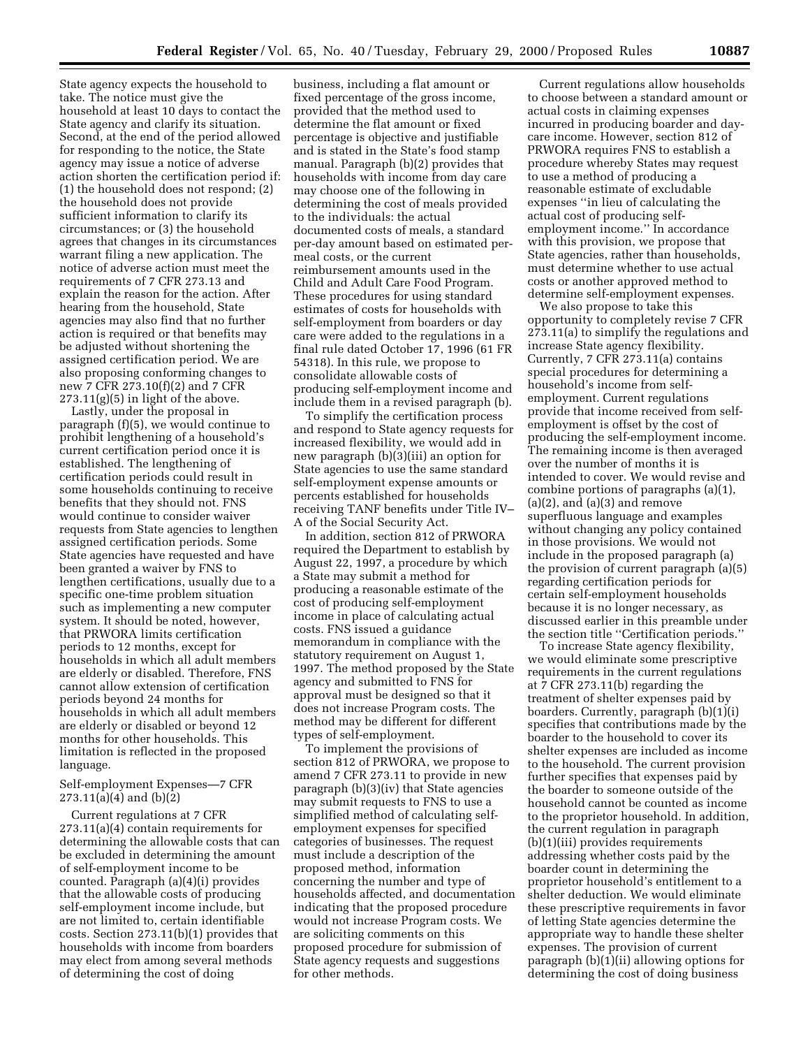State agency expects the household to take. The notice must give the household at least 10 days to contact the State agency and clarify its situation. Second, at the end of the period allowed for responding to the notice, the State agency may issue a notice of adverse action shorten the certification period if: (1) the household does not respond; (2) the household does not provide sufficient information to clarify its circumstances; or (3) the household agrees that changes in its circumstances warrant filing a new application. The notice of adverse action must meet the requirements of 7 CFR 273.13 and explain the reason for the action. After hearing from the household, State agencies may also find that no further action is required or that benefits may be adjusted without shortening the assigned certification period. We are also proposing conforming changes to new 7 CFR 273.10(f)(2) and 7 CFR 273.11(g)(5) in light of the above.

Lastly, under the proposal in paragraph (f)(5), we would continue to prohibit lengthening of a household's current certification period once it is established. The lengthening of certification periods could result in some households continuing to receive benefits that they should not. FNS would continue to consider waiver requests from State agencies to lengthen assigned certification periods. Some State agencies have requested and have been granted a waiver by FNS to lengthen certifications, usually due to a specific one-time problem situation such as implementing a new computer system. It should be noted, however, that PRWORA limits certification periods to 12 months, except for households in which all adult members are elderly or disabled. Therefore, FNS cannot allow extension of certification periods beyond 24 months for households in which all adult members are elderly or disabled or beyond 12 months for other households. This limitation is reflected in the proposed language.

Self-employment Expenses—7 CFR 273.11(a)(4) and (b)(2)

Current regulations at 7 CFR 273.11(a)(4) contain requirements for determining the allowable costs that can be excluded in determining the amount of self-employment income to be counted. Paragraph (a)(4)(i) provides that the allowable costs of producing self-employment income include, but are not limited to, certain identifiable costs. Section 273.11(b)(1) provides that households with income from boarders may elect from among several methods of determining the cost of doing business, including a flat amount or fixed percentage of the gross income, provided that the method used to determine the flat amount or fixed percentage is objective and justifiable and is stated in the State's food stamp manual. Paragraph (b)(2) provides that households with income from day care may choose one of the following in determining the cost of meals provided to the individuals: the actual documented costs of meals, a standard per-day amount based on estimated per-meal costs, or the current reimbursement amounts used in the Child and Adult Care Food Program. These procedures for using standard estimates of costs for households with self-employment from boarders or day care were added to the regulations in a final rule dated October 17, 1996 (61 FR 54318). In this rule, we propose to consolidate allowable costs of producing self-employment income and include them in a revised paragraph (b).

To simplify the certification process and respond to State agency requests for increased flexibility, we would add in new paragraph (b)(3)(iii) an option for State agencies to use the same standard self-employment expense amounts or percents established for households receiving TANF benefits under Title IV–A of the Social Security Act.

In addition, section 812 of PRWORA required the Department to establish by August 22, 1997, a procedure by which a State may submit a method for producing a reasonable estimate of the cost of producing self-employment income in place of calculating actual costs. FNS issued a guidance memorandum in compliance with the statutory requirement on August 1, 1997. The method proposed by the State agency and submitted to FNS for approval must be designed so that it does not increase Program costs. The method may be different for different types of self-employment.

To implement the provisions of section 812 of PRWORA, we propose to amend 7 CFR 273.11 to provide in new paragraph (b)(3)(iv) that State agencies may submit requests to FNS to use a simplified method of calculating self-employment expenses for specified categories of businesses. The request must include a description of the proposed method, information concerning the number and type of households affected, and documentation indicating that the proposed procedure would not increase Program costs. We are soliciting comments on this proposed procedure for submission of State agency requests and suggestions for other methods.

Current regulations allow households to choose between a standard amount or actual costs in claiming expenses incurred in producing boarder and day-care income. However, section 812 of PRWORA requires FNS to establish a procedure whereby States may request to use a method of producing a reasonable estimate of excludable expenses "in lieu of calculating the actual cost of producing self-employment income." In accordance with this provision, we propose that State agencies, rather than households, must determine whether to use actual costs or another approved method to determine self-employment expenses.

We also propose to take this opportunity to completely revise 7 CFR 273.11(a) to simplify the regulations and increase State agency flexibility. Currently, 7 CFR 273.11(a) contains special procedures for determining a household's income from self-employment. Current regulations provide that income received from self-employment is offset by the cost of producing the self-employment income. The remaining income is then averaged over the number of months it is intended to cover. We would revise and combine portions of paragraphs (a)(1), (a)(2), and (a)(3) and remove superfluous language and examples without changing any policy contained in those provisions. We would not include in the proposed paragraph (a) the provision of current paragraph (a)(5) regarding certification periods for certain self-employment households because it is no longer necessary, as discussed earlier in this preamble under the section title "Certification periods."

To increase State agency flexibility, we would eliminate some prescriptive requirements in the current regulations at 7 CFR 273.11(b) regarding the treatment of shelter expenses paid by boarders. Currently, paragraph (b)(1)(i) specifies that contributions made by the boarder to the household to cover its shelter expenses are included as income to the household. The current provision further specifies that expenses paid by the boarder to someone outside of the household cannot be counted as income to the proprietor household. In addition, the current regulation in paragraph (b)(1)(iii) provides requirements addressing whether costs paid by the boarder count in determining the proprietor household's entitlement to a shelter deduction. We would eliminate these prescriptive requirements in favor of letting State agencies determine the appropriate way to handle these shelter expenses. The provision of current paragraph (b)(1)(ii) allowing options for determining the cost of doing business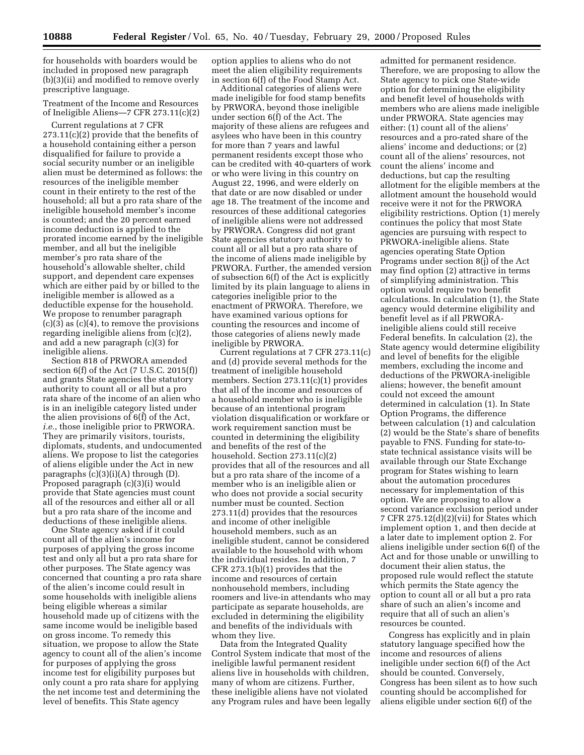for households with boarders would be included in proposed new paragraph (b)(3)(ii) and modified to remove overly prescriptive language.

Treatment of the Income and Resources of Ineligible Aliens—7 CFR 273.11(c)(2)

Current regulations at 7 CFR 273.11(c)(2) provide that the benefits of a household containing either a person disqualified for failure to provide a social security number or an ineligible alien must be determined as follows: the resources of the ineligible member count in their entirety to the rest of the household; all but a pro rata share of the ineligible household member's income is counted; and the 20 percent earned income deduction is applied to the prorated income earned by the ineligible member, and all but the ineligible member's pro rata share of the household's allowable shelter, child support, and dependent care expenses which are either paid by or billed to the ineligible member is allowed as a deductible expense for the household. We propose to renumber paragraph (c)(3) as (c)(4), to remove the provisions regarding ineligible aliens from (c)(2), and add a new paragraph (c)(3) for ineligible aliens.

Section 818 of PRWORA amended section 6(f) of the Act (7 U.S.C. 2015(f)) and grants State agencies the statutory authority to count all or all but a pro rata share of the income of an alien who is in an ineligible category listed under the alien provisions of 6(f) of the Act, *i.e.*, those ineligible prior to PRWORA. They are primarily visitors, tourists, diplomats, students, and undocumented aliens. We propose to list the categories of aliens eligible under the Act in new paragraphs (c)(3)(i)(A) through (D). Proposed paragraph (c)(3)(i) would provide that State agencies must count all of the resources and either all or all but a pro rata share of the income and deductions of these ineligible aliens.

One State agency asked if it could count all of the alien's income for purposes of applying the gross income test and only all but a pro rata share for other purposes. The State agency was concerned that counting a pro rata share of the alien's income could result in some households with ineligible aliens being eligible whereas a similar household made up of citizens with the same income would be ineligible based on gross income. To remedy this situation, we propose to allow the State agency to count all of the alien's income for purposes of applying the gross income test for eligibility purposes but only count a pro rata share for applying the net income test and determining the level of benefits. This State agency option applies to aliens who do not meet the alien eligibility requirements in section 6(f) of the Food Stamp Act.

Additional categories of aliens were made ineligible for food stamp benefits by PRWORA, beyond those ineligible under section 6(f) of the Act. The majority of these aliens are refugees and asylees who have been in this country for more than 7 years and lawful permanent residents except those who can be credited with 40-quarters of work or who were living in this country on August 22, 1996, and were elderly on that date or are now disabled or under age 18. The treatment of the income and resources of these additional categories of ineligible aliens were not addressed by PRWORA. Congress did not grant State agencies statutory authority to count all or all but a pro rata share of the income of aliens made ineligible by PRWORA. Further, the amended version of subsection 6(f) of the Act is explicitly limited by its plain language to aliens in categories ineligible prior to the enactment of PRWORA. Therefore, we have examined various options for counting the resources and income of those categories of aliens newly made ineligible by PRWORA.

Current regulations at 7 CFR 273.11(c) and (d) provide several methods for the treatment of ineligible household members. Section 273.11(c)(1) provides that all of the income and resources of a household member who is ineligible because of an intentional program violation disqualification or workfare or work requirement sanction must be counted in determining the eligibility and benefits of the rest of the household. Section 273.11(c)(2) provides that all of the resources and all but a pro rata share of the income of a member who is an ineligible alien or who does not provide a social security number must be counted. Section 273.11(d) provides that the resources and income of other ineligible household members, such as an ineligible student, cannot be considered available to the household with whom the individual resides. In addition, 7 CFR 273.1(b)(1) provides that the income and resources of certain nonhousehold members, including roomers and live-in attendants who may participate as separate households, are excluded in determining the eligibility and benefits of the individuals with whom they live.

Data from the Integrated Quality Control System indicate that most of the ineligible lawful permanent resident aliens live in households with children, many of whom are citizens. Further, these ineligible aliens have not violated any Program rules and have been legally admitted for permanent residence. Therefore, we are proposing to allow the State agency to pick one State-wide option for determining the eligibility and benefit level of households with members who are aliens made ineligible under PRWORA. State agencies may either: (1) count all of the aliens' resources and a pro-rated share of the aliens' income and deductions; or (2) count all of the aliens' resources, not count the aliens' income and deductions, but cap the resulting allotment for the eligible members at the allotment amount the household would receive were it not for the PRWORA eligibility restrictions. Option (1) merely continues the policy that most State agencies are pursuing with respect to PRWORA-ineligible aliens. State agencies operating State Option Programs under section 8(j) of the Act may find option (2) attractive in terms of simplifying administration. This option would require two benefit calculations. In calculation (1), the State agency would determine eligibility and benefit level as if all PRWORA-ineligible aliens could still receive Federal benefits. In calculation (2), the State agency would determine eligibility and level of benefits for the eligible members, excluding the income and deductions of the PRWORA-ineligible aliens; however, the benefit amount could not exceed the amount determined in calculation (1). In State Option Programs, the difference between calculation (1) and calculation (2) would be the State's share of benefits payable to FNS. Funding for state-to-state technical assistance visits will be available through our State Exchange program for States wishing to learn about the automation procedures necessary for implementation of this option. We are proposing to allow a second variance exclusion period under 7 CFR 275.12(d)(2)(vii) for States which implement option 1, and then decide at a later date to implement option 2. For aliens ineligible under section 6(f) of the Act and for those unable or unwilling to document their alien status, the proposed rule would reflect the statute which permits the State agency the option to count all or all but a pro rata share of such an alien's income and require that all of such an alien's resources be counted.

Congress has explicitly and in plain statutory language specified how the income and resources of aliens ineligible under section 6(f) of the Act should be counted. Conversely, Congress has been silent as to how such counting should be accomplished for aliens eligible under section 6(f) of the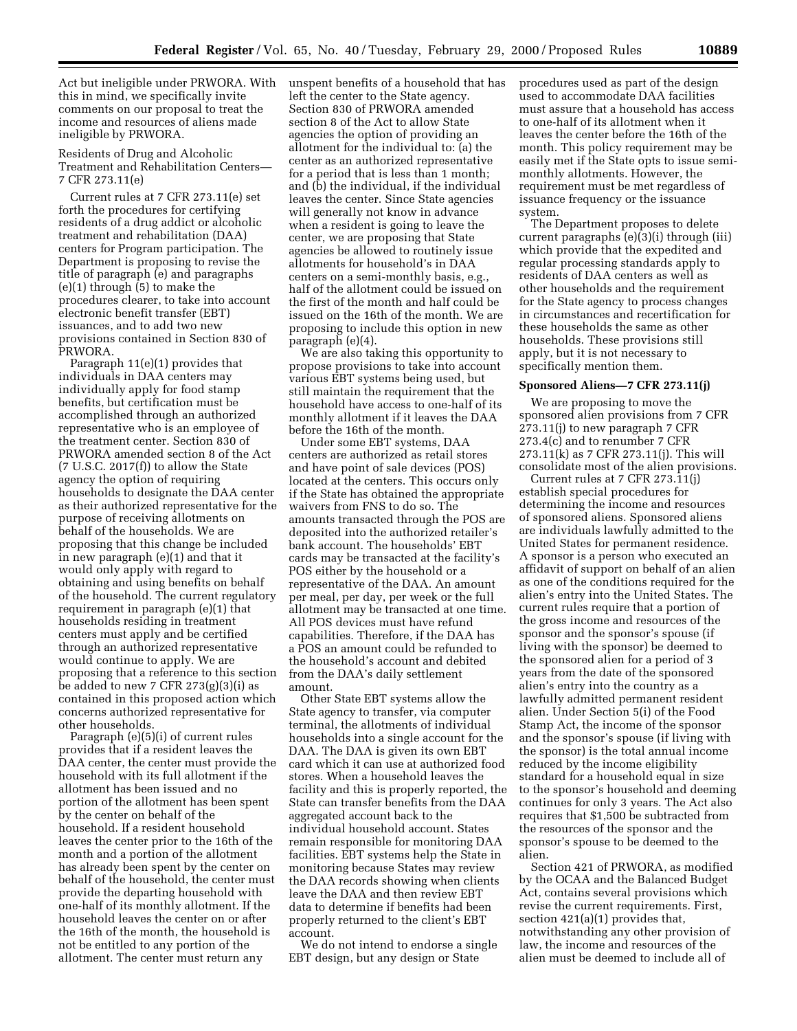Act but ineligible under PRWORA. With this in mind, we specifically invite comments on our proposal to treat the income and resources of aliens made ineligible by PRWORA.

Residents of Drug and Alcoholic Treatment and Rehabilitation Centers—7 CFR 273.11(e)

Current rules at 7 CFR 273.11(e) set forth the procedures for certifying residents of a drug addict or alcoholic treatment and rehabilitation (DAA) centers for Program participation. The Department is proposing to revise the title of paragraph (e) and paragraphs (e)(1) through (5) to make the procedures clearer, to take into account electronic benefit transfer (EBT) issuances, and to add two new provisions contained in Section 830 of PRWORA.

Paragraph 11(e)(1) provides that individuals in DAA centers may individually apply for food stamp benefits, but certification must be accomplished through an authorized representative who is an employee of the treatment center. Section 830 of PRWORA amended section 8 of the Act (7 U.S.C. 2017(f)) to allow the State agency the option of requiring households to designate the DAA center as their authorized representative for the purpose of receiving allotments on behalf of the households. We are proposing that this change be included in new paragraph (e)(1) and that it would only apply with regard to obtaining and using benefits on behalf of the household. The current regulatory requirement in paragraph (e)(1) that households residing in treatment centers must apply and be certified through an authorized representative would continue to apply. We are proposing that a reference to this section be added to new 7 CFR 273(g)(3)(i) as contained in this proposed action which concerns authorized representative for other households.

Paragraph (e)(5)(i) of current rules provides that if a resident leaves the DAA center, the center must provide the household with its full allotment if the allotment has been issued and no portion of the allotment has been spent by the center on behalf of the household. If a resident household leaves the center prior to the 16th of the month and a portion of the allotment has already been spent by the center on behalf of the household, the center must provide the departing household with one-half of its monthly allotment. If the household leaves the center on or after the 16th of the month, the household is not be entitled to any portion of the allotment. The center must return any unspent benefits of a household that has left the center to the State agency. Section 830 of PRWORA amended section 8 of the Act to allow State agencies the option of providing an allotment for the individual to: (a) the center as an authorized representative for a period that is less than 1 month; and (b) the individual, if the individual leaves the center. Since State agencies will generally not know in advance when a resident is going to leave the center, we are proposing that State agencies be allowed to routinely issue allotments for household's in DAA centers on a semi-monthly basis, e.g., half of the allotment could be issued on the first of the month and half could be issued on the 16th of the month. We are proposing to include this option in new paragraph (e)(4).

We are also taking this opportunity to propose provisions to take into account various EBT systems being used, but still maintain the requirement that the household have access to one-half of its monthly allotment if it leaves the DAA before the 16th of the month.

Under some EBT systems, DAA centers are authorized as retail stores and have point of sale devices (POS) located at the centers. This occurs only if the State has obtained the appropriate waivers from FNS to do so. The amounts transacted through the POS are deposited into the authorized retailer's bank account. The households' EBT cards may be transacted at the facility's POS either by the household or a representative of the DAA. An amount per meal, per day, per week or the full allotment may be transacted at one time. All POS devices must have refund capabilities. Therefore, if the DAA has a POS an amount could be refunded to the household's account and debited from the DAA's daily settlement amount.

Other State EBT systems allow the State agency to transfer, via computer terminal, the allotments of individual households into a single account for the DAA. The DAA is given its own EBT card which it can use at authorized food stores. When a household leaves the facility and this is properly reported, the State can transfer benefits from the DAA aggregated account back to the individual household account. States remain responsible for monitoring DAA facilities. EBT systems help the State in monitoring because States may review the DAA records showing when clients leave the DAA and then review EBT data to determine if benefits had been properly returned to the client's EBT account.

We do not intend to endorse a single EBT design, but any design or State procedures used as part of the design used to accommodate DAA facilities must assure that a household has access to one-half of its allotment when it leaves the center before the 16th of the month. This policy requirement may be easily met if the State opts to issue semi-monthly allotments. However, the requirement must be met regardless of issuance frequency or the issuance system.

The Department proposes to delete current paragraphs (e)(3)(i) through (iii) which provide that the expedited and regular processing standards apply to residents of DAA centers as well as other households and the requirement for the State agency to process changes in circumstances and recertification for these households the same as other households. These provisions still apply, but it is not necessary to specifically mention them.

**Sponsored Aliens—7 CFR 273.11(j)**

We are proposing to move the sponsored alien provisions from 7 CFR 273.11(j) to new paragraph 7 CFR 273.4(c) and to renumber 7 CFR 273.11(k) as 7 CFR 273.11(j). This will consolidate most of the alien provisions.

Current rules at 7 CFR 273.11(j) establish special procedures for determining the income and resources of sponsored aliens. Sponsored aliens are individuals lawfully admitted to the United States for permanent residence. A sponsor is a person who executed an affidavit of support on behalf of an alien as one of the conditions required for the alien's entry into the United States. The current rules require that a portion of the gross income and resources of the sponsor and the sponsor's spouse (if living with the sponsor) be deemed to the sponsored alien for a period of 3 years from the date of the sponsored alien's entry into the country as a lawfully admitted permanent resident alien. Under Section 5(i) of the Food Stamp Act, the income of the sponsor and the sponsor's spouse (if living with the sponsor) is the total annual income reduced by the income eligibility standard for a household equal in size to the sponsor's household and deeming continues for only 3 years. The Act also requires that $1,500 be subtracted from the resources of the sponsor and the sponsor's spouse to be deemed to the alien.

Section 421 of PRWORA, as modified by the OCAA and the Balanced Budget Act, contains several provisions which revise the current requirements. First, section 421(a)(1) provides that, notwithstanding any other provision of law, the income and resources of the alien must be deemed to include all of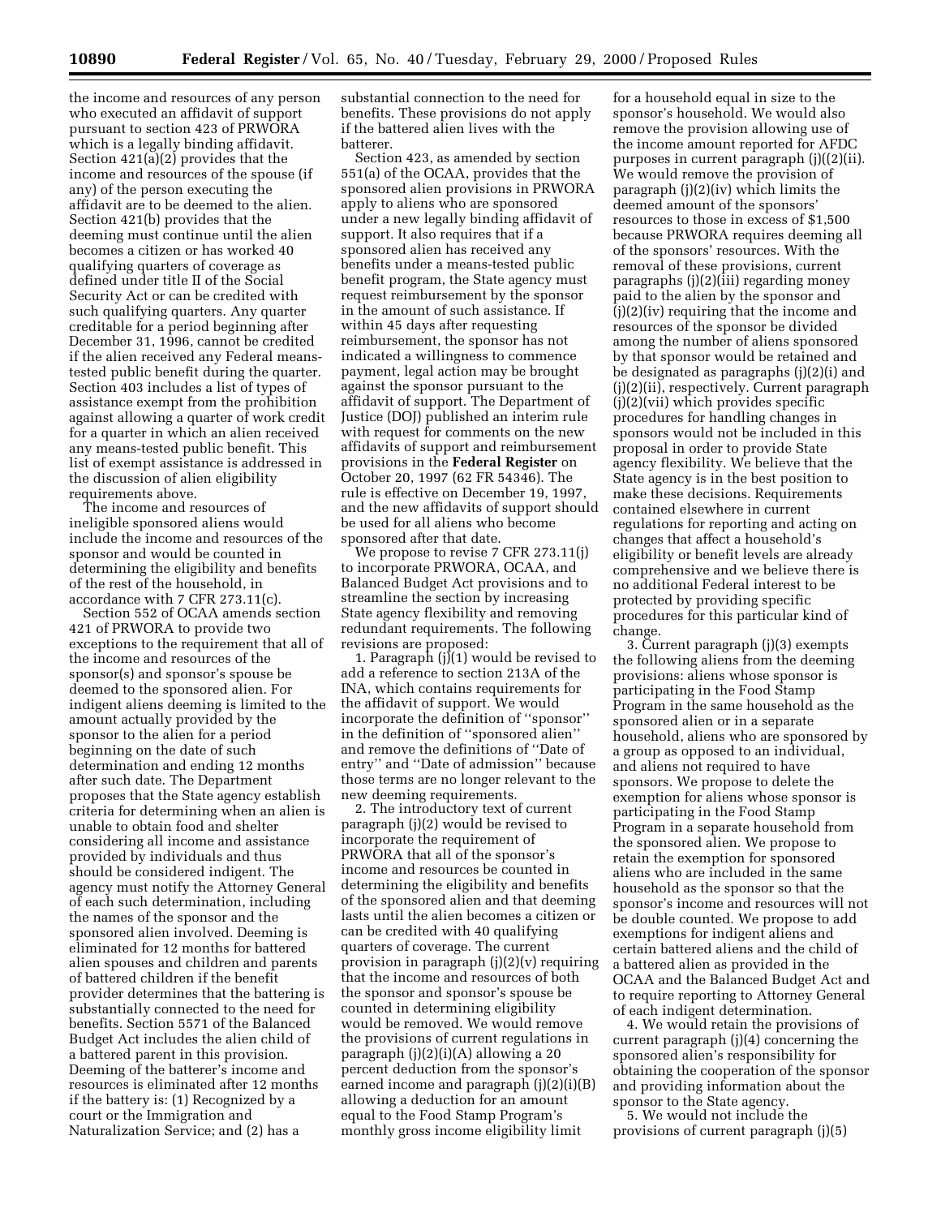the income and resources of any person who executed an affidavit of support pursuant to section 423 of PRWORA which is a legally binding affidavit. Section 421(a)(2) provides that the income and resources of the spouse (if any) of the person executing the affidavit are to be deemed to the alien. Section 421(b) provides that the deeming must continue until the alien becomes a citizen or has worked 40 qualifying quarters of coverage as defined under title II of the Social Security Act or can be credited with such qualifying quarters. Any quarter creditable for a period beginning after December 31, 1996, cannot be credited if the alien received any Federal means-tested public benefit during the quarter. Section 403 includes a list of types of assistance exempt from the prohibition against allowing a quarter of work credit for a quarter in which an alien received any means-tested public benefit. This list of exempt assistance is addressed in the discussion of alien eligibility requirements above.

The income and resources of ineligible sponsored aliens would include the income and resources of the sponsor and would be counted in determining the eligibility and benefits of the rest of the household, in accordance with 7 CFR 273.11(c).

Section 552 of OCAA amends section 421 of PRWORA to provide two exceptions to the requirement that all of the income and resources of the sponsor(s) and sponsor's spouse be deemed to the sponsored alien. For indigent aliens deeming is limited to the amount actually provided by the sponsor to the alien for a period beginning on the date of such determination and ending 12 months after such date. The Department proposes that the State agency establish criteria for determining when an alien is unable to obtain food and shelter considering all income and assistance provided by individuals and thus should be considered indigent. The agency must notify the Attorney General of each such determination, including the names of the sponsor and the sponsored alien involved. Deeming is eliminated for 12 months for battered alien spouses and children and parents of battered children if the benefit provider determines that the battering is substantially connected to the need for benefits. Section 5571 of the Balanced Budget Act includes the alien child of a battered parent in this provision. Deeming of the batterer's income and resources is eliminated after 12 months if the battery is: (1) Recognized by a court or the Immigration and Naturalization Service; and (2) has a substantial connection to the need for benefits. These provisions do not apply if the battered alien lives with the batterer.

Section 423, as amended by section 551(a) of the OCAA, provides that the sponsored alien provisions in PRWORA apply to aliens who are sponsored under a new legally binding affidavit of support. It also requires that if a sponsored alien has received any benefits under a means-tested public benefit program, the State agency must request reimbursement by the sponsor in the amount of such assistance. If within 45 days after requesting reimbursement, the sponsor has not indicated a willingness to commence payment, legal action may be brought against the sponsor pursuant to the affidavit of support. The Department of Justice (DOJ) published an interim rule with request for comments on the new affidavits of support and reimbursement provisions in the **Federal Register** on October 20, 1997 (62 FR 54346). The rule is effective on December 19, 1997, and the new affidavits of support should be used for all aliens who become sponsored after that date.

We propose to revise 7 CFR 273.11(j) to incorporate PRWORA, OCAA, and Balanced Budget Act provisions and to streamline the section by increasing State agency flexibility and removing redundant requirements. The following revisions are proposed:

1. Paragraph (j)(1) would be revised to add a reference to section 213A of the INA, which contains requirements for the affidavit of support. We would incorporate the definition of ''sponsor'' in the definition of ''sponsored alien'' and remove the definitions of ''Date of entry'' and ''Date of admission'' because those terms are no longer relevant to the new deeming requirements.

2. The introductory text of current paragraph (j)(2) would be revised to incorporate the requirement of PRWORA that all of the sponsor's income and resources be counted in determining the eligibility and benefits of the sponsored alien and that deeming lasts until the alien becomes a citizen or can be credited with 40 qualifying quarters of coverage. The current provision in paragraph (j)(2)(v) requiring that the income and resources of both the sponsor and sponsor's spouse be counted in determining eligibility would be removed. We would remove the provisions of current regulations in paragraph (j)(2)(i)(A) allowing a 20 percent deduction from the sponsor's earned income and paragraph (j)(2)(i)(B) allowing a deduction for an amount equal to the Food Stamp Program's monthly gross income eligibility limit for a household equal in size to the sponsor's household. We would also remove the provision allowing use of the income amount reported for AFDC purposes in current paragraph (j)((2)(ii). We would remove the provision of paragraph (j)(2)(iv) which limits the deemed amount of the sponsors' resources to those in excess of $1,500 because PRWORA requires deeming all of the sponsors' resources. With the removal of these provisions, current paragraphs (j)(2)(iii) regarding money paid to the alien by the sponsor and (j)(2)(iv) requiring that the income and resources of the sponsor be divided among the number of aliens sponsored by that sponsor would be retained and be designated as paragraphs (j)(2)(i) and (j)(2)(ii), respectively. Current paragraph (j)(2)(vii) which provides specific procedures for handling changes in sponsors would not be included in this proposal in order to provide State agency flexibility. We believe that the State agency is in the best position to make these decisions. Requirements contained elsewhere in current regulations for reporting and acting on changes that affect a household's eligibility or benefit levels are already comprehensive and we believe there is no additional Federal interest to be protected by providing specific procedures for this particular kind of change.

3. Current paragraph (j)(3) exempts the following aliens from the deeming provisions: aliens whose sponsor is participating in the Food Stamp Program in the same household as the sponsored alien or in a separate household, aliens who are sponsored by a group as opposed to an individual, and aliens not required to have sponsors. We propose to delete the exemption for aliens whose sponsor is participating in the Food Stamp Program in a separate household from the sponsored alien. We propose to retain the exemption for sponsored aliens who are included in the same household as the sponsor so that the sponsor's income and resources will not be double counted. We propose to add exemptions for indigent aliens and certain battered aliens and the child of a battered alien as provided in the OCAA and the Balanced Budget Act and to require reporting to Attorney General of each indigent determination.

4. We would retain the provisions of current paragraph (j)(4) concerning the sponsored alien's responsibility for obtaining the cooperation of the sponsor and providing information about the sponsor to the State agency.

5. We would not include the provisions of current paragraph (j)(5)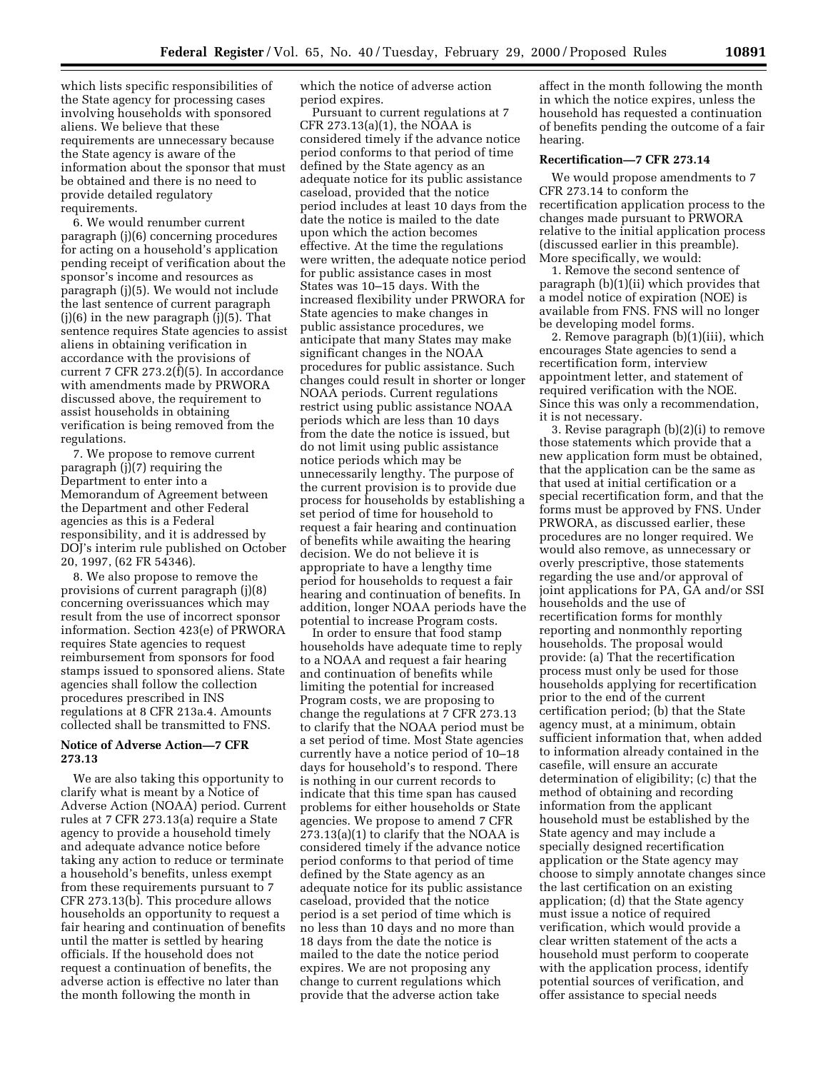which lists specific responsibilities of the State agency for processing cases involving households with sponsored aliens. We believe that these requirements are unnecessary because the State agency is aware of the information about the sponsor that must be obtained and there is no need to provide detailed regulatory requirements.

6. We would renumber current paragraph (j)(6) concerning procedures for acting on a household's application pending receipt of verification about the sponsor's income and resources as paragraph (j)(5). We would not include the last sentence of current paragraph (j)(6) in the new paragraph (j)(5). That sentence requires State agencies to assist aliens in obtaining verification in accordance with the provisions of current 7 CFR 273.2(f)(5). In accordance with amendments made by PRWORA discussed above, the requirement to assist households in obtaining verification is being removed from the regulations.

7. We propose to remove current paragraph (j)(7) requiring the Department to enter into a Memorandum of Agreement between the Department and other Federal agencies as this is a Federal responsibility, and it is addressed by DOJ's interim rule published on October 20, 1997, (62 FR 54346).

8. We also propose to remove the provisions of current paragraph (j)(8) concerning overissuances which may result from the use of incorrect sponsor information. Section 423(e) of PRWORA requires State agencies to request reimbursement from sponsors for food stamps issued to sponsored aliens. State agencies shall follow the collection procedures prescribed in INS regulations at 8 CFR 213a.4. Amounts collected shall be transmitted to FNS.

**Notice of Adverse Action—7 CFR 273.13**

We are also taking this opportunity to clarify what is meant by a Notice of Adverse Action (NOAA) period. Current rules at 7 CFR 273.13(a) require a State agency to provide a household timely and adequate advance notice before taking any action to reduce or terminate a household's benefits, unless exempt from these requirements pursuant to 7 CFR 273.13(b). This procedure allows households an opportunity to request a fair hearing and continuation of benefits until the matter is settled by hearing officials. If the household does not request a continuation of benefits, the adverse action is effective no later than the month following the month in which the notice of adverse action period expires.

Pursuant to current regulations at 7 CFR 273.13(a)(1), the NOAA is considered timely if the advance notice period conforms to that period of time defined by the State agency as an adequate notice for its public assistance caseload, provided that the notice period includes at least 10 days from the date the notice is mailed to the date upon which the action becomes effective. At the time the regulations were written, the adequate notice period for public assistance cases in most States was 10–15 days. With the increased flexibility under PRWORA for State agencies to make changes in public assistance procedures, we anticipate that many States may make significant changes in the NOAA procedures for public assistance. Such changes could result in shorter or longer NOAA periods. Current regulations restrict using public assistance NOAA periods which are less than 10 days from the date the notice is issued, but do not limit using public assistance notice periods which may be unnecessarily lengthy. The purpose of the current provision is to provide due process for households by establishing a set period of time for household to request a fair hearing and continuation of benefits while awaiting the hearing decision. We do not believe it is appropriate to have a lengthy time period for households to request a fair hearing and continuation of benefits. In addition, longer NOAA periods have the potential to increase Program costs.

In order to ensure that food stamp households have adequate time to reply to a NOAA and request a fair hearing and continuation of benefits while limiting the potential for increased Program costs, we are proposing to change the regulations at 7 CFR 273.13 to clarify that the NOAA period must be a set period of time. Most State agencies currently have a notice period of 10–18 days for household's to respond. There is nothing in our current records to indicate that this time span has caused problems for either households or State agencies. We propose to amend 7 CFR 273.13(a)(1) to clarify that the NOAA is considered timely if the advance notice period conforms to that period of time defined by the State agency as an adequate notice for its public assistance caseload, provided that the notice period is a set period of time which is no less than 10 days and no more than 18 days from the date the notice is mailed to the date the notice period expires. We are not proposing any change to current regulations which provide that the adverse action take affect in the month following the month in which the notice expires, unless the household has requested a continuation of benefits pending the outcome of a fair hearing.

**Recertification—7 CFR 273.14**

We would propose amendments to 7 CFR 273.14 to conform the recertification application process to the changes made pursuant to PRWORA relative to the initial application process (discussed earlier in this preamble). More specifically, we would:

1. Remove the second sentence of paragraph (b)(1)(ii) which provides that a model notice of expiration (NOE) is available from FNS. FNS will no longer be developing model forms.

2. Remove paragraph (b)(1)(iii), which encourages State agencies to send a recertification form, interview appointment letter, and statement of required verification with the NOE. Since this was only a recommendation, it is not necessary.

3. Revise paragraph (b)(2)(i) to remove those statements which provide that a new application form must be obtained, that the application can be the same as that used at initial certification or a special recertification form, and that the forms must be approved by FNS. Under PRWORA, as discussed earlier, these procedures are no longer required. We would also remove, as unnecessary or overly prescriptive, those statements regarding the use and/or approval of joint applications for PA, GA and/or SSI households and the use of recertification forms for monthly reporting and nonmonthly reporting households. The proposal would provide: (a) That the recertification process must only be used for those households applying for recertification prior to the end of the current certification period; (b) that the State agency must, at a minimum, obtain sufficient information that, when added to information already contained in the casefile, will ensure an accurate determination of eligibility; (c) that the method of obtaining and recording information from the applicant household must be established by the State agency and may include a specially designed recertification application or the State agency may choose to simply annotate changes since the last certification on an existing application; (d) that the State agency must issue a notice of required verification, which would provide a clear written statement of the acts a household must perform to cooperate with the application process, identify potential sources of verification, and offer assistance to special needs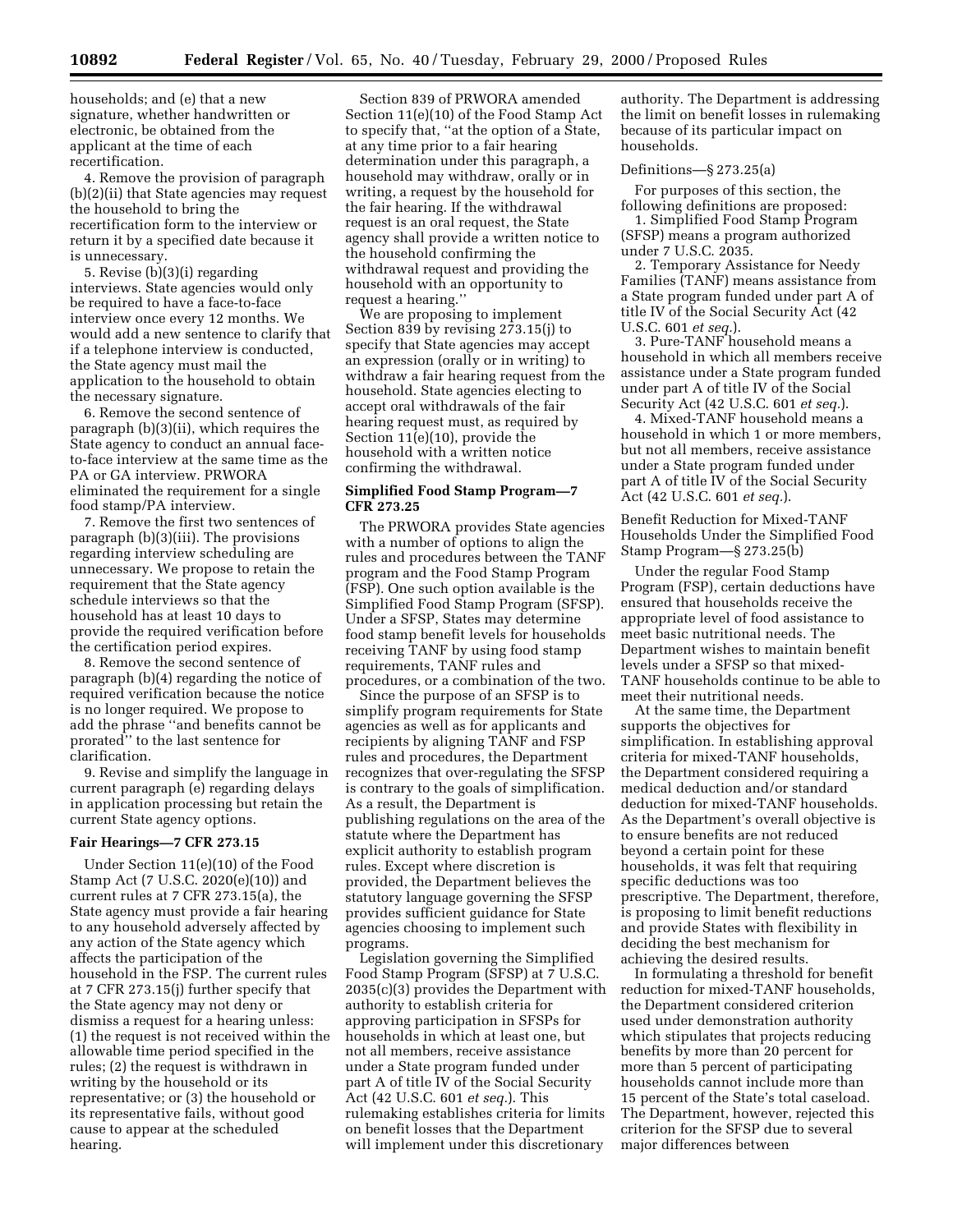households; and (e) that a new signature, whether handwritten or electronic, be obtained from the applicant at the time of each recertification.

4. Remove the provision of paragraph (b)(2)(ii) that State agencies may request the household to bring the recertification form to the interview or return it by a specified date because it is unnecessary.

5. Revise (b)(3)(i) regarding interviews. State agencies would only be required to have a face-to-face interview once every 12 months. We would add a new sentence to clarify that if a telephone interview is conducted, the State agency must mail the application to the household to obtain the necessary signature.

6. Remove the second sentence of paragraph (b)(3)(ii), which requires the State agency to conduct an annual face-to-face interview at the same time as the PA or GA interview. PRWORA eliminated the requirement for a single food stamp/PA interview.

7. Remove the first two sentences of paragraph (b)(3)(iii). The provisions regarding interview scheduling are unnecessary. We propose to retain the requirement that the State agency schedule interviews so that the household has at least 10 days to provide the required verification before the certification period expires.

8. Remove the second sentence of paragraph (b)(4) regarding the notice of required verification because the notice is no longer required. We propose to add the phrase "and benefits cannot be prorated" to the last sentence for clarification.

9. Revise and simplify the language in current paragraph (e) regarding delays in application processing but retain the current State agency options.

**Fair Hearings—7 CFR 273.15**

Under Section 11(e)(10) of the Food Stamp Act (7 U.S.C. 2020(e)(10)) and current rules at 7 CFR 273.15(a), the State agency must provide a fair hearing to any household adversely affected by any action of the State agency which affects the participation of the household in the FSP. The current rules at 7 CFR 273.15(j) further specify that the State agency may not deny or dismiss a request for a hearing unless: (1) the request is not received within the allowable time period specified in the rules; (2) the request is withdrawn in writing by the household or its representative; or (3) the household or its representative fails, without good cause to appear at the scheduled hearing.

Section 839 of PRWORA amended Section 11(e)(10) of the Food Stamp Act to specify that, "at the option of a State, at any time prior to a fair hearing determination under this paragraph, a household may withdraw, orally or in writing, a request by the household for the fair hearing. If the withdrawal request is an oral request, the State agency shall provide a written notice to the household confirming the withdrawal request and providing the household with an opportunity to request a hearing."

We are proposing to implement Section 839 by revising 273.15(j) to specify that State agencies may accept an expression (orally or in writing) to withdraw a fair hearing request from the household. State agencies electing to accept oral withdrawals of the fair hearing request must, as required by Section 11(e)(10), provide the household with a written notice confirming the withdrawal.

**Simplified Food Stamp Program—7 CFR 273.25**

The PRWORA provides State agencies with a number of options to align the rules and procedures between the TANF program and the Food Stamp Program (FSP). One such option available is the Simplified Food Stamp Program (SFSP). Under a SFSP, States may determine food stamp benefit levels for households receiving TANF by using food stamp requirements, TANF rules and procedures, or a combination of the two.

Since the purpose of an SFSP is to simplify program requirements for State agencies as well as for applicants and recipients by aligning TANF and FSP rules and procedures, the Department recognizes that over-regulating the SFSP is contrary to the goals of simplification. As a result, the Department is publishing regulations on the area of the statute where the Department has explicit authority to establish program rules. Except where discretion is provided, the Department believes the statutory language governing the SFSP provides sufficient guidance for State agencies choosing to implement such programs.

Legislation governing the Simplified Food Stamp Program (SFSP) at 7 U.S.C. 2035(c)(3) provides the Department with authority to establish criteria for approving participation in SFSPs for households in which at least one, but not all members, receive assistance under a State program funded under part A of title IV of the Social Security Act (42 U.S.C. 601 *et seq.*). This rulemaking establishes criteria for limits on benefit losses that the Department will implement under this discretionary authority. The Department is addressing the limit on benefit losses in rulemaking because of its particular impact on households.

Definitions—§ 273.25(a)

For purposes of this section, the following definitions are proposed:

1. Simplified Food Stamp Program (SFSP) means a program authorized under 7 U.S.C. 2035.

2. Temporary Assistance for Needy Families (TANF) means assistance from a State program funded under part A of title IV of the Social Security Act (42 U.S.C. 601 *et seq.*).

3. Pure-TANF household means a household in which all members receive assistance under a State program funded under part A of title IV of the Social Security Act (42 U.S.C. 601 *et seq.*).

4. Mixed-TANF household means a household in which 1 or more members, but not all members, receive assistance under a State program funded under part A of title IV of the Social Security Act (42 U.S.C. 601 *et seq.*).

Benefit Reduction for Mixed-TANF Households Under the Simplified Food Stamp Program—§ 273.25(b)

Under the regular Food Stamp Program (FSP), certain deductions have ensured that households receive the appropriate level of food assistance to meet basic nutritional needs. The Department wishes to maintain benefit levels under a SFSP so that mixed-TANF households continue to be able to meet their nutritional needs.

At the same time, the Department supports the objectives for simplification. In establishing approval criteria for mixed-TANF households, the Department considered requiring a medical deduction and/or standard deduction for mixed-TANF households. As the Department's overall objective is to ensure benefits are not reduced beyond a certain point for these households, it was felt that requiring specific deductions was too prescriptive. The Department, therefore, is proposing to limit benefit reductions and provide States with flexibility in deciding the best mechanism for achieving the desired results.

In formulating a threshold for benefit reduction for mixed-TANF households, the Department considered criterion used under demonstration authority which stipulates that projects reducing benefits by more than 20 percent for more than 5 percent of participating households cannot include more than 15 percent of the State's total caseload. The Department, however, rejected this criterion for the SFSP due to several major differences between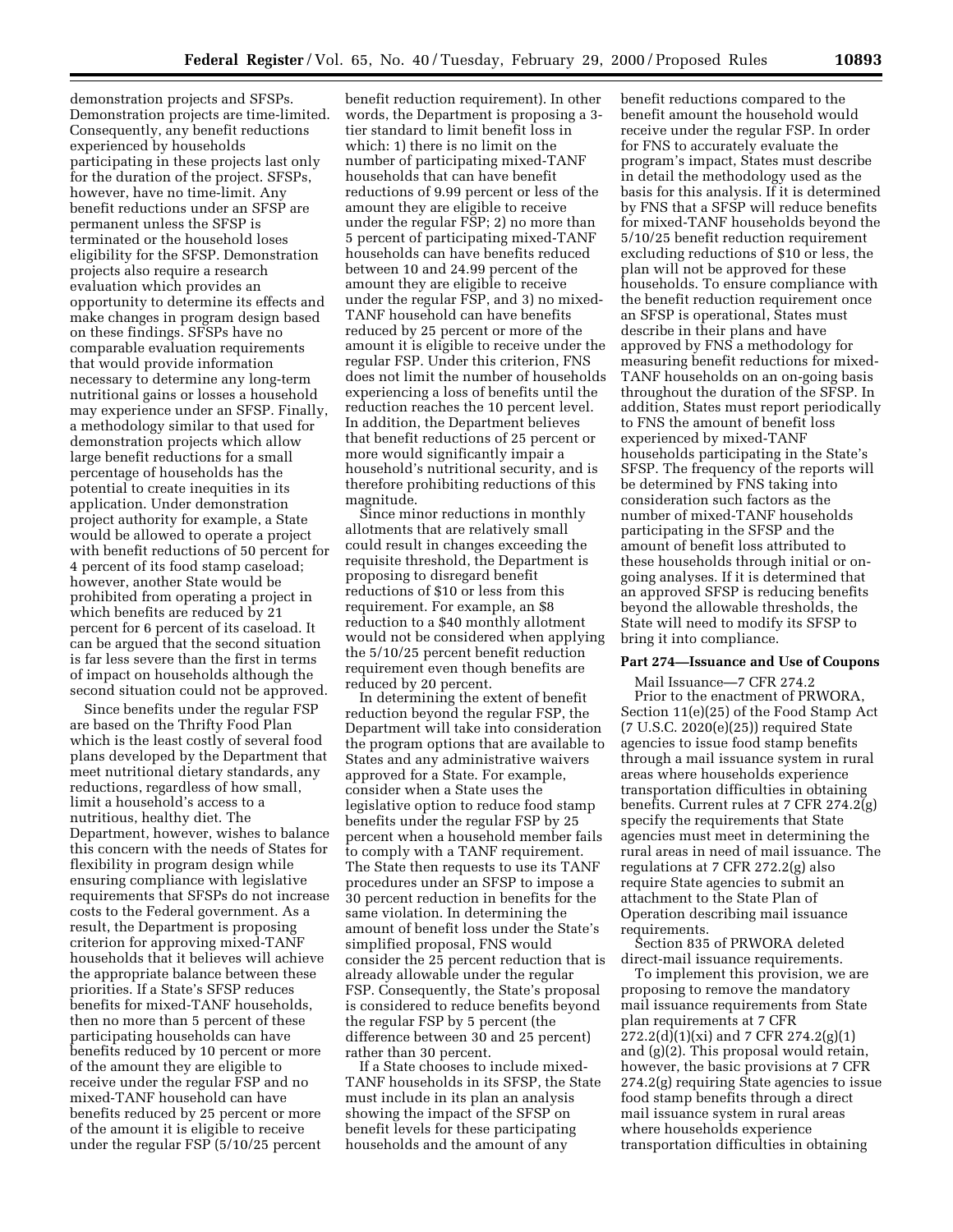demonstration projects and SFSPs. Demonstration projects are time-limited. Consequently, any benefit reductions experienced by households participating in these projects last only for the duration of the project. SFSPs, however, have no time-limit. Any benefit reductions under an SFSP are permanent unless the SFSP is terminated or the household loses eligibility for the SFSP. Demonstration projects also require a research evaluation which provides an opportunity to determine its effects and make changes in program design based on these findings. SFSPs have no comparable evaluation requirements that would provide information necessary to determine any long-term nutritional gains or losses a household may experience under an SFSP. Finally, a methodology similar to that used for demonstration projects which allow large benefit reductions for a small percentage of households has the potential to create inequities in its application. Under demonstration project authority for example, a State would be allowed to operate a project with benefit reductions of 50 percent for 4 percent of its food stamp caseload; however, another State would be prohibited from operating a project in which benefits are reduced by 21 percent for 6 percent of its caseload. It can be argued that the second situation is far less severe than the first in terms of impact on households although the second situation could not be approved.

Since benefits under the regular FSP are based on the Thrifty Food Plan which is the least costly of several food plans developed by the Department that meet nutritional dietary standards, any reductions, regardless of how small, limit a household's access to a nutritious, healthy diet. The Department, however, wishes to balance this concern with the needs of States for flexibility in program design while ensuring compliance with legislative requirements that SFSPs do not increase costs to the Federal government. As a result, the Department is proposing criterion for approving mixed-TANF households that it believes will achieve the appropriate balance between these priorities. If a State's SFSP reduces benefits for mixed-TANF households, then no more than 5 percent of these participating households can have benefits reduced by 10 percent or more of the amount they are eligible to receive under the regular FSP and no mixed-TANF household can have benefits reduced by 25 percent or more of the amount it is eligible to receive under the regular FSP (5/10/25 percent benefit reduction requirement). In other words, the Department is proposing a 3-tier standard to limit benefit loss in which: 1) there is no limit on the number of participating mixed-TANF households that can have benefit reductions of 9.99 percent or less of the amount they are eligible to receive under the regular FSP; 2) no more than 5 percent of participating mixed-TANF households can have benefits reduced between 10 and 24.99 percent of the amount they are eligible to receive under the regular FSP, and 3) no mixed-TANF household can have benefits reduced by 25 percent or more of the amount it is eligible to receive under the regular FSP. Under this criterion, FNS does not limit the number of households experiencing a loss of benefits until the reduction reaches the 10 percent level. In addition, the Department believes that benefit reductions of 25 percent or more would significantly impair a household's nutritional security, and is therefore prohibiting reductions of this magnitude.

Since minor reductions in monthly allotments that are relatively small could result in changes exceeding the requisite threshold, the Department is proposing to disregard benefit reductions of $10 or less from this requirement. For example, an $8 reduction to a $40 monthly allotment would not be considered when applying the 5/10/25 percent benefit reduction requirement even though benefits are reduced by 20 percent.

In determining the extent of benefit reduction beyond the regular FSP, the Department will take into consideration the program options that are available to States and any administrative waivers approved for a State. For example, consider when a State uses the legislative option to reduce food stamp benefits under the regular FSP by 25 percent when a household member fails to comply with a TANF requirement. The State then requests to use its TANF procedures under an SFSP to impose a 30 percent reduction in benefits for the same violation. In determining the amount of benefit loss under the State's simplified proposal, FNS would consider the 25 percent reduction that is already allowable under the regular FSP. Consequently, the State's proposal is considered to reduce benefits beyond the regular FSP by 5 percent (the difference between 30 and 25 percent) rather than 30 percent.

If a State chooses to include mixed-TANF households in its SFSP, the State must include in its plan an analysis showing the impact of the SFSP on benefit levels for these participating households and the amount of any benefit reductions compared to the benefit amount the household would receive under the regular FSP. In order for FNS to accurately evaluate the program's impact, States must describe in detail the methodology used as the basis for this analysis. If it is determined by FNS that a SFSP will reduce benefits for mixed-TANF households beyond the 5/10/25 benefit reduction requirement excluding reductions of $10 or less, the plan will not be approved for these households. To ensure compliance with the benefit reduction requirement once an SFSP is operational, States must describe in their plans and have approved by FNS a methodology for measuring benefit reductions for mixed-TANF households on an on-going basis throughout the duration of the SFSP. In addition, States must report periodically to FNS the amount of benefit loss experienced by mixed-TANF households participating in the State's SFSP. The frequency of the reports will be determined by FNS taking into consideration such factors as the number of mixed-TANF households participating in the SFSP and the amount of benefit loss attributed to these households through initial or on-going analyses. If it is determined that an approved SFSP is reducing benefits beyond the allowable thresholds, the State will need to modify its SFSP to bring it into compliance.

### Part 274—Issuance and Use of Coupons

Mail Issuance—7 CFR 274.2

Prior to the enactment of PRWORA, Section 11(e)(25) of the Food Stamp Act (7 U.S.C. 2020(e)(25)) required State agencies to issue food stamp benefits through a mail issuance system in rural areas where households experience transportation difficulties in obtaining benefits. Current rules at 7 CFR 274.2(g) specify the requirements that State agencies must meet in determining the rural areas in need of mail issuance. The regulations at 7 CFR 272.2(g) also require State agencies to submit an attachment to the State Plan of Operation describing mail issuance requirements.

Section 835 of PRWORA deleted direct-mail issuance requirements.

To implement this provision, we are proposing to remove the mandatory mail issuance requirements from State plan requirements at 7 CFR 272.2(d)(1)(xi) and 7 CFR 274.2(g)(1) and (g)(2). This proposal would retain, however, the basic provisions at 7 CFR 274.2(g) requiring State agencies to issue food stamp benefits through a direct mail issuance system in rural areas where households experience transportation difficulties in obtaining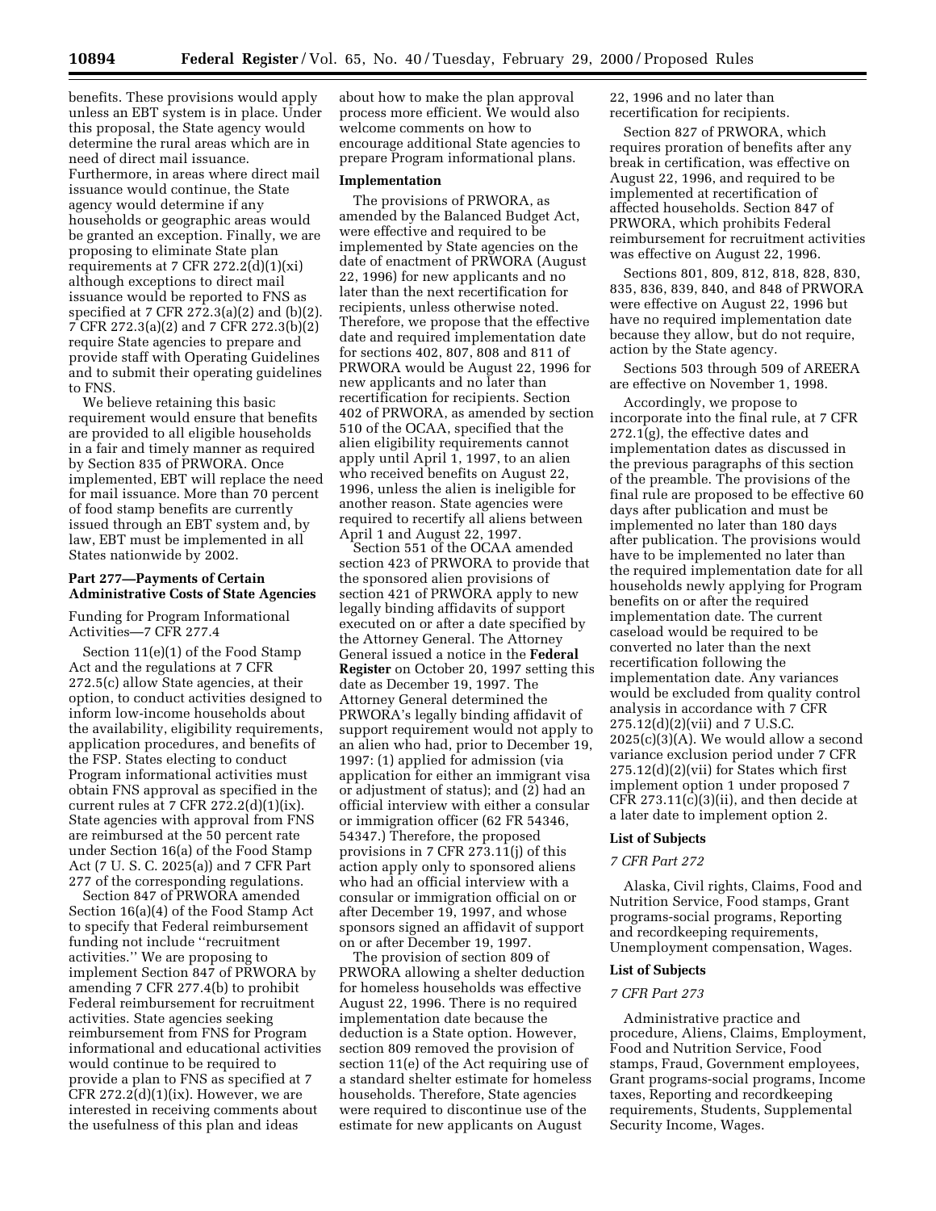benefits. These provisions would apply unless an EBT system is in place. Under this proposal, the State agency would determine the rural areas which are in need of direct mail issuance. Furthermore, in areas where direct mail issuance would continue, the State agency would determine if any households or geographic areas would be granted an exception. Finally, we are proposing to eliminate State plan requirements at 7 CFR 272.2(d)(1)(xi) although exceptions to direct mail issuance would be reported to FNS as specified at 7 CFR 272.3(a)(2) and (b)(2). 7 CFR 272.3(a)(2) and 7 CFR 272.3(b)(2) require State agencies to prepare and provide staff with Operating Guidelines and to submit their operating guidelines to FNS.

We believe retaining this basic requirement would ensure that benefits are provided to all eligible households in a fair and timely manner as required by Section 835 of PRWORA. Once implemented, EBT will replace the need for mail issuance. More than 70 percent of food stamp benefits are currently issued through an EBT system and, by law, EBT must be implemented in all States nationwide by 2002.

### Part 277—Payments of Certain Administrative Costs of State Agencies

Funding for Program Informational Activities—7 CFR 277.4

Section 11(e)(1) of the Food Stamp Act and the regulations at 7 CFR 272.5(c) allow State agencies, at their option, to conduct activities designed to inform low-income households about the availability, eligibility requirements, application procedures, and benefits of the FSP. States electing to conduct Program informational activities must obtain FNS approval as specified in the current rules at 7 CFR 272.2(d)(1)(ix). State agencies with approval from FNS are reimbursed at the 50 percent rate under Section 16(a) of the Food Stamp Act (7 U. S. C. 2025(a)) and 7 CFR Part 277 of the corresponding regulations.

Section 847 of PRWORA amended Section 16(a)(4) of the Food Stamp Act to specify that Federal reimbursement funding not include ''recruitment activities.'' We are proposing to implement Section 847 of PRWORA by amending 7 CFR 277.4(b) to prohibit Federal reimbursement for recruitment activities. State agencies seeking reimbursement from FNS for Program informational and educational activities would continue to be required to provide a plan to FNS as specified at 7 CFR 272.2(d)(1)(ix). However, we are interested in receiving comments about the usefulness of this plan and ideas about how to make the plan approval process more efficient. We would also welcome comments on how to encourage additional State agencies to prepare Program informational plans.

### Implementation

The provisions of PRWORA, as amended by the Balanced Budget Act, were effective and required to be implemented by State agencies on the date of enactment of PRWORA (August 22, 1996) for new applicants and no later than the next recertification for recipients, unless otherwise noted. Therefore, we propose that the effective date and required implementation date for sections 402, 807, 808 and 811 of PRWORA would be August 22, 1996 for new applicants and no later than recertification for recipients. Section 402 of PRWORA, as amended by section 510 of the OCAA, specified that the alien eligibility requirements cannot apply until April 1, 1997, to an alien who received benefits on August 22, 1996, unless the alien is ineligible for another reason. State agencies were required to recertify all aliens between April 1 and August 22, 1997.

Section 551 of the OCAA amended section 423 of PRWORA to provide that the sponsored alien provisions of section 421 of PRWORA apply to new legally binding affidavits of support executed on or after a date specified by the Attorney General. The Attorney General issued a notice in the **Federal Register** on October 20, 1997 setting this date as December 19, 1997. The Attorney General determined the PRWORA's legally binding affidavit of support requirement would not apply to an alien who had, prior to December 19, 1997: (1) applied for admission (via application for either an immigrant visa or adjustment of status); and (2) had an official interview with either a consular or immigration officer (62 FR 54346, 54347.) Therefore, the proposed provisions in 7 CFR 273.11(j) of this action apply only to sponsored aliens who had an official interview with a consular or immigration official on or after December 19, 1997, and whose sponsors signed an affidavit of support on or after December 19, 1997.

The provision of section 809 of PRWORA allowing a shelter deduction for homeless households was effective August 22, 1996. There is no required implementation date because the deduction is a State option. However, section 809 removed the provision of section 11(e) of the Act requiring use of a standard shelter estimate for homeless households. Therefore, State agencies were required to discontinue use of the estimate for new applicants on August 22, 1996 and no later than recertification for recipients.

Section 827 of PRWORA, which requires proration of benefits after any break in certification, was effective on August 22, 1996, and required to be implemented at recertification of affected households. Section 847 of PRWORA, which prohibits Federal reimbursement for recruitment activities was effective on August 22, 1996.

Sections 801, 809, 812, 818, 828, 830, 835, 836, 839, 840, and 848 of PRWORA were effective on August 22, 1996 but have no required implementation date because they allow, but do not require, action by the State agency.

Sections 503 through 509 of AREERA are effective on November 1, 1998.

Accordingly, we propose to incorporate into the final rule, at 7 CFR 272.1(g), the effective dates and implementation dates as discussed in the previous paragraphs of this section of the preamble. The provisions of the final rule are proposed to be effective 60 days after publication and must be implemented no later than 180 days after publication. The provisions would have to be implemented no later than the required implementation date for all households newly applying for Program benefits on or after the required implementation date. The current caseload would be required to be converted no later than the next recertification following the implementation date. Any variances would be excluded from quality control analysis in accordance with 7 CFR 275.12(d)(2)(vii) and 7 U.S.C. 2025(c)(3)(A). We would allow a second variance exclusion period under 7 CFR 275.12(d)(2)(vii) for States which first implement option 1 under proposed 7 CFR 273.11(c)(3)(ii), and then decide at a later date to implement option 2.

### List of Subjects

*7 CFR Part 272*

Alaska, Civil rights, Claims, Food and Nutrition Service, Food stamps, Grant programs-social programs, Reporting and recordkeeping requirements, Unemployment compensation, Wages.

### List of Subjects

*7 CFR Part 273*

Administrative practice and procedure, Aliens, Claims, Employment, Food and Nutrition Service, Food stamps, Fraud, Government employees, Grant programs-social programs, Income taxes, Reporting and recordkeeping requirements, Students, Supplemental Security Income, Wages.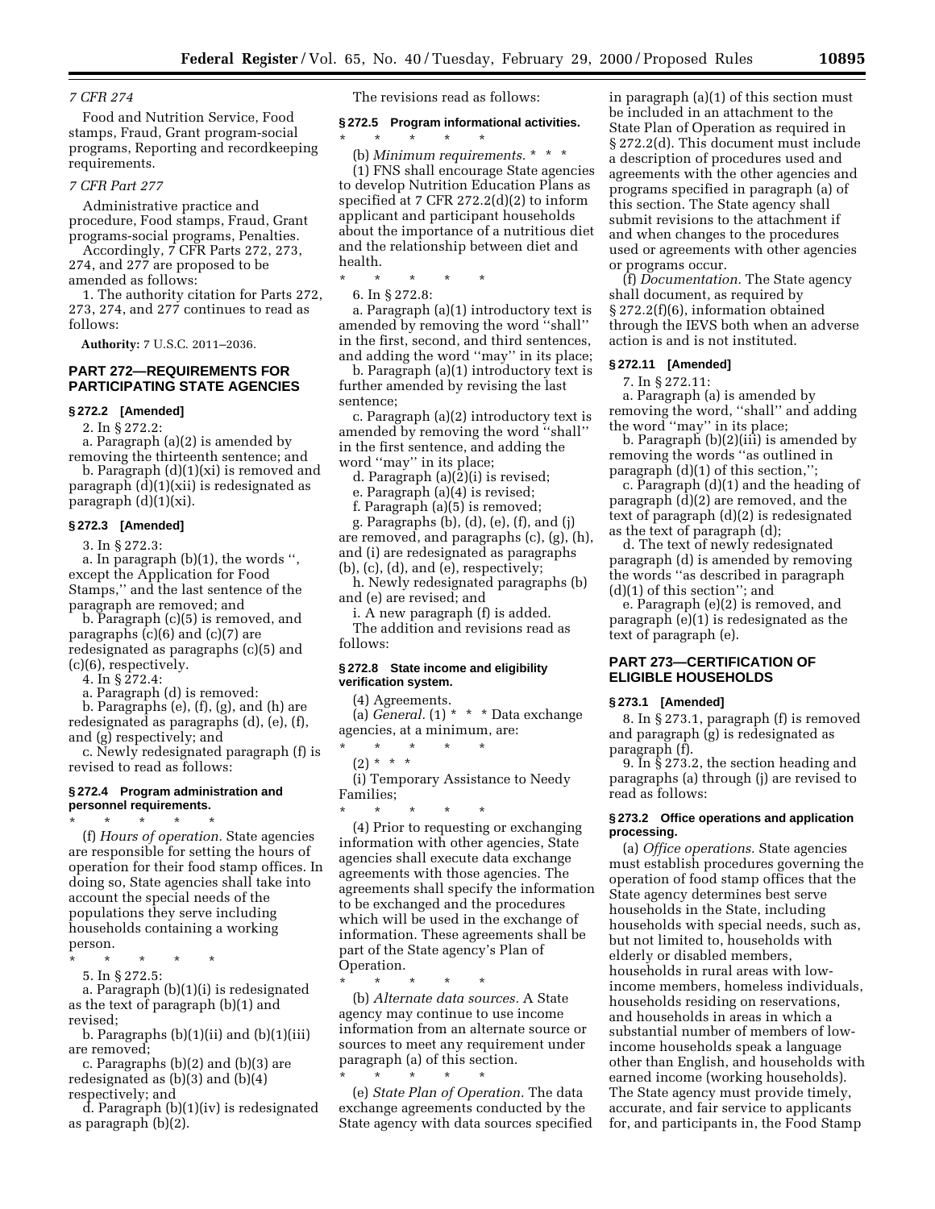*7 CFR 274*

Food and Nutrition Service, Food stamps, Fraud, Grant program-social programs, Reporting and recordkeeping requirements.

*7 CFR Part 277*

Administrative practice and procedure, Food stamps, Fraud, Grant programs-social programs, Penalties.

Accordingly, 7 CFR Parts 272, 273, 274, and 277 are proposed to be amended as follows:

1. The authority citation for Parts 272, 273, 274, and 277 continues to read as follows:

**Authority:** 7 U.S.C. 2011–2036.

## PART 272—REQUIREMENTS FOR PARTICIPATING STATE AGENCIES

### § 272.2 [Amended]

2. In § 272.2:

a. Paragraph (a)(2) is amended by removing the thirteenth sentence; and

b. Paragraph (d)(1)(xi) is removed and paragraph (d)(1)(xii) is redesignated as paragraph (d)(1)(xi).

### § 272.3 [Amended]

3. In § 272.3:

a. In paragraph (b)(1), the words '', except the Application for Food Stamps,'' and the last sentence of the paragraph are removed; and

b. Paragraph (c)(5) is removed, and paragraphs (c)(6) and (c)(7) are redesignated as paragraphs (c)(5) and (c)(6), respectively.

4. In § 272.4:

a. Paragraph (d) is removed:

b. Paragraphs (e), (f), (g), and (h) are redesignated as paragraphs (d), (e), (f), and (g) respectively; and

c. Newly redesignated paragraph (f) is revised to read as follows:

### § 272.4 Program administration and personnel requirements.

\* \* \* \* \*

(f) *Hours of operation.* State agencies are responsible for setting the hours of operation for their food stamp offices. In doing so, State agencies shall take into account the special needs of the populations they serve including households containing a working person.

\* \* \* \* \*

5. In § 272.5:

a. Paragraph (b)(1)(i) is redesignated as the text of paragraph (b)(1) and revised;

b. Paragraphs (b)(1)(ii) and (b)(1)(iii) are removed;

c. Paragraphs (b)(2) and (b)(3) are redesignated as (b)(3) and (b)(4) respectively; and

d. Paragraph (b)(1)(iv) is redesignated as paragraph (b)(2).

The revisions read as follows:

### § 272.5 Program informational activities.

\* \* \* \* \*

(b) *Minimum requirements.* \* \* \*

(1) FNS shall encourage State agencies to develop Nutrition Education Plans as specified at 7 CFR 272.2(d)(2) to inform applicant and participant households about the importance of a nutritious diet and the relationship between diet and health.

\* \* \* \* \*

6. In § 272.8:

a. Paragraph (a)(1) introductory text is amended by removing the word ''shall'' in the first, second, and third sentences, and adding the word ''may'' in its place;

b. Paragraph (a)(1) introductory text is further amended by revising the last sentence;

c. Paragraph (a)(2) introductory text is amended by removing the word ''shall'' in the first sentence, and adding the word ''may'' in its place;

d. Paragraph (a)(2)(i) is revised;

e. Paragraph (a)(4) is revised;

f. Paragraph (a)(5) is removed;

g. Paragraphs (b), (d), (e), (f), and (j) are removed, and paragraphs (c), (g), (h), and (i) are redesignated as paragraphs (b), (c), (d), and (e), respectively;

h. Newly redesignated paragraphs (b) and (e) are revised; and

i. A new paragraph (f) is added.

The addition and revisions read as follows:

### § 272.8 State income and eligibility verification system.

(4) Agreements.

(a) *General.* (1) \* \* \* Data exchange agencies, at a minimum, are:

\* \* \* \* \*

(2) \* \* \*

(i) Temporary Assistance to Needy Families;

\* \* \* \* \*

(4) Prior to requesting or exchanging information with other agencies, State agencies shall execute data exchange agreements with those agencies. The agreements shall specify the information to be exchanged and the procedures which will be used in the exchange of information. These agreements shall be part of the State agency's Plan of Operation.

\* \* \* \* \*

(b) *Alternate data sources.* A State agency may continue to use income information from an alternate source or sources to meet any requirement under paragraph (a) of this section.

\* \* \* \* \*

(e) *State Plan of Operation.* The data exchange agreements conducted by the State agency with data sources specified in paragraph (a)(1) of this section must be included in an attachment to the State Plan of Operation as required in § 272.2(d). This document must include a description of procedures used and agreements with the other agencies and programs specified in paragraph (a) of this section. The State agency shall submit revisions to the attachment if and when changes to the procedures used or agreements with other agencies or programs occur.

(f) *Documentation.* The State agency shall document, as required by § 272.2(f)(6), information obtained through the IEVS both when an adverse action is and is not instituted.

### § 272.11 [Amended]

7. In § 272.11:

a. Paragraph (a) is amended by removing the word, ''shall'' and adding the word ''may'' in its place;

b. Paragraph (b)(2)(iii) is amended by removing the words ''as outlined in paragraph (d)(1) of this section,'';

c. Paragraph (d)(1) and the heading of paragraph (d)(2) are removed, and the text of paragraph (d)(2) is redesignated as the text of paragraph (d);

d. The text of newly redesignated paragraph (d) is amended by removing the words ''as described in paragraph (d)(1) of this section''; and

e. Paragraph (e)(2) is removed, and paragraph (e)(1) is redesignated as the text of paragraph (e).

## PART 273—CERTIFICATION OF ELIGIBLE HOUSEHOLDS

### § 273.1 [Amended]

8. In § 273.1, paragraph (f) is removed and paragraph (g) is redesignated as paragraph (f).

9. In § 273.2, the section heading and paragraphs (a) through (j) are revised to read as follows:

### § 273.2 Office operations and application processing.

(a) *Office operations.* State agencies must establish procedures governing the operation of food stamp offices that the State agency determines best serve households in the State, including households with special needs, such as, but not limited to, households with elderly or disabled members, households in rural areas with low-income members, homeless individuals, households residing on reservations, and households in areas in which a substantial number of members of low-income households speak a language other than English, and households with earned income (working households). The State agency must provide timely, accurate, and fair service to applicants for, and participants in, the Food Stamp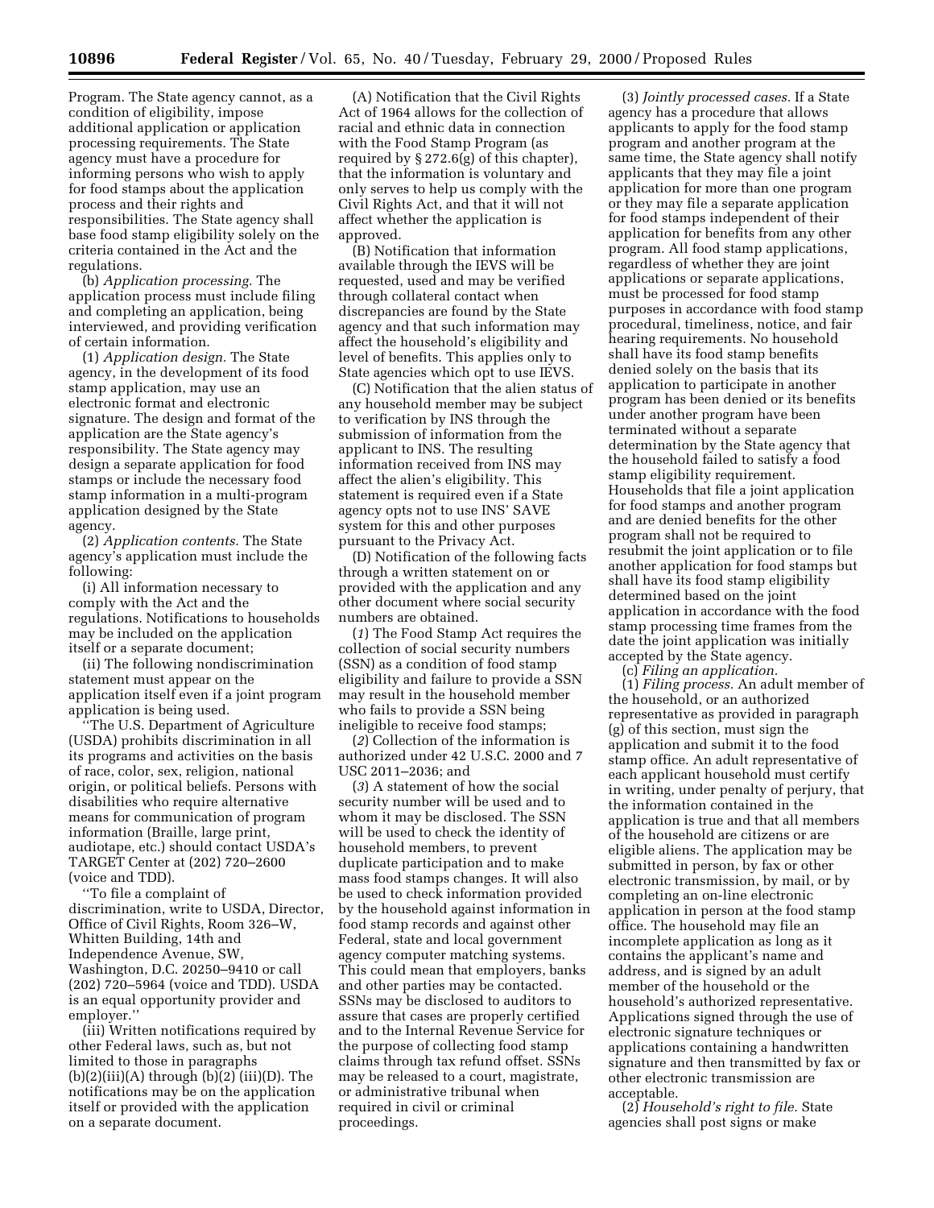Program. The State agency cannot, as a condition of eligibility, impose additional application or application processing requirements. The State agency must have a procedure for informing persons who wish to apply for food stamps about the application process and their rights and responsibilities. The State agency shall base food stamp eligibility solely on the criteria contained in the Act and the regulations.

(b) *Application processing.* The application process must include filing and completing an application, being interviewed, and providing verification of certain information.

(1) *Application design.* The State agency, in the development of its food stamp application, may use an electronic format and electronic signature. The design and format of the application are the State agency's responsibility. The State agency may design a separate application for food stamps or include the necessary food stamp information in a multi-program application designed by the State agency.

(2) *Application contents.* The State agency's application must include the following:

(i) All information necessary to comply with the Act and the regulations. Notifications to households may be included on the application itself or a separate document;

(ii) The following nondiscrimination statement must appear on the application itself even if a joint program application is being used.

"The U.S. Department of Agriculture (USDA) prohibits discrimination in all its programs and activities on the basis of race, color, sex, religion, national origin, or political beliefs. Persons with disabilities who require alternative means for communication of program information (Braille, large print, audiotape, etc.) should contact USDA's TARGET Center at (202) 720–2600 (voice and TDD).

"To file a complaint of discrimination, write to USDA, Director, Office of Civil Rights, Room 326–W, Whitten Building, 14th and Independence Avenue, SW, Washington, D.C. 20250–9410 or call (202) 720–5964 (voice and TDD). USDA is an equal opportunity provider and employer."

(iii) Written notifications required by other Federal laws, such as, but not limited to those in paragraphs (b)(2)(iii)(A) through (b)(2) (iii)(D). The notifications may be on the application itself or provided with the application on a separate document.

(A) Notification that the Civil Rights Act of 1964 allows for the collection of racial and ethnic data in connection with the Food Stamp Program (as required by § 272.6(g) of this chapter), that the information is voluntary and only serves to help us comply with the Civil Rights Act, and that it will not affect whether the application is approved.

(B) Notification that information available through the IEVS will be requested, used and may be verified through collateral contact when discrepancies are found by the State agency and that such information may affect the household's eligibility and level of benefits. This applies only to State agencies which opt to use IEVS.

(C) Notification that the alien status of any household member may be subject to verification by INS through the submission of information from the applicant to INS. The resulting information received from INS may affect the alien's eligibility. This statement is required even if a State agency opts not to use INS' SAVE system for this and other purposes pursuant to the Privacy Act.

(D) Notification of the following facts through a written statement on or provided with the application and any other document where social security numbers are obtained.

(*1*) The Food Stamp Act requires the collection of social security numbers (SSN) as a condition of food stamp eligibility and failure to provide a SSN may result in the household member who fails to provide a SSN being ineligible to receive food stamps;

(*2*) Collection of the information is authorized under 42 U.S.C. 2000 and 7 USC 2011–2036; and

(*3*) A statement of how the social security number will be used and to whom it may be disclosed. The SSN will be used to check the identity of household members, to prevent duplicate participation and to make mass food stamps changes. It will also be used to check information provided by the household against information in food stamp records and against other Federal, state and local government agency computer matching systems. This could mean that employers, banks and other parties may be contacted. SSNs may be disclosed to auditors to assure that cases are properly certified and to the Internal Revenue Service for the purpose of collecting food stamp claims through tax refund offset. SSNs may be released to a court, magistrate, or administrative tribunal when required in civil or criminal proceedings.

(3) *Jointly processed cases.* If a State agency has a procedure that allows applicants to apply for the food stamp program and another program at the same time, the State agency shall notify applicants that they may file a joint application for more than one program or they may file a separate application for food stamps independent of their application for benefits from any other program. All food stamp applications, regardless of whether they are joint applications or separate applications, must be processed for food stamp purposes in accordance with food stamp procedural, timeliness, notice, and fair hearing requirements. No household shall have its food stamp benefits denied solely on the basis that its application to participate in another program has been denied or its benefits under another program have been terminated without a separate determination by the State agency that the household failed to satisfy a food stamp eligibility requirement. Households that file a joint application for food stamps and another program and are denied benefits for the other program shall not be required to resubmit the joint application or to file another application for food stamps but shall have its food stamp eligibility determined based on the joint application in accordance with the food stamp processing time frames from the date the joint application was initially accepted by the State agency.

(c) *Filing an application.*

(1) *Filing process.* An adult member of the household, or an authorized representative as provided in paragraph (g) of this section, must sign the application and submit it to the food stamp office. An adult representative of each applicant household must certify in writing, under penalty of perjury, that the information contained in the application is true and that all members of the household are citizens or are eligible aliens. The application may be submitted in person, by fax or other electronic transmission, by mail, or by completing an on-line electronic application in person at the food stamp office. The household may file an incomplete application as long as it contains the applicant's name and address, and is signed by an adult member of the household or the household's authorized representative. Applications signed through the use of electronic signature techniques or applications containing a handwritten signature and then transmitted by fax or other electronic transmission are acceptable.

(2) *Household's right to file.* State agencies shall post signs or make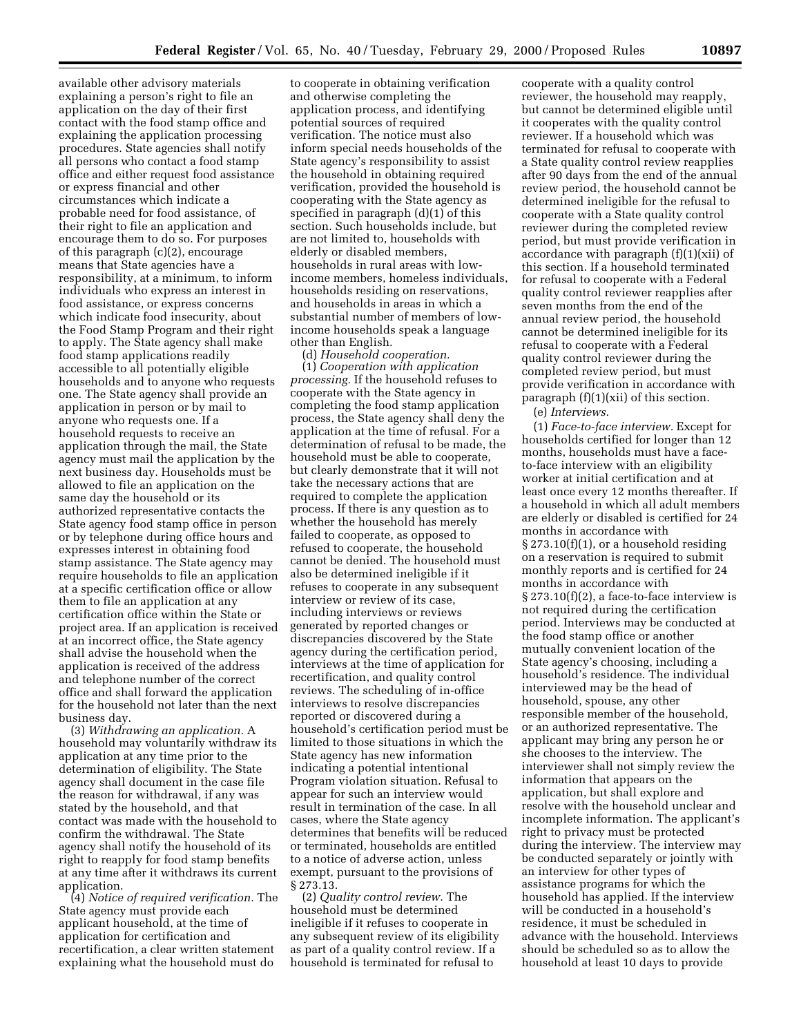available other advisory materials explaining a person's right to file an application on the day of their first contact with the food stamp office and explaining the application processing procedures. State agencies shall notify all persons who contact a food stamp office and either request food assistance or express financial and other circumstances which indicate a probable need for food assistance, of their right to file an application and encourage them to do so. For purposes of this paragraph (c)(2), encourage means that State agencies have a responsibility, at a minimum, to inform individuals who express an interest in food assistance, or express concerns which indicate food insecurity, about the Food Stamp Program and their right to apply. The State agency shall make food stamp applications readily accessible to all potentially eligible households and to anyone who requests one. The State agency shall provide an application in person or by mail to anyone who requests one. If a household requests to receive an application through the mail, the State agency must mail the application by the next business day. Households must be allowed to file an application on the same day the household or its authorized representative contacts the State agency food stamp office in person or by telephone during office hours and expresses interest in obtaining food stamp assistance. The State agency may require households to file an application at a specific certification office or allow them to file an application at any certification office within the State or project area. If an application is received at an incorrect office, the State agency shall advise the household when the application is received of the address and telephone number of the correct office and shall forward the application for the household not later than the next business day.

(3) *Withdrawing an application.* A household may voluntarily withdraw its application at any time prior to the determination of eligibility. The State agency shall document in the case file the reason for withdrawal, if any was stated by the household, and that contact was made with the household to confirm the withdrawal. The State agency shall notify the household of its right to reapply for food stamp benefits at any time after it withdraws its current application.

(4) *Notice of required verification.* The State agency must provide each applicant household, at the time of application for certification and recertification, a clear written statement explaining what the household must do to cooperate in obtaining verification and otherwise completing the application process, and identifying potential sources of required verification. The notice must also inform special needs households of the State agency's responsibility to assist the household in obtaining required verification, provided the household is cooperating with the State agency as specified in paragraph (d)(1) of this section. Such households include, but are not limited to, households with elderly or disabled members, households in rural areas with low-income members, homeless individuals, households residing on reservations, and households in areas in which a substantial number of members of low-income households speak a language other than English.

(d) *Household cooperation.*

(1) *Cooperation with application processing.* If the household refuses to cooperate with the State agency in completing the food stamp application process, the State agency shall deny the application at the time of refusal. For a determination of refusal to be made, the household must be able to cooperate, but clearly demonstrate that it will not take the necessary actions that are required to complete the application process. If there is any question as to whether the household has merely failed to cooperate, as opposed to refused to cooperate, the household cannot be denied. The household must also be determined ineligible if it refuses to cooperate in any subsequent interview or review of its case, including interviews or reviews generated by reported changes or discrepancies discovered by the State agency during the certification period, interviews at the time of application for recertification, and quality control reviews. The scheduling of in-office interviews to resolve discrepancies reported or discovered during a household's certification period must be limited to those situations in which the State agency has new information indicating a potential intentional Program violation situation. Refusal to appear for such an interview would result in termination of the case. In all cases, where the State agency determines that benefits will be reduced or terminated, households are entitled to a notice of adverse action, unless exempt, pursuant to the provisions of § 273.13.

(2) *Quality control review.* The household must be determined ineligible if it refuses to cooperate in any subsequent review of its eligibility as part of a quality control review. If a household is terminated for refusal to cooperate with a quality control reviewer, the household may reapply, but cannot be determined eligible until it cooperates with the quality control reviewer. If a household which was terminated for refusal to cooperate with a State quality control review reapplies after 90 days from the end of the annual review period, the household cannot be determined ineligible for the refusal to cooperate with a State quality control reviewer during the completed review period, but must provide verification in accordance with paragraph (f)(1)(xii) of this section. If a household terminated for refusal to cooperate with a Federal quality control reviewer reapplies after seven months from the end of the annual review period, the household cannot be determined ineligible for its refusal to cooperate with a Federal quality control reviewer during the completed review period, but must provide verification in accordance with paragraph (f)(1)(xii) of this section.

(e) *Interviews.*

(1) *Face-to-face interview.* Except for households certified for longer than 12 months, households must have a face-to-face interview with an eligibility worker at initial certification and at least once every 12 months thereafter. If a household in which all adult members are elderly or disabled is certified for 24 months in accordance with § 273.10(f)(1), or a household residing on a reservation is required to submit monthly reports and is certified for 24 months in accordance with § 273.10(f)(2), a face-to-face interview is not required during the certification period. Interviews may be conducted at the food stamp office or another mutually convenient location of the State agency's choosing, including a household's residence. The individual interviewed may be the head of household, spouse, any other responsible member of the household, or an authorized representative. The applicant may bring any person he or she chooses to the interview. The interviewer shall not simply review the information that appears on the application, but shall explore and resolve with the household unclear and incomplete information. The applicant's right to privacy must be protected during the interview. The interview may be conducted separately or jointly with an interview for other types of assistance programs for which the household has applied. If the interview will be conducted in a household's residence, it must be scheduled in advance with the household. Interviews should be scheduled so as to allow the household at least 10 days to provide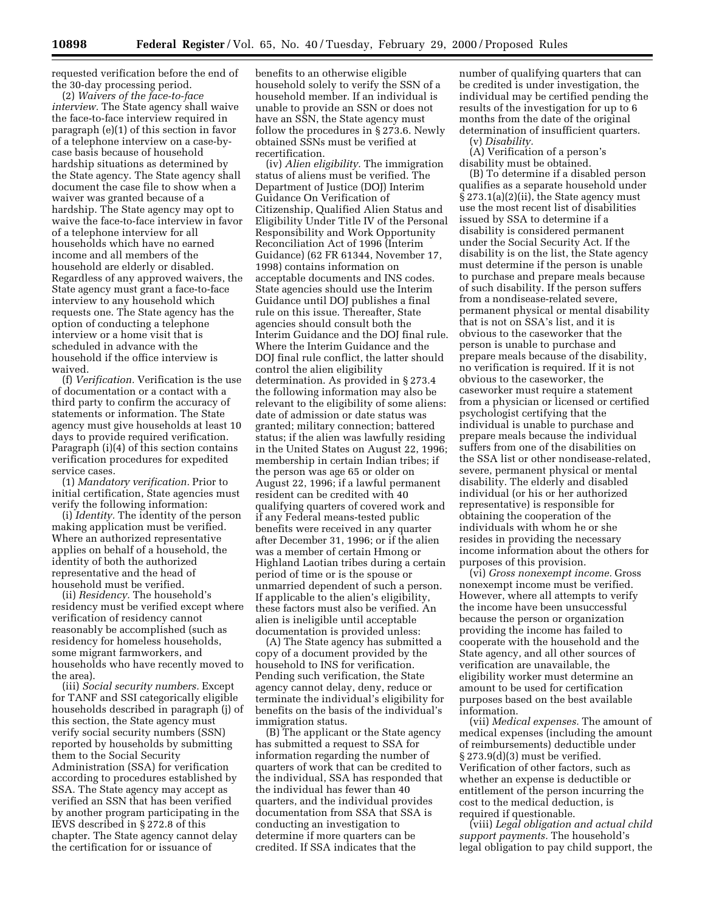requested verification before the end of the 30-day processing period.

(2) *Waivers of the face-to-face interview.* The State agency shall waive the face-to-face interview required in paragraph (e)(1) of this section in favor of a telephone interview on a case-by-case basis because of household hardship situations as determined by the State agency. The State agency shall document the case file to show when a waiver was granted because of a hardship. The State agency may opt to waive the face-to-face interview in favor of a telephone interview for all households which have no earned income and all members of the household are elderly or disabled. Regardless of any approved waivers, the State agency must grant a face-to-face interview to any household which requests one. The State agency has the option of conducting a telephone interview or a home visit that is scheduled in advance with the household if the office interview is waived.

(f) *Verification.* Verification is the use of documentation or a contact with a third party to confirm the accuracy of statements or information. The State agency must give households at least 10 days to provide required verification. Paragraph (i)(4) of this section contains verification procedures for expedited service cases.

(1) *Mandatory verification.* Prior to initial certification, State agencies must verify the following information:

(i) *Identity.* The identity of the person making application must be verified. Where an authorized representative applies on behalf of a household, the identity of both the authorized representative and the head of household must be verified.

(ii) *Residency.* The household's residency must be verified except where verification of residency cannot reasonably be accomplished (such as residency for homeless households, some migrant farmworkers, and households who have recently moved to the area).

(iii) *Social security numbers.* Except for TANF and SSI categorically eligible households described in paragraph (j) of this section, the State agency must verify social security numbers (SSN) reported by households by submitting them to the Social Security Administration (SSA) for verification according to procedures established by SSA. The State agency may accept as verified an SSN that has been verified by another program participating in the IEVS described in § 272.8 of this chapter. The State agency cannot delay the certification for or issuance of benefits to an otherwise eligible household solely to verify the SSN of a household member. If an individual is unable to provide an SSN or does not have an SSN, the State agency must follow the procedures in § 273.6. Newly obtained SSNs must be verified at recertification.

(iv) *Alien eligibility.* The immigration status of aliens must be verified. The Department of Justice (DOJ) Interim Guidance On Verification of Citizenship, Qualified Alien Status and Eligibility Under Title IV of the Personal Responsibility and Work Opportunity Reconciliation Act of 1996 (Interim Guidance) (62 FR 61344, November 17, 1998) contains information on acceptable documents and INS codes. State agencies should use the Interim Guidance until DOJ publishes a final rule on this issue. Thereafter, State agencies should consult both the Interim Guidance and the DOJ final rule. Where the Interim Guidance and the DOJ final rule conflict, the latter should control the alien eligibility determination. As provided in § 273.4 the following information may also be relevant to the eligibility of some aliens: date of admission or date status was granted; military connection; battered status; if the alien was lawfully residing in the United States on August 22, 1996; membership in certain Indian tribes; if the person was age 65 or older on August 22, 1996; if a lawful permanent resident can be credited with 40 qualifying quarters of covered work and if any Federal means-tested public benefits were received in any quarter after December 31, 1996; or if the alien was a member of certain Hmong or Highland Laotian tribes during a certain period of time or is the spouse or unmarried dependent of such a person. If applicable to the alien's eligibility, these factors must also be verified. An alien is ineligible until acceptable documentation is provided unless:

(A) The State agency has submitted a copy of a document provided by the household to INS for verification. Pending such verification, the State agency cannot delay, deny, reduce or terminate the individual's eligibility for benefits on the basis of the individual's immigration status.

(B) The applicant or the State agency has submitted a request to SSA for information regarding the number of quarters of work that can be credited to the individual, SSA has responded that the individual has fewer than 40 quarters, and the individual provides documentation from SSA that SSA is conducting an investigation to determine if more quarters can be credited. If SSA indicates that the number of qualifying quarters that can be credited is under investigation, the individual may be certified pending the results of the investigation for up to 6 months from the date of the original determination of insufficient quarters.

(v) *Disability.*

(A) Verification of a person's disability must be obtained.

(B) To determine if a disabled person qualifies as a separate household under § 273.1(a)(2)(ii), the State agency must use the most recent list of disabilities issued by SSA to determine if a disability is considered permanent under the Social Security Act. If the disability is on the list, the State agency must determine if the person is unable to purchase and prepare meals because of such disability. If the person suffers from a nondisease-related severe, permanent physical or mental disability that is not on SSA's list, and it is obvious to the caseworker that the person is unable to purchase and prepare meals because of the disability, no verification is required. If it is not obvious to the caseworker, the caseworker must require a statement from a physician or licensed or certified psychologist certifying that the individual is unable to purchase and prepare meals because the individual suffers from one of the disabilities on the SSA list or other nondisease-related, severe, permanent physical or mental disability. The elderly and disabled individual (or his or her authorized representative) is responsible for obtaining the cooperation of the individuals with whom he or she resides in providing the necessary income information about the others for purposes of this provision.

(vi) *Gross nonexempt income.* Gross nonexempt income must be verified. However, where all attempts to verify the income have been unsuccessful because the person or organization providing the income has failed to cooperate with the household and the State agency, and all other sources of verification are unavailable, the eligibility worker must determine an amount to be used for certification purposes based on the best available information.

(vii) *Medical expenses.* The amount of medical expenses (including the amount of reimbursements) deductible under § 273.9(d)(3) must be verified. Verification of other factors, such as whether an expense is deductible or entitlement of the person incurring the cost to the medical deduction, is required if questionable.

(viii) *Legal obligation and actual child support payments.* The household's legal obligation to pay child support, the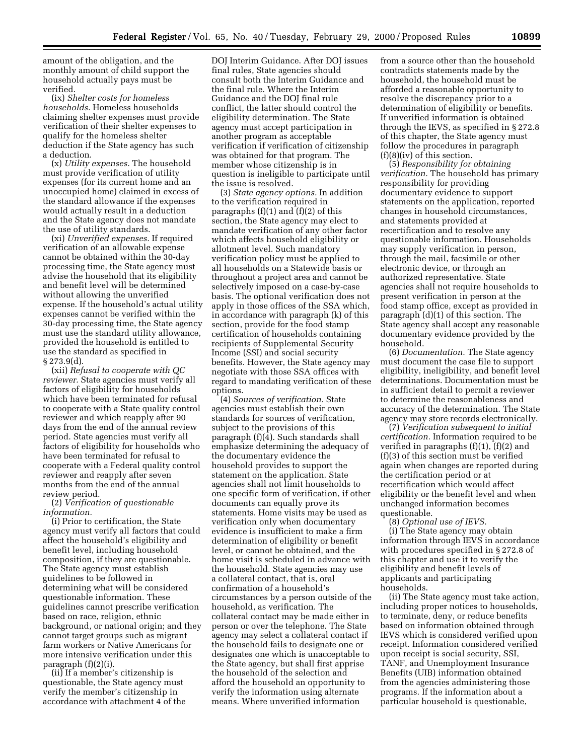amount of the obligation, and the monthly amount of child support the household actually pays must be verified.

(ix) *Shelter costs for homeless households.* Homeless households claiming shelter expenses must provide verification of their shelter expenses to qualify for the homeless shelter deduction if the State agency has such a deduction.

(x) *Utility expenses.* The household must provide verification of utility expenses (for its current home and an unoccupied home) claimed in excess of the standard allowance if the expenses would actually result in a deduction and the State agency does not mandate the use of utility standards.

(xi) *Unverified expenses.* If required verification of an allowable expense cannot be obtained within the 30-day processing time, the State agency must advise the household that its eligibility and benefit level will be determined without allowing the unverified expense. If the household's actual utility expenses cannot be verified within the 30-day processing time, the State agency must use the standard utility allowance, provided the household is entitled to use the standard as specified in § 273.9(d).

(xii) *Refusal to cooperate with QC reviewer.* State agencies must verify all factors of eligibility for households which have been terminated for refusal to cooperate with a State quality control reviewer and which reapply after 90 days from the end of the annual review period. State agencies must verify all factors of eligibility for households who have been terminated for refusal to cooperate with a Federal quality control reviewer and reapply after seven months from the end of the annual review period.

(2) *Verification of questionable information.*

(i) Prior to certification, the State agency must verify all factors that could affect the household's eligibility and benefit level, including household composition, if they are questionable. The State agency must establish guidelines to be followed in determining what will be considered questionable information. These guidelines cannot prescribe verification based on race, religion, ethnic background, or national origin; and they cannot target groups such as migrant farm workers or Native Americans for more intensive verification under this paragraph (f)(2)(i).

(ii) If a member's citizenship is questionable, the State agency must verify the member's citizenship in accordance with attachment 4 of the DOJ Interim Guidance. After DOJ issues final rules, State agencies should consult both the Interim Guidance and the final rule. Where the Interim Guidance and the DOJ final rule conflict, the latter should control the eligibility determination. The State agency must accept participation in another program as acceptable verification if verification of citizenship was obtained for that program. The member whose citizenship is in question is ineligible to participate until the issue is resolved.

(3) *State agency options.* In addition to the verification required in paragraphs (f)(1) and (f)(2) of this section, the State agency may elect to mandate verification of any other factor which affects household eligibility or allotment level. Such mandatory verification policy must be applied to all households on a Statewide basis or throughout a project area and cannot be selectively imposed on a case-by-case basis. The optional verification does not apply in those offices of the SSA which, in accordance with paragraph (k) of this section, provide for the food stamp certification of households containing recipients of Supplemental Security Income (SSI) and social security benefits. However, the State agency may negotiate with those SSA offices with regard to mandating verification of these options.

(4) *Sources of verification.* State agencies must establish their own standards for sources of verification, subject to the provisions of this paragraph (f)(4). Such standards shall emphasize determining the adequacy of the documentary evidence the household provides to support the statement on the application. State agencies shall not limit households to one specific form of verification, if other documents can equally prove its statements. Home visits may be used as verification only when documentary evidence is insufficient to make a firm determination of eligibility or benefit level, or cannot be obtained, and the home visit is scheduled in advance with the household. State agencies may use a collateral contact, that is, oral confirmation of a household's circumstances by a person outside of the household, as verification. The collateral contact may be made either in person or over the telephone. The State agency may select a collateral contact if the household fails to designate one or designates one which is unacceptable to the State agency, but shall first apprise the household of the selection and afford the household an opportunity to verify the information using alternate means. Where unverified information from a source other than the household contradicts statements made by the household, the household must be afforded a reasonable opportunity to resolve the discrepancy prior to a determination of eligibility or benefits. If unverified information is obtained through the IEVS, as specified in § 272.8 of this chapter, the State agency must follow the procedures in paragraph (f)(8)(iv) of this section.

(5) *Responsibility for obtaining verification.* The household has primary responsibility for providing documentary evidence to support statements on the application, reported changes in household circumstances, and statements provided at recertification and to resolve any questionable information. Households may supply verification in person, through the mail, facsimile or other electronic device, or through an authorized representative. State agencies shall not require households to present verification in person at the food stamp office, except as provided in paragraph (d)(1) of this section. The State agency shall accept any reasonable documentary evidence provided by the household.

(6) *Documentation.* The State agency must document the case file to support eligibility, ineligibility, and benefit level determinations. Documentation must be in sufficient detail to permit a reviewer to determine the reasonableness and accuracy of the determination. The State agency may store records electronically.

(7) *Verification subsequent to initial certification.* Information required to be verified in paragraphs (f)(1), (f)(2) and (f)(3) of this section must be verified again when changes are reported during the certification period or at recertification which would affect eligibility or the benefit level and when unchanged information becomes questionable.

(8) *Optional use of IEVS.*

(i) The State agency may obtain information through IEVS in accordance with procedures specified in § 272.8 of this chapter and use it to verify the eligibility and benefit levels of applicants and participating households.

(ii) The State agency must take action, including proper notices to households, to terminate, deny, or reduce benefits based on information obtained through IEVS which is considered verified upon receipt. Information considered verified upon receipt is social security, SSI, TANF, and Unemployment Insurance Benefits (UIB) information obtained from the agencies administering those programs. If the information about a particular household is questionable,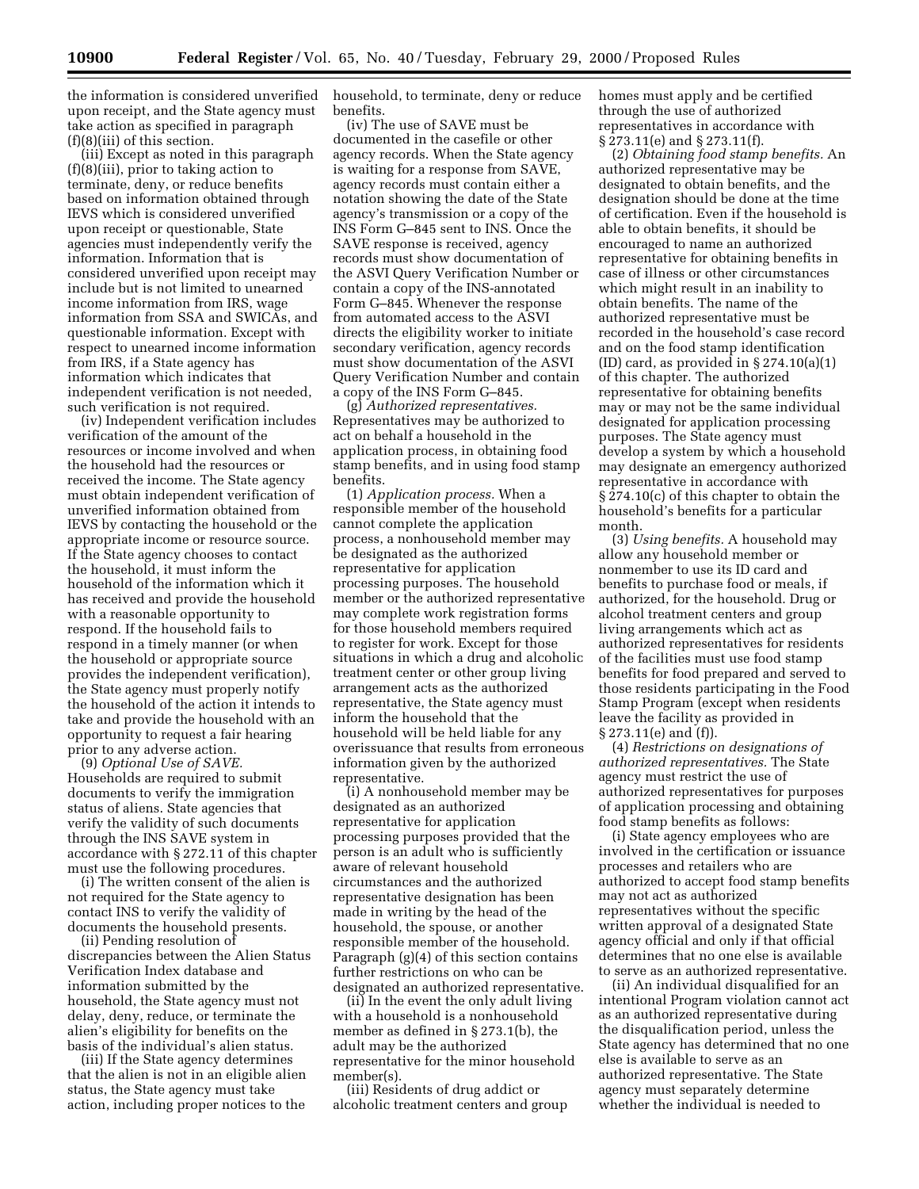the information is considered unverified upon receipt, and the State agency must take action as specified in paragraph (f)(8)(iii) of this section.

(iii) Except as noted in this paragraph (f)(8)(iii), prior to taking action to terminate, deny, or reduce benefits based on information obtained through IEVS which is considered unverified upon receipt or questionable, State agencies must independently verify the information. Information that is considered unverified upon receipt may include but is not limited to unearned income information from IRS, wage information from SSA and SWICAs, and questionable information. Except with respect to unearned income information from IRS, if a State agency has information which indicates that independent verification is not needed, such verification is not required.

(iv) Independent verification includes verification of the amount of the resources or income involved and when the household had the resources or received the income. The State agency must obtain independent verification of unverified information obtained from IEVS by contacting the household or the appropriate income or resource source. If the State agency chooses to contact the household, it must inform the household of the information which it has received and provide the household with a reasonable opportunity to respond. If the household fails to respond in a timely manner (or when the household or appropriate source provides the independent verification), the State agency must properly notify the household of the action it intends to take and provide the household with an opportunity to request a fair hearing prior to any adverse action.

(9) *Optional Use of SAVE.* Households are required to submit documents to verify the immigration status of aliens. State agencies that verify the validity of such documents through the INS SAVE system in accordance with § 272.11 of this chapter must use the following procedures.

(i) The written consent of the alien is not required for the State agency to contact INS to verify the validity of documents the household presents.

(ii) Pending resolution of discrepancies between the Alien Status Verification Index database and information submitted by the household, the State agency must not delay, deny, reduce, or terminate the alien's eligibility for benefits on the basis of the individual's alien status.

(iii) If the State agency determines that the alien is not in an eligible alien status, the State agency must take action, including proper notices to the household, to terminate, deny or reduce benefits.

(iv) The use of SAVE must be documented in the casefile or other agency records. When the State agency is waiting for a response from SAVE, agency records must contain either a notation showing the date of the State agency's transmission or a copy of the INS Form G–845 sent to INS. Once the SAVE response is received, agency records must show documentation of the ASVI Query Verification Number or contain a copy of the INS-annotated Form G–845. Whenever the response from automated access to the ASVI directs the eligibility worker to initiate secondary verification, agency records must show documentation of the ASVI Query Verification Number and contain a copy of the INS Form G–845.

(g) *Authorized representatives.* Representatives may be authorized to act on behalf a household in the application process, in obtaining food stamp benefits, and in using food stamp benefits.

(1) *Application process.* When a responsible member of the household cannot complete the application process, a nonhousehold member may be designated as the authorized representative for application processing purposes. The household member or the authorized representative may complete work registration forms for those household members required to register for work. Except for those situations in which a drug and alcoholic treatment center or other group living arrangement acts as the authorized representative, the State agency must inform the household that the household will be held liable for any overissuance that results from erroneous information given by the authorized representative.

(i) A nonhousehold member may be designated as an authorized representative for application processing purposes provided that the person is an adult who is sufficiently aware of relevant household circumstances and the authorized representative designation has been made in writing by the head of the household, the spouse, or another responsible member of the household. Paragraph (g)(4) of this section contains further restrictions on who can be designated an authorized representative.

(ii) In the event the only adult living with a household is a nonhousehold member as defined in § 273.1(b), the adult may be the authorized representative for the minor household member(s).

(iii) Residents of drug addict or alcoholic treatment centers and group homes must apply and be certified through the use of authorized representatives in accordance with § 273.11(e) and § 273.11(f).

(2) *Obtaining food stamp benefits.* An authorized representative may be designated to obtain benefits, and the designation should be done at the time of certification. Even if the household is able to obtain benefits, it should be encouraged to name an authorized representative for obtaining benefits in case of illness or other circumstances which might result in an inability to obtain benefits. The name of the authorized representative must be recorded in the household's case record and on the food stamp identification (ID) card, as provided in § 274.10(a)(1) of this chapter. The authorized representative for obtaining benefits may or may not be the same individual designated for application processing purposes. The State agency must develop a system by which a household may designate an emergency authorized representative in accordance with § 274.10(c) of this chapter to obtain the household's benefits for a particular month.

(3) *Using benefits.* A household may allow any household member or nonmember to use its ID card and benefits to purchase food or meals, if authorized, for the household. Drug or alcohol treatment centers and group living arrangements which act as authorized representatives for residents of the facilities must use food stamp benefits for food prepared and served to those residents participating in the Food Stamp Program (except when residents leave the facility as provided in § 273.11(e) and (f)).

(4) *Restrictions on designations of authorized representatives.* The State agency must restrict the use of authorized representatives for purposes of application processing and obtaining food stamp benefits as follows:

(i) State agency employees who are involved in the certification or issuance processes and retailers who are authorized to accept food stamp benefits may not act as authorized representatives without the specific written approval of a designated State agency official and only if that official determines that no one else is available to serve as an authorized representative.

(ii) An individual disqualified for an intentional Program violation cannot act as an authorized representative during the disqualification period, unless the State agency has determined that no one else is available to serve as an authorized representative. The State agency must separately determine whether the individual is needed to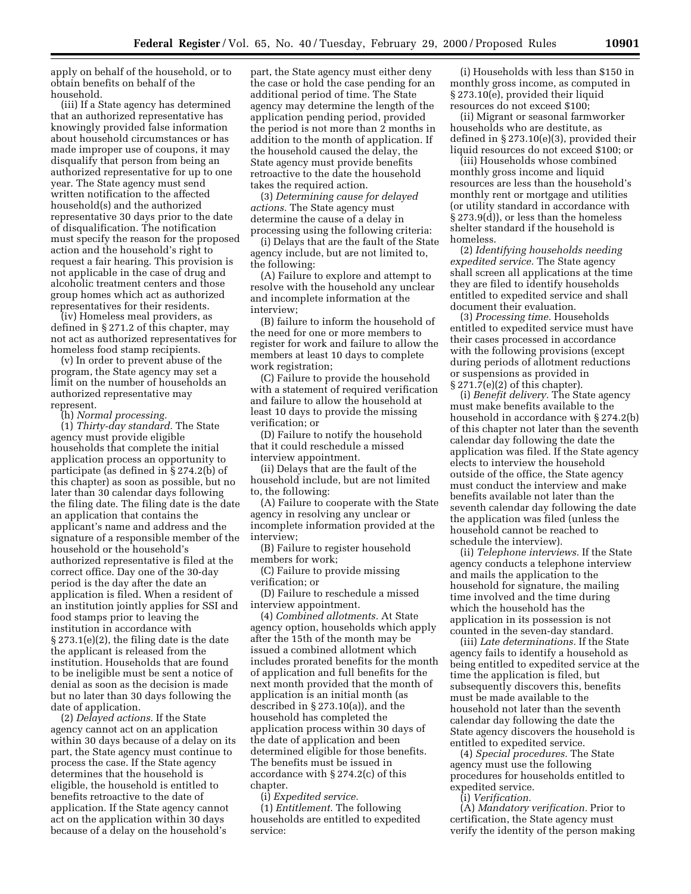apply on behalf of the household, or to obtain benefits on behalf of the household.

(iii) If a State agency has determined that an authorized representative has knowingly provided false information about household circumstances or has made improper use of coupons, it may disqualify that person from being an authorized representative for up to one year. The State agency must send written notification to the affected household(s) and the authorized representative 30 days prior to the date of disqualification. The notification must specify the reason for the proposed action and the household's right to request a fair hearing. This provision is not applicable in the case of drug and alcoholic treatment centers and those group homes which act as authorized representatives for their residents.

(iv) Homeless meal providers, as defined in § 271.2 of this chapter, may not act as authorized representatives for homeless food stamp recipients.

(v) In order to prevent abuse of the program, the State agency may set a limit on the number of households an authorized representative may represent.

(h) *Normal processing.*

(1) *Thirty-day standard.* The State agency must provide eligible households that complete the initial application process an opportunity to participate (as defined in § 274.2(b) of this chapter) as soon as possible, but no later than 30 calendar days following the filing date. The filing date is the date an application that contains the applicant's name and address and the signature of a responsible member of the household or the household's authorized representative is filed at the correct office. Day one of the 30-day period is the day after the date an application is filed. When a resident of an institution jointly applies for SSI and food stamps prior to leaving the institution in accordance with § 273.1(e)(2), the filing date is the date the applicant is released from the institution. Households that are found to be ineligible must be sent a notice of denial as soon as the decision is made but no later than 30 days following the date of application.

(2) *Delayed actions.* If the State agency cannot act on an application within 30 days because of a delay on its part, the State agency must continue to process the case. If the State agency determines that the household is eligible, the household is entitled to benefits retroactive to the date of application. If the State agency cannot act on the application within 30 days because of a delay on the household's part, the State agency must either deny the case or hold the case pending for an additional period of time. The State agency may determine the length of the application pending period, provided the period is not more than 2 months in addition to the month of application. If the household caused the delay, the State agency must provide benefits retroactive to the date the household takes the required action.

(3) *Determining cause for delayed actions.* The State agency must determine the cause of a delay in processing using the following criteria:

(i) Delays that are the fault of the State agency include, but are not limited to, the following:

(A) Failure to explore and attempt to resolve with the household any unclear and incomplete information at the interview;

(B) failure to inform the household of the need for one or more members to register for work and failure to allow the members at least 10 days to complete work registration;

(C) Failure to provide the household with a statement of required verification and failure to allow the household at least 10 days to provide the missing verification; or

(D) Failure to notify the household that it could reschedule a missed interview appointment.

(ii) Delays that are the fault of the household include, but are not limited to, the following:

(A) Failure to cooperate with the State agency in resolving any unclear or incomplete information provided at the interview;

(B) Failure to register household members for work;

(C) Failure to provide missing verification; or

(D) Failure to reschedule a missed interview appointment.

(4) *Combined allotments.* At State agency option, households which apply after the 15th of the month may be issued a combined allotment which includes prorated benefits for the month of application and full benefits for the next month provided that the month of application is an initial month (as described in § 273.10(a)), and the household has completed the application process within 30 days of the date of application and been determined eligible for those benefits. The benefits must be issued in accordance with § 274.2(c) of this chapter.

(i) *Expedited service.*

(1) *Entitlement.* The following households are entitled to expedited service:

(i) Households with less than $150 in monthly gross income, as computed in § 273.10(e), provided their liquid resources do not exceed $100;

(ii) Migrant or seasonal farmworker households who are destitute, as defined in § 273.10(e)(3), provided their liquid resources do not exceed $100; or

(iii) Households whose combined monthly gross income and liquid resources are less than the household's monthly rent or mortgage and utilities (or utility standard in accordance with § 273.9(d)), or less than the homeless shelter standard if the household is homeless.

(2) *Identifying households needing expedited service.* The State agency shall screen all applications at the time they are filed to identify households entitled to expedited service and shall document their evaluation.

(3) *Processing time.* Households entitled to expedited service must have their cases processed in accordance with the following provisions (except during periods of allotment reductions or suspensions as provided in § 271.7(e)(2) of this chapter).

(i) *Benefit delivery.* The State agency must make benefits available to the household in accordance with § 274.2(b) of this chapter not later than the seventh calendar day following the date the application was filed. If the State agency elects to interview the household outside of the office, the State agency must conduct the interview and make benefits available not later than the seventh calendar day following the date the application was filed (unless the household cannot be reached to schedule the interview).

(ii) *Telephone interviews.* If the State agency conducts a telephone interview and mails the application to the household for signature, the mailing time involved and the time during which the household has the application in its possession is not counted in the seven-day standard.

(iii) *Late determinations.* If the State agency fails to identify a household as being entitled to expedited service at the time the application is filed, but subsequently discovers this, benefits must be made available to the household not later than the seventh calendar day following the date the State agency discovers the household is entitled to expedited service.

(4) *Special procedures.* The State agency must use the following procedures for households entitled to expedited service.

(i) *Verification.*

(A) *Mandatory verification.* Prior to certification, the State agency must verify the identity of the person making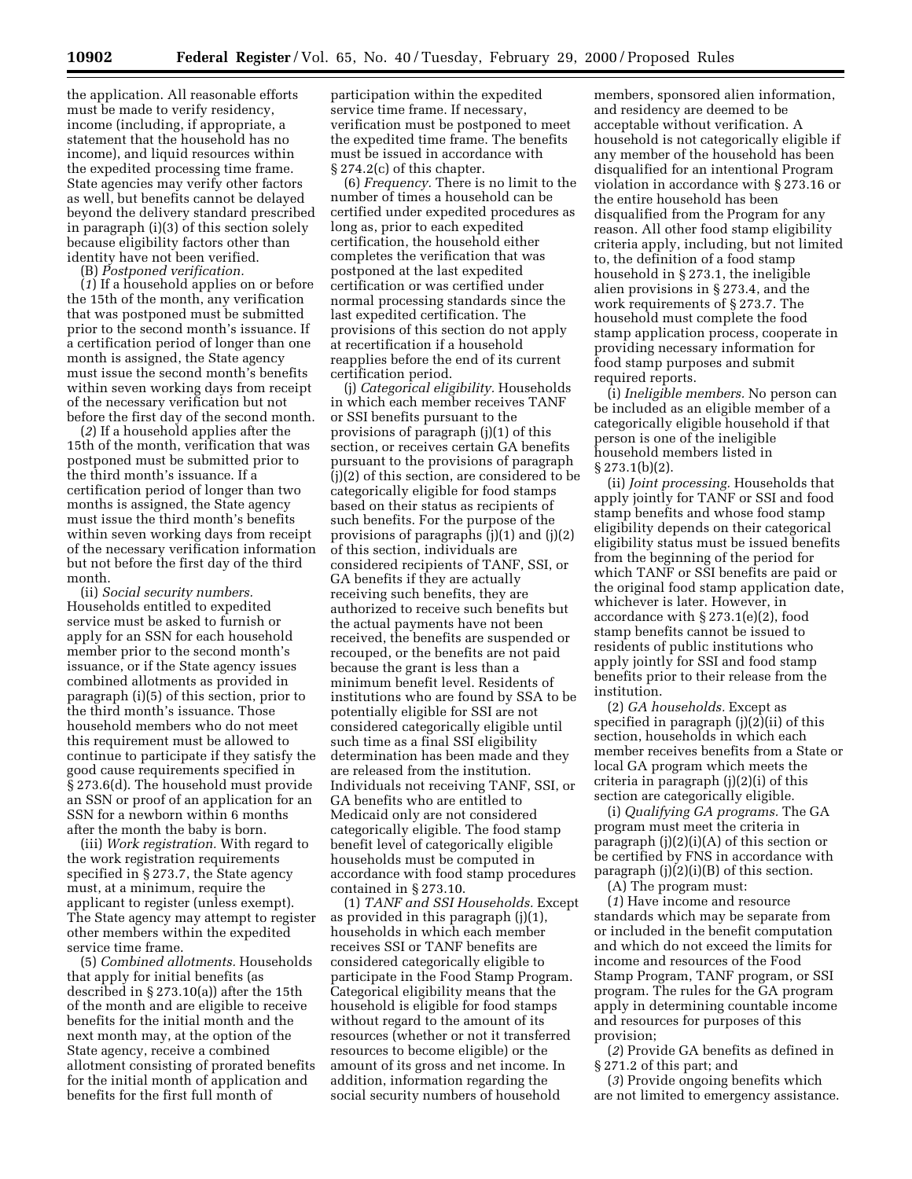the application. All reasonable efforts must be made to verify residency, income (including, if appropriate, a statement that the household has no income), and liquid resources within the expedited processing time frame. State agencies may verify other factors as well, but benefits cannot be delayed beyond the delivery standard prescribed in paragraph (i)(3) of this section solely because eligibility factors other than identity have not been verified.

(B) *Postponed verification.*

(*1*) If a household applies on or before the 15th of the month, any verification that was postponed must be submitted prior to the second month's issuance. If a certification period of longer than one month is assigned, the State agency must issue the second month's benefits within seven working days from receipt of the necessary verification but not before the first day of the second month.

(*2*) If a household applies after the 15th of the month, verification that was postponed must be submitted prior to the third month's issuance. If a certification period of longer than two months is assigned, the State agency must issue the third month's benefits within seven working days from receipt of the necessary verification information but not before the first day of the third month.

(ii) *Social security numbers.* Households entitled to expedited service must be asked to furnish or apply for an SSN for each household member prior to the second month's issuance, or if the State agency issues combined allotments as provided in paragraph (i)(5) of this section, prior to the third month's issuance. Those household members who do not meet this requirement must be allowed to continue to participate if they satisfy the good cause requirements specified in § 273.6(d). The household must provide an SSN or proof of an application for an SSN for a newborn within 6 months after the month the baby is born.

(iii) *Work registration.* With regard to the work registration requirements specified in § 273.7, the State agency must, at a minimum, require the applicant to register (unless exempt). The State agency may attempt to register other members within the expedited service time frame.

(5) *Combined allotments.* Households that apply for initial benefits (as described in § 273.10(a)) after the 15th of the month and are eligible to receive benefits for the initial month and the next month may, at the option of the State agency, receive a combined allotment consisting of prorated benefits for the initial month of application and benefits for the first full month of participation within the expedited service time frame. If necessary, verification must be postponed to meet the expedited time frame. The benefits must be issued in accordance with § 274.2(c) of this chapter.

(6) *Frequency.* There is no limit to the number of times a household can be certified under expedited procedures as long as, prior to each expedited certification, the household either completes the verification that was postponed at the last expedited certification or was certified under normal processing standards since the last expedited certification. The provisions of this section do not apply at recertification if a household reapplies before the end of its current certification period.

(j) *Categorical eligibility.* Households in which each member receives TANF or SSI benefits pursuant to the provisions of paragraph (j)(1) of this section, or receives certain GA benefits pursuant to the provisions of paragraph (j)(2) of this section, are considered to be categorically eligible for food stamps based on their status as recipients of such benefits. For the purpose of the provisions of paragraphs (j)(1) and (j)(2) of this section, individuals are considered recipients of TANF, SSI, or GA benefits if they are actually receiving such benefits, they are authorized to receive such benefits but the actual payments have not been received, the benefits are suspended or recouped, or the benefits are not paid because the grant is less than a minimum benefit level. Residents of institutions who are found by SSA to be potentially eligible for SSI are not considered categorically eligible until such time as a final SSI eligibility determination has been made and they are released from the institution. Individuals not receiving TANF, SSI, or GA benefits who are entitled to Medicaid only are not considered categorically eligible. The food stamp benefit level of categorically eligible households must be computed in accordance with food stamp procedures contained in § 273.10.

(1) *TANF and SSI Households.* Except as provided in this paragraph (j)(1), households in which each member receives SSI or TANF benefits are considered categorically eligible to participate in the Food Stamp Program. Categorical eligibility means that the household is eligible for food stamps without regard to the amount of its resources (whether or not it transferred resources to become eligible) or the amount of its gross and net income. In addition, information regarding the social security numbers of household members, sponsored alien information, and residency are deemed to be acceptable without verification. A household is not categorically eligible if any member of the household has been disqualified for an intentional Program violation in accordance with § 273.16 or the entire household has been disqualified from the Program for any reason. All other food stamp eligibility criteria apply, including, but not limited to, the definition of a food stamp household in § 273.1, the ineligible alien provisions in § 273.4, and the work requirements of § 273.7. The household must complete the food stamp application process, cooperate in providing necessary information for food stamp purposes and submit required reports.

(i) *Ineligible members.* No person can be included as an eligible member of a categorically eligible household if that person is one of the ineligible household members listed in § 273.1(b)(2).

(ii) *Joint processing.* Households that apply jointly for TANF or SSI and food stamp benefits and whose food stamp eligibility depends on their categorical eligibility status must be issued benefits from the beginning of the period for which TANF or SSI benefits are paid or the original food stamp application date, whichever is later. However, in accordance with § 273.1(e)(2), food stamp benefits cannot be issued to residents of public institutions who apply jointly for SSI and food stamp benefits prior to their release from the institution.

(2) *GA households.* Except as specified in paragraph (j)(2)(ii) of this section, households in which each member receives benefits from a State or local GA program which meets the criteria in paragraph (j)(2)(i) of this section are categorically eligible.

(i) *Qualifying GA programs.* The GA program must meet the criteria in paragraph (j)(2)(i)(A) of this section or be certified by FNS in accordance with paragraph (j)(2)(i)(B) of this section.

(A) The program must:

(*1*) Have income and resource standards which may be separate from or included in the benefit computation and which do not exceed the limits for income and resources of the Food Stamp Program, TANF program, or SSI program. The rules for the GA program apply in determining countable income and resources for purposes of this provision;

(*2*) Provide GA benefits as defined in § 271.2 of this part; and

(*3*) Provide ongoing benefits which are not limited to emergency assistance.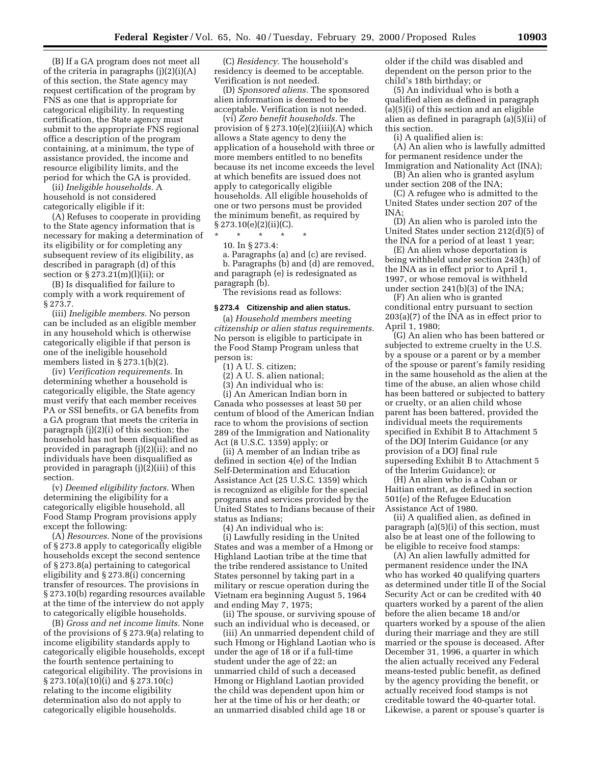(B) If a GA program does not meet all of the criteria in paragraphs (j)(2)(i)(A) of this section, the State agency may request certification of the program by FNS as one that is appropriate for categorical eligibility. In requesting certification, the State agency must submit to the appropriate FNS regional office a description of the program containing, at a minimum, the type of assistance provided, the income and resource eligibility limits, and the period for which the GA is provided.

(ii) *Ineligible households.* A household is not considered categorically eligible if it:

(A) Refuses to cooperate in providing to the State agency information that is necessary for making a determination of its eligibility or for completing any subsequent review of its eligibility, as described in paragraph (d) of this section or § 273.21(m)(l)(ii); or

(B) Is disqualified for failure to comply with a work requirement of § 273.7.

(iii) *Ineligible members.* No person can be included as an eligible member in any household which is otherwise categorically eligible if that person is one of the ineligible household members listed in § 273.1(b)(2).

(iv) *Verification requirements.* In determining whether a household is categorically eligible, the State agency must verify that each member receives PA or SSI benefits, or GA benefits from a GA program that meets the criteria in paragraph (j)(2)(i) of this section; the household has not been disqualified as provided in paragraph (j)(2)(ii); and no individuals have been disqualified as provided in paragraph (j)(2)(iii) of this section.

(v) *Deemed eligibility factors.* When determining the eligibility for a categorically eligible household, all Food Stamp Program provisions apply except the following:

(A) *Resources.* None of the provisions of § 273.8 apply to categorically eligible households except the second sentence of § 273.8(a) pertaining to categorical eligibility and § 273.8(i) concerning transfer of resources. The provisions in § 273.10(b) regarding resources available at the time of the interview do not apply to categorically eligible households.

(B) *Gross and net income limits.* None of the provisions of § 273.9(a) relating to income eligibility standards apply to categorically eligible households, except the fourth sentence pertaining to categorical eligibility. The provisions in § 273.10(a)(10)(i) and § 273.10(c) relating to the income eligibility determination also do not apply to categorically eligible households.

(C) *Residency.* The household's residency is deemed to be acceptable. Verification is not needed.

(D) *Sponsored aliens.* The sponsored alien information is deemed to be acceptable. Verification is not needed.

(vi) *Zero benefit households.* The provision of § 273.10(e)(2)(iii)(A) which allows a State agency to deny the application of a household with three or more members entitled to no benefits because its net income exceeds the level at which benefits are issued does not apply to categorically eligible households. All eligible households of one or two persons must be provided the minimum benefit, as required by § 273.10(e)(2)(ii)(C).

\* \* \* \* \*

10. In § 273.4:

a. Paragraphs (a) and (c) are revised.

b. Paragraphs (b) and (d) are removed, and paragraph (e) is redesignated as paragraph (b).

The revisions read as follows:

**§ 273.4 Citizenship and alien status.**

(a) *Household members meeting citizenship or alien status requirements.* No person is eligible to participate in the Food Stamp Program unless that person is:

(1) A U. S. citizen;

(2) A U. S. alien national;

(3) An individual who is:

(i) An American Indian born in Canada who possesses at least 50 per centum of blood of the American Indian race to whom the provisions of section 289 of the Immigration and Nationality Act (8 U.S.C. 1359) apply; or

(ii) A member of an Indian tribe as defined in section 4(e) of the Indian Self-Determination and Education Assistance Act (25 U.S.C. 1359) which is recognized as eligible for the special programs and services provided by the United States to Indians because of their status as Indians;

(4) An individual who is:

(i) Lawfully residing in the United States and was a member of a Hmong or Highland Laotian tribe at the time that the tribe rendered assistance to United States personnel by taking part in a military or rescue operation during the Vietnam era beginning August 5, 1964 and ending May 7, 1975;

(ii) The spouse, or surviving spouse of such an individual who is deceased, or

(iii) An unmarried dependent child of such Hmong or Highland Laotian who is under the age of 18 or if a full-time student under the age of 22; an unmarried child of such a deceased Hmong or Highland Laotian provided the child was dependent upon him or her at the time of his or her death; or an unmarried disabled child age 18 or older if the child was disabled and dependent on the person prior to the child's 18th birthday; or

(5) An individual who is both a qualified alien as defined in paragraph (a)(5)(i) of this section and an eligible alien as defined in paragraph (a)(5)(ii) of this section.

(i) A qualified alien is:

(A) An alien who is lawfully admitted for permanent residence under the Immigration and Nationality Act (INA);

(B) An alien who is granted asylum under section 208 of the INA;

(C) A refugee who is admitted to the United States under section 207 of the INA;

(D) An alien who is paroled into the United States under section 212(d)(5) of the INA for a period of at least 1 year;

(E) An alien whose deportation is being withheld under section 243(h) of the INA as in effect prior to April 1, 1997, or whose removal is withheld under section 241(b)(3) of the INA;

(F) An alien who is granted conditional entry pursuant to section 203(a)(7) of the INA as in effect prior to April 1, 1980;

(G) An alien who has been battered or subjected to extreme cruelty in the U.S. by a spouse or a parent or by a member of the spouse or parent's family residing in the same household as the alien at the time of the abuse, an alien whose child has been battered or subjected to battery or cruelty, or an alien child whose parent has been battered, provided the individual meets the requirements specified in Exhibit B to Attachment 5 of the DOJ Interim Guidance (or any provision of a DOJ final rule superseding Exhibit B to Attachment 5 of the Interim Guidance); or

(H) An alien who is a Cuban or Haitian entrant, as defined in section 501(e) of the Refugee Education Assistance Act of 1980.

(ii) A qualified alien, as defined in paragraph (a)(5)(i) of this section, must also be at least one of the following to be eligible to receive food stamps:

(A) An alien lawfully admitted for permanent residence under the INA who has worked 40 qualifying quarters as determined under title II of the Social Security Act or can be credited with 40 quarters worked by a parent of the alien before the alien became 18 and/or quarters worked by a spouse of the alien during their marriage and they are still married or the spouse is deceased. After December 31, 1996, a quarter in which the alien actually received any Federal means-tested public benefit, as defined by the agency providing the benefit, or actually received food stamps is not creditable toward the 40-quarter total. Likewise, a parent or spouse's quarter is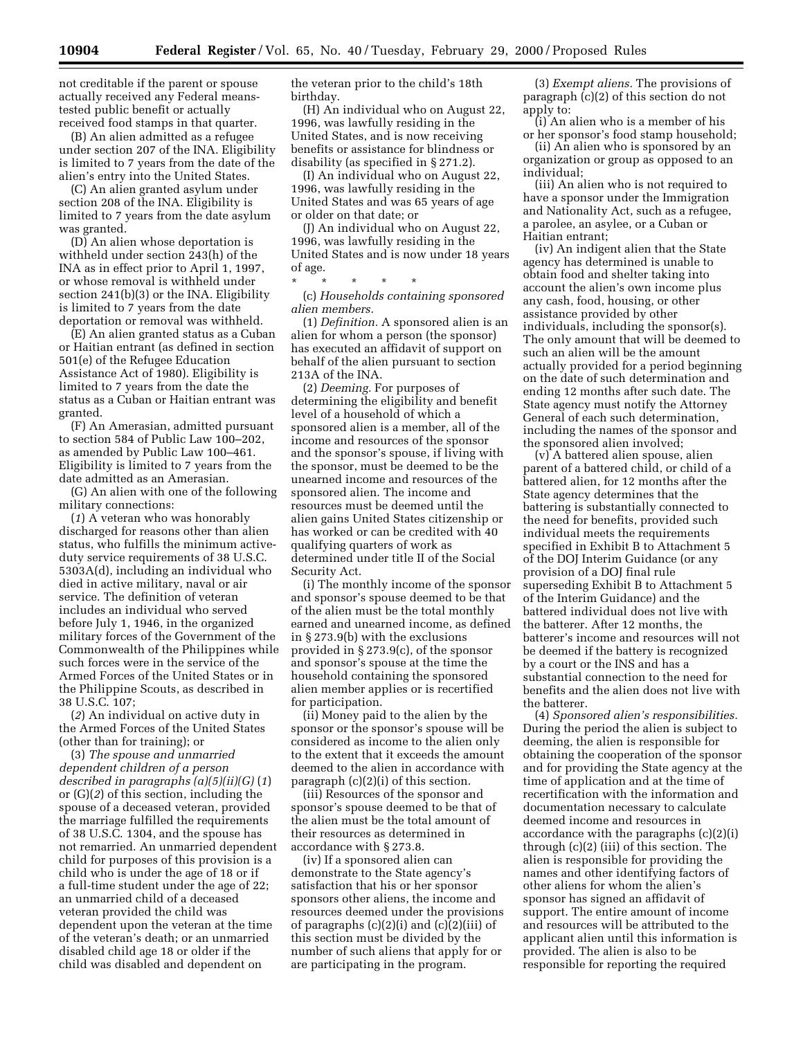not creditable if the parent or spouse actually received any Federal means-tested public benefit or actually received food stamps in that quarter.

(B) An alien admitted as a refugee under section 207 of the INA. Eligibility is limited to 7 years from the date of the alien's entry into the United States.

(C) An alien granted asylum under section 208 of the INA. Eligibility is limited to 7 years from the date asylum was granted.

(D) An alien whose deportation is withheld under section 243(h) of the INA as in effect prior to April 1, 1997, or whose removal is withheld under section 241(b)(3) or the INA. Eligibility is limited to 7 years from the date deportation or removal was withheld.

(E) An alien granted status as a Cuban or Haitian entrant (as defined in section 501(e) of the Refugee Education Assistance Act of 1980). Eligibility is limited to 7 years from the date the status as a Cuban or Haitian entrant was granted.

(F) An Amerasian, admitted pursuant to section 584 of Public Law 100–202, as amended by Public Law 100–461. Eligibility is limited to 7 years from the date admitted as an Amerasian.

(G) An alien with one of the following military connections:

(*1*) A veteran who was honorably discharged for reasons other than alien status, who fulfills the minimum active-duty service requirements of 38 U.S.C. 5303A(d), including an individual who died in active military, naval or air service. The definition of veteran includes an individual who served before July 1, 1946, in the organized military forces of the Government of the Commonwealth of the Philippines while such forces were in the service of the Armed Forces of the United States or in the Philippine Scouts, as described in 38 U.S.C. 107;

(*2*) An individual on active duty in the Armed Forces of the United States (other than for training); or

(3) *The spouse and unmarried dependent children of a person described in paragraphs (a)(5)(ii)(G) (1)* or (G)(*2*) of this section, including the spouse of a deceased veteran, provided the marriage fulfilled the requirements of 38 U.S.C. 1304, and the spouse has not remarried. An unmarried dependent child for purposes of this provision is a child who is under the age of 18 or if a full-time student under the age of 22; an unmarried child of a deceased veteran provided the child was dependent upon the veteran at the time of the veteran's death; or an unmarried disabled child age 18 or older if the child was disabled and dependent on the veteran prior to the child's 18th birthday.

(H) An individual who on August 22, 1996, was lawfully residing in the United States, and is now receiving benefits or assistance for blindness or disability (as specified in § 271.2).

(I) An individual who on August 22, 1996, was lawfully residing in the United States and was 65 years of age or older on that date; or

(J) An individual who on August 22, 1996, was lawfully residing in the United States and is now under 18 years of age.

\* \* \* \* \*

(c) *Households containing sponsored alien members.*

(1) *Definition.* A sponsored alien is an alien for whom a person (the sponsor) has executed an affidavit of support on behalf of the alien pursuant to section 213A of the INA.

(2) *Deeming.* For purposes of determining the eligibility and benefit level of a household of which a sponsored alien is a member, all of the income and resources of the sponsor and the sponsor's spouse, if living with the sponsor, must be deemed to be the unearned income and resources of the sponsored alien. The income and resources must be deemed until the alien gains United States citizenship or has worked or can be credited with 40 qualifying quarters of work as determined under title II of the Social Security Act.

(i) The monthly income of the sponsor and sponsor's spouse deemed to be that of the alien must be the total monthly earned and unearned income, as defined in § 273.9(b) with the exclusions provided in § 273.9(c), of the sponsor and sponsor's spouse at the time the household containing the sponsored alien member applies or is recertified for participation.

(ii) Money paid to the alien by the sponsor or the sponsor's spouse will be considered as income to the alien only to the extent that it exceeds the amount deemed to the alien in accordance with paragraph (c)(2)(i) of this section.

(iii) Resources of the sponsor and sponsor's spouse deemed to be that of the alien must be the total amount of their resources as determined in accordance with § 273.8.

(iv) If a sponsored alien can demonstrate to the State agency's satisfaction that his or her sponsor sponsors other aliens, the income and resources deemed under the provisions of paragraphs (c)(2)(i) and (c)(2)(iii) of this section must be divided by the number of such aliens that apply for or are participating in the program.

(3) *Exempt aliens.* The provisions of paragraph (c)(2) of this section do not apply to:

(i) An alien who is a member of his or her sponsor's food stamp household;

(ii) An alien who is sponsored by an organization or group as opposed to an individual;

(iii) An alien who is not required to have a sponsor under the Immigration and Nationality Act, such as a refugee, a parolee, an asylee, or a Cuban or Haitian entrant;

(iv) An indigent alien that the State agency has determined is unable to obtain food and shelter taking into account the alien's own income plus any cash, food, housing, or other assistance provided by other individuals, including the sponsor(s). The only amount that will be deemed to such an alien will be the amount actually provided for a period beginning on the date of such determination and ending 12 months after such date. The State agency must notify the Attorney General of each such determination, including the names of the sponsor and the sponsored alien involved;

(v) A battered alien spouse, alien parent of a battered child, or child of a battered alien, for 12 months after the State agency determines that the battering is substantially connected to the need for benefits, provided such individual meets the requirements specified in Exhibit B to Attachment 5 of the DOJ Interim Guidance (or any provision of a DOJ final rule superseding Exhibit B to Attachment 5 of the Interim Guidance) and the battered individual does not live with the batterer. After 12 months, the batterer's income and resources will not be deemed if the battery is recognized by a court or the INS and has a substantial connection to the need for benefits and the alien does not live with the batterer.

(4) *Sponsored alien's responsibilities.* During the period the alien is subject to deeming, the alien is responsible for obtaining the cooperation of the sponsor and for providing the State agency at the time of application and at the time of recertification with the information and documentation necessary to calculate deemed income and resources in accordance with the paragraphs (c)(2)(i) through (c)(2) (iii) of this section. The alien is responsible for providing the names and other identifying factors of other aliens for whom the alien's sponsor has signed an affidavit of support. The entire amount of income and resources will be attributed to the applicant alien until this information is provided. The alien is also to be responsible for reporting the required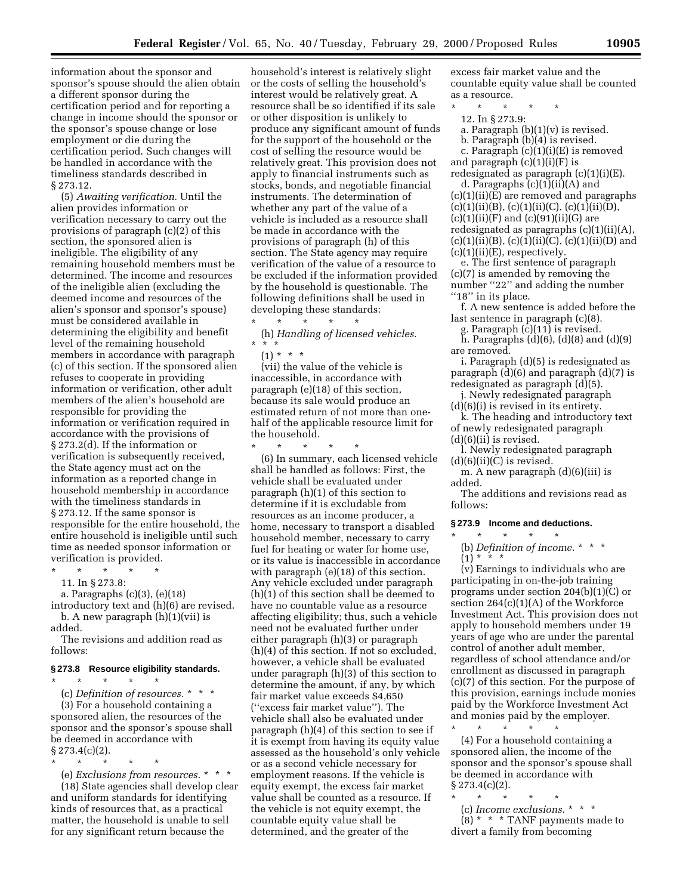information about the sponsor and sponsor's spouse should the alien obtain a different sponsor during the certification period and for reporting a change in income should the sponsor or the sponsor's spouse change or lose employment or die during the certification period. Such changes will be handled in accordance with the timeliness standards described in § 273.12.

(5) *Awaiting verification.* Until the alien provides information or verification necessary to carry out the provisions of paragraph (c)(2) of this section, the sponsored alien is ineligible. The eligibility of any remaining household members must be determined. The income and resources of the ineligible alien (excluding the deemed income and resources of the alien's sponsor and sponsor's spouse) must be considered available in determining the eligibility and benefit level of the remaining household members in accordance with paragraph (c) of this section. If the sponsored alien refuses to cooperate in providing information or verification, other adult members of the alien's household are responsible for providing the information or verification required in accordance with the provisions of § 273.2(d). If the information or verification is subsequently received, the State agency must act on the information as a reported change in household membership in accordance with the timeliness standards in § 273.12. If the same sponsor is responsible for the entire household, the entire household is ineligible until such time as needed sponsor information or verification is provided.

\* \* \* \* \*

11. In § 273.8:

a. Paragraphs (c)(3), (e)(18) introductory text and (h)(6) are revised.

b. A new paragraph (h)(1)(vii) is added.

The revisions and addition read as follows:

### § 273.8 Resource eligibility standards.

\* \* \* \* \*

(c) *Definition of resources.* \* \* \*

(3) For a household containing a sponsored alien, the resources of the sponsor and the sponsor's spouse shall be deemed in accordance with § 273.4(c)(2).

\* \* \* \* \*

(e) *Exclusions from resources.* \* \* \*

(18) State agencies shall develop clear and uniform standards for identifying kinds of resources that, as a practical matter, the household is unable to sell for any significant return because the household's interest is relatively slight or the costs of selling the household's interest would be relatively great. A resource shall be so identified if its sale or other disposition is unlikely to produce any significant amount of funds for the support of the household or the cost of selling the resource would be relatively great. This provision does not apply to financial instruments such as stocks, bonds, and negotiable financial instruments. The determination of whether any part of the value of a vehicle is included as a resource shall be made in accordance with the provisions of paragraph (h) of this section. The State agency may require verification of the value of a resource to be excluded if the information provided by the household is questionable. The following definitions shall be used in developing these standards:

\* \* \* \* \*

(h) *Handling of licensed vehicles.* \* \* \*

(1) \* \* \*

(vii) the value of the vehicle is inaccessible, in accordance with paragraph (e)(18) of this section, because its sale would produce an estimated return of not more than one-half of the applicable resource limit for the household.

\* \* \* \* \*

(6) In summary, each licensed vehicle shall be handled as follows: First, the vehicle shall be evaluated under paragraph (h)(1) of this section to determine if it is excludable from resources as an income producer, a home, necessary to transport a disabled household member, necessary to carry fuel for heating or water for home use, or its value is inaccessible in accordance with paragraph (e)(18) of this section. Any vehicle excluded under paragraph (h)(1) of this section shall be deemed to have no countable value as a resource affecting eligibility; thus, such a vehicle need not be evaluated further under either paragraph (h)(3) or paragraph (h)(4) of this section. If not so excluded, however, a vehicle shall be evaluated under paragraph (h)(3) of this section to determine the amount, if any, by which fair market value exceeds $4,650 (''excess fair market value''). The vehicle shall also be evaluated under paragraph (h)(4) of this section to see if it is exempt from having its equity value assessed as the household's only vehicle or as a second vehicle necessary for employment reasons. If the vehicle is equity exempt, the excess fair market value shall be counted as a resource. If the vehicle is not equity exempt, the countable equity value shall be determined, and the greater of the excess fair market value and the countable equity value shall be counted as a resource.

\* \* \* \* \*

12. In § 273.9:

a. Paragraph (b)(1)(v) is revised.

b. Paragraph (b)(4) is revised.

c. Paragraph (c)(1)(i)(E) is removed and paragraph (c)(1)(i)(F) is redesignated as paragraph (c)(1)(i)(E).

d. Paragraphs (c)(1)(ii)(A) and (c)(1)(ii)(E) are removed and paragraphs (c)(1)(ii)(B), (c)(1)(ii)(C), (c)(1)(ii)(D), (c)(1)(ii)(F) and (c)(91)(ii)(G) are redesignated as paragraphs (c)(1)(ii)(A), (c)(1)(ii)(B), (c)(1)(ii)(C), (c)(1)(ii)(D) and (c)(1)(ii)(E), respectively.

e. The first sentence of paragraph (c)(7) is amended by removing the number ''22'' and adding the number ''18'' in its place.

f. A new sentence is added before the last sentence in paragraph (c)(8).

g. Paragraph (c)(11) is revised.

h. Paragraphs (d)(6), (d)(8) and (d)(9) are removed.

i. Paragraph (d)(5) is redesignated as paragraph (d)(6) and paragraph (d)(7) is redesignated as paragraph (d)(5).

j. Newly redesignated paragraph (d)(6)(i) is revised in its entirety.

k. The heading and introductory text of newly redesignated paragraph (d)(6)(ii) is revised.

l. Newly redesignated paragraph (d)(6)(ii)(C) is revised.

m. A new paragraph (d)(6)(iii) is added.

The additions and revisions read as follows:

### § 273.9 Income and deductions.

\* \* \* \* \*

(b) *Definition of income.* \* \* \*

(1) \* \* \*

(v) Earnings to individuals who are participating in on-the-job training programs under section 204(b)(1)(C) or section 264(c)(1)(A) of the Workforce Investment Act. This provision does not apply to household members under 19 years of age who are under the parental control of another adult member, regardless of school attendance and/or enrollment as discussed in paragraph (c)(7) of this section. For the purpose of this provision, earnings include monies paid by the Workforce Investment Act and monies paid by the employer.

\* \* \* \* \*

(4) For a household containing a sponsored alien, the income of the sponsor and the sponsor's spouse shall be deemed in accordance with § 273.4(c)(2).

\* \* \* \* \*

(c) *Income exclusions.* \* \* \*

(8) \* \* \* TANF payments made to divert a family from becoming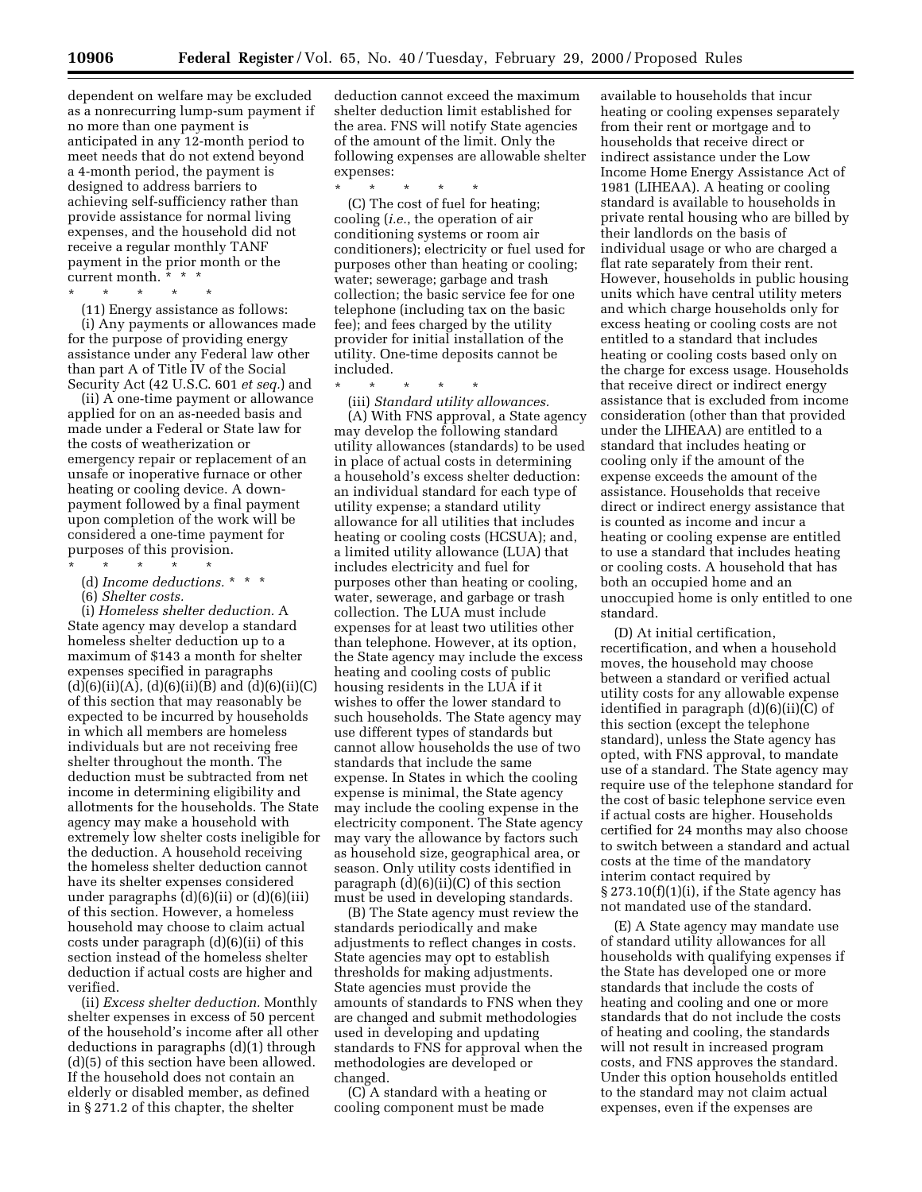dependent on welfare may be excluded as a nonrecurring lump-sum payment if no more than one payment is anticipated in any 12-month period to meet needs that do not extend beyond a 4-month period, the payment is designed to address barriers to achieving self-sufficiency rather than provide assistance for normal living expenses, and the household did not receive a regular monthly TANF payment in the prior month or the current month. * * *

\* \* \* \* \*

(11) Energy assistance as follows:

(i) Any payments or allowances made for the purpose of providing energy assistance under any Federal law other than part A of Title IV of the Social Security Act (42 U.S.C. 601 *et seq.*) and

(ii) A one-time payment or allowance applied for on an as-needed basis and made under a Federal or State law for the costs of weatherization or emergency repair or replacement of an unsafe or inoperative furnace or other heating or cooling device. A down-payment followed by a final payment upon completion of the work will be considered a one-time payment for purposes of this provision.

\* \* \* \* \*

(d) *Income deductions.* * * *

(6) *Shelter costs.*

(i) *Homeless shelter deduction.* A State agency may develop a standard homeless shelter deduction up to a maximum of $143 a month for shelter expenses specified in paragraphs (d)(6)(ii)(A), (d)(6)(ii)(B) and (d)(6)(ii)(C) of this section that may reasonably be expected to be incurred by households in which all members are homeless individuals but are not receiving free shelter throughout the month. The deduction must be subtracted from net income in determining eligibility and allotments for the households. The State agency may make a household with extremely low shelter costs ineligible for the deduction. A household receiving the homeless shelter deduction cannot have its shelter expenses considered under paragraphs (d)(6)(ii) or (d)(6)(iii) of this section. However, a homeless household may choose to claim actual costs under paragraph (d)(6)(ii) of this section instead of the homeless shelter deduction if actual costs are higher and verified.

(ii) *Excess shelter deduction.* Monthly shelter expenses in excess of 50 percent of the household's income after all other deductions in paragraphs (d)(1) through (d)(5) of this section have been allowed. If the household does not contain an elderly or disabled member, as defined in § 271.2 of this chapter, the shelter deduction cannot exceed the maximum shelter deduction limit established for the area. FNS will notify State agencies of the amount of the limit. Only the following expenses are allowable shelter expenses:

\* \* \* \* \*

(C) The cost of fuel for heating; cooling (*i.e.*, the operation of air conditioning systems or room air conditioners); electricity or fuel used for purposes other than heating or cooling; water; sewerage; garbage and trash collection; the basic service fee for one telephone (including tax on the basic fee); and fees charged by the utility provider for initial installation of the utility. One-time deposits cannot be included.

\* \* \* \* \*

(iii) *Standard utility allowances.*

(A) With FNS approval, a State agency may develop the following standard utility allowances (standards) to be used in place of actual costs in determining a household's excess shelter deduction: an individual standard for each type of utility expense; a standard utility allowance for all utilities that includes heating or cooling costs (HCSUA); and, a limited utility allowance (LUA) that includes electricity and fuel for purposes other than heating or cooling, water, sewerage, and garbage or trash collection. The LUA must include expenses for at least two utilities other than telephone. However, at its option, the State agency may include the excess heating and cooling costs of public housing residents in the LUA if it wishes to offer the lower standard to such households. The State agency may use different types of standards but cannot allow households the use of two standards that include the same expense. In States in which the cooling expense is minimal, the State agency may include the cooling expense in the electricity component. The State agency may vary the allowance by factors such as household size, geographical area, or season. Only utility costs identified in paragraph (d)(6)(ii)(C) of this section must be used in developing standards.

(B) The State agency must review the standards periodically and make adjustments to reflect changes in costs. State agencies may opt to establish thresholds for making adjustments. State agencies must provide the amounts of standards to FNS when they are changed and submit methodologies used in developing and updating standards to FNS for approval when the methodologies are developed or changed.

(C) A standard with a heating or cooling component must be made available to households that incur heating or cooling expenses separately from their rent or mortgage and to households that receive direct or indirect assistance under the Low Income Home Energy Assistance Act of 1981 (LIHEAA). A heating or cooling standard is available to households in private rental housing who are billed by their landlords on the basis of individual usage or who are charged a flat rate separately from their rent. However, households in public housing units which have central utility meters and which charge households only for excess heating or cooling costs are not entitled to a standard that includes heating or cooling costs based only on the charge for excess usage. Households that receive direct or indirect energy assistance that is excluded from income consideration (other than that provided under the LIHEAA) are entitled to a standard that includes heating or cooling only if the amount of the expense exceeds the amount of the assistance. Households that receive direct or indirect energy assistance that is counted as income and incur a heating or cooling expense are entitled to use a standard that includes heating or cooling costs. A household that has both an occupied home and an unoccupied home is only entitled to one standard.

(D) At initial certification, recertification, and when a household moves, the household may choose between a standard or verified actual utility costs for any allowable expense identified in paragraph (d)(6)(ii)(C) of this section (except the telephone standard), unless the State agency has opted, with FNS approval, to mandate use of a standard. The State agency may require use of the telephone standard for the cost of basic telephone service even if actual costs are higher. Households certified for 24 months may also choose to switch between a standard and actual costs at the time of the mandatory interim contact required by § 273.10(f)(1)(i), if the State agency has not mandated use of the standard.

(E) A State agency may mandate use of standard utility allowances for all households with qualifying expenses if the State has developed one or more standards that include the costs of heating and cooling and one or more standards that do not include the costs of heating and cooling, the standards will not result in increased program costs, and FNS approves the standard. Under this option households entitled to the standard may not claim actual expenses, even if the expenses are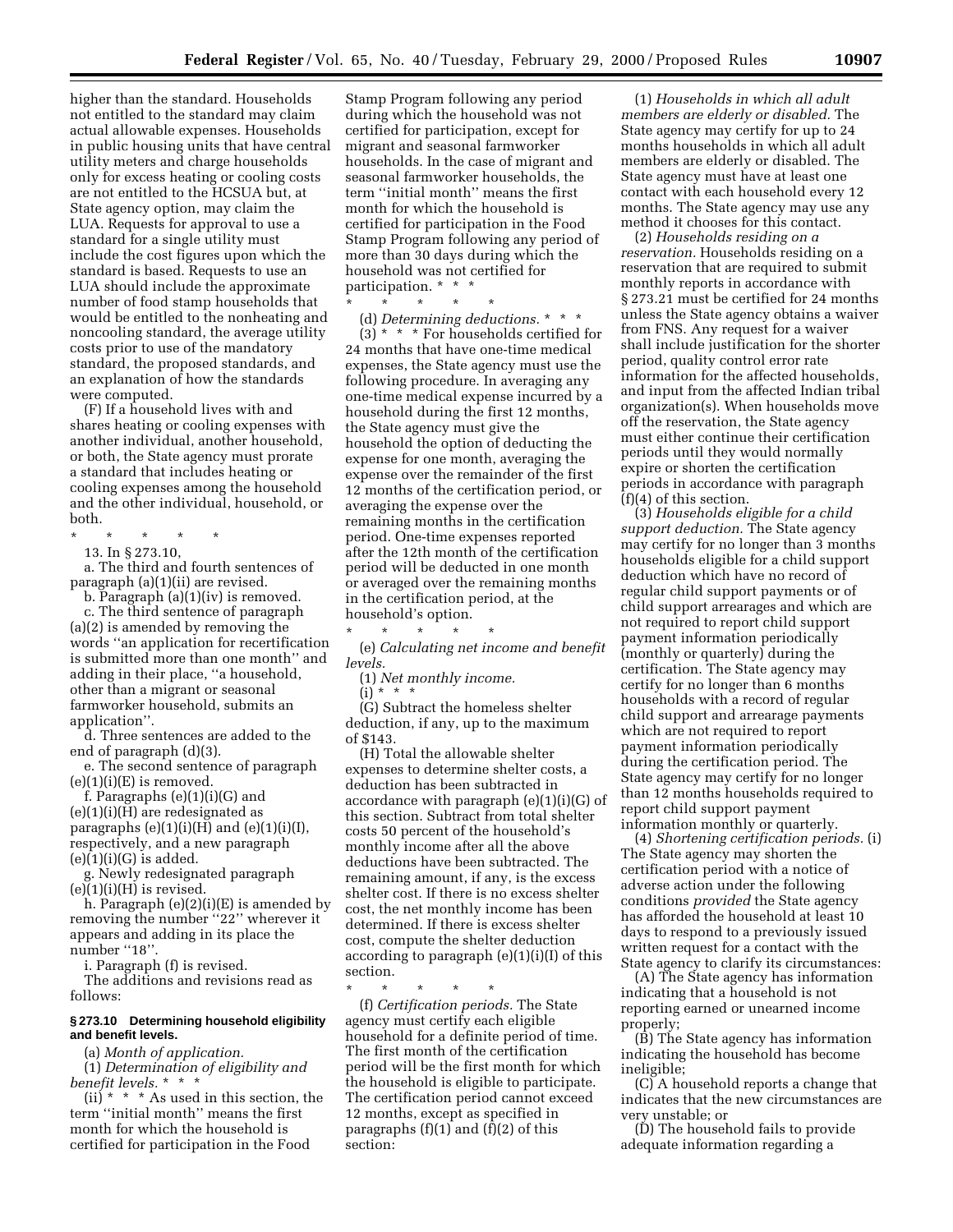higher than the standard. Households not entitled to the standard may claim actual allowable expenses. Households in public housing units that have central utility meters and charge households only for excess heating or cooling costs are not entitled to the HCSUA but, at State agency option, may claim the LUA. Requests for approval to use a standard for a single utility must include the cost figures upon which the standard is based. Requests to use an LUA should include the approximate number of food stamp households that would be entitled to the nonheating and noncooling standard, the average utility costs prior to use of the mandatory standard, the proposed standards, and an explanation of how the standards were computed.

(F) If a household lives with and shares heating or cooling expenses with another individual, another household, or both, the State agency must prorate a standard that includes heating or cooling expenses among the household and the other individual, household, or both.

\* \* \* \* \*

13. In § 273.10,

a. The third and fourth sentences of paragraph (a)(1)(ii) are revised.

b. Paragraph (a)(1)(iv) is removed.

c. The third sentence of paragraph (a)(2) is amended by removing the words ''an application for recertification is submitted more than one month'' and adding in their place, ''a household, other than a migrant or seasonal farmworker household, submits an application''.

d. Three sentences are added to the end of paragraph (d)(3).

e. The second sentence of paragraph (e)(1)(i)(E) is removed.

f. Paragraphs (e)(1)(i)(G) and (e)(1)(i)(H) are redesignated as paragraphs (e)(1)(i)(H) and (e)(1)(i)(I), respectively, and a new paragraph (e)(1)(i)(G) is added.

g. Newly redesignated paragraph (e)(1)(i)(H) is revised.

h. Paragraph (e)(2)(i)(E) is amended by removing the number ''22'' wherever it appears and adding in its place the number ''18''.

i. Paragraph (f) is revised.

The additions and revisions read as follows:

**§ 273.10 Determining household eligibility and benefit levels.**

(a) *Month of application.*

(1) *Determination of eligibility and benefit levels.* \* \* \*

(ii) \* \* \* As used in this section, the term ''initial month'' means the first month for which the household is certified for participation in the Food Stamp Program following any period during which the household was not certified for participation, except for migrant and seasonal farmworker households. In the case of migrant and seasonal farmworker households, the term ''initial month'' means the first month for which the household is certified for participation in the Food Stamp Program following any period of more than 30 days during which the household was not certified for participation. \* \* \*

\* \* \* \* \*

(d) *Determining deductions.* \* \* \*

(3) \* \* \* For households certified for 24 months that have one-time medical expenses, the State agency must use the following procedure. In averaging any one-time medical expense incurred by a household during the first 12 months, the State agency must give the household the option of deducting the expense for one month, averaging the expense over the remainder of the first 12 months of the certification period, or averaging the expense over the remaining months in the certification period. One-time expenses reported after the 12th month of the certification period will be deducted in one month or averaged over the remaining months in the certification period, at the household's option.

\* \* \* \* \*

(e) *Calculating net income and benefit levels.*

(1) *Net monthly income.*

(i) \* \* \*

(G) Subtract the homeless shelter deduction, if any, up to the maximum of $143.

(H) Total the allowable shelter expenses to determine shelter costs, a deduction has been subtracted in accordance with paragraph (e)(1)(i)(G) of this section. Subtract from total shelter costs 50 percent of the household's monthly income after all the above deductions have been subtracted. The remaining amount, if any, is the excess shelter cost. If there is no excess shelter cost, the net monthly income has been determined. If there is excess shelter cost, compute the shelter deduction according to paragraph (e)(1)(i)(I) of this section.

\* \* \* \* \*

(f) *Certification periods.* The State agency must certify each eligible household for a definite period of time. The first month of the certification period will be the first month for which the household is eligible to participate. The certification period cannot exceed 12 months, except as specified in paragraphs (f)(1) and (f)(2) of this section:

(1) *Households in which all adult members are elderly or disabled.* The State agency may certify for up to 24 months households in which all adult members are elderly or disabled. The State agency must have at least one contact with each household every 12 months. The State agency may use any method it chooses for this contact.

(2) *Households residing on a reservation.* Households residing on a reservation that are required to submit monthly reports in accordance with § 273.21 must be certified for 24 months unless the State agency obtains a waiver from FNS. Any request for a waiver shall include justification for the shorter period, quality control error rate information for the affected households, and input from the affected Indian tribal organization(s). When households move off the reservation, the State agency must either continue their certification periods until they would normally expire or shorten the certification periods in accordance with paragraph (f)(4) of this section.

(3) *Households eligible for a child support deduction.* The State agency may certify for no longer than 3 months households eligible for a child support deduction which have no record of regular child support payments or of child support arrearages and which are not required to report child support payment information periodically (monthly or quarterly) during the certification. The State agency may certify for no longer than 6 months households with a record of regular child support and arrearage payments which are not required to report payment information periodically during the certification period. The State agency may certify for no longer than 12 months households required to report child support payment information monthly or quarterly.

(4) *Shortening certification periods.* (i) The State agency may shorten the certification period with a notice of adverse action under the following conditions *provided* the State agency has afforded the household at least 10 days to respond to a previously issued written request for a contact with the State agency to clarify its circumstances:

(A) The State agency has information indicating that a household is not reporting earned or unearned income properly;

(B) The State agency has information indicating the household has become ineligible;

(C) A household reports a change that indicates that the new circumstances are very unstable; or

(D) The household fails to provide adequate information regarding a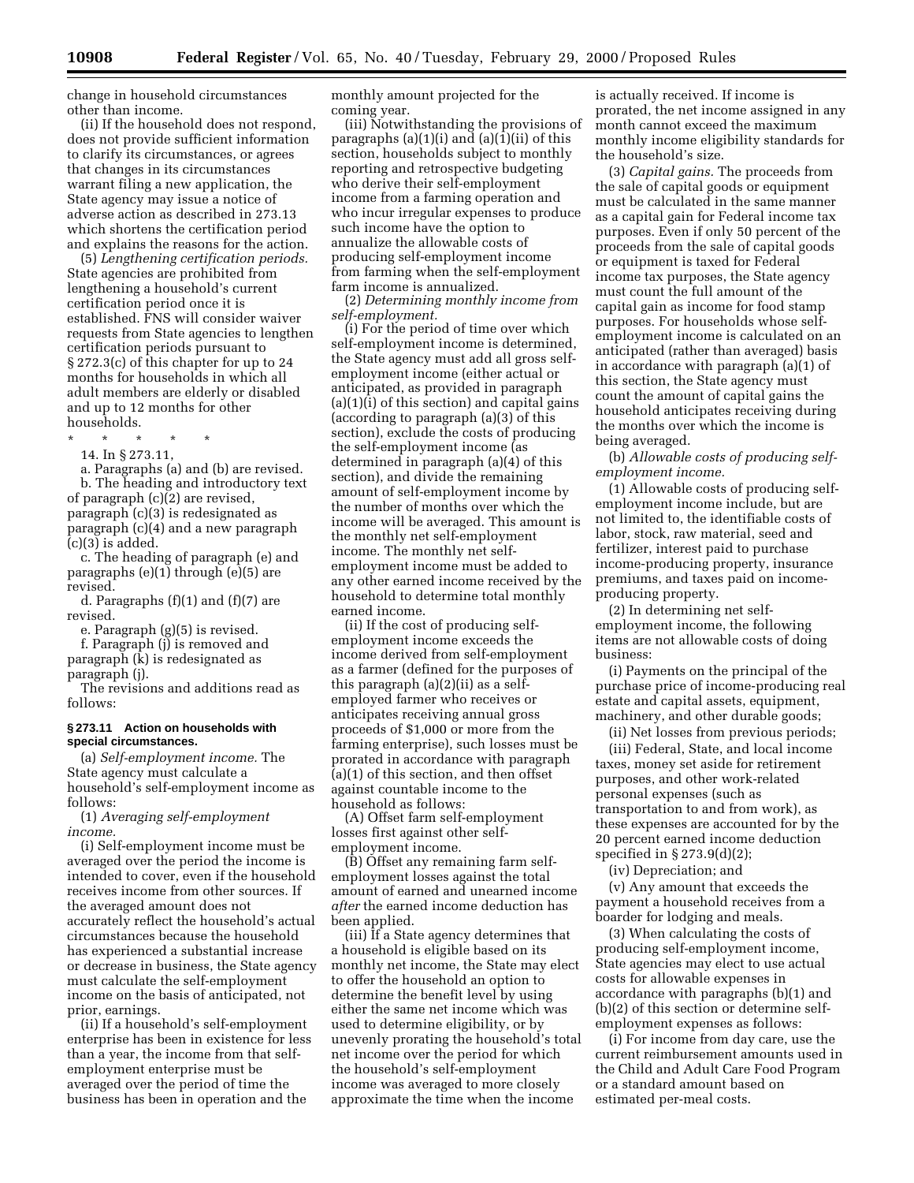change in household circumstances other than income.

(ii) If the household does not respond, does not provide sufficient information to clarify its circumstances, or agrees that changes in its circumstances warrant filing a new application, the State agency may issue a notice of adverse action as described in 273.13 which shortens the certification period and explains the reasons for the action.

(5) *Lengthening certification periods.* State agencies are prohibited from lengthening a household's current certification period once it is established. FNS will consider waiver requests from State agencies to lengthen certification periods pursuant to § 272.3(c) of this chapter for up to 24 months for households in which all adult members are elderly or disabled and up to 12 months for other households.

\* \* \* \* \*

14. In § 273.11,

a. Paragraphs (a) and (b) are revised.

b. The heading and introductory text of paragraph (c)(2) are revised, paragraph (c)(3) is redesignated as paragraph (c)(4) and a new paragraph (c)(3) is added.

c. The heading of paragraph (e) and paragraphs (e)(1) through (e)(5) are revised.

d. Paragraphs (f)(1) and (f)(7) are revised.

e. Paragraph (g)(5) is revised.

f. Paragraph (j) is removed and paragraph (k) is redesignated as paragraph (j).

The revisions and additions read as follows:

**§ 273.11 Action on households with special circumstances.**

(a) *Self-employment income.* The State agency must calculate a household's self-employment income as follows:

(1) *Averaging self-employment income.*

(i) Self-employment income must be averaged over the period the income is intended to cover, even if the household receives income from other sources. If the averaged amount does not accurately reflect the household's actual circumstances because the household has experienced a substantial increase or decrease in business, the State agency must calculate the self-employment income on the basis of anticipated, not prior, earnings.

(ii) If a household's self-employment enterprise has been in existence for less than a year, the income from that self-employment enterprise must be averaged over the period of time the business has been in operation and the monthly amount projected for the coming year.

(iii) Notwithstanding the provisions of paragraphs (a)(1)(i) and (a)(1)(ii) of this section, households subject to monthly reporting and retrospective budgeting who derive their self-employment income from a farming operation and who incur irregular expenses to produce such income have the option to annualize the allowable costs of producing self-employment income from farming when the self-employment farm income is annualized.

(2) *Determining monthly income from self-employment.*

(i) For the period of time over which self-employment income is determined, the State agency must add all gross self-employment income (either actual or anticipated, as provided in paragraph (a)(1)(i) of this section) and capital gains (according to paragraph (a)(3) of this section), exclude the costs of producing the self-employment income (as determined in paragraph (a)(4) of this section), and divide the remaining amount of self-employment income by the number of months over which the income will be averaged. This amount is the monthly net self-employment income. The monthly net self-employment income must be added to any other earned income received by the household to determine total monthly earned income.

(ii) If the cost of producing self-employment income exceeds the income derived from self-employment as a farmer (defined for the purposes of this paragraph (a)(2)(ii) as a self-employed farmer who receives or anticipates receiving annual gross proceeds of $1,000 or more from the farming enterprise), such losses must be prorated in accordance with paragraph (a)(1) of this section, and then offset against countable income to the household as follows:

(A) Offset farm self-employment losses first against other self-employment income.

(B) Offset any remaining farm self-employment losses against the total amount of earned and unearned income *after* the earned income deduction has been applied.

(iii) If a State agency determines that a household is eligible based on its monthly net income, the State may elect to offer the household an option to determine the benefit level by using either the same net income which was used to determine eligibility, or by unevenly prorating the household's total net income over the period for which the household's self-employment income was averaged to more closely approximate the time when the income is actually received. If income is prorated, the net income assigned in any month cannot exceed the maximum monthly income eligibility standards for the household's size.

(3) *Capital gains.* The proceeds from the sale of capital goods or equipment must be calculated in the same manner as a capital gain for Federal income tax purposes. Even if only 50 percent of the proceeds from the sale of capital goods or equipment is taxed for Federal income tax purposes, the State agency must count the full amount of the capital gain as income for food stamp purposes. For households whose self-employment income is calculated on an anticipated (rather than averaged) basis in accordance with paragraph (a)(1) of this section, the State agency must count the amount of capital gains the household anticipates receiving during the months over which the income is being averaged.

(b) *Allowable costs of producing self-employment income.*

(1) Allowable costs of producing self-employment income include, but are not limited to, the identifiable costs of labor, stock, raw material, seed and fertilizer, interest paid to purchase income-producing property, insurance premiums, and taxes paid on income-producing property.

(2) In determining net self-employment income, the following items are not allowable costs of doing business:

(i) Payments on the principal of the purchase price of income-producing real estate and capital assets, equipment, machinery, and other durable goods;

(ii) Net losses from previous periods;

(iii) Federal, State, and local income taxes, money set aside for retirement purposes, and other work-related personal expenses (such as transportation to and from work), as these expenses are accounted for by the 20 percent earned income deduction specified in § 273.9(d)(2);

(iv) Depreciation; and

(v) Any amount that exceeds the payment a household receives from a boarder for lodging and meals.

(3) When calculating the costs of producing self-employment income, State agencies may elect to use actual costs for allowable expenses in accordance with paragraphs (b)(1) and (b)(2) of this section or determine self-employment expenses as follows:

(i) For income from day care, use the current reimbursement amounts used in the Child and Adult Care Food Program or a standard amount based on estimated per-meal costs.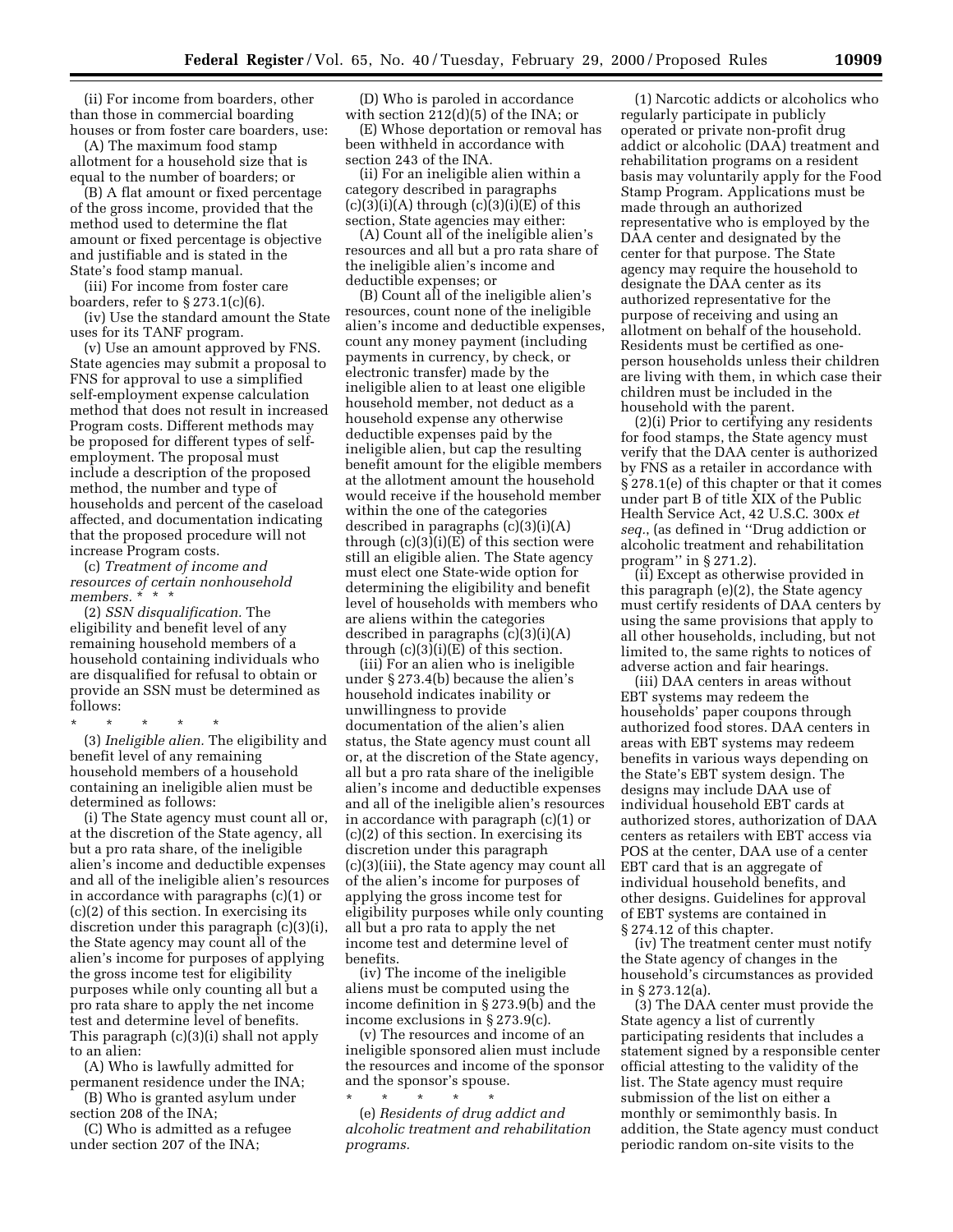(ii) For income from boarders, other than those in commercial boarding houses or from foster care boarders, use:

(A) The maximum food stamp allotment for a household size that is equal to the number of boarders; or

(B) A flat amount or fixed percentage of the gross income, provided that the method used to determine the flat amount or fixed percentage is objective and justifiable and is stated in the State's food stamp manual.

(iii) For income from foster care boarders, refer to § 273.1(c)(6).

(iv) Use the standard amount the State uses for its TANF program.

(v) Use an amount approved by FNS. State agencies may submit a proposal to FNS for approval to use a simplified self-employment expense calculation method that does not result in increased Program costs. Different methods may be proposed for different types of self-employment. The proposal must include a description of the proposed method, the number and type of households and percent of the caseload affected, and documentation indicating that the proposed procedure will not increase Program costs.

(c) *Treatment of income and resources of certain nonhousehold members.* * * *

(2) *SSN disqualification.* The eligibility and benefit level of any remaining household members of a household containing individuals who are disqualified for refusal to obtain or provide an SSN must be determined as follows:

\* \* \* \* \*

(3) *Ineligible alien.* The eligibility and benefit level of any remaining household members of a household containing an ineligible alien must be determined as follows:

(i) The State agency must count all or, at the discretion of the State agency, all but a pro rata share, of the ineligible alien's income and deductible expenses and all of the ineligible alien's resources in accordance with paragraphs (c)(1) or (c)(2) of this section. In exercising its discretion under this paragraph (c)(3)(i), the State agency may count all of the alien's income for purposes of applying the gross income test for eligibility purposes while only counting all but a pro rata share to apply the net income test and determine level of benefits. This paragraph (c)(3)(i) shall not apply to an alien:

(A) Who is lawfully admitted for permanent residence under the INA;

(B) Who is granted asylum under section 208 of the INA;

(C) Who is admitted as a refugee under section 207 of the INA;

(D) Who is paroled in accordance with section 212(d)(5) of the INA; or

(E) Whose deportation or removal has been withheld in accordance with section 243 of the INA.

(ii) For an ineligible alien within a category described in paragraphs (c)(3)(i)(A) through (c)(3)(i)(E) of this section, State agencies may either:

(A) Count all of the ineligible alien's resources and all but a pro rata share of the ineligible alien's income and deductible expenses; or

(B) Count all of the ineligible alien's resources, count none of the ineligible alien's income and deductible expenses, count any money payment (including payments in currency, by check, or electronic transfer) made by the ineligible alien to at least one eligible household member, not deduct as a household expense any otherwise deductible expenses paid by the ineligible alien, but cap the resulting benefit amount for the eligible members at the allotment amount the household would receive if the household member within the one of the categories described in paragraphs (c)(3)(i)(A) through (c)(3)(i)(E) of this section were still an eligible alien. The State agency must elect one State-wide option for determining the eligibility and benefit level of households with members who are aliens within the categories described in paragraphs (c)(3)(i)(A) through (c)(3)(i)(E) of this section.

(iii) For an alien who is ineligible under § 273.4(b) because the alien's household indicates inability or unwillingness to provide documentation of the alien's alien status, the State agency must count all or, at the discretion of the State agency, all but a pro rata share of the ineligible alien's income and deductible expenses and all of the ineligible alien's resources in accordance with paragraph (c)(1) or (c)(2) of this section. In exercising its discretion under this paragraph (c)(3)(iii), the State agency may count all of the alien's income for purposes of applying the gross income test for eligibility purposes while only counting all but a pro rata to apply the net income test and determine level of benefits.

(iv) The income of the ineligible aliens must be computed using the income definition in § 273.9(b) and the income exclusions in § 273.9(c).

(v) The resources and income of an ineligible sponsored alien must include the resources and income of the sponsor and the sponsor's spouse.

\* \* \* \* \*

(e) *Residents of drug addict and alcoholic treatment and rehabilitation programs.*

(1) Narcotic addicts or alcoholics who regularly participate in publicly operated or private non-profit drug addict or alcoholic (DAA) treatment and rehabilitation programs on a resident basis may voluntarily apply for the Food Stamp Program. Applications must be made through an authorized representative who is employed by the DAA center and designated by the center for that purpose. The State agency may require the household to designate the DAA center as its authorized representative for the purpose of receiving and using an allotment on behalf of the household. Residents must be certified as one-person households unless their children are living with them, in which case their children must be included in the household with the parent.

(2)(i) Prior to certifying any residents for food stamps, the State agency must verify that the DAA center is authorized by FNS as a retailer in accordance with § 278.1(e) of this chapter or that it comes under part B of title XIX of the Public Health Service Act, 42 U.S.C. 300x *et seq.*, (as defined in "Drug addiction or alcoholic treatment and rehabilitation program" in § 271.2).

(ii) Except as otherwise provided in this paragraph (e)(2), the State agency must certify residents of DAA centers by using the same provisions that apply to all other households, including, but not limited to, the same rights to notices of adverse action and fair hearings.

(iii) DAA centers in areas without EBT systems may redeem the households' paper coupons through authorized food stores. DAA centers in areas with EBT systems may redeem benefits in various ways depending on the State's EBT system design. The designs may include DAA use of individual household EBT cards at authorized stores, authorization of DAA centers as retailers with EBT access via POS at the center, DAA use of a center EBT card that is an aggregate of individual household benefits, and other designs. Guidelines for approval of EBT systems are contained in § 274.12 of this chapter.

(iv) The treatment center must notify the State agency of changes in the household's circumstances as provided in § 273.12(a).

(3) The DAA center must provide the State agency a list of currently participating residents that includes a statement signed by a responsible center official attesting to the validity of the list. The State agency must require submission of the list on either a monthly or semimonthly basis. In addition, the State agency must conduct periodic random on-site visits to the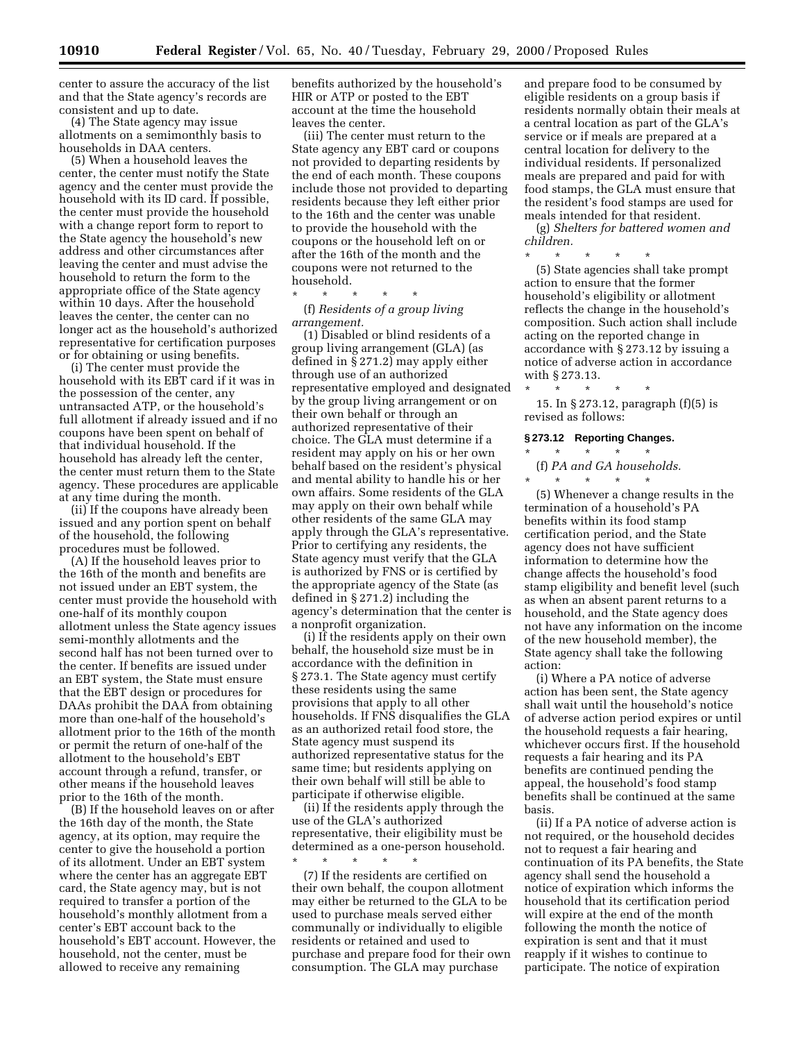center to assure the accuracy of the list and that the State agency's records are consistent and up to date.

(4) The State agency may issue allotments on a semimonthly basis to households in DAA centers.

(5) When a household leaves the center, the center must notify the State agency and the center must provide the household with its ID card. If possible, the center must provide the household with a change report form to report to the State agency the household's new address and other circumstances after leaving the center and must advise the household to return the form to the appropriate office of the State agency within 10 days. After the household leaves the center, the center can no longer act as the household's authorized representative for certification purposes or for obtaining or using benefits.

(i) The center must provide the household with its EBT card if it was in the possession of the center, any untransacted ATP, or the household's full allotment if already issued and if no coupons have been spent on behalf of that individual household. If the household has already left the center, the center must return them to the State agency. These procedures are applicable at any time during the month.

(ii) If the coupons have already been issued and any portion spent on behalf of the household, the following procedures must be followed.

(A) If the household leaves prior to the 16th of the month and benefits are not issued under an EBT system, the center must provide the household with one-half of its monthly coupon allotment unless the State agency issues semi-monthly allotments and the second half has not been turned over to the center. If benefits are issued under an EBT system, the State must ensure that the EBT design or procedures for DAAs prohibit the DAA from obtaining more than one-half of the household's allotment prior to the 16th of the month or permit the return of one-half of the allotment to the household's EBT account through a refund, transfer, or other means if the household leaves prior to the 16th of the month.

(B) If the household leaves on or after the 16th day of the month, the State agency, at its option, may require the center to give the household a portion of its allotment. Under an EBT system where the center has an aggregate EBT card, the State agency may, but is not required to transfer a portion of the household's monthly allotment from a center's EBT account back to the household's EBT account. However, the household, not the center, must be allowed to receive any remaining benefits authorized by the household's HIR or ATP or posted to the EBT account at the time the household leaves the center.

(iii) The center must return to the State agency any EBT card or coupons not provided to departing residents by the end of each month. These coupons include those not provided to departing residents because they left either prior to the 16th and the center was unable to provide the household with the coupons or the household left on or after the 16th of the month and the coupons were not returned to the household.

\* \* \* \* \*

(f) *Residents of a group living arrangement.*

(1) Disabled or blind residents of a group living arrangement (GLA) (as defined in § 271.2) may apply either through use of an authorized representative employed and designated by the group living arrangement or on their own behalf or through an authorized representative of their choice. The GLA must determine if a resident may apply on his or her own behalf based on the resident's physical and mental ability to handle his or her own affairs. Some residents of the GLA may apply on their own behalf while other residents of the same GLA may apply through the GLA's representative. Prior to certifying any residents, the State agency must verify that the GLA is authorized by FNS or is certified by the appropriate agency of the State (as defined in § 271.2) including the agency's determination that the center is a nonprofit organization.

(i) If the residents apply on their own behalf, the household size must be in accordance with the definition in § 273.1. The State agency must certify these residents using the same provisions that apply to all other households. If FNS disqualifies the GLA as an authorized retail food store, the State agency must suspend its authorized representative status for the same time; but residents applying on their own behalf will still be able to participate if otherwise eligible.

(ii) If the residents apply through the use of the GLA's authorized representative, their eligibility must be determined as a one-person household.

\* \* \* \* \*

(7) If the residents are certified on their own behalf, the coupon allotment may either be returned to the GLA to be used to purchase meals served either communally or individually to eligible residents or retained and used to purchase and prepare food for their own consumption. The GLA may purchase and prepare food to be consumed by eligible residents on a group basis if residents normally obtain their meals at a central location as part of the GLA's service or if meals are prepared at a central location for delivery to the individual residents. If personalized meals are prepared and paid for with food stamps, the GLA must ensure that the resident's food stamps are used for meals intended for that resident.

(g) *Shelters for battered women and children.*

\* \* \* \* \*

(5) State agencies shall take prompt action to ensure that the former household's eligibility or allotment reflects the change in the household's composition. Such action shall include acting on the reported change in accordance with § 273.12 by issuing a notice of adverse action in accordance with § 273.13.

\* \* \* \* \*

15. In § 273.12, paragraph (f)(5) is revised as follows:

### § 273.12 Reporting Changes.

\* \* \* \* \*

(f) *PA and GA households.*

\* \* \* \* \*

(5) Whenever a change results in the termination of a household's PA benefits within its food stamp certification period, and the State agency does not have sufficient information to determine how the change affects the household's food stamp eligibility and benefit level (such as when an absent parent returns to a household, and the State agency does not have any information on the income of the new household member), the State agency shall take the following action:

(i) Where a PA notice of adverse action has been sent, the State agency shall wait until the household's notice of adverse action period expires or until the household requests a fair hearing, whichever occurs first. If the household requests a fair hearing and its PA benefits are continued pending the appeal, the household's food stamp benefits shall be continued at the same basis.

(ii) If a PA notice of adverse action is not required, or the household decides not to request a fair hearing and continuation of its PA benefits, the State agency shall send the household a notice of expiration which informs the household that its certification period will expire at the end of the month following the month the notice of expiration is sent and that it must reapply if it wishes to continue to participate. The notice of expiration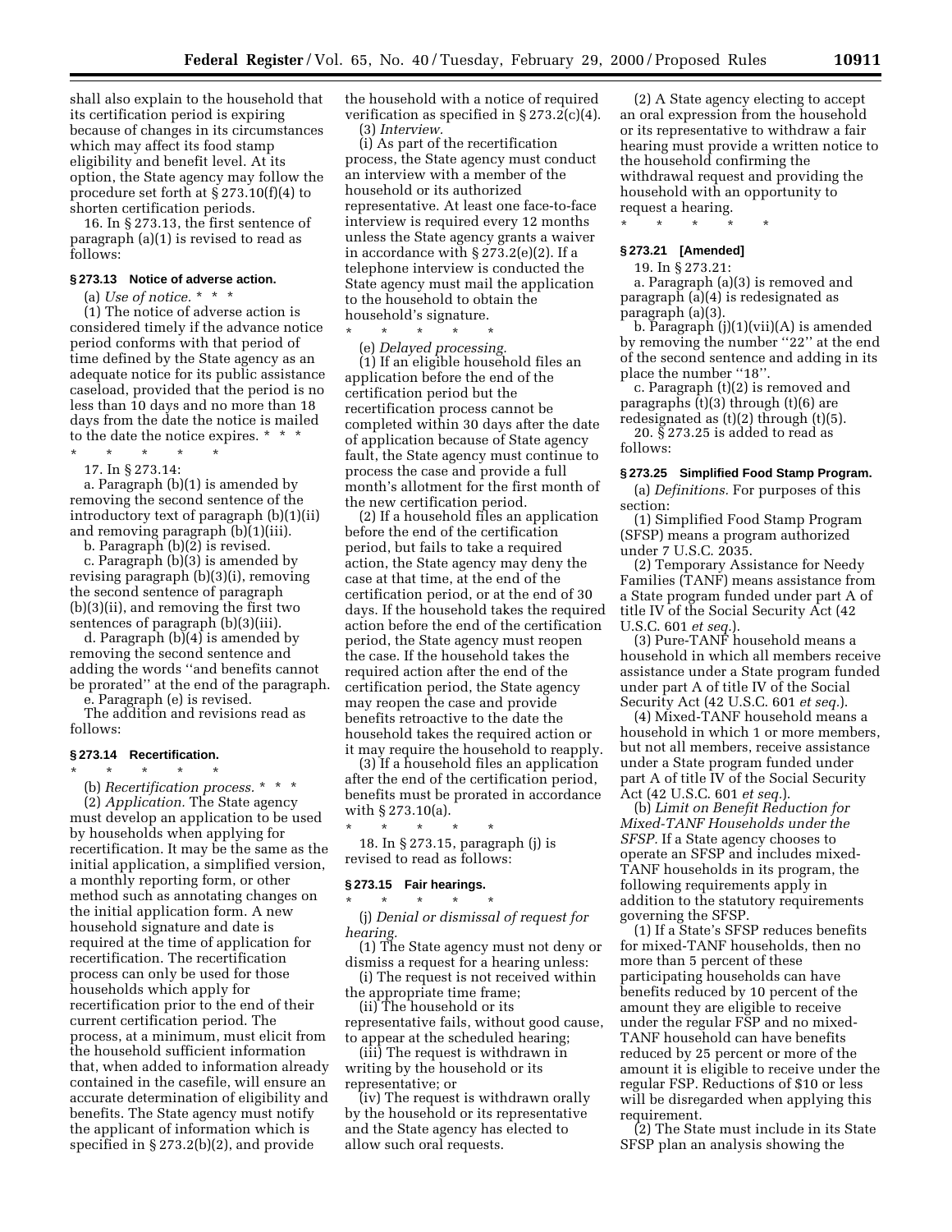shall also explain to the household that its certification period is expiring because of changes in its circumstances which may affect its food stamp eligibility and benefit level. At its option, the State agency may follow the procedure set forth at § 273.10(f)(4) to shorten certification periods.

16. In § 273.13, the first sentence of paragraph (a)(1) is revised to read as follows:

**§ 273.13 Notice of adverse action.**

(a) *Use of notice.* * * *

(1) The notice of adverse action is considered timely if the advance notice period conforms with that period of time defined by the State agency as an adequate notice for its public assistance caseload, provided that the period is no less than 10 days and no more than 18 days from the date the notice is mailed to the date the notice expires. * * *

\* \* \* \* \*

17. In § 273.14:

a. Paragraph (b)(1) is amended by removing the second sentence of the introductory text of paragraph (b)(1)(ii) and removing paragraph (b)(1)(iii).

b. Paragraph (b)(2) is revised.

c. Paragraph (b)(3) is amended by revising paragraph (b)(3)(i), removing the second sentence of paragraph (b)(3)(ii), and removing the first two sentences of paragraph (b)(3)(iii).

d. Paragraph (b)(4) is amended by removing the second sentence and adding the words "and benefits cannot be prorated" at the end of the paragraph.

e. Paragraph (e) is revised.

The addition and revisions read as follows:

**§ 273.14 Recertification.**

\* \* \* \* \*

(b) *Recertification process.* * * *

(2) *Application.* The State agency must develop an application to be used by households when applying for recertification. It may be the same as the initial application, a simplified version, a monthly reporting form, or other method such as annotating changes on the initial application form. A new household signature and date is required at the time of application for recertification. The recertification process can only be used for those households which apply for recertification prior to the end of their current certification period. The process, at a minimum, must elicit from the household sufficient information that, when added to information already contained in the casefile, will ensure an accurate determination of eligibility and benefits. The State agency must notify the applicant of information which is specified in § 273.2(b)(2), and provide the household with a notice of required verification as specified in § 273.2(c)(4).

(3) *Interview.*

(i) As part of the recertification process, the State agency must conduct an interview with a member of the household or its authorized representative. At least one face-to-face interview is required every 12 months unless the State agency grants a waiver in accordance with § 273.2(e)(2). If a telephone interview is conducted the State agency must mail the application to the household to obtain the household's signature.

\* \* \* \* \*

(e) *Delayed processing.*

(1) If an eligible household files an application before the end of the certification period but the recertification process cannot be completed within 30 days after the date of application because of State agency fault, the State agency must continue to process the case and provide a full month's allotment for the first month of the new certification period.

(2) If a household files an application before the end of the certification period, but fails to take a required action, the State agency may deny the case at that time, at the end of the certification period, or at the end of 30 days. If the household takes the required action before the end of the certification period, the State agency must reopen the case. If the household takes the required action after the end of the certification period, the State agency may reopen the case and provide benefits retroactive to the date the household takes the required action or it may require the household to reapply.

(3) If a household files an application after the end of the certification period, benefits must be prorated in accordance with § 273.10(a).

\* \* \* \* \*

18. In § 273.15, paragraph (j) is revised to read as follows:

**§ 273.15 Fair hearings.**

\* \* \* \* \*

(j) *Denial or dismissal of request for hearing.*

(1) The State agency must not deny or dismiss a request for a hearing unless:

(i) The request is not received within the appropriate time frame;

(ii) The household or its representative fails, without good cause, to appear at the scheduled hearing;

(iii) The request is withdrawn in writing by the household or its representative; or

(iv) The request is withdrawn orally by the household or its representative and the State agency has elected to allow such oral requests.

(2) A State agency electing to accept an oral expression from the household or its representative to withdraw a fair hearing must provide a written notice to the household confirming the withdrawal request and providing the household with an opportunity to request a hearing.

\* \* \* \* \*

**§ 273.21 [Amended]**

19. In § 273.21:

a. Paragraph (a)(3) is removed and paragraph (a)(4) is redesignated as paragraph (a)(3).

b. Paragraph (j)(1)(vii)(A) is amended by removing the number "22" at the end of the second sentence and adding in its place the number "18".

c. Paragraph (t)(2) is removed and paragraphs (t)(3) through (t)(6) are redesignated as (t)(2) through (t)(5).

20. § 273.25 is added to read as follows:

**§ 273.25 Simplified Food Stamp Program.**

(a) *Definitions.* For purposes of this section:

(1) Simplified Food Stamp Program (SFSP) means a program authorized under 7 U.S.C. 2035.

(2) Temporary Assistance for Needy Families (TANF) means assistance from a State program funded under part A of title IV of the Social Security Act (42 U.S.C. 601 *et seq.*).

(3) Pure-TANF household means a household in which all members receive assistance under a State program funded under part A of title IV of the Social Security Act (42 U.S.C. 601 *et seq.*).

(4) Mixed-TANF household means a household in which 1 or more members, but not all members, receive assistance under a State program funded under part A of title IV of the Social Security Act (42 U.S.C. 601 *et seq.*).

(b) *Limit on Benefit Reduction for Mixed-TANF Households under the SFSP.* If a State agency chooses to operate an SFSP and includes mixed-TANF households in its program, the following requirements apply in addition to the statutory requirements governing the SFSP.

(1) If a State's SFSP reduces benefits for mixed-TANF households, then no more than 5 percent of these participating households can have benefits reduced by 10 percent of the amount they are eligible to receive under the regular FSP and no mixed-TANF household can have benefits reduced by 25 percent or more of the amount it is eligible to receive under the regular FSP. Reductions of $10 or less will be disregarded when applying this requirement.

(2) The State must include in its State SFSP plan an analysis showing the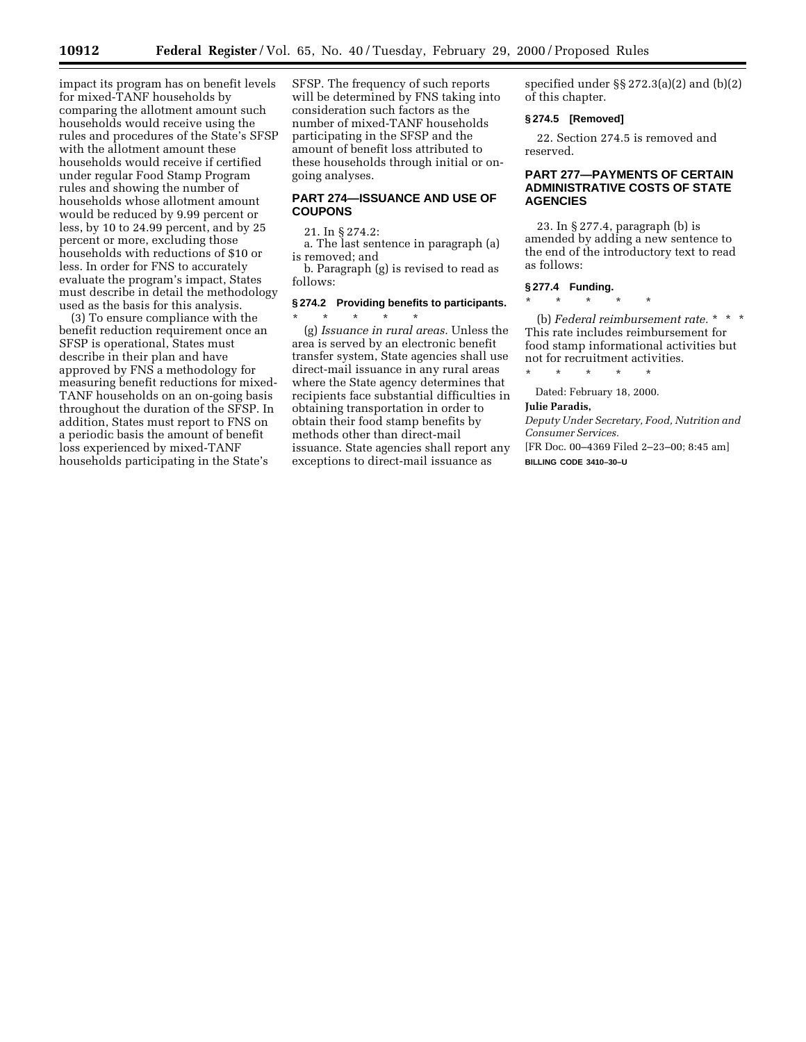impact its program has on benefit levels for mixed-TANF households by comparing the allotment amount such households would receive using the rules and procedures of the State's SFSP with the allotment amount these households would receive if certified under regular Food Stamp Program rules and showing the number of households whose allotment amount would be reduced by 9.99 percent or less, by 10 to 24.99 percent, and by 25 percent or more, excluding those households with reductions of $10 or less. In order for FNS to accurately evaluate the program's impact, States must describe in detail the methodology used as the basis for this analysis.

(3) To ensure compliance with the benefit reduction requirement once an SFSP is operational, States must describe in their plan and have approved by FNS a methodology for measuring benefit reductions for mixed-TANF households on an on-going basis throughout the duration of the SFSP. In addition, States must report to FNS on a periodic basis the amount of benefit loss experienced by mixed-TANF households participating in the State's SFSP. The frequency of such reports will be determined by FNS taking into consideration such factors as the number of mixed-TANF households participating in the SFSP and the amount of benefit loss attributed to these households through initial or on-going analyses.

## PART 274—ISSUANCE AND USE OF COUPONS

21. In § 274.2:

a. The last sentence in paragraph (a) is removed; and

b. Paragraph (g) is revised to read as follows:

### § 274.2 Providing benefits to participants.

\* \* \* \* \*

(g) *Issuance in rural areas.* Unless the area is served by an electronic benefit transfer system, State agencies shall use direct-mail issuance in any rural areas where the State agency determines that recipients face substantial difficulties in obtaining transportation in order to obtain their food stamp benefits by methods other than direct-mail issuance. State agencies shall report any exceptions to direct-mail issuance as specified under §§ 272.3(a)(2) and (b)(2) of this chapter.

### § 274.5 [Removed]

22. Section 274.5 is removed and reserved.

## PART 277—PAYMENTS OF CERTAIN ADMINISTRATIVE COSTS OF STATE AGENCIES

23. In § 277.4, paragraph (b) is amended by adding a new sentence to the end of the introductory text to read as follows:

### § 277.4 Funding.

\* \* \* \* \*

(b) *Federal reimbursement rate.* \* \* \* This rate includes reimbursement for food stamp informational activities but not for recruitment activities.

\* \* \* \* \*

Dated: February 18, 2000.

**Julie Paradis,**

*Deputy Under Secretary, Food, Nutrition and Consumer Services.*

[FR Doc. 00–4369 Filed 2–23–00; 8:45 am]

BILLING CODE 3410–30–U